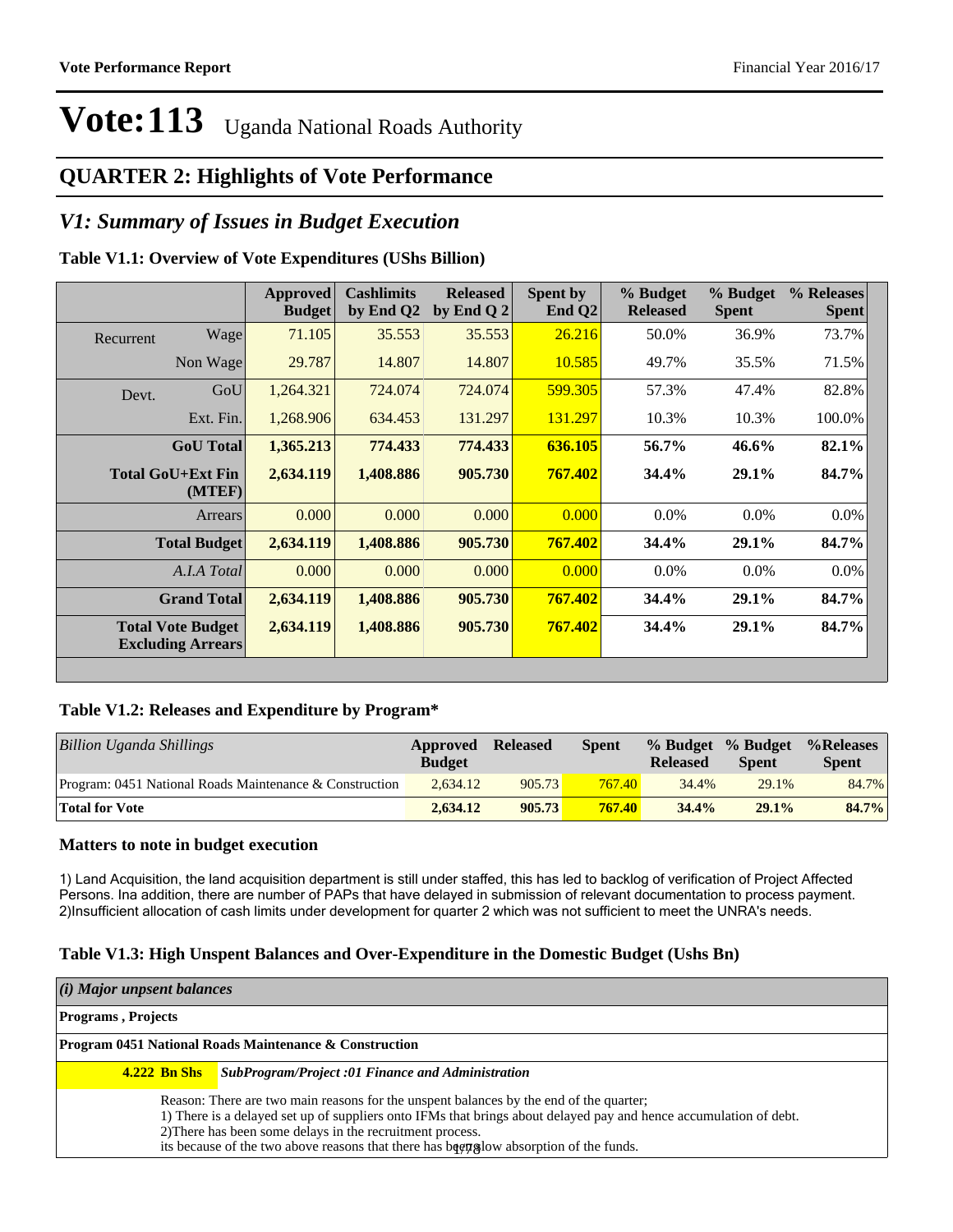# Vote:113 Uganda National Roads Authority

## QUARTER 2: Highlights of Vote Performance

## *V1: Summary of Issues in Budget Execution*

### Table V1.1: Overview of Vote Expenditures (UShs Billion)

| | | Approved Budget | Cashlimits by End Q2 | Released by End Q 2 | Spent by End Q2 | % Budget Released | % Budget Spent | % Releases Spent |
|---|---|---|---|---|---|---|---|---|
| Recurrent | Wage | 71.105 | 35.553 | 35.553 | 26.216 | 50.0% | 36.9% | 73.7% |
| | Non Wage | 29.787 | 14.807 | 14.807 | 10.585 | 49.7% | 35.5% | 71.5% |
| Devt. | GoU | 1,264.321 | 724.074 | 724.074 | 599.305 | 57.3% | 47.4% | 82.8% |
| | Ext. Fin. | 1,268.906 | 634.453 | 131.297 | 131.297 | 10.3% | 10.3% | 100.0% |
| | **GoU Total** | **1,365.213** | **774.433** | **774.433** | **636.105** | **56.7%** | **46.6%** | **82.1%** |
| | **Total GoU+Ext Fin (MTEF)** | **2,634.119** | **1,408.886** | **905.730** | **767.402** | **34.4%** | **29.1%** | **84.7%** |
| | Arrears | 0.000 | 0.000 | 0.000 | 0.000 | 0.0% | 0.0% | 0.0% |
| | **Total Budget** | **2,634.119** | **1,408.886** | **905.730** | **767.402** | **34.4%** | **29.1%** | **84.7%** |
| | *A.I.A Total* | 0.000 | 0.000 | 0.000 | 0.000 | 0.0% | 0.0% | 0.0% |
| | **Grand Total** | **2,634.119** | **1,408.886** | **905.730** | **767.402** | **34.4%** | **29.1%** | **84.7%** |
| | **Total Vote Budget Excluding Arrears** | **2,634.119** | **1,408.886** | **905.730** | **767.402** | **34.4%** | **29.1%** | **84.7%** |

### Table V1.2: Releases and Expenditure by Program*

| *Billion Uganda Shillings* | Approved Budget | Released | Spent | % Budget Released | % Budget Spent | %Releases Spent |
|---|---|---|---|---|---|---|
| Program: 0451 National Roads Maintenance & Construction | 2,634.12 | 905.73 | 767.40 | 34.4% | 29.1% | 84.7% |
| **Total for Vote** | **2,634.12** | **905.73** | **767.40** | **34.4%** | **29.1%** | **84.7%** |

### Matters to note in budget execution

1) Land Acquisition, the land acquisition department is still under staffed, this has led to backlog of verification of Project Affected Persons. Ina addition, there are number of PAPs that have delayed in submission of relevant documentation to process payment.
2)Insufficient allocation of cash limits under development for quarter 2 which was not sufficient to meet the UNRA's needs.

### Table V1.3: High Unspent Balances and Over-Expenditure in the Domestic Budget (Ushs Bn)

| *(i) Major unpent balances* | |
|---|---|
| **Programs , Projects** | |
| **Program 0451 National Roads Maintenance & Construction** | |
| **4.222 Bn Shs** | ***SubProgram/Project :01 Finance and Administration*** |
| | Reason: There are two main reasons for the unspent balances by the end of the quarter;<br>1) There is a delayed set up of suppliers onto IFMs that brings about delayed pay and hence accumulation of debt.<br>2)There has been some delays in the recruitment process.<br>its because of the two above reasons that there has been slow absorption of the funds. |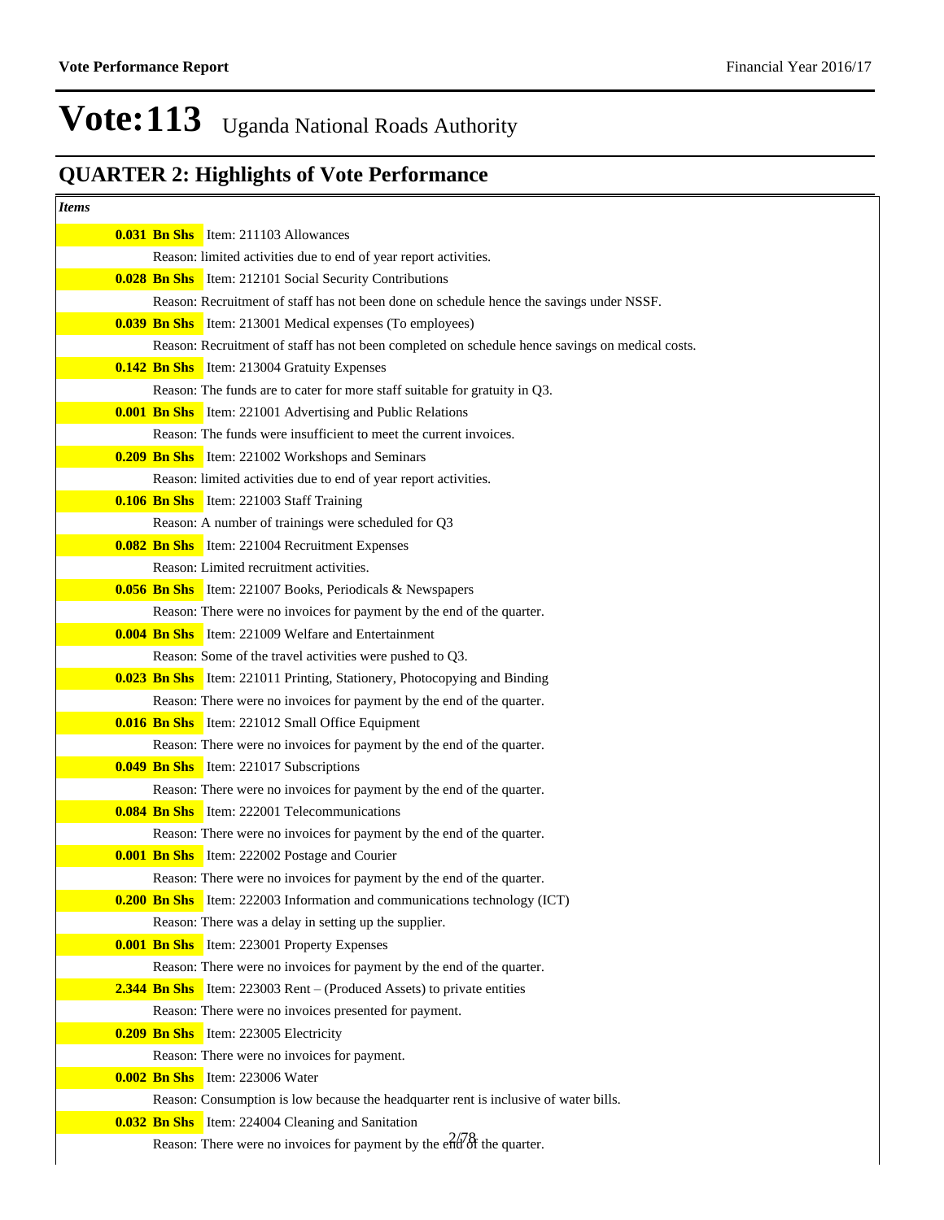# Vote:113 Uganda National Roads Authority

## QUARTER 2: Highlights of Vote Performance

*Items*

**0.031 Bn Shs** Item: 211103 Allowances

Reason: limited activities due to end of year report activities.

**0.028 Bn Shs** Item: 212101 Social Security Contributions

Reason: Recruitment of staff has not been done on schedule hence the savings under NSSF.

**0.039 Bn Shs** Item: 213001 Medical expenses (To employees)

Reason: Recruitment of staff has not been completed on schedule hence savings on medical costs.

**0.142 Bn Shs** Item: 213004 Gratuity Expenses

Reason: The funds are to cater for more staff suitable for gratuity in Q3.

**0.001 Bn Shs** Item: 221001 Advertising and Public Relations

Reason: The funds were insufficient to meet the current invoices.

**0.209 Bn Shs** Item: 221002 Workshops and Seminars

Reason: limited activities due to end of year report activities.

**0.106 Bn Shs** Item: 221003 Staff Training

Reason: A number of trainings were scheduled for Q3

**0.082 Bn Shs** Item: 221004 Recruitment Expenses

Reason: Limited recruitment activities.

**0.056 Bn Shs** Item: 221007 Books, Periodicals & Newspapers

Reason: There were no invoices for payment by the end of the quarter.

**0.004 Bn Shs** Item: 221009 Welfare and Entertainment

Reason: Some of the travel activities were pushed to Q3.

**0.023 Bn Shs** Item: 221011 Printing, Stationery, Photocopying and Binding

Reason: There were no invoices for payment by the end of the quarter.

**0.016 Bn Shs** Item: 221012 Small Office Equipment

Reason: There were no invoices for payment by the end of the quarter.

**0.049 Bn Shs** Item: 221017 Subscriptions

Reason: There were no invoices for payment by the end of the quarter.

**0.084 Bn Shs** Item: 222001 Telecommunications

Reason: There were no invoices for payment by the end of the quarter.

**0.001 Bn Shs** Item: 222002 Postage and Courier

Reason: There were no invoices for payment by the end of the quarter.

**0.200 Bn Shs** Item: 222003 Information and communications technology (ICT)

Reason: There was a delay in setting up the supplier.

**0.001 Bn Shs** Item: 223001 Property Expenses

Reason: There were no invoices for payment by the end of the quarter.

**2.344 Bn Shs** Item: 223003 Rent – (Produced Assets) to private entities

Reason: There were no invoices presented for payment.

**0.209 Bn Shs** Item: 223005 Electricity

Reason: There were no invoices for payment.

**0.002 Bn Shs** Item: 223006 Water

Reason: Consumption is low because the headquarter rent is inclusive of water bills.

**0.032 Bn Shs** Item: 224004 Cleaning and Sanitation

Reason: There were no invoices for payment by the end of the quarter.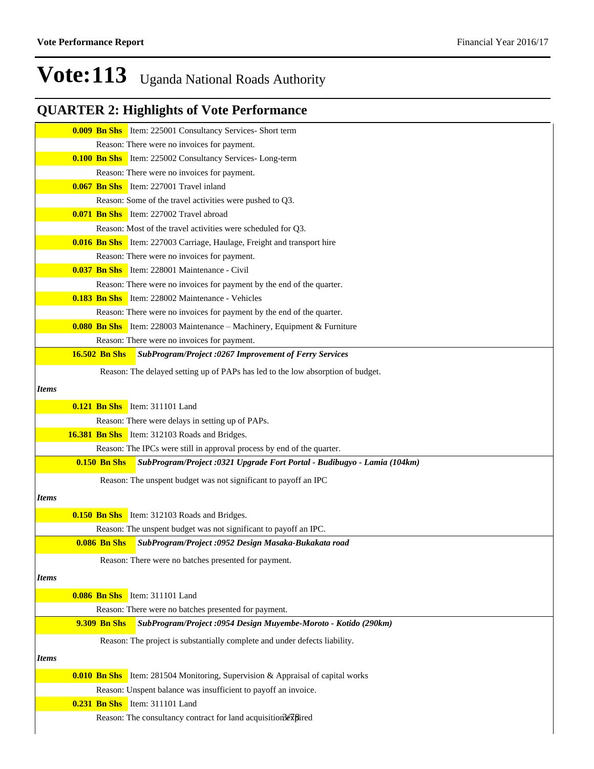# Vote:113 Uganda National Roads Authority

## QUARTER 2: Highlights of Vote Performance

**0.009 Bn Shs** Item: 225001 Consultancy Services- Short term

Reason: There were no invoices for payment.

**0.100 Bn Shs** Item: 225002 Consultancy Services- Long-term

Reason: There were no invoices for payment.

**0.067 Bn Shs** Item: 227001 Travel inland

Reason: Some of the travel activities were pushed to Q3.

**0.071 Bn Shs** Item: 227002 Travel abroad

Reason: Most of the travel activities were scheduled for Q3.

**0.016 Bn Shs** Item: 227003 Carriage, Haulage, Freight and transport hire

Reason: There were no invoices for payment.

**0.037 Bn Shs** Item: 228001 Maintenance - Civil

Reason: There were no invoices for payment by the end of the quarter.

**0.183 Bn Shs** Item: 228002 Maintenance - Vehicles

Reason: There were no invoices for payment by the end of the quarter.

**0.080 Bn Shs** Item: 228003 Maintenance – Machinery, Equipment & Furniture

Reason: There were no invoices for payment.

**16.502 Bn Shs** ***SubProgram/Project :0267 Improvement of Ferry Services***

Reason: The delayed setting up of PAPs has led to the low absorption of budget.

*Items*

**0.121 Bn Shs** Item: 311101 Land

Reason: There were delays in setting up of PAPs.

**16.381 Bn Shs** Item: 312103 Roads and Bridges.

Reason: The IPCs were still in approval process by end of the quarter.

**0.150 Bn Shs** ***SubProgram/Project :0321 Upgrade Fort Portal - Budibugyo - Lamia (104km)***

Reason: The unspent budget was not significant to payoff an IPC

*Items*

**0.150 Bn Shs** Item: 312103 Roads and Bridges.

Reason: The unspent budget was not significant to payoff an IPC.

**0.086 Bn Shs** ***SubProgram/Project :0952 Design Masaka-Bukakata road***

Reason: There were no batches presented for payment.

*Items*

**0.086 Bn Shs** Item: 311101 Land

Reason: There were no batches presented for payment.

**9.309 Bn Shs** ***SubProgram/Project :0954 Design Muyembe-Moroto - Kotido (290km)***

Reason: The project is substantially complete and under defects liability.

*Items*

**0.010 Bn Shs** Item: 281504 Monitoring, Supervision & Appraisal of capital works

Reason: Unspent balance was insufficient to payoff an invoice.

**0.231 Bn Shs** Item: 311101 Land

Reason: The consultancy contract for land acquisition expired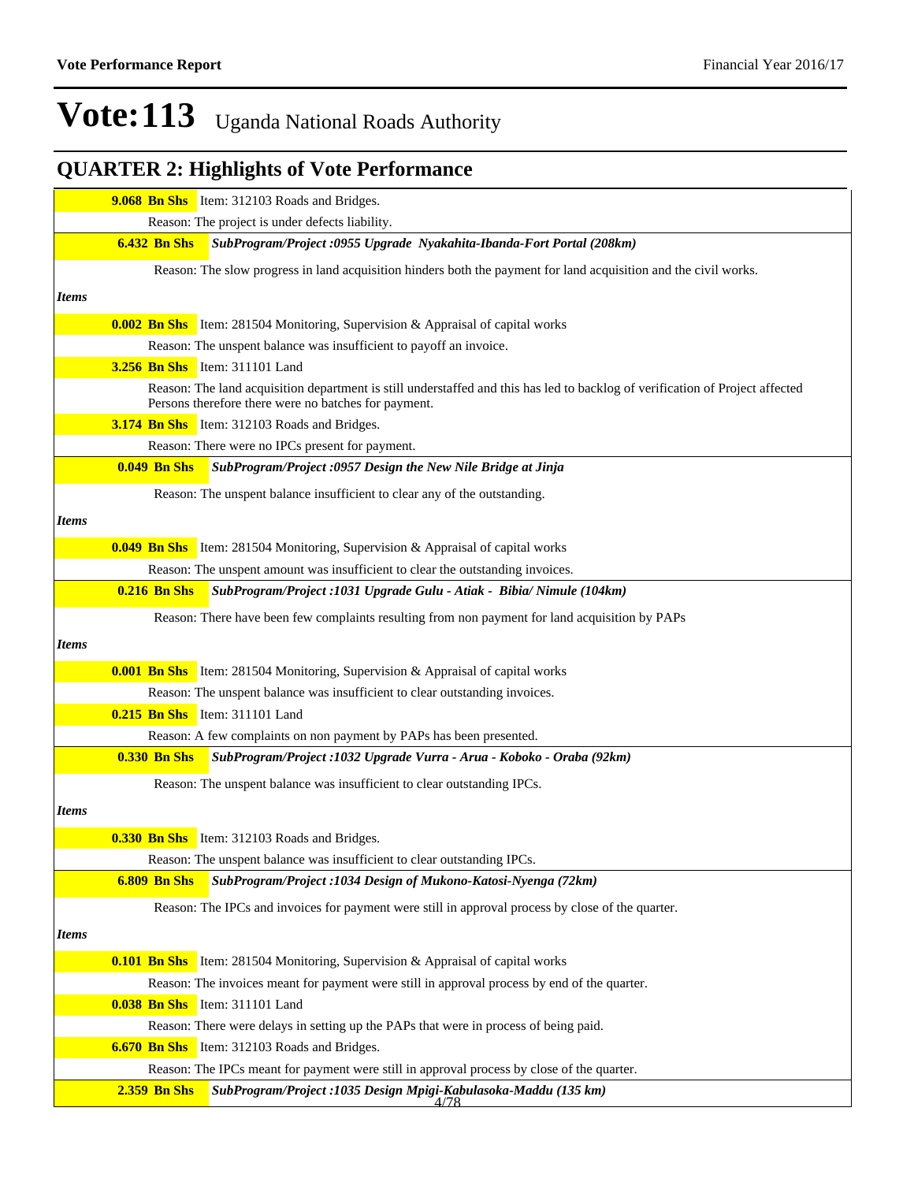# Vote:113 Uganda National Roads Authority

## QUARTER 2: Highlights of Vote Performance

**9.068 Bn Shs** Item: 312103 Roads and Bridges.

Reason: The project is under defects liability.

**6.432 Bn Shs** ***SubProgram/Project :0955 Upgrade Nyakahita-Ibanda-Fort Portal (208km)***

Reason: The slow progress in land acquisition hinders both the payment for land acquisition and the civil works.

*Items*

**0.002 Bn Shs** Item: 281504 Monitoring, Supervision & Appraisal of capital works

Reason: The unspent balance was insufficient to payoff an invoice.

**3.256 Bn Shs** Item: 311101 Land

Reason: The land acquisition department is still understaffed and this has led to backlog of verification of Project affected Persons therefore there were no batches for payment.

**3.174 Bn Shs** Item: 312103 Roads and Bridges.

Reason: There were no IPCs present for payment.

**0.049 Bn Shs** ***SubProgram/Project :0957 Design the New Nile Bridge at Jinja***

Reason: The unspent balance insufficient to clear any of the outstanding.

*Items*

**0.049 Bn Shs** Item: 281504 Monitoring, Supervision & Appraisal of capital works

Reason: The unspent amount was insufficient to clear the outstanding invoices.

**0.216 Bn Shs** ***SubProgram/Project :1031 Upgrade Gulu - Atiak - Bibia/ Nimule (104km)***

Reason: There have been few complaints resulting from non payment for land acquisition by PAPs

*Items*

**0.001 Bn Shs** Item: 281504 Monitoring, Supervision & Appraisal of capital works

Reason: The unspent balance was insufficient to clear outstanding invoices.

**0.215 Bn Shs** Item: 311101 Land

Reason: A few complaints on non payment by PAPs has been presented.

**0.330 Bn Shs** ***SubProgram/Project :1032 Upgrade Vurra - Arua - Koboko - Oraba (92km)***

Reason: The unspent balance was insufficient to clear outstanding IPCs.

*Items*

**0.330 Bn Shs** Item: 312103 Roads and Bridges.

Reason: The unspent balance was insufficient to clear outstanding IPCs.

**6.809 Bn Shs** ***SubProgram/Project :1034 Design of Mukono-Katosi-Nyenga (72km)***

Reason: The IPCs and invoices for payment were still in approval process by close of the quarter.

*Items*

**0.101 Bn Shs** Item: 281504 Monitoring, Supervision & Appraisal of capital works

Reason: The invoices meant for payment were still in approval process by end of the quarter.

**0.038 Bn Shs** Item: 311101 Land

Reason: There were delays in setting up the PAPs that were in process of being paid.

**6.670 Bn Shs** Item: 312103 Roads and Bridges.

Reason: The IPCs meant for payment were still in approval process by close of the quarter.

**2.359 Bn Shs** ***SubProgram/Project :1035 Design Mpigi-Kabulasoka-Maddu (135 km)***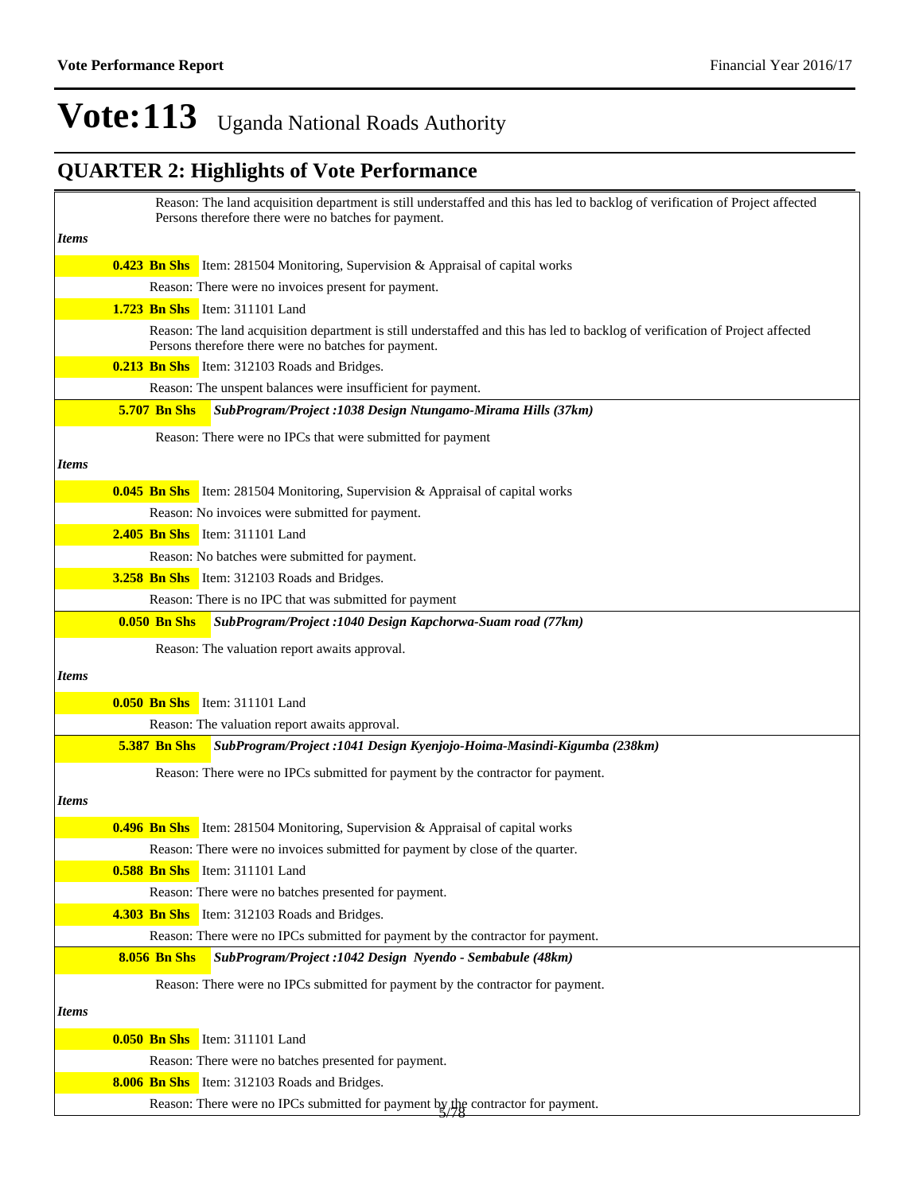# Vote:113 Uganda National Roads Authority

## QUARTER 2: Highlights of Vote Performance

Reason: The land acquisition department is still understaffed and this has led to backlog of verification of Project affected Persons therefore there were no batches for payment.

*Items*

**0.423 Bn Shs** Item: 281504 Monitoring, Supervision & Appraisal of capital works

Reason: There were no invoices present for payment.

**1.723 Bn Shs** Item: 311101 Land

Reason: The land acquisition department is still understaffed and this has led to backlog of verification of Project affected Persons therefore there were no batches for payment.

**0.213 Bn Shs** Item: 312103 Roads and Bridges.

Reason: The unspent balances were insufficient for payment.

**5.707 Bn Shs** ***SubProgram/Project :1038 Design Ntungamo-Mirama Hills (37km)***

Reason: There were no IPCs that were submitted for payment

*Items*

**0.045 Bn Shs** Item: 281504 Monitoring, Supervision & Appraisal of capital works

Reason: No invoices were submitted for payment.

**2.405 Bn Shs** Item: 311101 Land

Reason: No batches were submitted for payment.

**3.258 Bn Shs** Item: 312103 Roads and Bridges.

Reason: There is no IPC that was submitted for payment

**0.050 Bn Shs** ***SubProgram/Project :1040 Design Kapchorwa-Suam road (77km)***

Reason: The valuation report awaits approval.

*Items*

**0.050 Bn Shs** Item: 311101 Land

Reason: The valuation report awaits approval.

**5.387 Bn Shs** ***SubProgram/Project :1041 Design Kyenjojo-Hoima-Masindi-Kigumba (238km)***

Reason: There were no IPCs submitted for payment by the contractor for payment.

*Items*

**0.496 Bn Shs** Item: 281504 Monitoring, Supervision & Appraisal of capital works

Reason: There were no invoices submitted for payment by close of the quarter.

**0.588 Bn Shs** Item: 311101 Land

Reason: There were no batches presented for payment.

**4.303 Bn Shs** Item: 312103 Roads and Bridges.

Reason: There were no IPCs submitted for payment by the contractor for payment.

**8.056 Bn Shs** ***SubProgram/Project :1042 Design Nyendo - Sembabule (48km)***

Reason: There were no IPCs submitted for payment by the contractor for payment.

*Items*

**0.050 Bn Shs** Item: 311101 Land

Reason: There were no batches presented for payment.

**8.006 Bn Shs** Item: 312103 Roads and Bridges.

Reason: There were no IPCs submitted for payment by the contractor for payment.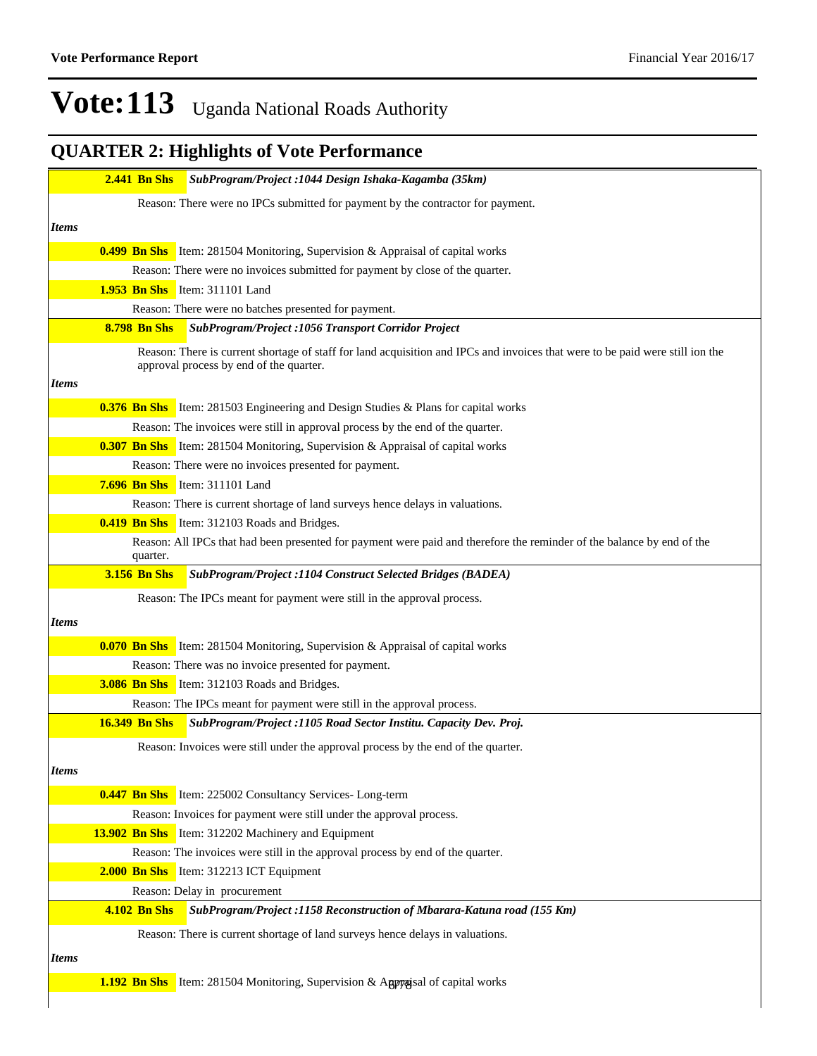# Vote:113 Uganda National Roads Authority

## QUARTER 2: Highlights of Vote Performance

**2.441 Bn Shs** ***SubProgram/Project :1044 Design Ishaka-Kagamba (35km)***

Reason: There were no IPCs submitted for payment by the contractor for payment.

***Items***

**0.499 Bn Shs** Item: 281504 Monitoring, Supervision & Appraisal of capital works

Reason: There were no invoices submitted for payment by close of the quarter.

**1.953 Bn Shs** Item: 311101 Land

Reason: There were no batches presented for payment.

**8.798 Bn Shs** ***SubProgram/Project :1056 Transport Corridor Project***

Reason: There is current shortage of staff for land acquisition and IPCs and invoices that were to be paid were still ion the approval process by end of the quarter.

***Items***

**0.376 Bn Shs** Item: 281503 Engineering and Design Studies & Plans for capital works

Reason: The invoices were still in approval process by the end of the quarter.

**0.307 Bn Shs** Item: 281504 Monitoring, Supervision & Appraisal of capital works

Reason: There were no invoices presented for payment.

**7.696 Bn Shs** Item: 311101 Land

Reason: There is current shortage of land surveys hence delays in valuations.

**0.419 Bn Shs** Item: 312103 Roads and Bridges.

Reason: All IPCs that had been presented for payment were paid and therefore the reminder of the balance by end of the quarter.

**3.156 Bn Shs** ***SubProgram/Project :1104 Construct Selected Bridges (BADEA)***

Reason: The IPCs meant for payment were still in the approval process.

***Items***

**0.070 Bn Shs** Item: 281504 Monitoring, Supervision & Appraisal of capital works

Reason: There was no invoice presented for payment.

**3.086 Bn Shs** Item: 312103 Roads and Bridges.

Reason: The IPCs meant for payment were still in the approval process.

**16.349 Bn Shs** ***SubProgram/Project :1105 Road Sector Institu. Capacity Dev. Proj.***

Reason: Invoices were still under the approval process by the end of the quarter.

***Items***

**0.447 Bn Shs** Item: 225002 Consultancy Services- Long-term

Reason: Invoices for payment were still under the approval process.

**13.902 Bn Shs** Item: 312202 Machinery and Equipment

Reason: The invoices were still in the approval process by end of the quarter.

**2.000 Bn Shs** Item: 312213 ICT Equipment

Reason: Delay in procurement

**4.102 Bn Shs** ***SubProgram/Project :1158 Reconstruction of Mbarara-Katuna road (155 Km)***

Reason: There is current shortage of land surveys hence delays in valuations.

***Items***

**1.192 Bn Shs** Item: 281504 Monitoring, Supervision & Appraisal of capital works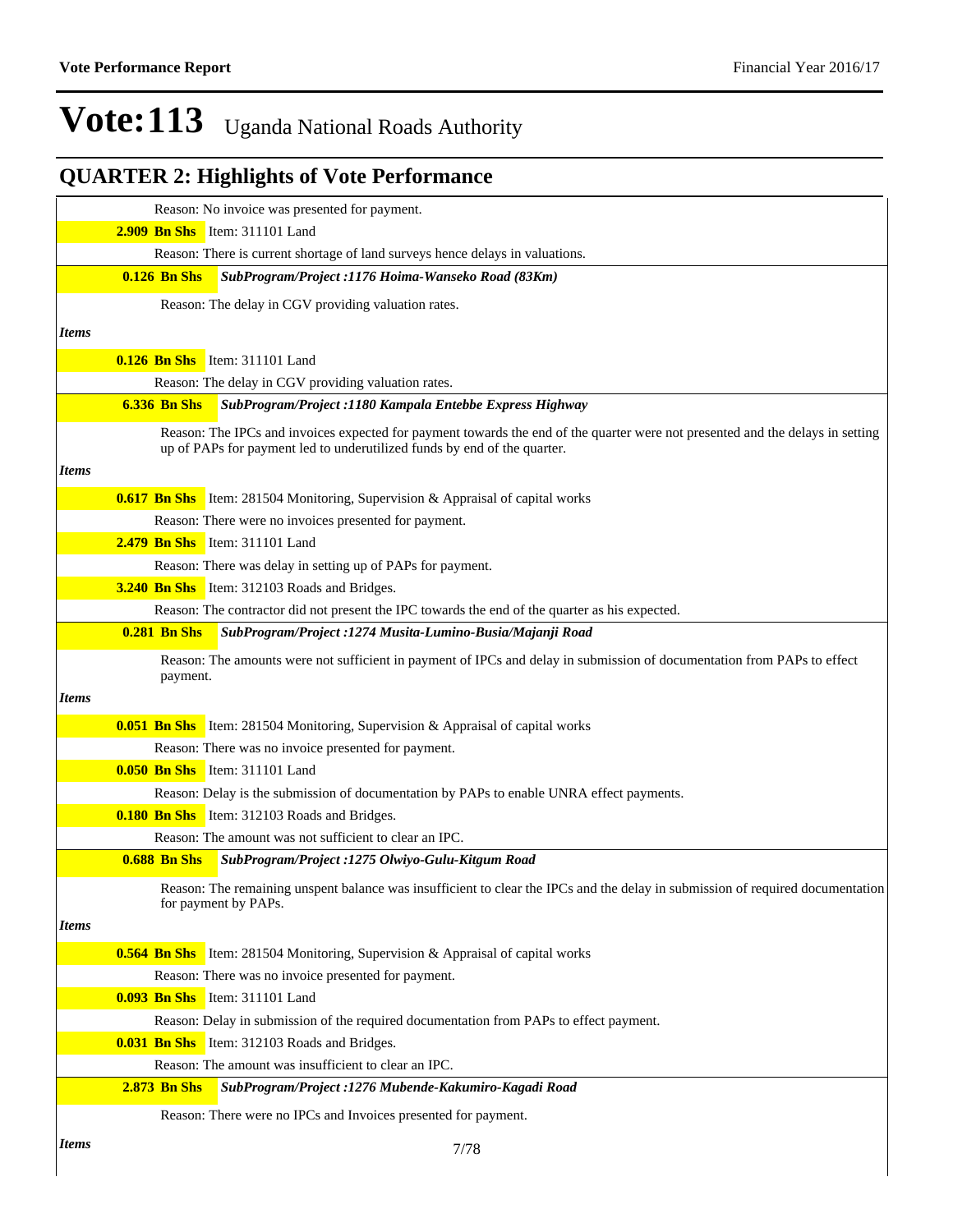# Vote:113 Uganda National Roads Authority

## QUARTER 2: Highlights of Vote Performance

Reason: No invoice was presented for payment.

**2.909 Bn Shs** Item: 311101 Land

Reason: There is current shortage of land surveys hence delays in valuations.

**0.126 Bn Shs** ***SubProgram/Project :1176 Hoima-Wanseko Road (83Km)***

Reason: The delay in CGV providing valuation rates.

*Items*

**0.126 Bn Shs** Item: 311101 Land

Reason: The delay in CGV providing valuation rates.

**6.336 Bn Shs** ***SubProgram/Project :1180 Kampala Entebbe Express Highway***

Reason: The IPCs and invoices expected for payment towards the end of the quarter were not presented and the delays in setting up of PAPs for payment led to underutilized funds by end of the quarter.

*Items*

**0.617 Bn Shs** Item: 281504 Monitoring, Supervision & Appraisal of capital works

Reason: There were no invoices presented for payment.

**2.479 Bn Shs** Item: 311101 Land

Reason: There was delay in setting up of PAPs for payment.

**3.240 Bn Shs** Item: 312103 Roads and Bridges.

Reason: The contractor did not present the IPC towards the end of the quarter as his expected.

**0.281 Bn Shs** ***SubProgram/Project :1274 Musita-Lumino-Busia/Majanji Road***

Reason: The amounts were not sufficient in payment of IPCs and delay in submission of documentation from PAPs to effect payment.

*Items*

**0.051 Bn Shs** Item: 281504 Monitoring, Supervision & Appraisal of capital works

Reason: There was no invoice presented for payment.

**0.050 Bn Shs** Item: 311101 Land

Reason: Delay is the submission of documentation by PAPs to enable UNRA effect payments.

**0.180 Bn Shs** Item: 312103 Roads and Bridges.

Reason: The amount was not sufficient to clear an IPC.

**0.688 Bn Shs** ***SubProgram/Project :1275 Olwiyo-Gulu-Kitgum Road***

Reason: The remaining unspent balance was insufficient to clear the IPCs and the delay in submission of required documentation for payment by PAPs.

*Items*

**0.564 Bn Shs** Item: 281504 Monitoring, Supervision & Appraisal of capital works

Reason: There was no invoice presented for payment.

**0.093 Bn Shs** Item: 311101 Land

Reason: Delay in submission of the required documentation from PAPs to effect payment.

**0.031 Bn Shs** Item: 312103 Roads and Bridges.

Reason: The amount was insufficient to clear an IPC.

**2.873 Bn Shs** ***SubProgram/Project :1276 Mubende-Kakumiro-Kagadi Road***

Reason: There were no IPCs and Invoices presented for payment.

*Items*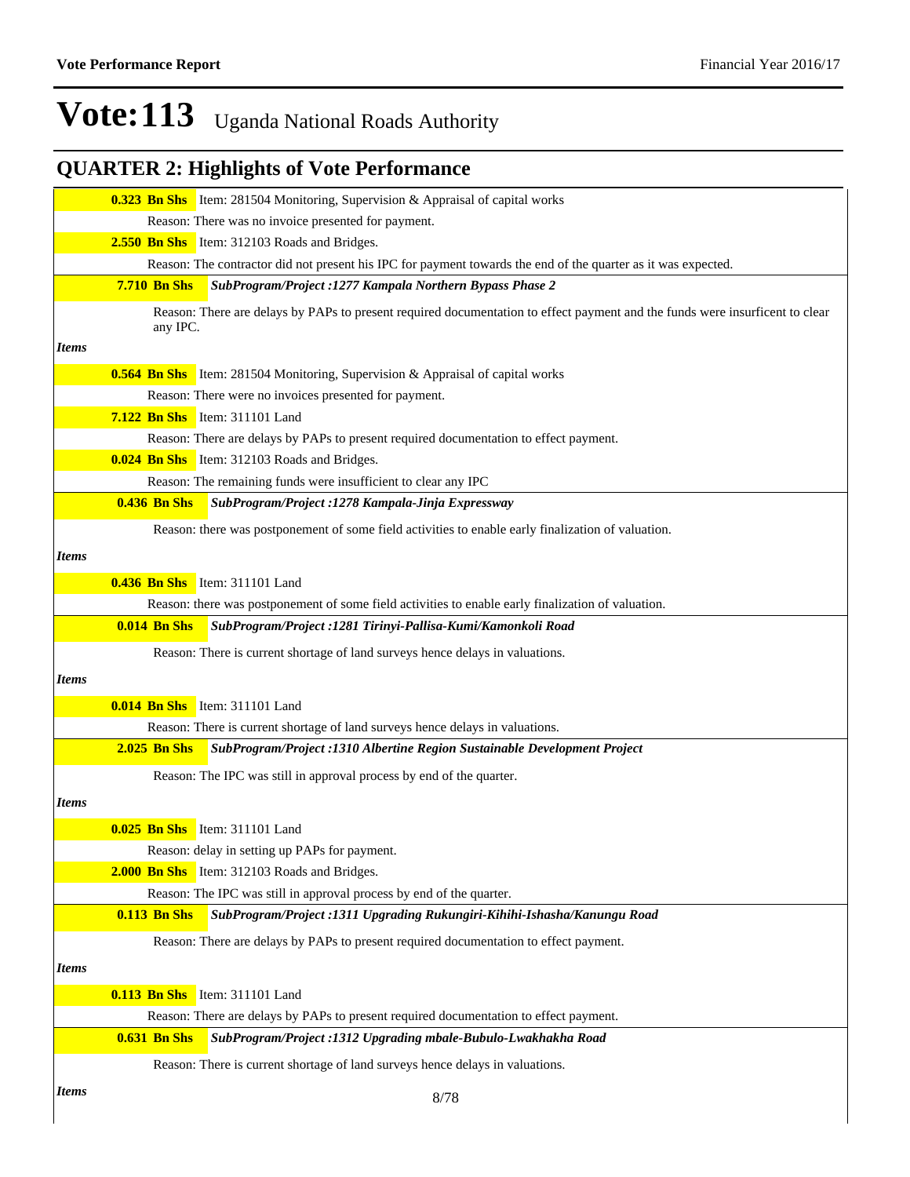# Vote:113 Uganda National Roads Authority

## QUARTER 2: Highlights of Vote Performance

**0.323 Bn Shs** Item: 281504 Monitoring, Supervision & Appraisal of capital works

Reason: There was no invoice presented for payment.

**2.550 Bn Shs** Item: 312103 Roads and Bridges.

Reason: The contractor did not present his IPC for payment towards the end of the quarter as it was expected.

**7.710 Bn Shs** ***SubProgram/Project :1277 Kampala Northern Bypass Phase 2***

Reason: There are delays by PAPs to present required documentation to effect payment and the funds were insurficent to clear any IPC.

*Items*

**0.564 Bn Shs** Item: 281504 Monitoring, Supervision & Appraisal of capital works

Reason: There were no invoices presented for payment.

**7.122 Bn Shs** Item: 311101 Land

Reason: There are delays by PAPs to present required documentation to effect payment.

**0.024 Bn Shs** Item: 312103 Roads and Bridges.

Reason: The remaining funds were insufficient to clear any IPC

**0.436 Bn Shs** ***SubProgram/Project :1278 Kampala-Jinja Expressway***

Reason: there was postponement of some field activities to enable early finalization of valuation.

*Items*

**0.436 Bn Shs** Item: 311101 Land

Reason: there was postponement of some field activities to enable early finalization of valuation.

**0.014 Bn Shs** ***SubProgram/Project :1281 Tirinyi-Pallisa-Kumi/Kamonkoli Road***

Reason: There is current shortage of land surveys hence delays in valuations.

*Items*

**0.014 Bn Shs** Item: 311101 Land

Reason: There is current shortage of land surveys hence delays in valuations.

**2.025 Bn Shs** ***SubProgram/Project :1310 Albertine Region Sustainable Development Project***

Reason: The IPC was still in approval process by end of the quarter.

*Items*

**0.025 Bn Shs** Item: 311101 Land

Reason: delay in setting up PAPs for payment.

**2.000 Bn Shs** Item: 312103 Roads and Bridges.

Reason: The IPC was still in approval process by end of the quarter.

**0.113 Bn Shs** ***SubProgram/Project :1311 Upgrading Rukungiri-Kihihi-Ishasha/Kanungu Road***

Reason: There are delays by PAPs to present required documentation to effect payment.

*Items*

**0.113 Bn Shs** Item: 311101 Land

Reason: There are delays by PAPs to present required documentation to effect payment.

**0.631 Bn Shs** ***SubProgram/Project :1312 Upgrading mbale-Bubulo-Lwakhakha Road***

Reason: There is current shortage of land surveys hence delays in valuations.

*Items*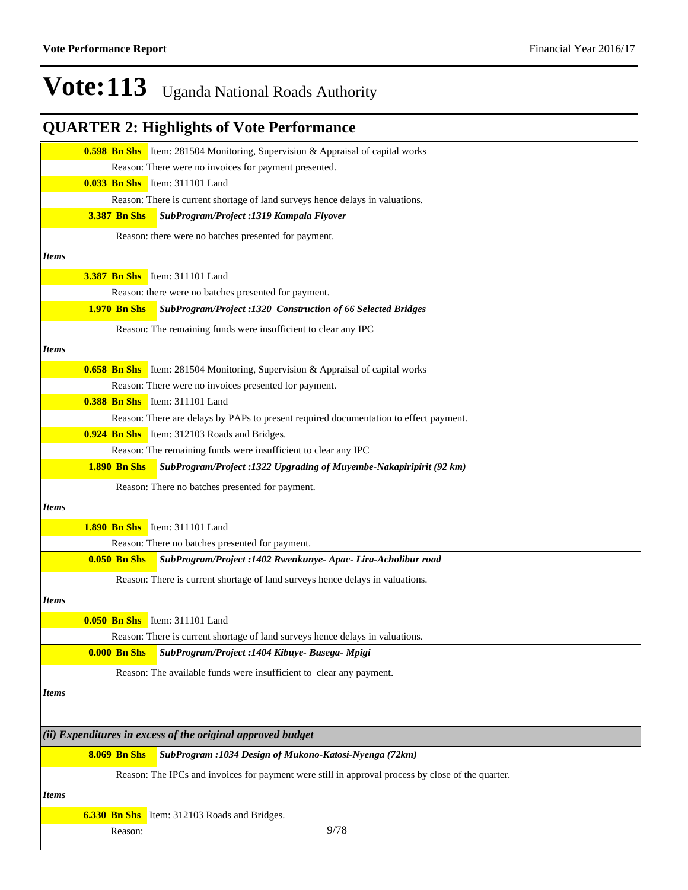# Vote:113 Uganda National Roads Authority

## QUARTER 2: Highlights of Vote Performance

**0.598 Bn Shs** Item: 281504 Monitoring, Supervision & Appraisal of capital works

Reason: There were no invoices for payment presented.

**0.033 Bn Shs** Item: 311101 Land

Reason: There is current shortage of land surveys hence delays in valuations.

**3.387 Bn Shs** ***SubProgram/Project :1319 Kampala Flyover***

Reason: there were no batches presented for payment.

*Items*

**3.387 Bn Shs** Item: 311101 Land

Reason: there were no batches presented for payment.

**1.970 Bn Shs** ***SubProgram/Project :1320 Construction of 66 Selected Bridges***

Reason: The remaining funds were insufficient to clear any IPC

*Items*

**0.658 Bn Shs** Item: 281504 Monitoring, Supervision & Appraisal of capital works

Reason: There were no invoices presented for payment.

**0.388 Bn Shs** Item: 311101 Land

Reason: There are delays by PAPs to present required documentation to effect payment.

**0.924 Bn Shs** Item: 312103 Roads and Bridges.

Reason: The remaining funds were insufficient to clear any IPC

**1.890 Bn Shs** ***SubProgram/Project :1322 Upgrading of Muyembe-Nakapiripirit (92 km)***

Reason: There no batches presented for payment.

*Items*

**1.890 Bn Shs** Item: 311101 Land

Reason: There no batches presented for payment.

**0.050 Bn Shs** ***SubProgram/Project :1402 Rwenkunye- Apac- Lira-Acholibur road***

Reason: There is current shortage of land surveys hence delays in valuations.

*Items*

**0.050 Bn Shs** Item: 311101 Land

Reason: There is current shortage of land surveys hence delays in valuations.

**0.000 Bn Shs** ***SubProgram/Project :1404 Kibuye- Busega- Mpigi***

Reason: The available funds were insufficient to clear any payment.

*Items*

***(ii) Expenditures in excess of the original approved budget***

**8.069 Bn Shs** ***SubProgram :1034 Design of Mukono-Katosi-Nyenga (72km)***

Reason: The IPCs and invoices for payment were still in approval process by close of the quarter.

*Items*

**6.330 Bn Shs** Item: 312103 Roads and Bridges.

Reason: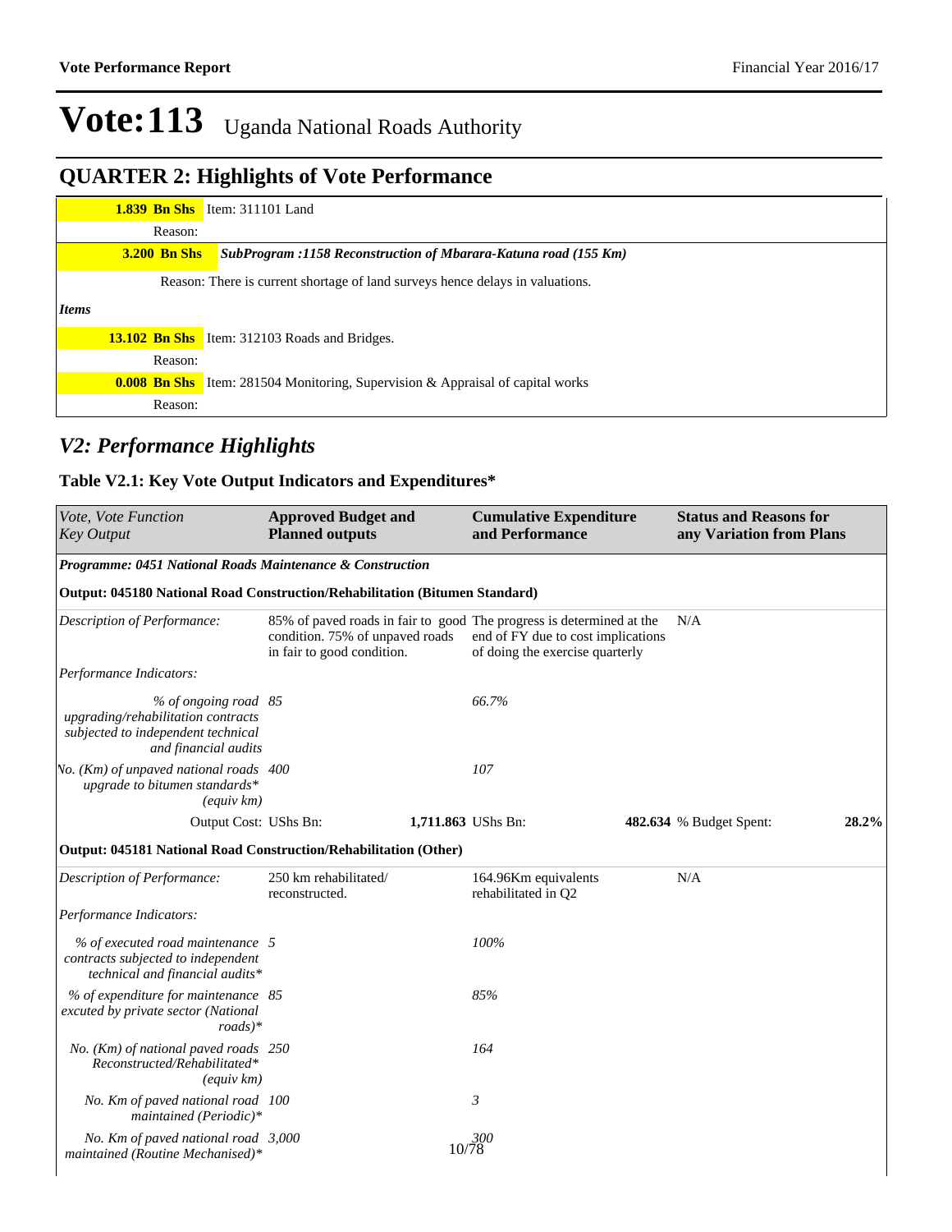# Vote:113 Uganda National Roads Authority

## QUARTER 2: Highlights of Vote Performance

| | |
|---|---|
| **1.839 Bn Shs** | Item: 311101 Land |
| Reason: | |
| **3.200 Bn Shs** | ***SubProgram :1158 Reconstruction of Mbarara-Katuna road (155 Km)*** |
| | Reason: There is current shortage of land surveys hence delays in valuations. |
| ***Items*** | |
| **13.102 Bn Shs** | Item: 312103 Roads and Bridges. |
| Reason: | |
| **0.008 Bn Shs** | Item: 281504 Monitoring, Supervision & Appraisal of capital works |
| Reason: | |

## *V2: Performance Highlights*

### Table V2.1: Key Vote Output Indicators and Expenditures*

| *Vote, Vote Function Key Output* | **Approved Budget and Planned outputs** | **Cumulative Expenditure and Performance** | **Status and Reasons for any Variation from Plans** |
|---|---|---|---|
| ***Programme: 0451 National Roads Maintenance & Construction*** | | | |
| **Output: 045180 National Road Construction/Rehabilitation (Bitumen Standard)** | | | |
| *Description of Performance:* | 85% of paved roads in fair to good condition. 75% of unpaved roads in fair to good condition. | The progress is determined at the end of FY due to cost implications of doing the exercise quarterly | N/A |
| *Performance Indicators:* | | | |
| *% of ongoing road upgrading/rehabilitation contracts subjected to independent technical and financial audits* | 85 | 66.7% | |
| *No. (Km) of unpaved national roads upgrade to bitumen standards* (equiv km)* | 400 | 107 | |
| Output Cost: UShs Bn: | 1,711.863 | UShs Bn: 482.634 | % Budget Spent: 28.2% |
| **Output: 045181 National Road Construction/Rehabilitation (Other)** | | | |
| *Description of Performance:* | 250 km rehabilitated/ reconstructed. | 164.96Km equivalents rehabilitated in Q2 | N/A |
| *Performance Indicators:* | | | |
| *% of executed road maintenance contracts subjected to independent technical and financial audits** | 5 | 100% | |
| *% of expenditure for maintenance excuted by private sector (National roads)** | 85 | 85% | |
| *No. (Km) of national paved roads Reconstructed/Rehabilitated* (equiv km)* | 250 | 164 | |
| *No. Km of paved national road maintained (Periodic)** | 100 | 3 | |
| *No. Km of paved national road maintained (Routine Mechanised)** | 3,000 | 300 | |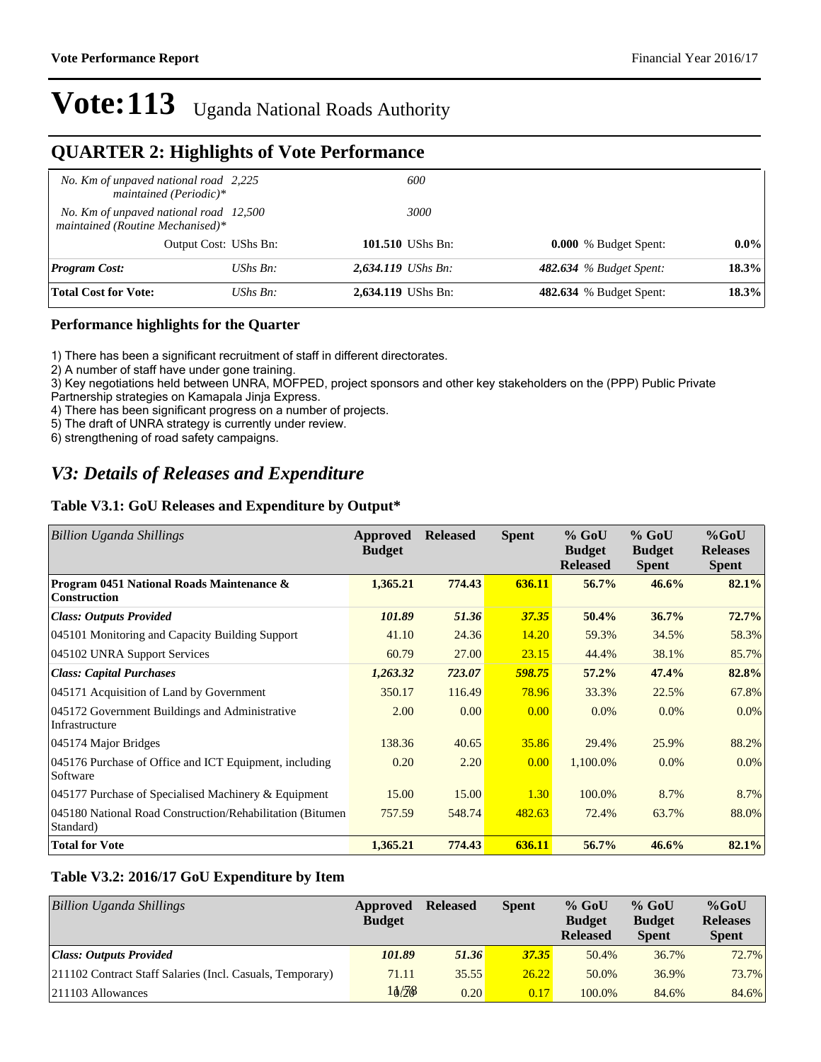# Vote:113 Uganda National Roads Authority

## QUARTER 2: Highlights of Vote Performance

| | | | | |
|---|---|---|---|---|
| *No. Km of unpaved national road maintained (Periodic)** | *2,225* | *600* | | |
| *No. Km of unpaved national road maintained (Routine Mechanised)** | *12,500* | *3000* | | |
| Output Cost: | UShs Bn: | **101.510** UShs Bn: | **0.000** % Budget Spent: | **0.0%** |
| ***Program Cost:*** | *UShs Bn:* | ***2,634.119*** *UShs Bn:* | ***482.634*** *% Budget Spent:* | **18.3%** |
| **Total Cost for Vote:** | *UShs Bn:* | **2,634.119** UShs Bn: | **482.634** % Budget Spent: | **18.3%** |

### Performance highlights for the Quarter

1) There has been a significant recruitment of staff in different directorates.
2) A number of staff have under gone training.
3) Key negotiations held between UNRA, MOFPED, project sponsors and other key stakeholders on the (PPP) Public Private Partnership strategies on Kamapala Jinja Express.
4) There has been significant progress on a number of projects.
5) The draft of UNRA strategy is currently under review.
6) strengthening of road safety campaigns.

## *V3: Details of Releases and Expenditure*

### Table V3.1: GoU Releases and Expenditure by Output*

| *Billion Uganda Shillings* | Approved Budget | Released | Spent | % GoU Budget Released | % GoU Budget Spent | %GoU Releases Spent |
|---|---|---|---|---|---|---|
| **Program 0451 National Roads Maintenance & Construction** | **1,365.21** | **774.43** | **636.11** | **56.7%** | **46.6%** | **82.1%** |
| ***Class: Outputs Provided*** | ***101.89*** | ***51.36*** | ***37.35*** | **50.4%** | **36.7%** | **72.7%** |
| 045101 Monitoring and Capacity Building Support | 41.10 | 24.36 | 14.20 | 59.3% | 34.5% | 58.3% |
| 045102 UNRA Support Services | 60.79 | 27.00 | 23.15 | 44.4% | 38.1% | 85.7% |
| ***Class: Capital Purchases*** | ***1,263.32*** | ***723.07*** | ***598.75*** | **57.2%** | **47.4%** | **82.8%** |
| 045171 Acquisition of Land by Government | 350.17 | 116.49 | 78.96 | 33.3% | 22.5% | 67.8% |
| 045172 Government Buildings and Administrative Infrastructure | 2.00 | 0.00 | 0.00 | 0.0% | 0.0% | 0.0% |
| 045174 Major Bridges | 138.36 | 40.65 | 35.86 | 29.4% | 25.9% | 88.2% |
| 045176 Purchase of Office and ICT Equipment, including Software | 0.20 | 2.20 | 0.00 | 1,100.0% | 0.0% | 0.0% |
| 045177 Purchase of Specialised Machinery & Equipment | 15.00 | 15.00 | 1.30 | 100.0% | 8.7% | 8.7% |
| 045180 National Road Construction/Rehabilitation (Bitumen Standard) | 757.59 | 548.74 | 482.63 | 72.4% | 63.7% | 88.0% |
| **Total for Vote** | **1,365.21** | **774.43** | **636.11** | **56.7%** | **46.6%** | **82.1%** |

### Table V3.2: 2016/17 GoU Expenditure by Item

| *Billion Uganda Shillings* | Approved Budget | Released | Spent | % GoU Budget Released | % GoU Budget Spent | %GoU Releases Spent |
|---|---|---|---|---|---|---|
| ***Class: Outputs Provided*** | ***101.89*** | ***51.36*** | ***37.35*** | 50.4% | 36.7% | 72.7% |
| 211102 Contract Staff Salaries (Incl. Casuals, Temporary) | 71.11 | 35.55 | 26.22 | 50.0% | 36.9% | 73.7% |
| 211103 Allowances | 0.20 | 0.20 | 0.17 | 100.0% | 84.6% | 84.6% |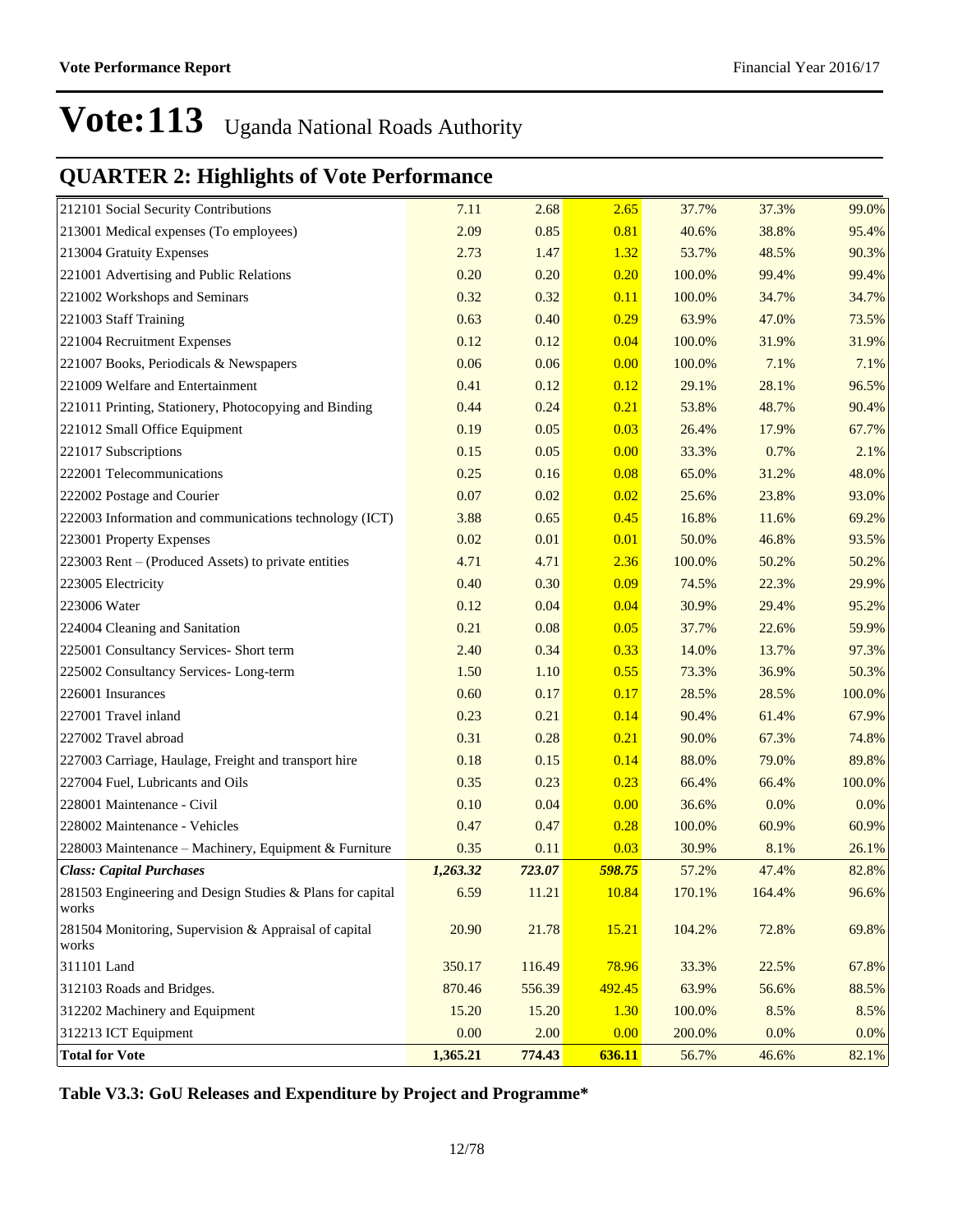# Vote:113 Uganda National Roads Authority

## QUARTER 2: Highlights of Vote Performance

| | | | | | | |
|---|---|---|---|---|---|---|
| 212101 Social Security Contributions | 7.11 | 2.68 | 2.65 | 37.7% | 37.3% | 99.0% |
| 213001 Medical expenses (To employees) | 2.09 | 0.85 | 0.81 | 40.6% | 38.8% | 95.4% |
| 213004 Gratuity Expenses | 2.73 | 1.47 | 1.32 | 53.7% | 48.5% | 90.3% |
| 221001 Advertising and Public Relations | 0.20 | 0.20 | 0.20 | 100.0% | 99.4% | 99.4% |
| 221002 Workshops and Seminars | 0.32 | 0.32 | 0.11 | 100.0% | 34.7% | 34.7% |
| 221003 Staff Training | 0.63 | 0.40 | 0.29 | 63.9% | 47.0% | 73.5% |
| 221004 Recruitment Expenses | 0.12 | 0.12 | 0.04 | 100.0% | 31.9% | 31.9% |
| 221007 Books, Periodicals & Newspapers | 0.06 | 0.06 | 0.00 | 100.0% | 7.1% | 7.1% |
| 221009 Welfare and Entertainment | 0.41 | 0.12 | 0.12 | 29.1% | 28.1% | 96.5% |
| 221011 Printing, Stationery, Photocopying and Binding | 0.44 | 0.24 | 0.21 | 53.8% | 48.7% | 90.4% |
| 221012 Small Office Equipment | 0.19 | 0.05 | 0.03 | 26.4% | 17.9% | 67.7% |
| 221017 Subscriptions | 0.15 | 0.05 | 0.00 | 33.3% | 0.7% | 2.1% |
| 222001 Telecommunications | 0.25 | 0.16 | 0.08 | 65.0% | 31.2% | 48.0% |
| 222002 Postage and Courier | 0.07 | 0.02 | 0.02 | 25.6% | 23.8% | 93.0% |
| 222003 Information and communications technology (ICT) | 3.88 | 0.65 | 0.45 | 16.8% | 11.6% | 69.2% |
| 223001 Property Expenses | 0.02 | 0.01 | 0.01 | 50.0% | 46.8% | 93.5% |
| 223003 Rent – (Produced Assets) to private entities | 4.71 | 4.71 | 2.36 | 100.0% | 50.2% | 50.2% |
| 223005 Electricity | 0.40 | 0.30 | 0.09 | 74.5% | 22.3% | 29.9% |
| 223006 Water | 0.12 | 0.04 | 0.04 | 30.9% | 29.4% | 95.2% |
| 224004 Cleaning and Sanitation | 0.21 | 0.08 | 0.05 | 37.7% | 22.6% | 59.9% |
| 225001 Consultancy Services- Short term | 2.40 | 0.34 | 0.33 | 14.0% | 13.7% | 97.3% |
| 225002 Consultancy Services- Long-term | 1.50 | 1.10 | 0.55 | 73.3% | 36.9% | 50.3% |
| 226001 Insurances | 0.60 | 0.17 | 0.17 | 28.5% | 28.5% | 100.0% |
| 227001 Travel inland | 0.23 | 0.21 | 0.14 | 90.4% | 61.4% | 67.9% |
| 227002 Travel abroad | 0.31 | 0.28 | 0.21 | 90.0% | 67.3% | 74.8% |
| 227003 Carriage, Haulage, Freight and transport hire | 0.18 | 0.15 | 0.14 | 88.0% | 79.0% | 89.8% |
| 227004 Fuel, Lubricants and Oils | 0.35 | 0.23 | 0.23 | 66.4% | 66.4% | 100.0% |
| 228001 Maintenance - Civil | 0.10 | 0.04 | 0.00 | 36.6% | 0.0% | 0.0% |
| 228002 Maintenance - Vehicles | 0.47 | 0.47 | 0.28 | 100.0% | 60.9% | 60.9% |
| 228003 Maintenance – Machinery, Equipment & Furniture | 0.35 | 0.11 | 0.03 | 30.9% | 8.1% | 26.1% |
| ***Class: Capital Purchases*** | ***1,263.32*** | ***723.07*** | ***598.75*** | 57.2% | 47.4% | 82.8% |
| 281503 Engineering and Design Studies & Plans for capital works | 6.59 | 11.21 | 10.84 | 170.1% | 164.4% | 96.6% |
| 281504 Monitoring, Supervision & Appraisal of capital works | 20.90 | 21.78 | 15.21 | 104.2% | 72.8% | 69.8% |
| 311101 Land | 350.17 | 116.49 | 78.96 | 33.3% | 22.5% | 67.8% |
| 312103 Roads and Bridges. | 870.46 | 556.39 | 492.45 | 63.9% | 56.6% | 88.5% |
| 312202 Machinery and Equipment | 15.20 | 15.20 | 1.30 | 100.0% | 8.5% | 8.5% |
| 312213 ICT Equipment | 0.00 | 2.00 | 0.00 | 200.0% | 0.0% | 0.0% |
| **Total for Vote** | **1,365.21** | **774.43** | **636.11** | 56.7% | 46.6% | 82.1% |

**Table V3.3: GoU Releases and Expenditure by Project and Programme***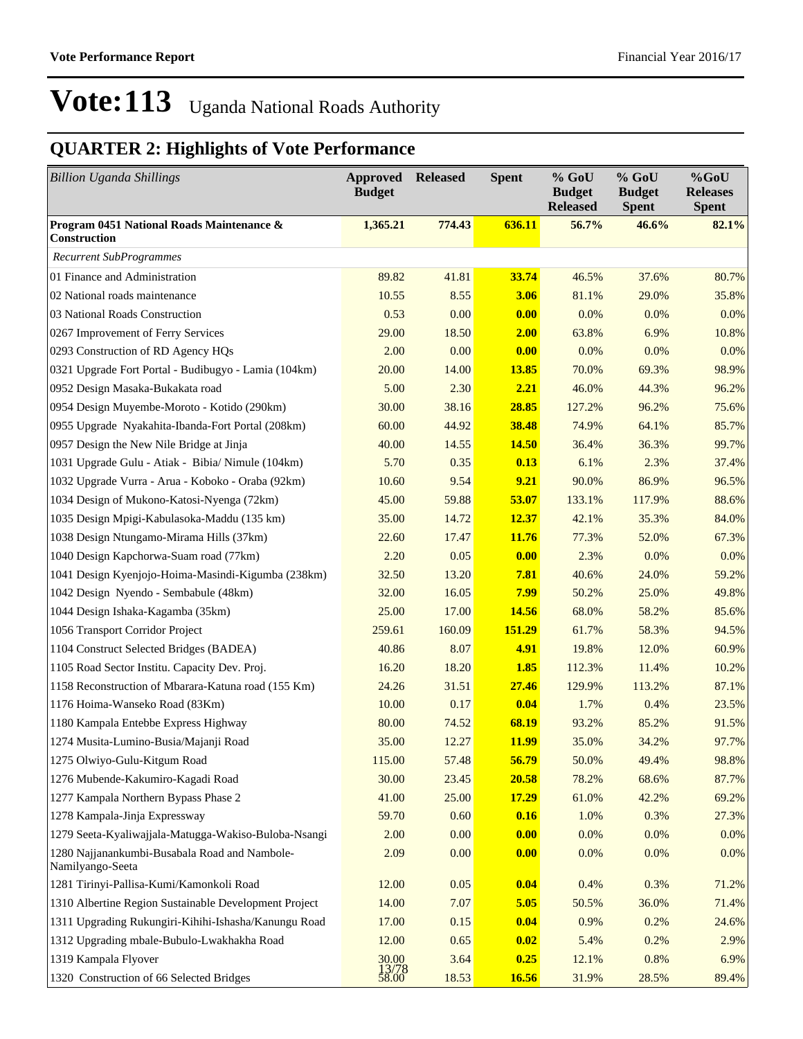# Vote:113 Uganda National Roads Authority

## QUARTER 2: Highlights of Vote Performance

| *Billion Uganda Shillings* | Approved Budget | Released | Spent | % GoU Budget Released | % GoU Budget Spent | %GoU Releases Spent |
|---|---|---|---|---|---|---|
| **Program 0451 National Roads Maintenance & Construction** | **1,365.21** | **774.43** | **636.11** | **56.7%** | **46.6%** | **82.1%** |
| *Recurrent SubProgrammes* | | | | | | |
| 01 Finance and Administration | 89.82 | 41.81 | **33.74** | 46.5% | 37.6% | 80.7% |
| 02 National roads maintenance | 10.55 | 8.55 | **3.06** | 81.1% | 29.0% | 35.8% |
| 03 National Roads Construction | 0.53 | 0.00 | **0.00** | 0.0% | 0.0% | 0.0% |
| 0267 Improvement of Ferry Services | 29.00 | 18.50 | **2.00** | 63.8% | 6.9% | 10.8% |
| 0293 Construction of RD Agency HQs | 2.00 | 0.00 | **0.00** | 0.0% | 0.0% | 0.0% |
| 0321 Upgrade Fort Portal - Budibugyo - Lamia (104km) | 20.00 | 14.00 | **13.85** | 70.0% | 69.3% | 98.9% |
| 0952 Design Masaka-Bukakata road | 5.00 | 2.30 | **2.21** | 46.0% | 44.3% | 96.2% |
| 0954 Design Muyembe-Moroto - Kotido (290km) | 30.00 | 38.16 | **28.85** | 127.2% | 96.2% | 75.6% |
| 0955 Upgrade Nyakahita-Ibanda-Fort Portal (208km) | 60.00 | 44.92 | **38.48** | 74.9% | 64.1% | 85.7% |
| 0957 Design the New Nile Bridge at Jinja | 40.00 | 14.55 | **14.50** | 36.4% | 36.3% | 99.7% |
| 1031 Upgrade Gulu - Atiak - Bibia/ Nimule (104km) | 5.70 | 0.35 | **0.13** | 6.1% | 2.3% | 37.4% |
| 1032 Upgrade Vurra - Arua - Koboko - Oraba (92km) | 10.60 | 9.54 | **9.21** | 90.0% | 86.9% | 96.5% |
| 1034 Design of Mukono-Katosi-Nyenga (72km) | 45.00 | 59.88 | **53.07** | 133.1% | 117.9% | 88.6% |
| 1035 Design Mpigi-Kabulasoka-Maddu (135 km) | 35.00 | 14.72 | **12.37** | 42.1% | 35.3% | 84.0% |
| 1038 Design Ntungamo-Mirama Hills (37km) | 22.60 | 17.47 | **11.76** | 77.3% | 52.0% | 67.3% |
| 1040 Design Kapchorwa-Suam road (77km) | 2.20 | 0.05 | **0.00** | 2.3% | 0.0% | 0.0% |
| 1041 Design Kyenjojo-Hoima-Masindi-Kigumba (238km) | 32.50 | 13.20 | **7.81** | 40.6% | 24.0% | 59.2% |
| 1042 Design Nyendo - Sembabule (48km) | 32.00 | 16.05 | **7.99** | 50.2% | 25.0% | 49.8% |
| 1044 Design Ishaka-Kagamba (35km) | 25.00 | 17.00 | **14.56** | 68.0% | 58.2% | 85.6% |
| 1056 Transport Corridor Project | 259.61 | 160.09 | **151.29** | 61.7% | 58.3% | 94.5% |
| 1104 Construct Selected Bridges (BADEA) | 40.86 | 8.07 | **4.91** | 19.8% | 12.0% | 60.9% |
| 1105 Road Sector Institu. Capacity Dev. Proj. | 16.20 | 18.20 | **1.85** | 112.3% | 11.4% | 10.2% |
| 1158 Reconstruction of Mbarara-Katuna road (155 Km) | 24.26 | 31.51 | **27.46** | 129.9% | 113.2% | 87.1% |
| 1176 Hoima-Wanseko Road (83Km) | 10.00 | 0.17 | **0.04** | 1.7% | 0.4% | 23.5% |
| 1180 Kampala Entebbe Express Highway | 80.00 | 74.52 | **68.19** | 93.2% | 85.2% | 91.5% |
| 1274 Musita-Lumino-Busia/Majanji Road | 35.00 | 12.27 | **11.99** | 35.0% | 34.2% | 97.7% |
| 1275 Olwiyo-Gulu-Kitgum Road | 115.00 | 57.48 | **56.79** | 50.0% | 49.4% | 98.8% |
| 1276 Mubende-Kakumiro-Kagadi Road | 30.00 | 23.45 | **20.58** | 78.2% | 68.6% | 87.7% |
| 1277 Kampala Northern Bypass Phase 2 | 41.00 | 25.00 | **17.29** | 61.0% | 42.2% | 69.2% |
| 1278 Kampala-Jinja Expressway | 59.70 | 0.60 | **0.16** | 1.0% | 0.3% | 27.3% |
| 1279 Seeta-Kyaliwajjala-Matugga-Wakiso-Buloba-Nsangi | 2.00 | 0.00 | **0.00** | 0.0% | 0.0% | 0.0% |
| 1280 Najjanankumbi-Busabala Road and Nambole-Namilyango-Seeta | 2.09 | 0.00 | **0.00** | 0.0% | 0.0% | 0.0% |
| 1281 Tirinyi-Pallisa-Kumi/Kamonkoli Road | 12.00 | 0.05 | **0.04** | 0.4% | 0.3% | 71.2% |
| 1310 Albertine Region Sustainable Development Project | 14.00 | 7.07 | **5.05** | 50.5% | 36.0% | 71.4% |
| 1311 Upgrading Rukungiri-Kihihi-Ishasha/Kanungu Road | 17.00 | 0.15 | **0.04** | 0.9% | 0.2% | 24.6% |
| 1312 Upgrading mbale-Bubulo-Lwakhakha Road | 12.00 | 0.65 | **0.02** | 5.4% | 0.2% | 2.9% |
| 1319 Kampala Flyover | 30.00 | 3.64 | **0.25** | 12.1% | 0.8% | 6.9% |
| 1320 Construction of 66 Selected Bridges | 58.00 | 18.53 | **16.56** | 31.9% | 28.5% | 89.4% |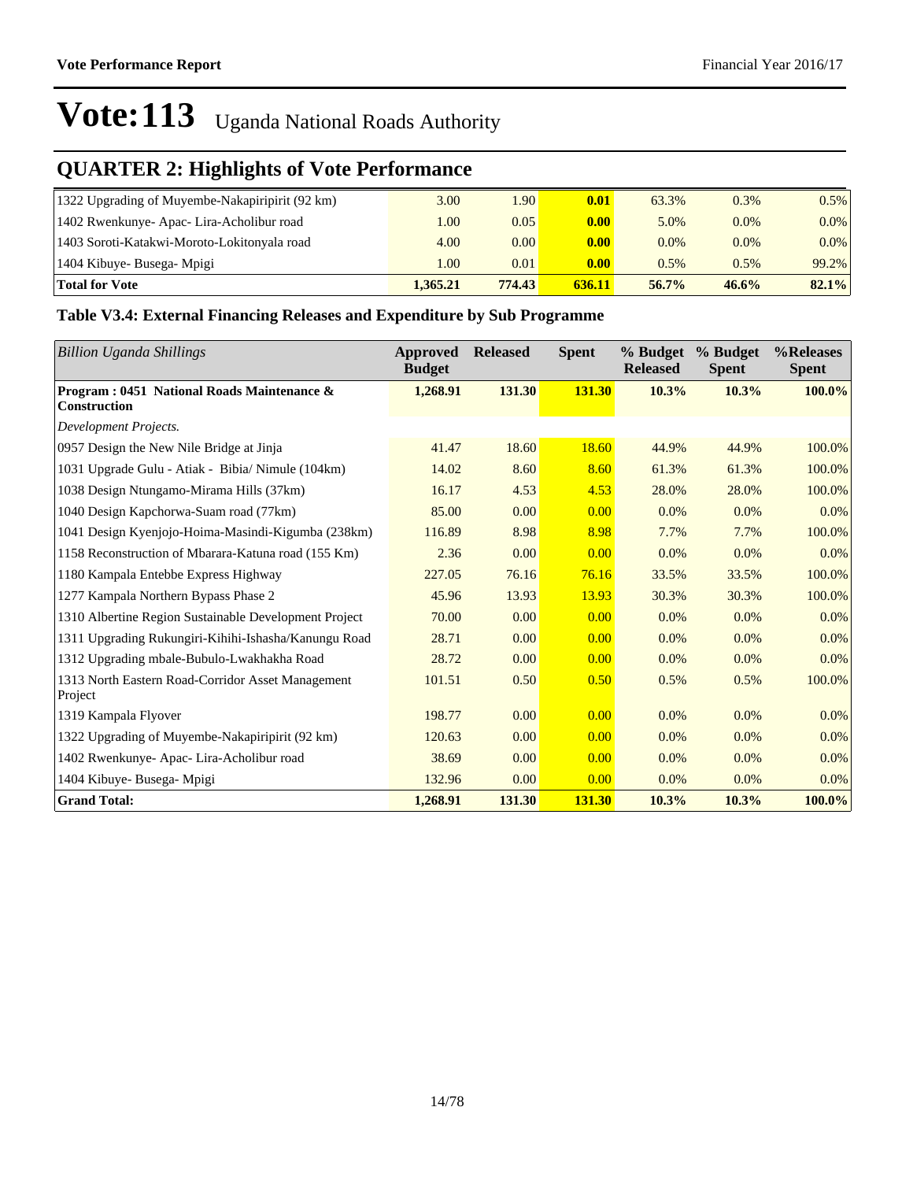# Vote:113 Uganda National Roads Authority

## QUARTER 2: Highlights of Vote Performance

| | | | | | | |
|---|---|---|---|---|---|---|
| 1322 Upgrading of Muyembe-Nakapiripirit (92 km) | 3.00 | 1.90 | 0.01 | 63.3% | 0.3% | 0.5% |
| 1402 Rwenkunye- Apac- Lira-Acholibur road | 1.00 | 0.05 | 0.00 | 5.0% | 0.0% | 0.0% |
| 1403 Soroti-Katakwi-Moroto-Lokitonyala road | 4.00 | 0.00 | 0.00 | 0.0% | 0.0% | 0.0% |
| 1404 Kibuye- Busega- Mpigi | 1.00 | 0.01 | 0.00 | 0.5% | 0.5% | 99.2% |
| **Total for Vote** | **1,365.21** | **774.43** | **636.11** | **56.7%** | **46.6%** | **82.1%** |

### Table V3.4: External Financing Releases and Expenditure by Sub Programme

| *Billion Uganda Shillings* | Approved Budget | Released | Spent | % Budget Released | % Budget Spent | %Releases Spent |
|---|---|---|---|---|---|---|
| **Program : 0451 National Roads Maintenance & Construction** | **1,268.91** | **131.30** | **131.30** | **10.3%** | **10.3%** | **100.0%** |
| *Development Projects.* | | | | | | |
| 0957 Design the New Nile Bridge at Jinja | 41.47 | 18.60 | 18.60 | 44.9% | 44.9% | 100.0% |
| 1031 Upgrade Gulu - Atiak - Bibia/ Nimule (104km) | 14.02 | 8.60 | 8.60 | 61.3% | 61.3% | 100.0% |
| 1038 Design Ntungamo-Mirama Hills (37km) | 16.17 | 4.53 | 4.53 | 28.0% | 28.0% | 100.0% |
| 1040 Design Kapchorwa-Suam road (77km) | 85.00 | 0.00 | 0.00 | 0.0% | 0.0% | 0.0% |
| 1041 Design Kyenjojo-Hoima-Masindi-Kigumba (238km) | 116.89 | 8.98 | 8.98 | 7.7% | 7.7% | 100.0% |
| 1158 Reconstruction of Mbarara-Katuna road (155 Km) | 2.36 | 0.00 | 0.00 | 0.0% | 0.0% | 0.0% |
| 1180 Kampala Entebbe Express Highway | 227.05 | 76.16 | 76.16 | 33.5% | 33.5% | 100.0% |
| 1277 Kampala Northern Bypass Phase 2 | 45.96 | 13.93 | 13.93 | 30.3% | 30.3% | 100.0% |
| 1310 Albertine Region Sustainable Development Project | 70.00 | 0.00 | 0.00 | 0.0% | 0.0% | 0.0% |
| 1311 Upgrading Rukungiri-Kihihi-Ishasha/Kanungu Road | 28.71 | 0.00 | 0.00 | 0.0% | 0.0% | 0.0% |
| 1312 Upgrading mbale-Bubulo-Lwakhakha Road | 28.72 | 0.00 | 0.00 | 0.0% | 0.0% | 0.0% |
| 1313 North Eastern Road-Corridor Asset Management Project | 101.51 | 0.50 | 0.50 | 0.5% | 0.5% | 100.0% |
| 1319 Kampala Flyover | 198.77 | 0.00 | 0.00 | 0.0% | 0.0% | 0.0% |
| 1322 Upgrading of Muyembe-Nakapiripirit (92 km) | 120.63 | 0.00 | 0.00 | 0.0% | 0.0% | 0.0% |
| 1402 Rwenkunye- Apac- Lira-Acholibur road | 38.69 | 0.00 | 0.00 | 0.0% | 0.0% | 0.0% |
| 1404 Kibuye- Busega- Mpigi | 132.96 | 0.00 | 0.00 | 0.0% | 0.0% | 0.0% |
| **Grand Total:** | **1,268.91** | **131.30** | **131.30** | **10.3%** | **10.3%** | **100.0%** |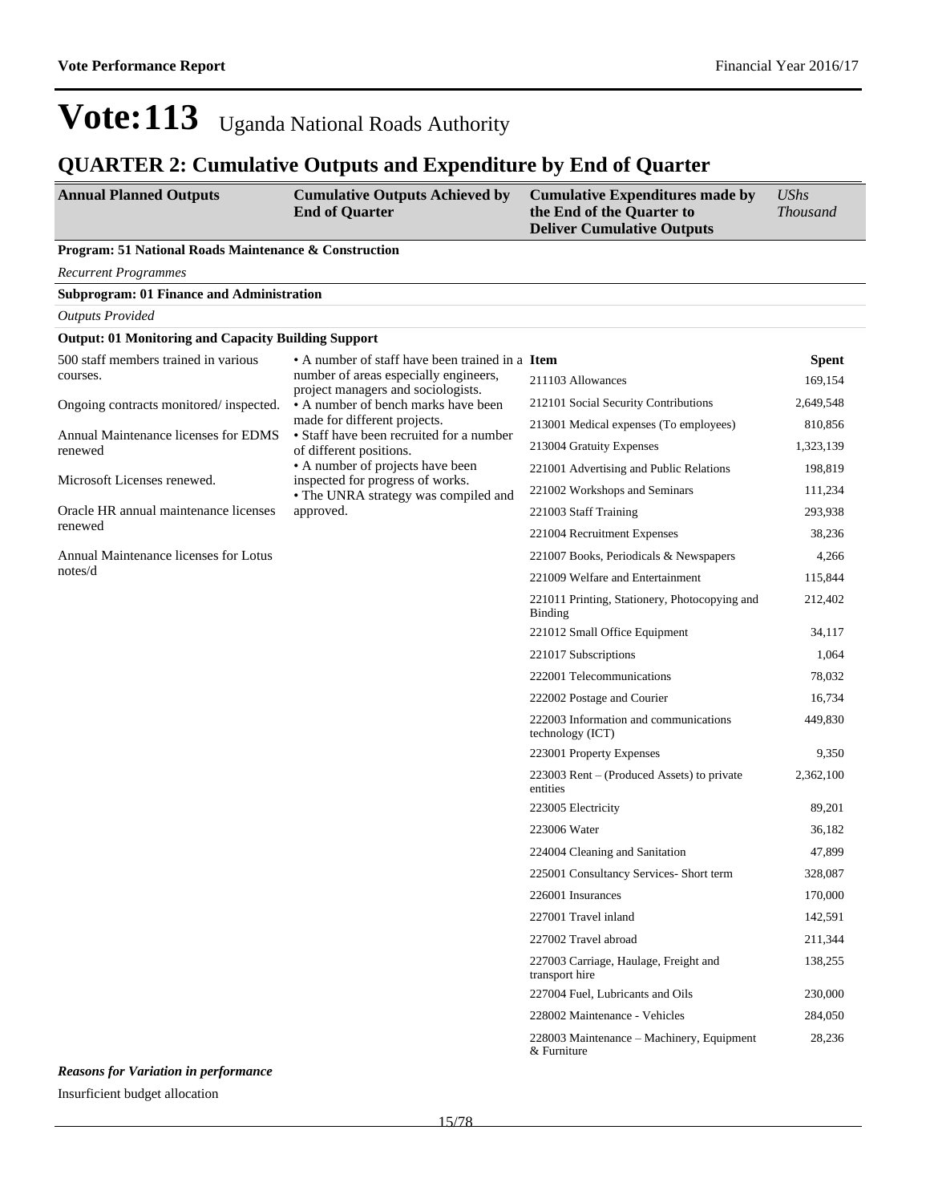# Vote:113 Uganda National Roads Authority

## QUARTER 2: Cumulative Outputs and Expenditure by End of Quarter

| Annual Planned Outputs | Cumulative Outputs Achieved by End of Quarter | Cumulative Expenditures made by the End of the Quarter to Deliver Cumulative Outputs | *UShs Thousand* |
|---|---|---|---|

**Program: 51 National Roads Maintenance & Construction**

*Recurrent Programmes*

**Subprogram: 01 Finance and Administration**

*Outputs Provided*

**Output: 01 Monitoring and Capacity Building Support**

| Annual Planned Outputs | Cumulative Outputs Achieved by End of Quarter | Item | Spent |
|---|---|---|---|
| 500 staff members trained in various courses.<br><br>Ongoing contracts monitored/ inspected.<br><br>Annual Maintenance licenses for EDMS renewed<br><br>Microsoft Licenses renewed.<br><br>Oracle HR annual maintenance licenses renewed<br><br>Annual Maintenance licenses for Lotus notes/d | • A number of staff have been trained in a number of areas especially engineers, project managers and sociologists.<br>• A number of bench marks have been made for different projects.<br>• Staff have been recruited for a number of different positions.<br>• A number of projects have been inspected for progress of works.<br>• The UNRA strategy was compiled and approved. | 211103 Allowances | 169,154 |
| | | 212101 Social Security Contributions | 2,649,548 |
| | | 213001 Medical expenses (To employees) | 810,856 |
| | | 213004 Gratuity Expenses | 1,323,139 |
| | | 221001 Advertising and Public Relations | 198,819 |
| | | 221002 Workshops and Seminars | 111,234 |
| | | 221003 Staff Training | 293,938 |
| | | 221004 Recruitment Expenses | 38,236 |
| | | 221007 Books, Periodicals & Newspapers | 4,266 |
| | | 221009 Welfare and Entertainment | 115,844 |
| | | 221011 Printing, Stationery, Photocopying and Binding | 212,402 |
| | | 221012 Small Office Equipment | 34,117 |
| | | 221017 Subscriptions | 1,064 |
| | | 222001 Telecommunications | 78,032 |
| | | 222002 Postage and Courier | 16,734 |
| | | 222003 Information and communications technology (ICT) | 449,830 |
| | | 223001 Property Expenses | 9,350 |
| | | 223003 Rent – (Produced Assets) to private entities | 2,362,100 |
| | | 223005 Electricity | 89,201 |
| | | 223006 Water | 36,182 |
| | | 224004 Cleaning and Sanitation | 47,899 |
| | | 225001 Consultancy Services- Short term | 328,087 |
| | | 226001 Insurances | 170,000 |
| | | 227001 Travel inland | 142,591 |
| | | 227002 Travel abroad | 211,344 |
| | | 227003 Carriage, Haulage, Freight and transport hire | 138,255 |
| | | 227004 Fuel, Lubricants and Oils | 230,000 |
| | | 228002 Maintenance - Vehicles | 284,050 |
| | | 228003 Maintenance – Machinery, Equipment & Furniture | 28,236 |

***Reasons for Variation in performance***

Insurficient budget allocation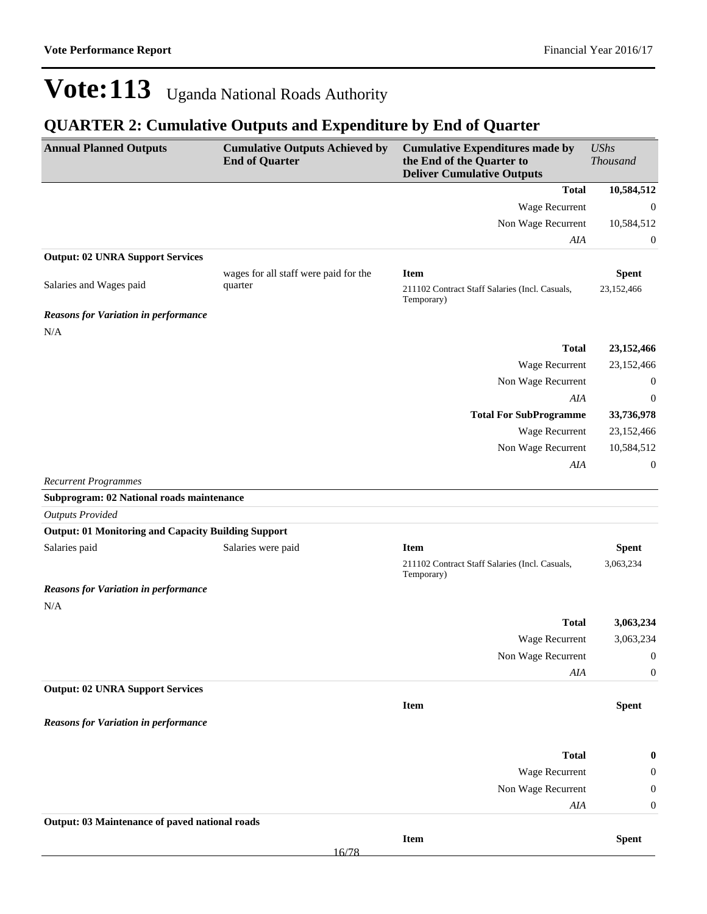# Vote:113 Uganda National Roads Authority

## QUARTER 2: Cumulative Outputs and Expenditure by End of Quarter

| Annual Planned Outputs | Cumulative Outputs Achieved by End of Quarter | Cumulative Expenditures made by the End of the Quarter to Deliver Cumulative Outputs | *UShs Thousand* |
|---|---|---|---|
| | | **Total** | **10,584,512** |
| | | Wage Recurrent | 0 |
| | | Non Wage Recurrent | 10,584,512 |
| | | *AIA* | 0 |
| **Output: 02 UNRA Support Services** | | | |
| Salaries and Wages paid | wages for all staff were paid for the quarter | **Item** | **Spent** |
| | | 211102 Contract Staff Salaries (Incl. Casuals, Temporary) | 23,152,466 |
| ***Reasons for Variation in performance*** | | | |
| N/A | | | |
| | | **Total** | **23,152,466** |
| | | Wage Recurrent | 23,152,466 |
| | | Non Wage Recurrent | 0 |
| | | *AIA* | 0 |
| | | **Total For SubProgramme** | **33,736,978** |
| | | Wage Recurrent | 23,152,466 |
| | | Non Wage Recurrent | 10,584,512 |
| | | *AIA* | 0 |
| *Recurrent Programmes* | | | |
| **Subprogram: 02 National roads maintenance** | | | |
| *Outputs Provided* | | | |
| **Output: 01 Monitoring and Capacity Building Support** | | | |
| Salaries paid | Salaries were paid | **Item** | **Spent** |
| | | 211102 Contract Staff Salaries (Incl. Casuals, Temporary) | 3,063,234 |
| ***Reasons for Variation in performance*** | | | |
| N/A | | | |
| | | **Total** | **3,063,234** |
| | | Wage Recurrent | 3,063,234 |
| | | Non Wage Recurrent | 0 |
| | | *AIA* | 0 |
| **Output: 02 UNRA Support Services** | | | |
| | | **Item** | **Spent** |
| ***Reasons for Variation in performance*** | | | |
| | | **Total** | **0** |
| | | Wage Recurrent | 0 |
| | | Non Wage Recurrent | 0 |
| | | *AIA* | 0 |
| **Output: 03 Maintenance of paved national roads** | | | |
| | | **Item** | **Spent** |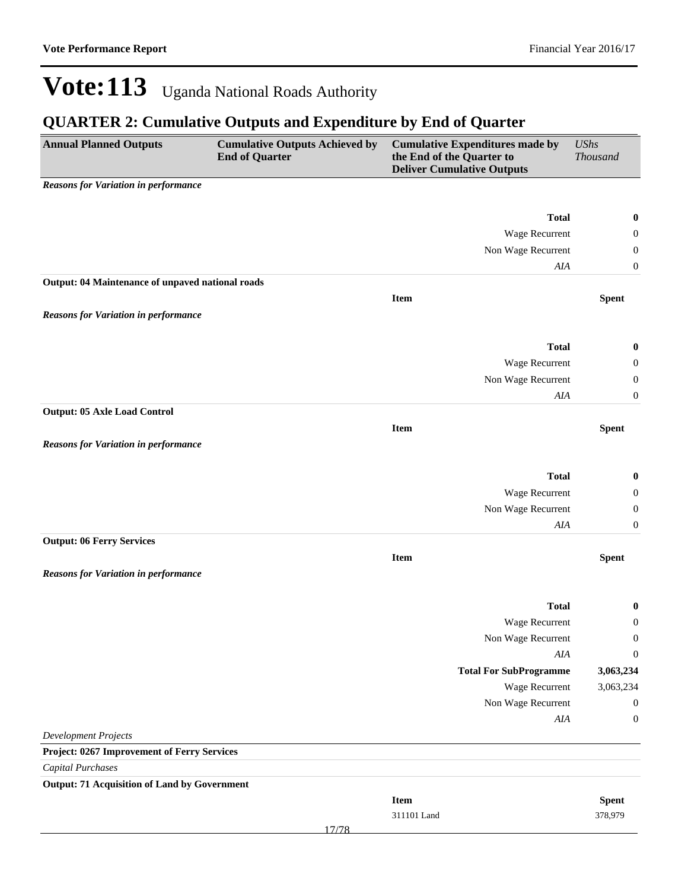# Vote:113 Uganda National Roads Authority

## QUARTER 2: Cumulative Outputs and Expenditure by End of Quarter

| Annual Planned Outputs | Cumulative Outputs Achieved by End of Quarter | Cumulative Expenditures made by the End of the Quarter to Deliver Cumulative Outputs | *UShs Thousand* |
|---|---|---|---|
| ***Reasons for Variation in performance*** | | | |
| | | **Total** | **0** |
| | | Wage Recurrent | 0 |
| | | Non Wage Recurrent | 0 |
| | | *AIA* | 0 |
| **Output: 04 Maintenance of unpaved national roads** | | | |
| | | **Item** | **Spent** |
| ***Reasons for Variation in performance*** | | | |
| | | **Total** | **0** |
| | | Wage Recurrent | 0 |
| | | Non Wage Recurrent | 0 |
| | | *AIA* | 0 |
| **Output: 05 Axle Load Control** | | | |
| | | **Item** | **Spent** |
| ***Reasons for Variation in performance*** | | | |
| | | **Total** | **0** |
| | | Wage Recurrent | 0 |
| | | Non Wage Recurrent | 0 |
| | | *AIA* | 0 |
| **Output: 06 Ferry Services** | | | |
| | | **Item** | **Spent** |
| ***Reasons for Variation in performance*** | | | |
| | | **Total** | **0** |
| | | Wage Recurrent | 0 |
| | | Non Wage Recurrent | 0 |
| | | *AIA* | 0 |
| | | **Total For SubProgramme** | **3,063,234** |
| | | Wage Recurrent | 3,063,234 |
| | | Non Wage Recurrent | 0 |
| | | *AIA* | 0 |
| *Development Projects* | | | |
| **Project: 0267 Improvement of Ferry Services** | | | |
| *Capital Purchases* | | | |
| **Output: 71 Acquisition of Land by Government** | | | |
| | | **Item** | **Spent** |
| | | 311101 Land | 378,979 |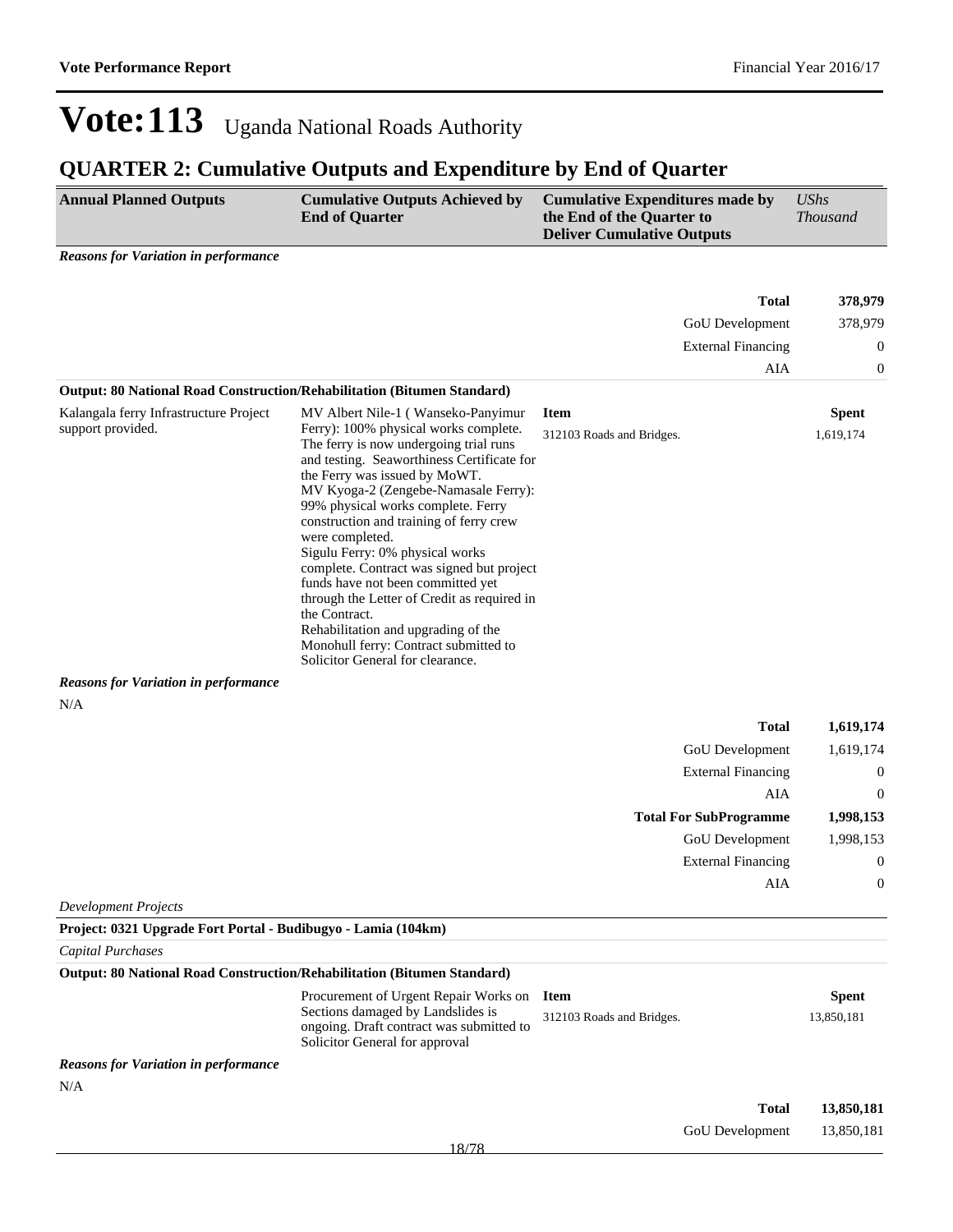# Vote:113 Uganda National Roads Authority

## QUARTER 2: Cumulative Outputs and Expenditure by End of Quarter

| Annual Planned Outputs | Cumulative Outputs Achieved by End of Quarter | Cumulative Expenditures made by the End of the Quarter to Deliver Cumulative Outputs | *UShs Thousand* |
|---|---|---|---|

***Reasons for Variation in performance***

| | |
|---|---|
| **Total** | **378,979** |
| GoU Development | 378,979 |
| External Financing | 0 |
| AIA | 0 |

**Output: 80 National Road Construction/Rehabilitation (Bitumen Standard)**

| Annual Planned Outputs | Cumulative Outputs Achieved by End of Quarter | Item | Spent |
|---|---|---|---|
| Kalangala ferry Infrastructure Project support provided. | MV Albert Nile-1 ( Wanseko-Panyimur Ferry): 100% physical works complete. The ferry is now undergoing trial runs and testing. Seaworthiness Certificate for the Ferry was issued by MoWT.<br>MV Kyoga-2 (Zengebe-Namasale Ferry): 99% physical works complete. Ferry construction and training of ferry crew were completed.<br>Sigulu Ferry: 0% physical works complete. Contract was signed but project funds have not been committed yet through the Letter of Credit as required in the Contract.<br>Rehabilitation and upgrading of the Monohull ferry: Contract submitted to Solicitor General for clearance. | 312103 Roads and Bridges. | 1,619,174 |

***Reasons for Variation in performance***

N/A

| | |
|---|---|
| **Total** | **1,619,174** |
| GoU Development | 1,619,174 |
| External Financing | 0 |
| AIA | 0 |
| **Total For SubProgramme** | **1,998,153** |
| GoU Development | 1,998,153 |
| External Financing | 0 |
| AIA | 0 |

*Development Projects*

**Project: 0321 Upgrade Fort Portal - Budibugyo - Lamia (104km)**

*Capital Purchases*

**Output: 80 National Road Construction/Rehabilitation (Bitumen Standard)**

| Annual Planned Outputs | Cumulative Outputs Achieved by End of Quarter | Item | Spent |
|---|---|---|---|
| | Procurement of Urgent Repair Works on Sections damaged by Landslides is ongoing. Draft contract was submitted to Solicitor General for approval | 312103 Roads and Bridges. | 13,850,181 |

***Reasons for Variation in performance***

N/A

| | |
|---|---|
| **Total** | **13,850,181** |
| GoU Development | 13,850,181 |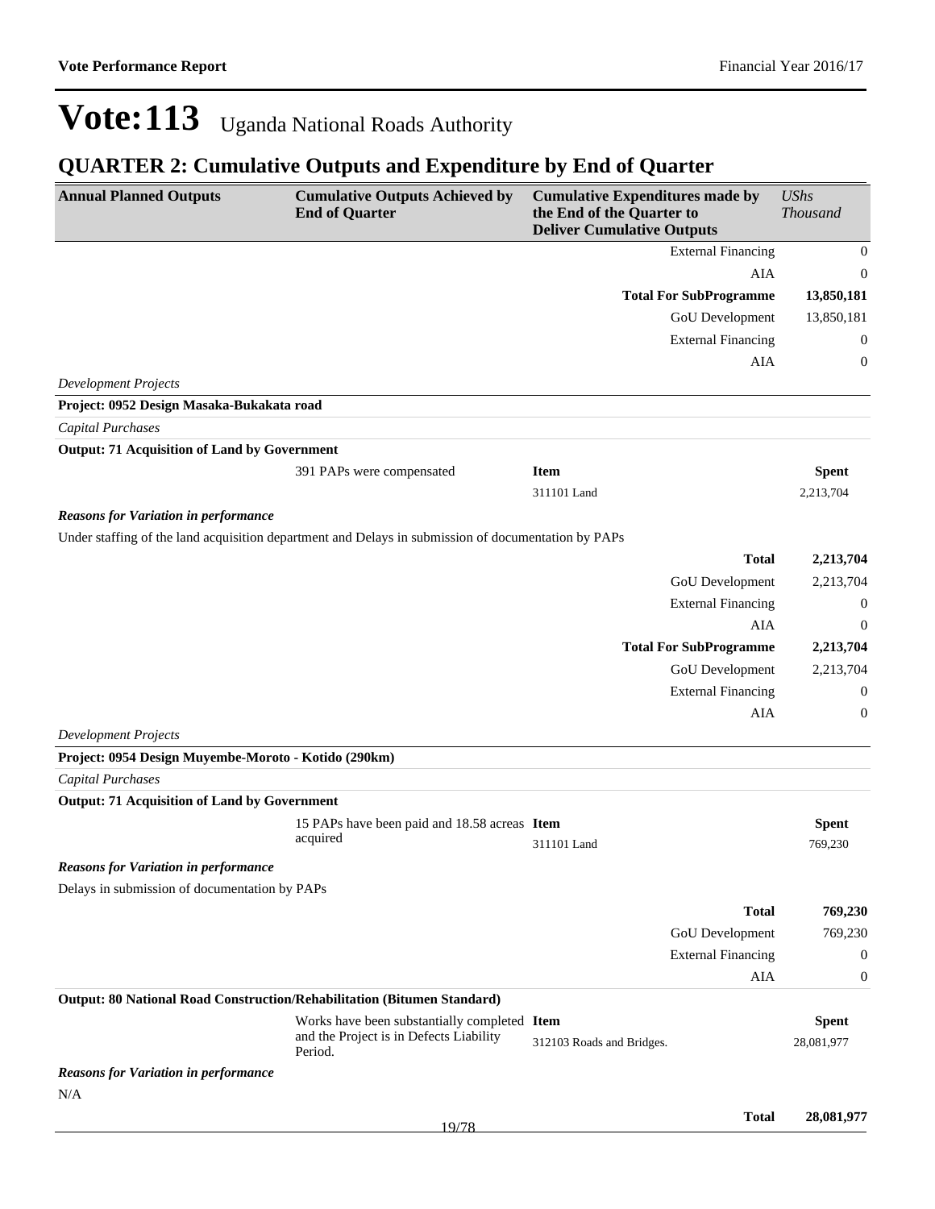# Vote:113 Uganda National Roads Authority

## QUARTER 2: Cumulative Outputs and Expenditure by End of Quarter

| Annual Planned Outputs | Cumulative Outputs Achieved by End of Quarter | Cumulative Expenditures made by the End of the Quarter to Deliver Cumulative Outputs | *UShs Thousand* |
|---|---|---|---|
| | | External Financing | 0 |
| | | AIA | 0 |
| | | **Total For SubProgramme** | **13,850,181** |
| | | GoU Development | 13,850,181 |
| | | External Financing | 0 |
| | | AIA | 0 |
| *Development Projects* | | | |
| **Project: 0952 Design Masaka-Bukakata road** | | | |
| *Capital Purchases* | | | |
| **Output: 71 Acquisition of Land by Government** | | | |
| | 391 PAPs were compensated | **Item** | **Spent** |
| | | 311101 Land | 2,213,704 |
| ***Reasons for Variation in performance*** | | | |
| Under staffing of the land acquisition department and Delays in submission of documentation by PAPs | | | |
| | | **Total** | **2,213,704** |
| | | GoU Development | 2,213,704 |
| | | External Financing | 0 |
| | | AIA | 0 |
| | | **Total For SubProgramme** | **2,213,704** |
| | | GoU Development | 2,213,704 |
| | | External Financing | 0 |
| | | AIA | 0 |
| *Development Projects* | | | |
| **Project: 0954 Design Muyembe-Moroto - Kotido (290km)** | | | |
| *Capital Purchases* | | | |
| **Output: 71 Acquisition of Land by Government** | | | |
| | 15 PAPs have been paid and 18.58 acreas acquired | **Item** | **Spent** |
| | | 311101 Land | 769,230 |
| ***Reasons for Variation in performance*** | | | |
| Delays in submission of documentation by PAPs | | | |
| | | **Total** | **769,230** |
| | | GoU Development | 769,230 |
| | | External Financing | 0 |
| | | AIA | 0 |
| **Output: 80 National Road Construction/Rehabilitation (Bitumen Standard)** | | | |
| | Works have been substantially completed and the Project is in Defects Liability Period. | **Item** | **Spent** |
| | | 312103 Roads and Bridges. | 28,081,977 |
| ***Reasons for Variation in performance*** | | | |
| N/A | | | |
| | | **Total** | **28,081,977** |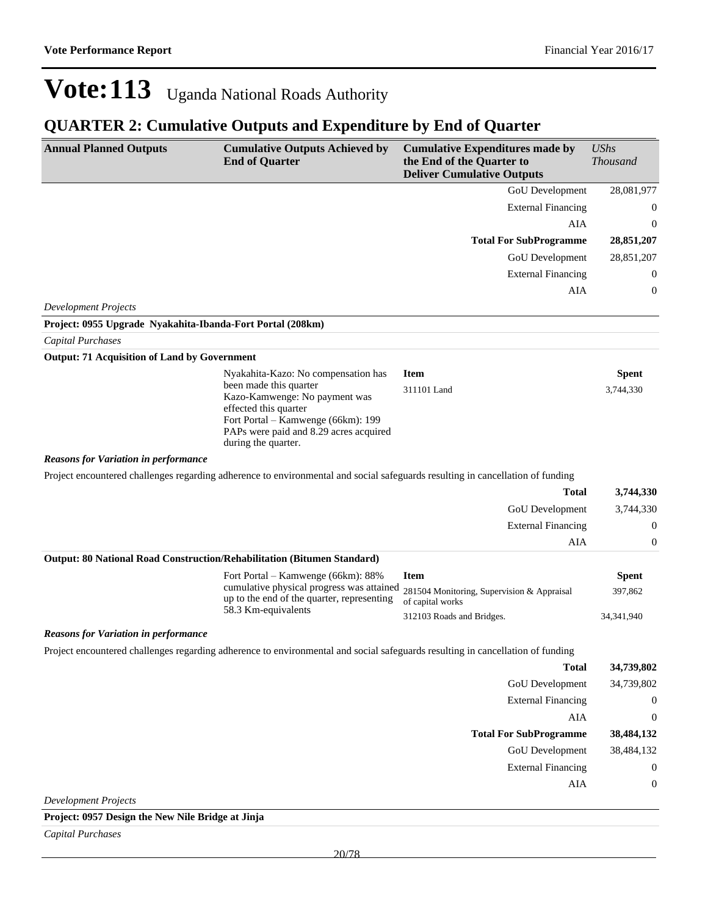## QUARTER 2: Cumulative Outputs and Expenditure by End of Quarter

| Annual Planned Outputs | Cumulative Outputs Achieved by End of Quarter | Cumulative Expenditures made by the End of the Quarter to Deliver Cumulative Outputs | *UShs Thousand* |
|---|---|---|---|
| | | GoU Development | 28,081,977 |
| | | External Financing | 0 |
| | | AIA | 0 |
| | | **Total For SubProgramme** | **28,851,207** |
| | | GoU Development | 28,851,207 |
| | | External Financing | 0 |
| | | AIA | 0 |

*Development Projects*

**Project: 0955 Upgrade Nyakahita-Ibanda-Fort Portal (208km)**

*Capital Purchases*

**Output: 71 Acquisition of Land by Government**

| Annual Planned Outputs | Cumulative Outputs Achieved by End of Quarter | Item | Spent |
|---|---|---|---|
| | Nyakahita-Kazo: No compensation has been made this quarter<br>Kazo-Kamwenge: No payment was effected this quarter<br>Fort Portal – Kamwenge (66km): 199 PAPs were paid and 8.29 acres acquired during the quarter. | 311101 Land | 3,744,330 |

***Reasons for Variation in performance***

Project encountered challenges regarding adherence to environmental and social safeguards resulting in cancellation of funding

| | |
|---|---|
| **Total** | **3,744,330** |
| GoU Development | 3,744,330 |
| External Financing | 0 |
| AIA | 0 |

**Output: 80 National Road Construction/Rehabilitation (Bitumen Standard)**

| Annual Planned Outputs | Cumulative Outputs Achieved by End of Quarter | Item | Spent |
|---|---|---|---|
| | Fort Portal – Kamwenge (66km): 88% cumulative physical progress was attained up to the end of the quarter, representing 58.3 Km-equivalents | 281504 Monitoring, Supervision & Appraisal of capital works | 397,862 |
| | | 312103 Roads and Bridges. | 34,341,940 |

***Reasons for Variation in performance***

Project encountered challenges regarding adherence to environmental and social safeguards resulting in cancellation of funding

| | |
|---|---|
| **Total** | **34,739,802** |
| GoU Development | 34,739,802 |
| External Financing | 0 |
| AIA | 0 |
| **Total For SubProgramme** | **38,484,132** |
| GoU Development | 38,484,132 |
| External Financing | 0 |
| AIA | 0 |

*Development Projects*

**Project: 0957 Design the New Nile Bridge at Jinja**

*Capital Purchases*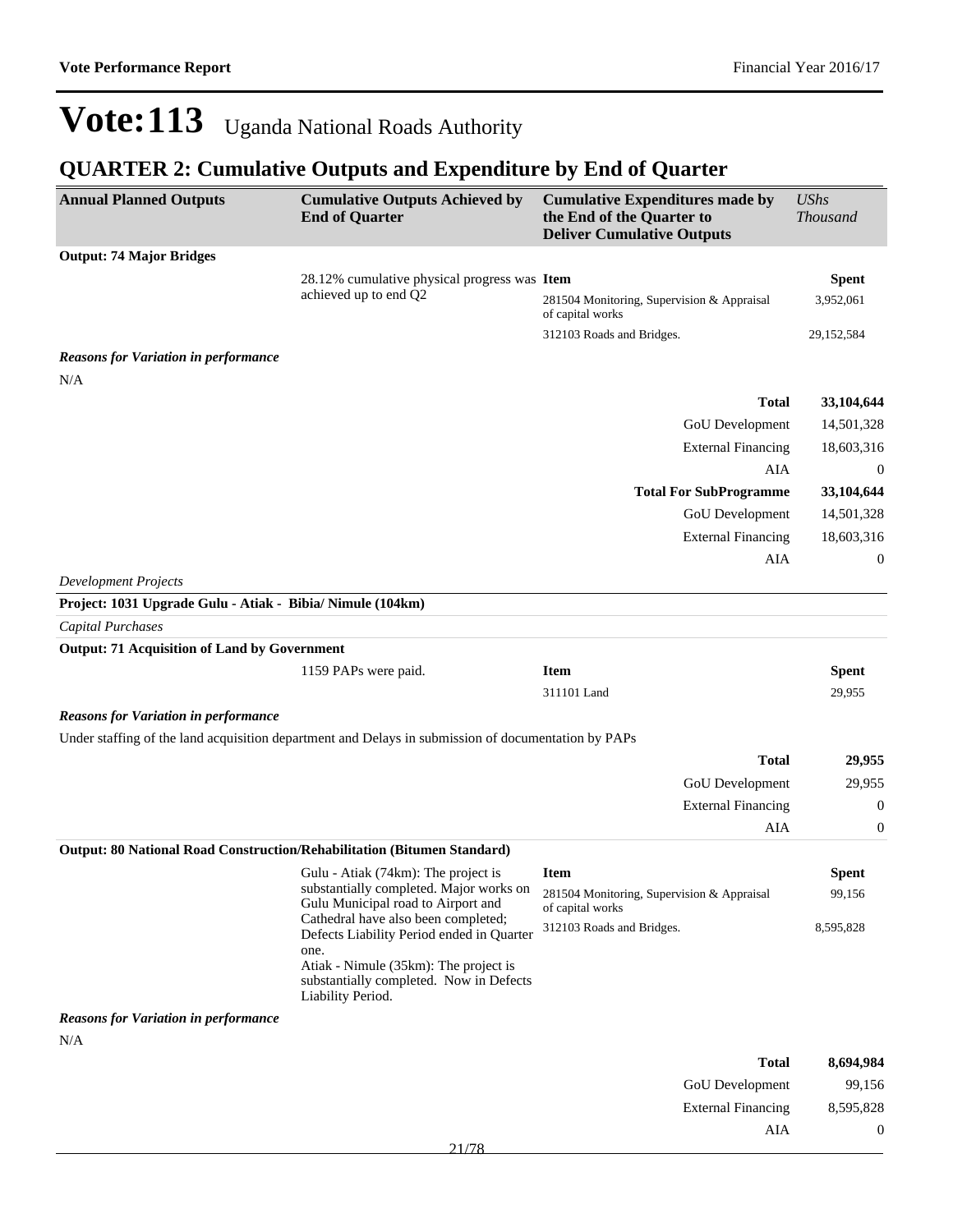# Vote:113 Uganda National Roads Authority

## QUARTER 2: Cumulative Outputs and Expenditure by End of Quarter

| Annual Planned Outputs | Cumulative Outputs Achieved by End of Quarter | Cumulative Expenditures made by the End of the Quarter to Deliver Cumulative Outputs | *UShs Thousand* |
|---|---|---|---|
| **Output: 74 Major Bridges** | | | |
| | 28.12% cumulative physical progress was achieved up to end Q2 | **Item** | **Spent** |
| | | 281504 Monitoring, Supervision & Appraisal of capital works | 3,952,061 |
| | | 312103 Roads and Bridges. | 29,152,584 |
| ***Reasons for Variation in performance*** | | | |
| N/A | | | |
| | | **Total** | **33,104,644** |
| | | GoU Development | 14,501,328 |
| | | External Financing | 18,603,316 |
| | | AIA | 0 |
| | | **Total For SubProgramme** | **33,104,644** |
| | | GoU Development | 14,501,328 |
| | | External Financing | 18,603,316 |
| | | AIA | 0 |
| *Development Projects* | | | |
| **Project: 1031 Upgrade Gulu - Atiak - Bibia/ Nimule (104km)** | | | |
| *Capital Purchases* | | | |
| **Output: 71 Acquisition of Land by Government** | | | |
| | 1159 PAPs were paid. | **Item** | **Spent** |
| | | 311101 Land | 29,955 |
| ***Reasons for Variation in performance*** | | | |
| Under staffing of the land acquisition department and Delays in submission of documentation by PAPs | | | |
| | | **Total** | **29,955** |
| | | GoU Development | 29,955 |
| | | External Financing | 0 |
| | | AIA | 0 |
| **Output: 80 National Road Construction/Rehabilitation (Bitumen Standard)** | | | |
| | Gulu - Atiak (74km): The project is substantially completed. Major works on Gulu Municipal road to Airport and Cathedral have also been completed; Defects Liability Period ended in Quarter one.<br>Atiak - Nimule (35km): The project is substantially completed. Now in Defects Liability Period. | **Item** | **Spent** |
| | | 281504 Monitoring, Supervision & Appraisal of capital works | 99,156 |
| | | 312103 Roads and Bridges. | 8,595,828 |
| ***Reasons for Variation in performance*** | | | |
| N/A | | | |
| | | **Total** | **8,694,984** |
| | | GoU Development | 99,156 |
| | | External Financing | 8,595,828 |
| | | AIA | 0 |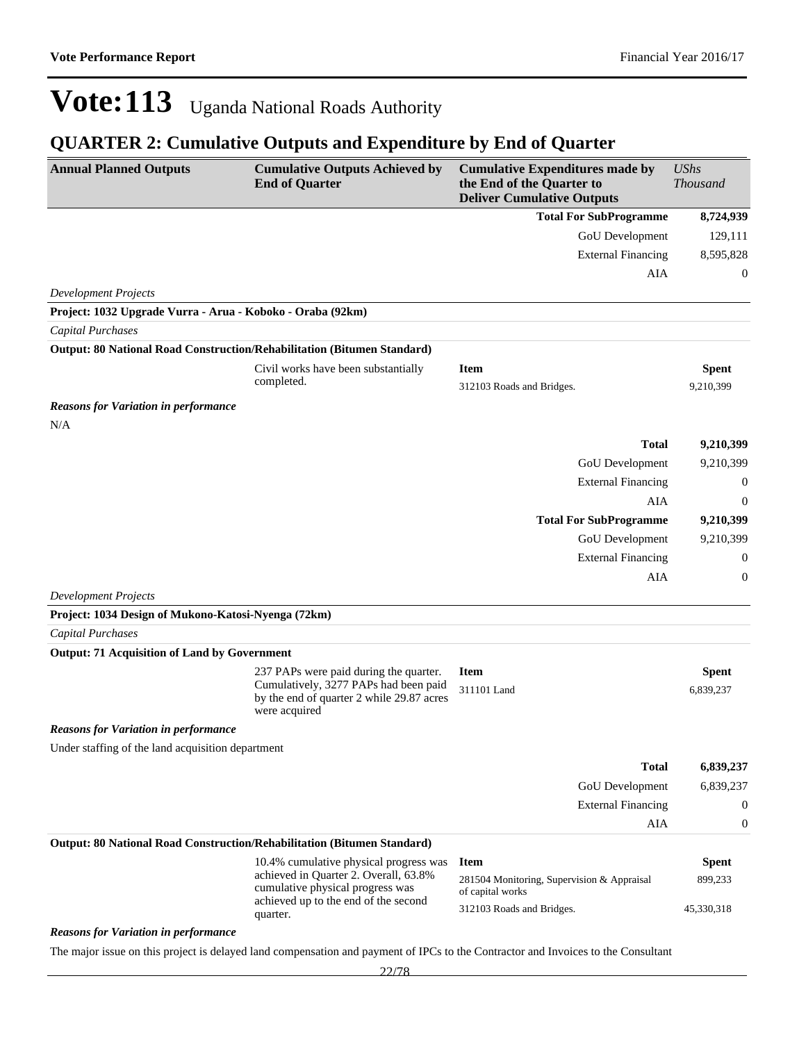# Vote:113 Uganda National Roads Authority

## QUARTER 2: Cumulative Outputs and Expenditure by End of Quarter

| Annual Planned Outputs | Cumulative Outputs Achieved by End of Quarter | Cumulative Expenditures made by the End of the Quarter to Deliver Cumulative Outputs | *UShs Thousand* |
|---|---|---|---|
| | | **Total For SubProgramme** | **8,724,939** |
| | | GoU Development | 129,111 |
| | | External Financing | 8,595,828 |
| | | AIA | 0 |

*Development Projects*

**Project: 1032 Upgrade Vurra - Arua - Koboko - Oraba (92km)**

*Capital Purchases*

**Output: 80 National Road Construction/Rehabilitation (Bitumen Standard)**

| | | | |
|---|---|---|---|
| | Civil works have been substantially completed. | **Item** | **Spent** |
| | | 312103 Roads and Bridges. | 9,210,399 |

***Reasons for Variation in performance***

N/A

| | | | |
|---|---|---|---|
| | | **Total** | **9,210,399** |
| | | GoU Development | 9,210,399 |
| | | External Financing | 0 |
| | | AIA | 0 |
| | | **Total For SubProgramme** | **9,210,399** |
| | | GoU Development | 9,210,399 |
| | | External Financing | 0 |
| | | AIA | 0 |

*Development Projects*

**Project: 1034 Design of Mukono-Katosi-Nyenga (72km)**

*Capital Purchases*

**Output: 71 Acquisition of Land by Government**

| | | | |
|---|---|---|---|
| | 237 PAPs were paid during the quarter. Cumulatively, 3277 PAPs had been paid by the end of quarter 2 while 29.87 acres were acquired | **Item** | **Spent** |
| | | 311101 Land | 6,839,237 |

***Reasons for Variation in performance***

Under staffing of the land acquisition department

| | | | |
|---|---|---|---|
| | | **Total** | **6,839,237** |
| | | GoU Development | 6,839,237 |
| | | External Financing | 0 |
| | | AIA | 0 |

**Output: 80 National Road Construction/Rehabilitation (Bitumen Standard)**

| | | | |
|---|---|---|---|
| | 10.4% cumulative physical progress was achieved in Quarter 2. Overall, 63.8% cumulative physical progress was achieved up to the end of the second quarter. | **Item** | **Spent** |
| | | 281504 Monitoring, Supervision & Appraisal of capital works | 899,233 |
| | | 312103 Roads and Bridges. | 45,330,318 |

***Reasons for Variation in performance***

The major issue on this project is delayed land compensation and payment of IPCs to the Contractor and Invoices to the Consultant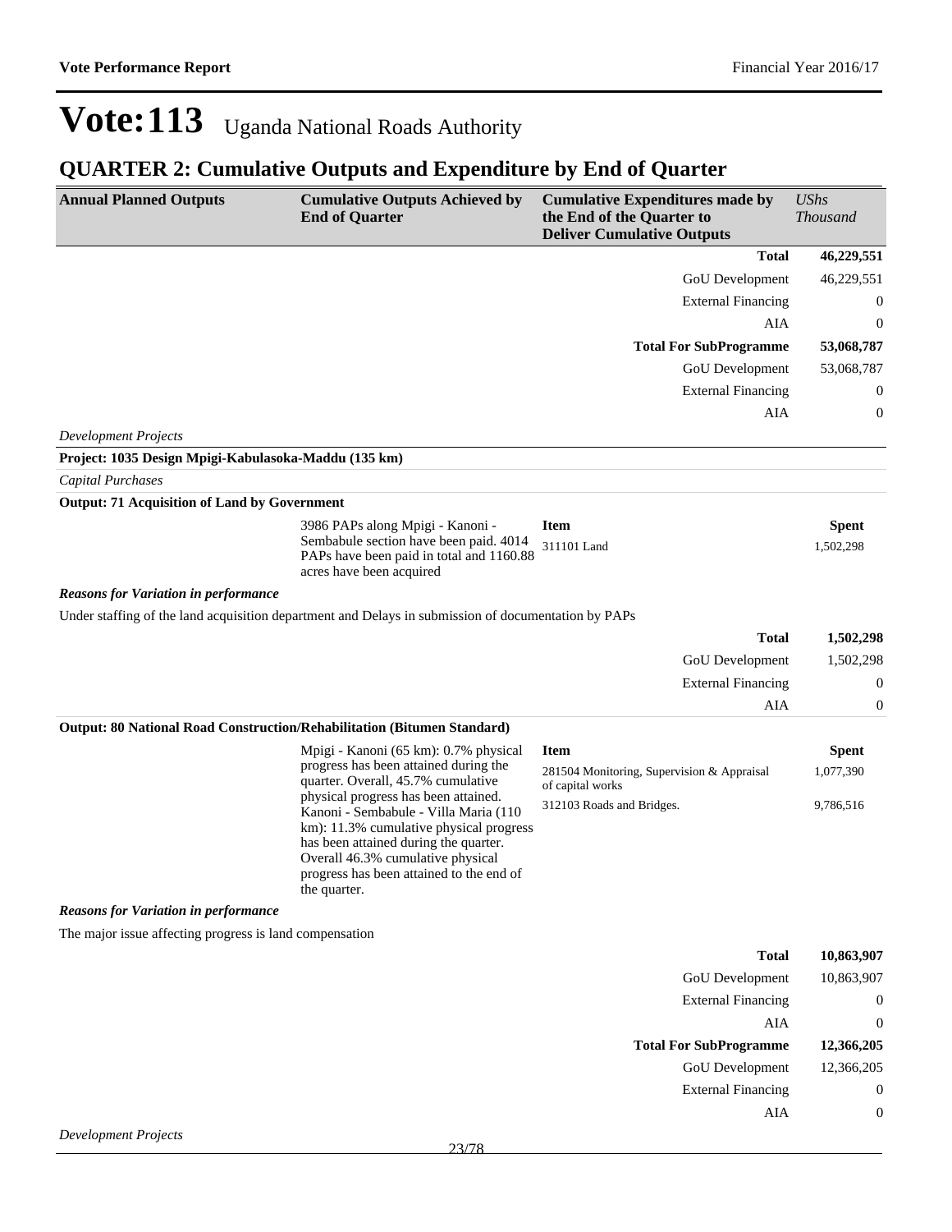# Vote:113 Uganda National Roads Authority

## QUARTER 2: Cumulative Outputs and Expenditure by End of Quarter

| Annual Planned Outputs | Cumulative Outputs Achieved by End of Quarter | Cumulative Expenditures made by the End of the Quarter to Deliver Cumulative Outputs | *UShs Thousand* |
|---|---|---|---|
| | | **Total** | **46,229,551** |
| | | GoU Development | 46,229,551 |
| | | External Financing | 0 |
| | | AIA | 0 |
| | | **Total For SubProgramme** | **53,068,787** |
| | | GoU Development | 53,068,787 |
| | | External Financing | 0 |
| | | AIA | 0 |

*Development Projects*

**Project: 1035 Design Mpigi-Kabulasoka-Maddu (135 km)**

*Capital Purchases*

**Output: 71 Acquisition of Land by Government**

| | Cumulative Outputs Achieved | Item | Spent |
|---|---|---|---|
| | 3986 PAPs along Mpigi - Kanoni - Sembabule section have been paid. 4014 PAPs have been paid in total and 1160.88 acres have been acquired | 311101 Land | 1,502,298 |

***Reasons for Variation in performance***

Under staffing of the land acquisition department and Delays in submission of documentation by PAPs

| | |
|---|---|
| **Total** | **1,502,298** |
| GoU Development | 1,502,298 |
| External Financing | 0 |
| AIA | 0 |

**Output: 80 National Road Construction/Rehabilitation (Bitumen Standard)**

| | Cumulative Outputs Achieved | Item | Spent |
|---|---|---|---|
| | Mpigi - Kanoni (65 km): 0.7% physical progress has been attained during the quarter. Overall, 45.7% cumulative physical progress has been attained. Kanoni - Sembabule - Villa Maria (110 km): 11.3% cumulative physical progress has been attained during the quarter. Overall 46.3% cumulative physical progress has been attained to the end of the quarter. | 281504 Monitoring, Supervision & Appraisal of capital works | 1,077,390 |
| | | 312103 Roads and Bridges. | 9,786,516 |

***Reasons for Variation in performance***

The major issue affecting progress is land compensation

| | |
|---|---|
| **Total** | **10,863,907** |
| GoU Development | 10,863,907 |
| External Financing | 0 |
| AIA | 0 |
| **Total For SubProgramme** | **12,366,205** |
| GoU Development | 12,366,205 |
| External Financing | 0 |
| AIA | 0 |

*Development Projects*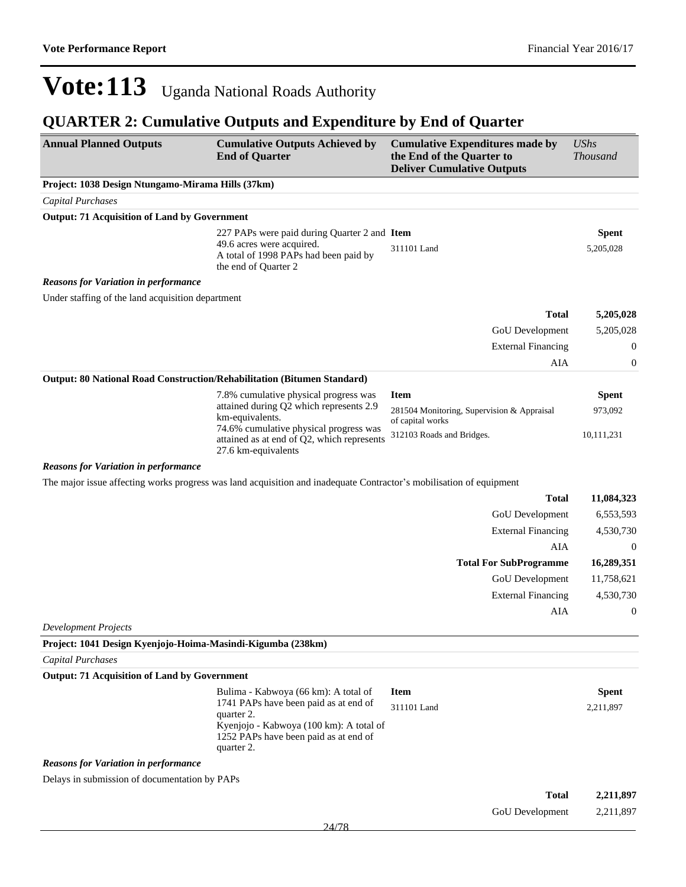# Vote:113 Uganda National Roads Authority

## QUARTER 2: Cumulative Outputs and Expenditure by End of Quarter

| Annual Planned Outputs | Cumulative Outputs Achieved by End of Quarter | Cumulative Expenditures made by the End of the Quarter to Deliver Cumulative Outputs | *UShs Thousand* |
|---|---|---|---|
| **Project: 1038 Design Ntungamo-Mirama Hills (37km)** | | | |
| *Capital Purchases* | | | |
| **Output: 71 Acquisition of Land by Government** | | | |
| | 227 PAPs were paid during Quarter 2 and 49.6 acres were acquired.<br>A total of 1998 PAPs had been paid by the end of Quarter 2 | **Item** | **Spent** |
| | | 311101 Land | 5,205,028 |
| ***Reasons for Variation in performance*** | | | |
| Under staffing of the land acquisition department | | | |
| | | **Total** | **5,205,028** |
| | | GoU Development | 5,205,028 |
| | | External Financing | 0 |
| | | AIA | 0 |
| **Output: 80 National Road Construction/Rehabilitation (Bitumen Standard)** | | | |
| | 7.8% cumulative physical progress was attained during Q2 which represents 2.9 km-equivalents.<br>74.6% cumulative physical progress was attained as at end of Q2, which represents 27.6 km-equivalents | **Item** | **Spent** |
| | | 281504 Monitoring, Supervision & Appraisal of capital works | 973,092 |
| | | 312103 Roads and Bridges. | 10,111,231 |
| ***Reasons for Variation in performance*** | | | |
| The major issue affecting works progress was land acquisition and inadequate Contractor's mobilisation of equipment | | | |
| | | **Total** | **11,084,323** |
| | | GoU Development | 6,553,593 |
| | | External Financing | 4,530,730 |
| | | AIA | 0 |
| | | **Total For SubProgramme** | **16,289,351** |
| | | GoU Development | 11,758,621 |
| | | External Financing | 4,530,730 |
| | | AIA | 0 |
| *Development Projects* | | | |
| **Project: 1041 Design Kyenjojo-Hoima-Masindi-Kigumba (238km)** | | | |
| *Capital Purchases* | | | |
| **Output: 71 Acquisition of Land by Government** | | | |
| | Bulima - Kabwoya (66 km): A total of 1741 PAPs have been paid as at end of quarter 2.<br>Kyenjojo - Kabwoya (100 km): A total of 1252 PAPs have been paid as at end of quarter 2. | **Item** | **Spent** |
| | | 311101 Land | 2,211,897 |
| ***Reasons for Variation in performance*** | | | |
| Delays in submission of documentation by PAPs | | | |
| | | **Total** | **2,211,897** |
| | | GoU Development | 2,211,897 |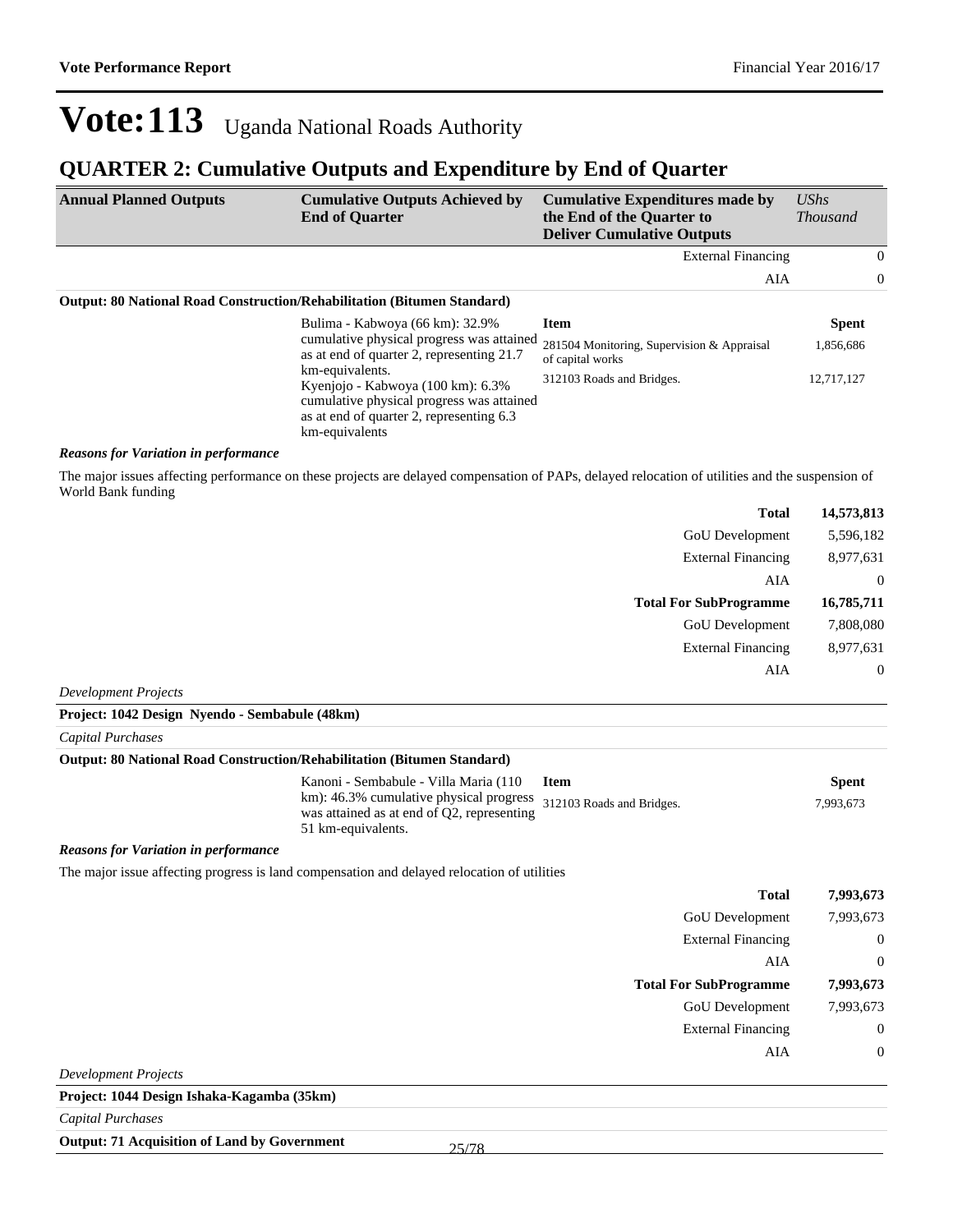# Vote:113 Uganda National Roads Authority

## QUARTER 2: Cumulative Outputs and Expenditure by End of Quarter

| Annual Planned Outputs | Cumulative Outputs Achieved by End of Quarter | Cumulative Expenditures made by the End of the Quarter to Deliver Cumulative Outputs | *UShs Thousand* |
|---|---|---|---|
| | | External Financing | 0 |
| | | AIA | 0 |

**Output: 80 National Road Construction/Rehabilitation (Bitumen Standard)**

| | Cumulative Outputs Achieved | Item | Spent |
|---|---|---|---|
| | Bulima - Kabwoya (66 km): 32.9% cumulative physical progress was attained as at end of quarter 2, representing 21.7 km-equivalents.<br>Kyenjojo - Kabwoya (100 km): 6.3% cumulative physical progress was attained as at end of quarter 2, representing 6.3 km-equivalents | 281504 Monitoring, Supervision & Appraisal of capital works | 1,856,686 |
| | | 312103 Roads and Bridges. | 12,717,127 |

***Reasons for Variation in performance***

The major issues affecting performance on these projects are delayed compensation of PAPs, delayed relocation of utilities and the suspension of World Bank funding

| | |
|---|---|
| **Total** | **14,573,813** |
| GoU Development | 5,596,182 |
| External Financing | 8,977,631 |
| AIA | 0 |
| **Total For SubProgramme** | **16,785,711** |
| GoU Development | 7,808,080 |
| External Financing | 8,977,631 |
| AIA | 0 |

*Development Projects*

**Project: 1042 Design Nyendo - Sembabule (48km)**

*Capital Purchases*

**Output: 80 National Road Construction/Rehabilitation (Bitumen Standard)**

| | Cumulative Outputs Achieved | Item | Spent |
|---|---|---|---|
| | Kanoni - Sembabule - Villa Maria (110 km): 46.3% cumulative physical progress was attained as at end of Q2, representing 51 km-equivalents. | 312103 Roads and Bridges. | 7,993,673 |

***Reasons for Variation in performance***

The major issue affecting progress is land compensation and delayed relocation of utilities

| | |
|---|---|
| **Total** | **7,993,673** |
| GoU Development | 7,993,673 |
| External Financing | 0 |
| AIA | 0 |
| **Total For SubProgramme** | **7,993,673** |
| GoU Development | 7,993,673 |
| External Financing | 0 |
| AIA | 0 |

*Development Projects*

**Project: 1044 Design Ishaka-Kagamba (35km)**

*Capital Purchases*

**Output: 71 Acquisition of Land by Government**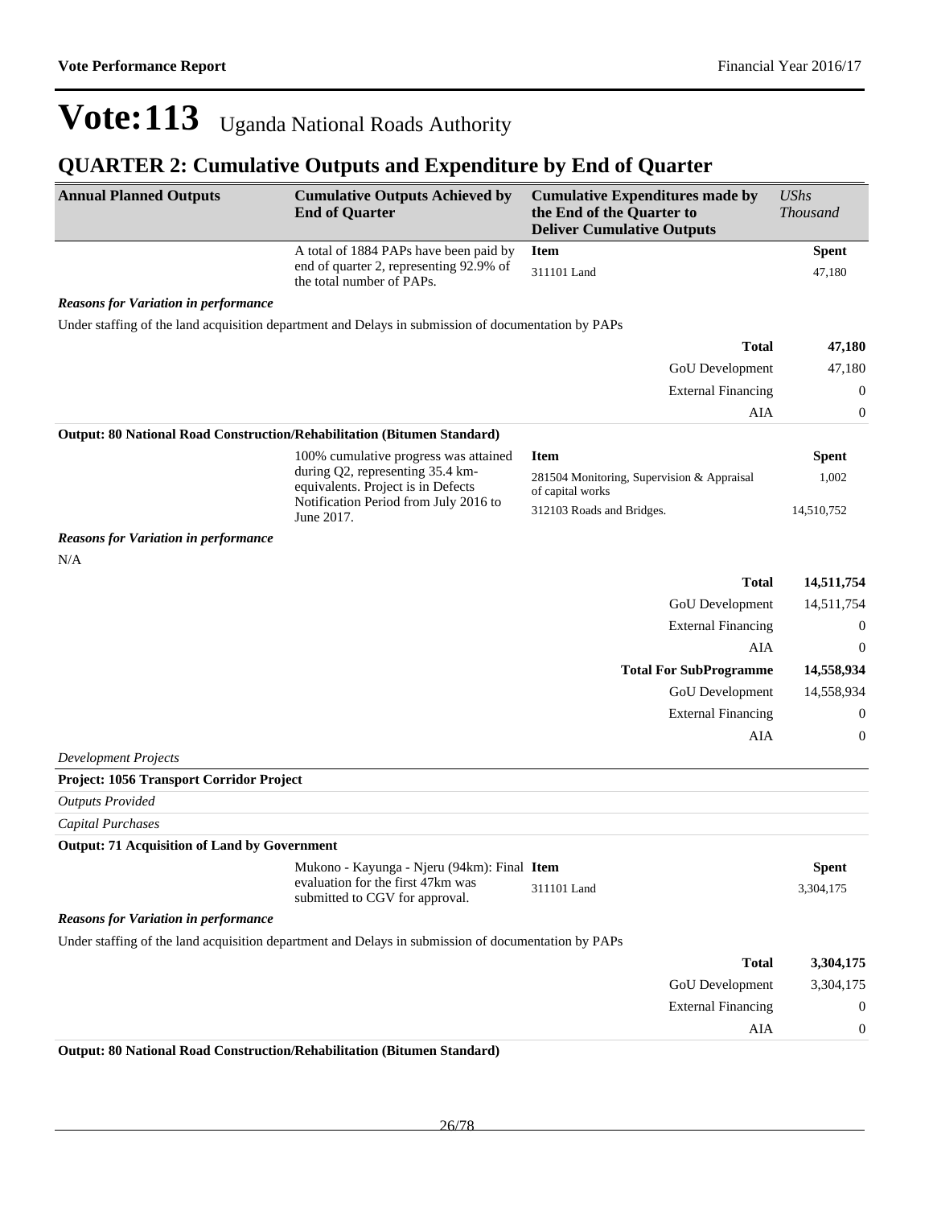# Vote:113 Uganda National Roads Authority

## QUARTER 2: Cumulative Outputs and Expenditure by End of Quarter

| Annual Planned Outputs | Cumulative Outputs Achieved by End of Quarter | Cumulative Expenditures made by the End of the Quarter to Deliver Cumulative Outputs | *UShs Thousand* |
|---|---|---|---|
| | A total of 1884 PAPs have been paid by end of quarter 2, representing 92.9% of the total number of PAPs. | **Item** | **Spent** |
| | | 311101 Land | 47,180 |

***Reasons for Variation in performance***

Under staffing of the land acquisition department and Delays in submission of documentation by PAPs

| | |
|---|---|
| **Total** | **47,180** |
| GoU Development | 47,180 |
| External Financing | 0 |
| AIA | 0 |

**Output: 80 National Road Construction/Rehabilitation (Bitumen Standard)**

| Annual Planned Outputs | Cumulative Outputs Achieved by End of Quarter | Item | Spent |
|---|---|---|---|
| | 100% cumulative progress was attained during Q2, representing 35.4 km-equivalents. Project is in Defects Notification Period from July 2016 to June 2017. | 281504 Monitoring, Supervision & Appraisal of capital works | 1,002 |
| | | 312103 Roads and Bridges. | 14,510,752 |

***Reasons for Variation in performance***

N/A

| | |
|---|---|
| **Total** | **14,511,754** |
| GoU Development | 14,511,754 |
| External Financing | 0 |
| AIA | 0 |
| **Total For SubProgramme** | **14,558,934** |
| GoU Development | 14,558,934 |
| External Financing | 0 |
| AIA | 0 |

*Development Projects*

**Project: 1056 Transport Corridor Project**

*Outputs Provided*

*Capital Purchases*

**Output: 71 Acquisition of Land by Government**

| Annual Planned Outputs | Cumulative Outputs Achieved by End of Quarter | Item | Spent |
|---|---|---|---|
| | Mukono - Kayunga - Njeru (94km): Final evaluation for the first 47km was submitted to CGV for approval. | 311101 Land | 3,304,175 |

***Reasons for Variation in performance***

Under staffing of the land acquisition department and Delays in submission of documentation by PAPs

| | |
|---|---|
| **Total** | **3,304,175** |
| GoU Development | 3,304,175 |
| External Financing | 0 |
| AIA | 0 |

**Output: 80 National Road Construction/Rehabilitation (Bitumen Standard)**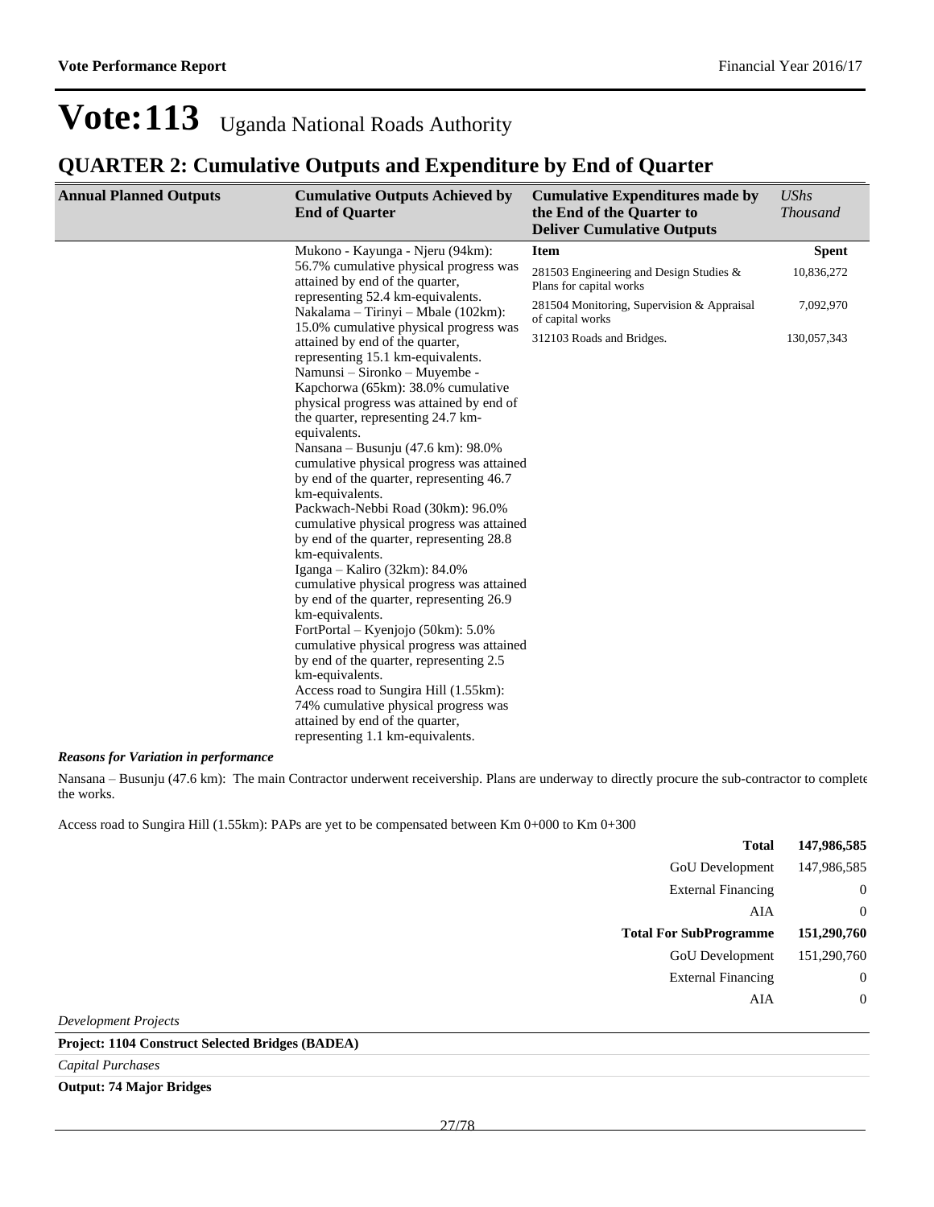# Vote:113 Uganda National Roads Authority

## QUARTER 2: Cumulative Outputs and Expenditure by End of Quarter

| Annual Planned Outputs | Cumulative Outputs Achieved by End of Quarter | Cumulative Expenditures made by the End of the Quarter to Deliver Cumulative Outputs | *UShs Thousand* |
|---|---|---|---|
| | Mukono - Kayunga - Njeru (94km): 56.7% cumulative physical progress was attained by end of the quarter, representing 52.4 km-equivalents.<br>Nakalama – Tirinyi – Mbale (102km): 15.0% cumulative physical progress was attained by end of the quarter, representing 15.1 km-equivalents.<br>Namunsi – Sironko – Muyembe - Kapchorwa (65km): 38.0% cumulative physical progress was attained by end of the quarter, representing 24.7 km-equivalents.<br>Nansana – Busunju (47.6 km): 98.0% cumulative physical progress was attained by end of the quarter, representing 46.7 km-equivalents.<br>Packwach-Nebbi Road (30km): 96.0% cumulative physical progress was attained by end of the quarter, representing 28.8 km-equivalents.<br>Iganga – Kaliro (32km): 84.0% cumulative physical progress was attained by end of the quarter, representing 26.9 km-equivalents.<br>FortPortal – Kyenjojo (50km): 5.0% cumulative physical progress was attained by end of the quarter, representing 2.5 km-equivalents.<br>Access road to Sungira Hill (1.55km): 74% cumulative physical progress was attained by end of the quarter, representing 1.1 km-equivalents. | **Item** | **Spent** |
| | | 281503 Engineering and Design Studies & Plans for capital works | 10,836,272 |
| | | 281504 Monitoring, Supervision & Appraisal of capital works | 7,092,970 |
| | | 312103 Roads and Bridges. | 130,057,343 |

***Reasons for Variation in performance***

Nansana – Busunju (47.6 km): The main Contractor underwent receivership. Plans are underway to directly procure the sub-contractor to complete the works.

Access road to Sungira Hill (1.55km): PAPs are yet to be compensated between Km 0+000 to Km 0+300

| | |
|---|---|
| **Total** | **147,986,585** |
| GoU Development | 147,986,585 |
| External Financing | 0 |
| AIA | 0 |
| **Total For SubProgramme** | **151,290,760** |
| GoU Development | 151,290,760 |
| External Financing | 0 |
| AIA | 0 |

*Development Projects*

**Project: 1104 Construct Selected Bridges (BADEA)**

*Capital Purchases*

**Output: 74 Major Bridges**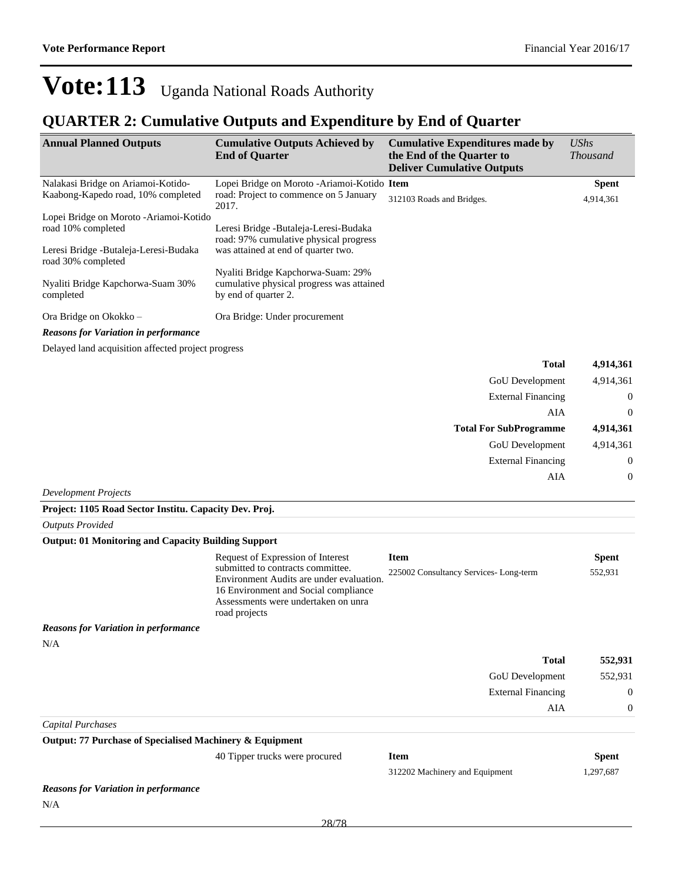# Vote:113 Uganda National Roads Authority

## QUARTER 2: Cumulative Outputs and Expenditure by End of Quarter

| Annual Planned Outputs | Cumulative Outputs Achieved by End of Quarter | Cumulative Expenditures made by the End of the Quarter to Deliver Cumulative Outputs | UShs Thousand |
|---|---|---|---|
| Nalakasi Bridge on Ariamoi-Kotido-Kaabong-Kapedo road, 10% completed<br><br>Lopei Bridge on Moroto -Ariamoi-Kotido road 10% completed<br><br>Leresi Bridge -Butaleja-Leresi-Budaka road 30% completed<br><br>Nyaliti Bridge Kapchorwa-Suam 30% completed<br><br>Ora Bridge on Okokko – | Lopei Bridge on Moroto -Ariamoi-Kotido road: Project to commence on 5 January 2017.<br><br>Leresi Bridge -Butaleja-Leresi-Budaka road: 97% cumulative physical progress was attained at end of quarter two.<br><br>Nyaliti Bridge Kapchorwa-Suam: 29% cumulative physical progress was attained by end of quarter 2.<br><br>Ora Bridge: Under procurement | **Item**<br>312103 Roads and Bridges. | **Spent**<br>4,914,361 |

***Reasons for Variation in performance***

Delayed land acquisition affected project progress

| | |
|---|---|
| **Total** | **4,914,361** |
| GoU Development | 4,914,361 |
| External Financing | 0 |
| AIA | 0 |
| **Total For SubProgramme** | **4,914,361** |
| GoU Development | 4,914,361 |
| External Financing | 0 |
| AIA | 0 |

*Development Projects*

**Project: 1105 Road Sector Institu. Capacity Dev. Proj.**

*Outputs Provided*

**Output: 01 Monitoring and Capacity Building Support**

| Annual Planned Outputs | Cumulative Outputs Achieved by End of Quarter | Item | Spent |
|---|---|---|---|
| | Request of Expression of Interest submitted to contracts committee. Environment Audits are under evaluation. 16 Environment and Social compliance Assessments were undertaken on unra road projects | 225002 Consultancy Services- Long-term | 552,931 |

***Reasons for Variation in performance***

N/A

| | |
|---|---|
| **Total** | **552,931** |
| GoU Development | 552,931 |
| External Financing | 0 |
| AIA | 0 |

*Capital Purchases*

**Output: 77 Purchase of Specialised Machinery & Equipment**

| Annual Planned Outputs | Cumulative Outputs Achieved by End of Quarter | Item | Spent |
|---|---|---|---|
| | 40 Tipper trucks were procured | 312202 Machinery and Equipment | 1,297,687 |

***Reasons for Variation in performance***

N/A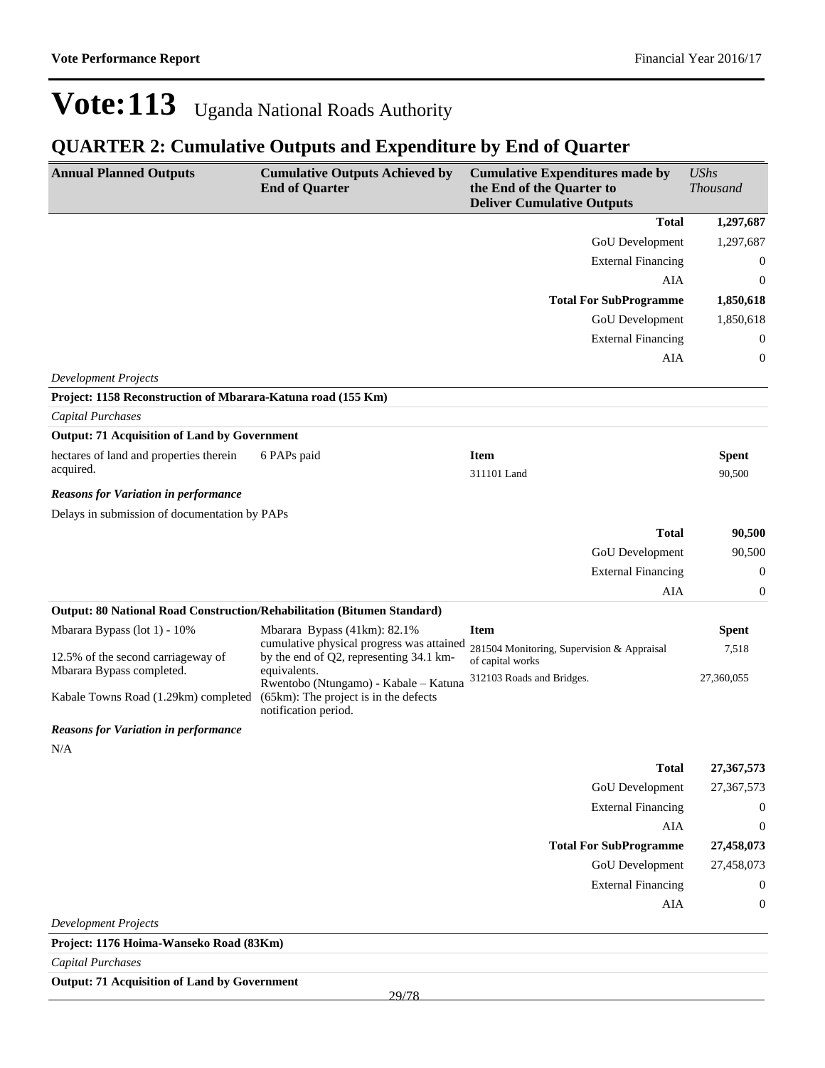# Vote:113 Uganda National Roads Authority

## QUARTER 2: Cumulative Outputs and Expenditure by End of Quarter

| Annual Planned Outputs | Cumulative Outputs Achieved by End of Quarter | Cumulative Expenditures made by the End of the Quarter to Deliver Cumulative Outputs | *UShs Thousand* |
|---|---|---|---|
| | | **Total** | **1,297,687** |
| | | GoU Development | 1,297,687 |
| | | External Financing | 0 |
| | | AIA | 0 |
| | | **Total For SubProgramme** | **1,850,618** |
| | | GoU Development | 1,850,618 |
| | | External Financing | 0 |
| | | AIA | 0 |

*Development Projects*

**Project: 1158 Reconstruction of Mbarara-Katuna road (155 Km)**

*Capital Purchases*

**Output: 71 Acquisition of Land by Government**

| Annual Planned Outputs | Cumulative Outputs Achieved by End of Quarter | Item | Spent |
|---|---|---|---|
| hectares of land and properties therein acquired. | 6 PAPs paid | 311101 Land | 90,500 |

***Reasons for Variation in performance***

Delays in submission of documentation by PAPs

| | |
|---|---|
| **Total** | **90,500** |
| GoU Development | 90,500 |
| External Financing | 0 |
| AIA | 0 |

**Output: 80 National Road Construction/Rehabilitation (Bitumen Standard)**

| Annual Planned Outputs | Cumulative Outputs Achieved by End of Quarter | Item | Spent |
|---|---|---|---|
| Mbarara Bypass (lot 1) - 10%<br><br>12.5% of the second carriageway of Mbarara Bypass completed.<br><br>Kabale Towns Road (1.29km) completed | Mbarara Bypass (41km): 82.1% cumulative physical progress was attained by the end of Q2, representing 34.1 km-equivalents.<br>Rwentobo (Ntungamo) - Kabale – Katuna (65km): The project is in the defects notification period. | 281504 Monitoring, Supervision & Appraisal of capital works | 7,518 |
| | | 312103 Roads and Bridges. | 27,360,055 |

***Reasons for Variation in performance***

N/A

| | |
|---|---|
| **Total** | **27,367,573** |
| GoU Development | 27,367,573 |
| External Financing | 0 |
| AIA | 0 |
| **Total For SubProgramme** | **27,458,073** |
| GoU Development | 27,458,073 |
| External Financing | 0 |
| AIA | 0 |

*Development Projects*

**Project: 1176 Hoima-Wanseko Road (83Km)**

*Capital Purchases*

**Output: 71 Acquisition of Land by Government**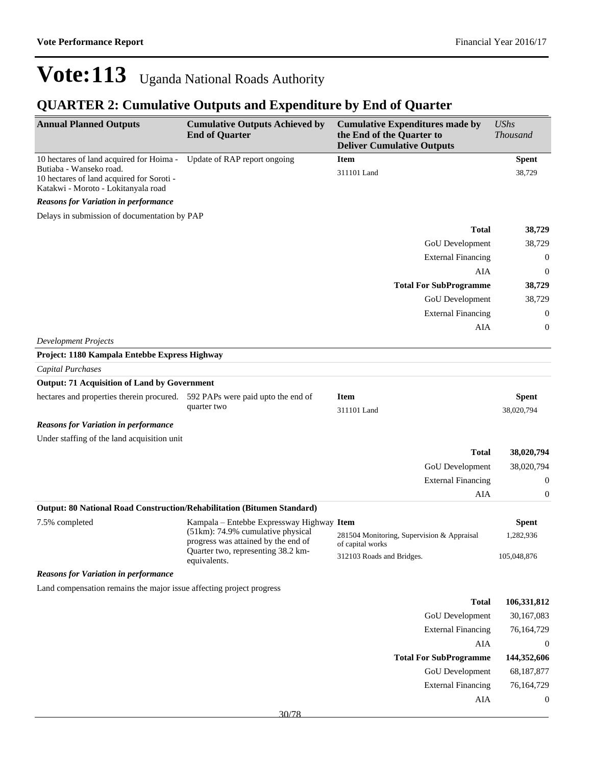# Vote:113 Uganda National Roads Authority

## QUARTER 2: Cumulative Outputs and Expenditure by End of Quarter

| Annual Planned Outputs | Cumulative Outputs Achieved by End of Quarter | Cumulative Expenditures made by the End of the Quarter to Deliver Cumulative Outputs | *UShs Thousand* |
|---|---|---|---|
| 10 hectares of land acquired for Hoima - Butiaba - Wanseko road.<br>10 hectares of land acquired for Soroti - Katakwi - Moroto - Lokitanyala road | Update of RAP report ongoing | **Item** | **Spent** |
| | | 311101 Land | 38,729 |

***Reasons for Variation in performance***

Delays in submission of documentation by PAP

| | |
|---|---|
| **Total** | **38,729** |
| GoU Development | 38,729 |
| External Financing | 0 |
| AIA | 0 |
| **Total For SubProgramme** | **38,729** |
| GoU Development | 38,729 |
| External Financing | 0 |
| AIA | 0 |

*Development Projects*

**Project: 1180 Kampala Entebbe Express Highway**

*Capital Purchases*

**Output: 71 Acquisition of Land by Government**

| Annual Planned Outputs | Cumulative Outputs Achieved by End of Quarter | Item | Spent |
|---|---|---|---|
| hectares and properties therein procured. | 592 PAPs were paid upto the end of quarter two | **Item** | **Spent** |
| | | 311101 Land | 38,020,794 |

***Reasons for Variation in performance***

Under staffing of the land acquisition unit

| | |
|---|---|
| **Total** | **38,020,794** |
| GoU Development | 38,020,794 |
| External Financing | 0 |
| AIA | 0 |

**Output: 80 National Road Construction/Rehabilitation (Bitumen Standard)**

| Annual Planned Outputs | Cumulative Outputs Achieved by End of Quarter | Item | Spent |
|---|---|---|---|
| 7.5% completed | Kampala – Entebbe Expressway Highway (51km): 74.9% cumulative physical progress was attained by the end of Quarter two, representing 38.2 km-equivalents. | **Item** | **Spent** |
| | | 281504 Monitoring, Supervision & Appraisal of capital works | 1,282,936 |
| | | 312103 Roads and Bridges. | 105,048,876 |

***Reasons for Variation in performance***

Land compensation remains the major issue affecting project progress

| | |
|---|---|
| **Total** | **106,331,812** |
| GoU Development | 30,167,083 |
| External Financing | 76,164,729 |
| AIA | 0 |
| **Total For SubProgramme** | **144,352,606** |
| GoU Development | 68,187,877 |
| External Financing | 76,164,729 |
| AIA | 0 |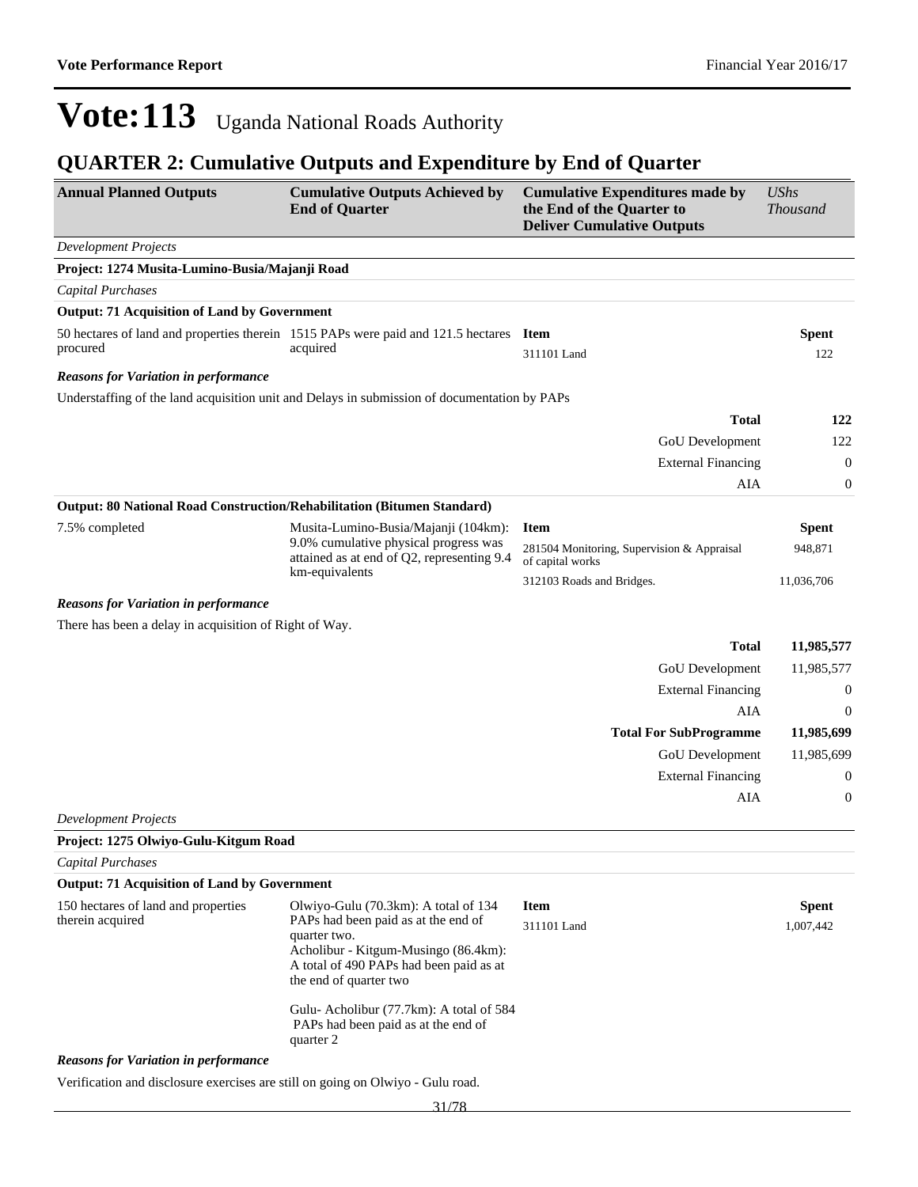# Vote:113 Uganda National Roads Authority

## QUARTER 2: Cumulative Outputs and Expenditure by End of Quarter

| Annual Planned Outputs | Cumulative Outputs Achieved by End of Quarter | Cumulative Expenditures made by the End of the Quarter to Deliver Cumulative Outputs | *UShs Thousand* |
|---|---|---|---|
| *Development Projects* | | | |
| **Project: 1274 Musita-Lumino-Busia/Majanji Road** | | | |
| *Capital Purchases* | | | |
| **Output: 71 Acquisition of Land by Government** | | | |
| 50 hectares of land and properties therein procured | 1515 PAPs were paid and 121.5 hectares acquired | **Item** | **Spent** |
| | | 311101 Land | 122 |
| ***Reasons for Variation in performance*** | | | |
| Understaffing of the land acquisition unit and Delays in submission of documentation by PAPs | | | |
| | | **Total** | **122** |
| | | GoU Development | 122 |
| | | External Financing | 0 |
| | | AIA | 0 |
| **Output: 80 National Road Construction/Rehabilitation (Bitumen Standard)** | | | |
| 7.5% completed | Musita-Lumino-Busia/Majanji (104km): 9.0% cumulative physical progress was attained as at end of Q2, representing 9.4 km-equivalents | **Item** | **Spent** |
| | | 281504 Monitoring, Supervision & Appraisal of capital works | 948,871 |
| | | 312103 Roads and Bridges. | 11,036,706 |
| ***Reasons for Variation in performance*** | | | |
| There has been a delay in acquisition of Right of Way. | | | |
| | | **Total** | **11,985,577** |
| | | GoU Development | 11,985,577 |
| | | External Financing | 0 |
| | | AIA | 0 |
| | | **Total For SubProgramme** | **11,985,699** |
| | | GoU Development | 11,985,699 |
| | | External Financing | 0 |
| | | AIA | 0 |
| *Development Projects* | | | |
| **Project: 1275 Olwiyo-Gulu-Kitgum Road** | | | |
| *Capital Purchases* | | | |
| **Output: 71 Acquisition of Land by Government** | | | |
| 150 hectares of land and properties therein acquired | Olwiyo-Gulu (70.3km): A total of 134 PAPs had been paid as at the end of quarter two.<br>Acholibur - Kitgum-Musingo (86.4km): A total of 490 PAPs had been paid as at the end of quarter two<br><br>Gulu- Acholibur (77.7km): A total of 584 PAPs had been paid as at the end of quarter 2 | **Item** | **Spent** |
| | | 311101 Land | 1,007,442 |
| ***Reasons for Variation in performance*** | | | |
| Verification and disclosure exercises are still on going on Olwiyo - Gulu road. | | | |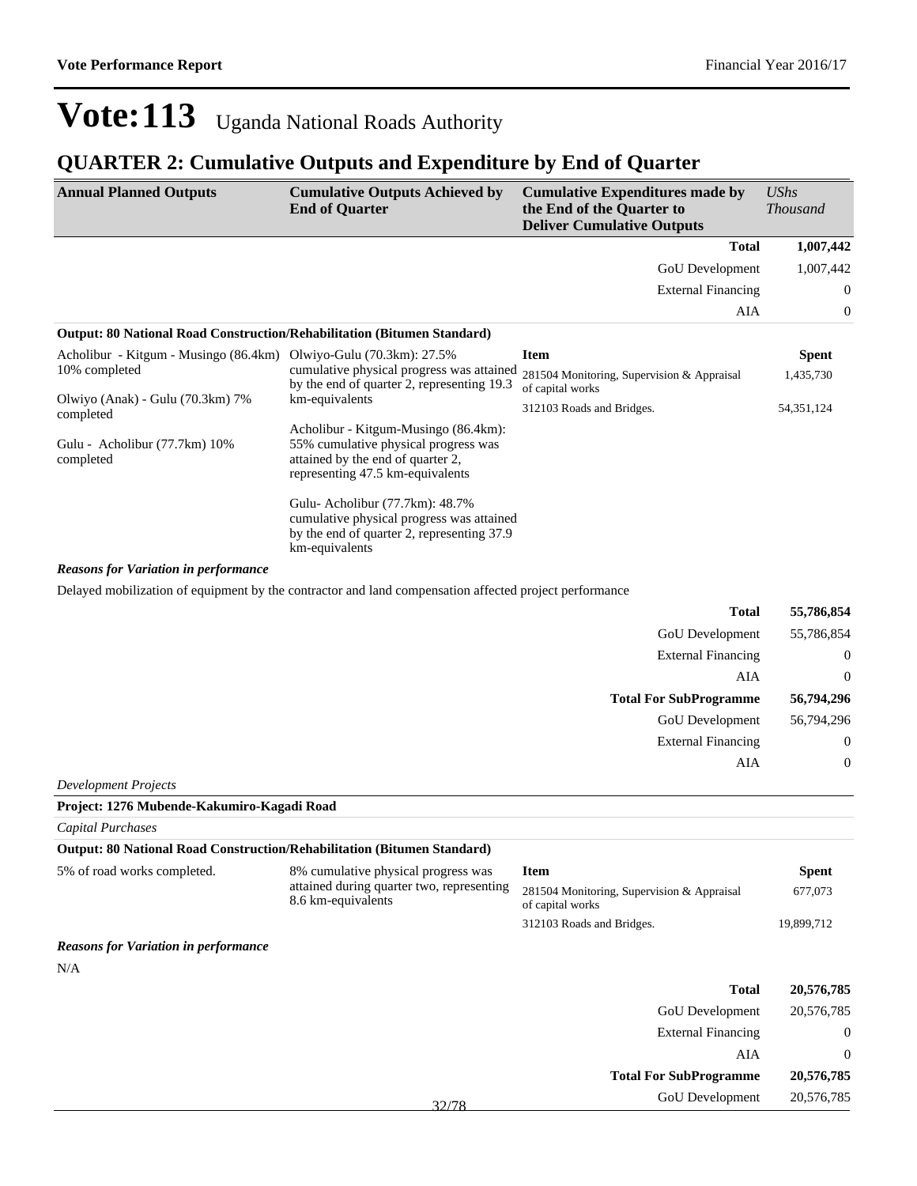# Vote:113 Uganda National Roads Authority

## QUARTER 2: Cumulative Outputs and Expenditure by End of Quarter

| Annual Planned Outputs | Cumulative Outputs Achieved by End of Quarter | Cumulative Expenditures made by the End of the Quarter to Deliver Cumulative Outputs | *UShs Thousand* |
|---|---|---|---|
| | | **Total** | **1,007,442** |
| | | GoU Development | 1,007,442 |
| | | External Financing | 0 |
| | | AIA | 0 |

**Output: 80 National Road Construction/Rehabilitation (Bitumen Standard)**

| Annual Planned Outputs | Cumulative Outputs Achieved by End of Quarter | Item | Spent |
|---|---|---|---|
| Acholibur - Kitgum - Musingo (86.4km) 10% completed<br><br>Olwiyo (Anak) - Gulu (70.3km) 7% completed<br><br>Gulu - Acholibur (77.7km) 10% completed | Olwiyo-Gulu (70.3km): 27.5% cumulative physical progress was attained by the end of quarter 2, representing 19.3 km-equivalents<br><br>Acholibur - Kitgum-Musingo (86.4km): 55% cumulative physical progress was attained by the end of quarter 2, representing 47.5 km-equivalents<br><br>Gulu- Acholibur (77.7km): 48.7% cumulative physical progress was attained by the end of quarter 2, representing 37.9 km-equivalents | 281504 Monitoring, Supervision & Appraisal of capital works | 1,435,730 |
| | | 312103 Roads and Bridges. | 54,351,124 |

***Reasons for Variation in performance***

Delayed mobilization of equipment by the contractor and land compensation affected project performance

| | |
|---|---|
| **Total** | **55,786,854** |
| GoU Development | 55,786,854 |
| External Financing | 0 |
| AIA | 0 |
| **Total For SubProgramme** | **56,794,296** |
| GoU Development | 56,794,296 |
| External Financing | 0 |
| AIA | 0 |

*Development Projects*

**Project: 1276 Mubende-Kakumiro-Kagadi Road**

*Capital Purchases*

**Output: 80 National Road Construction/Rehabilitation (Bitumen Standard)**

| Annual Planned Outputs | Cumulative Outputs Achieved by End of Quarter | Item | Spent |
|---|---|---|---|
| 5% of road works completed. | 8% cumulative physical progress was attained during quarter two, representing 8.6 km-equivalents | 281504 Monitoring, Supervision & Appraisal of capital works | 677,073 |
| | | 312103 Roads and Bridges. | 19,899,712 |

***Reasons for Variation in performance***

N/A

| | |
|---|---|
| **Total** | **20,576,785** |
| GoU Development | 20,576,785 |
| External Financing | 0 |
| AIA | 0 |
| **Total For SubProgramme** | **20,576,785** |
| GoU Development | 20,576,785 |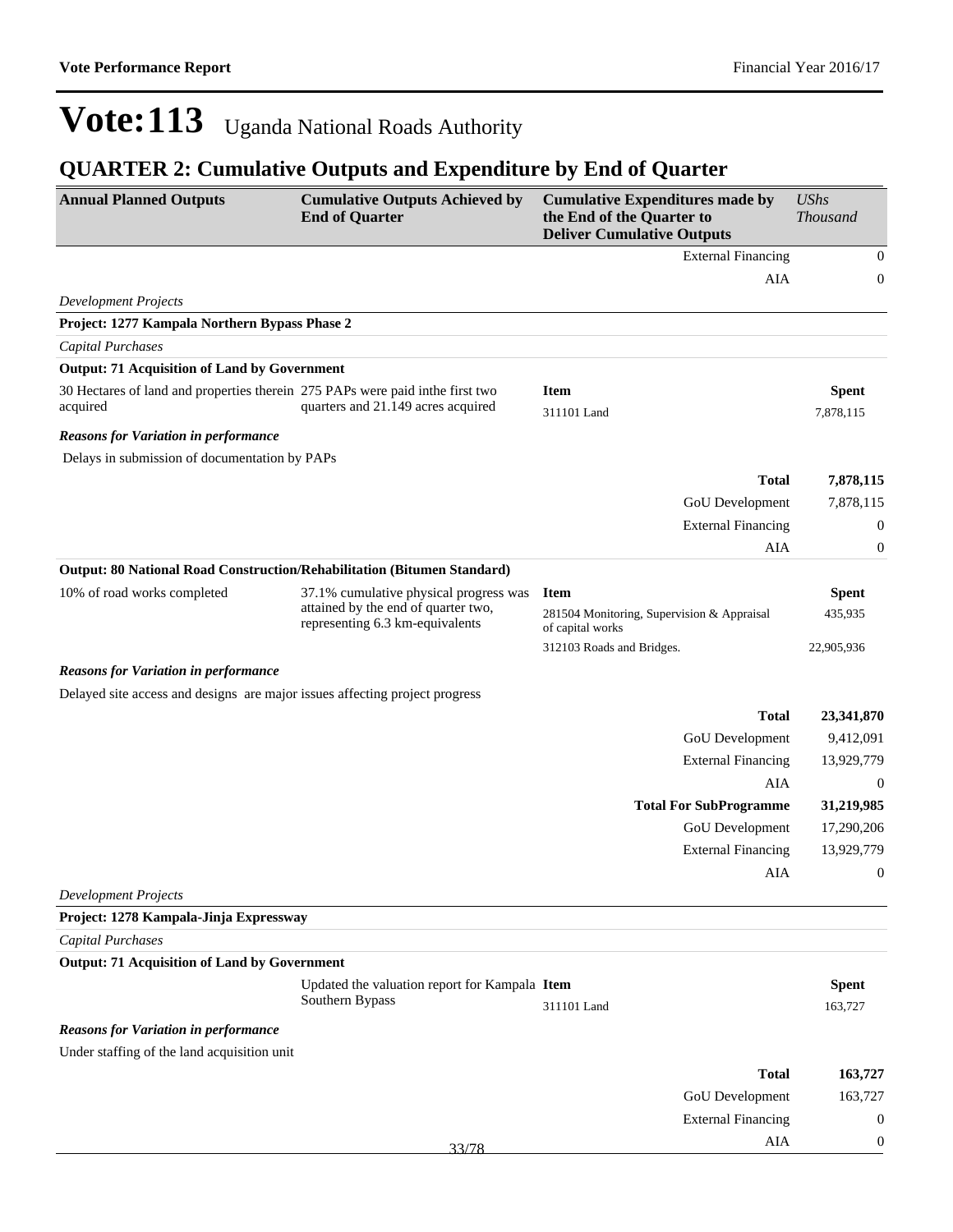# Vote:113 Uganda National Roads Authority

## QUARTER 2: Cumulative Outputs and Expenditure by End of Quarter

| Annual Planned Outputs | Cumulative Outputs Achieved by End of Quarter | Cumulative Expenditures made by the End of the Quarter to Deliver Cumulative Outputs | *UShs Thousand* |
|---|---|---|---|
| | | External Financing | 0 |
| | | AIA | 0 |
| *Development Projects* | | | |
| **Project: 1277 Kampala Northern Bypass Phase 2** | | | |
| *Capital Purchases* | | | |
| **Output: 71 Acquisition of Land by Government** | | | |
| 30 Hectares of land and properties therein acquired | 275 PAPs were paid inthe first two quarters and 21.149 acres acquired | **Item** | **Spent** |
| | | 311101 Land | 7,878,115 |
| ***Reasons for Variation in performance*** | | | |
| Delays in submission of documentation by PAPs | | | |
| | | **Total** | **7,878,115** |
| | | GoU Development | 7,878,115 |
| | | External Financing | 0 |
| | | AIA | 0 |
| **Output: 80 National Road Construction/Rehabilitation (Bitumen Standard)** | | | |
| 10% of road works completed | 37.1% cumulative physical progress was attained by the end of quarter two, representing 6.3 km-equivalents | **Item** | **Spent** |
| | | 281504 Monitoring, Supervision & Appraisal of capital works | 435,935 |
| | | 312103 Roads and Bridges. | 22,905,936 |
| ***Reasons for Variation in performance*** | | | |
| Delayed site access and designs are major issues affecting project progress | | | |
| | | **Total** | **23,341,870** |
| | | GoU Development | 9,412,091 |
| | | External Financing | 13,929,779 |
| | | AIA | 0 |
| | | **Total For SubProgramme** | **31,219,985** |
| | | GoU Development | 17,290,206 |
| | | External Financing | 13,929,779 |
| | | AIA | 0 |
| *Development Projects* | | | |
| **Project: 1278 Kampala-Jinja Expressway** | | | |
| *Capital Purchases* | | | |
| **Output: 71 Acquisition of Land by Government** | | | |
| | Updated the valuation report for Kampala Southern Bypass | **Item** | **Spent** |
| | | 311101 Land | 163,727 |
| ***Reasons for Variation in performance*** | | | |
| Under staffing of the land acquisition unit | | | |
| | | **Total** | **163,727** |
| | | GoU Development | 163,727 |
| | | External Financing | 0 |
| | | AIA | 0 |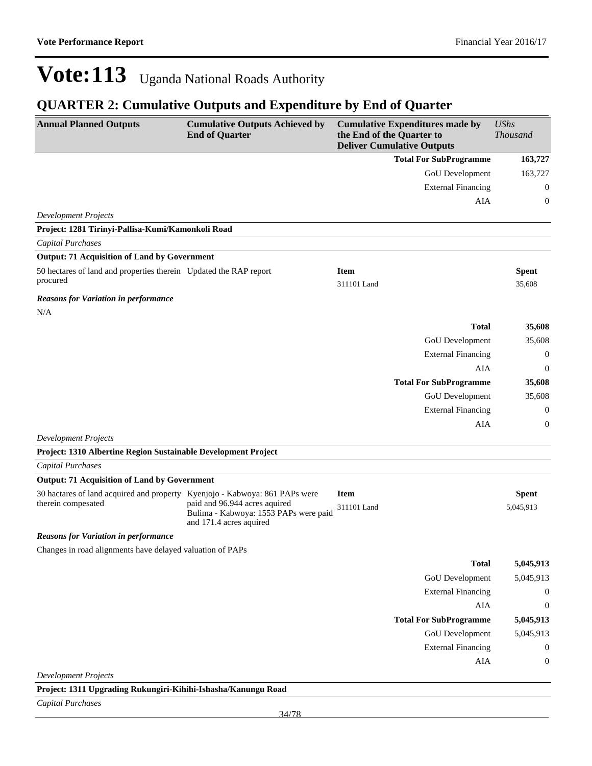# Vote:113 Uganda National Roads Authority

## QUARTER 2: Cumulative Outputs and Expenditure by End of Quarter

| Annual Planned Outputs | Cumulative Outputs Achieved by End of Quarter | Cumulative Expenditures made by the End of the Quarter to Deliver Cumulative Outputs | *UShs Thousand* |
|---|---|---|---|
| | | **Total For SubProgramme** | **163,727** |
| | | GoU Development | 163,727 |
| | | External Financing | 0 |
| | | AIA | 0 |

*Development Projects*

**Project: 1281 Tirinyi-Pallisa-Kumi/Kamonkoli Road**

*Capital Purchases*

**Output: 71 Acquisition of Land by Government**

| Annual Planned Outputs | Cumulative Outputs Achieved by End of Quarter | Item | Spent |
|---|---|---|---|
| 50 hectares of land and properties therein procured | Updated the RAP report | 311101 Land | 35,608 |

***Reasons for Variation in performance***

N/A

| | |
|---|---|
| **Total** | **35,608** |
| GoU Development | 35,608 |
| External Financing | 0 |
| AIA | 0 |
| **Total For SubProgramme** | **35,608** |
| GoU Development | 35,608 |
| External Financing | 0 |
| AIA | 0 |

*Development Projects*

**Project: 1310 Albertine Region Sustainable Development Project**

*Capital Purchases*

**Output: 71 Acquisition of Land by Government**

| Annual Planned Outputs | Cumulative Outputs Achieved by End of Quarter | Item | Spent |
|---|---|---|---|
| 30 hactares of land acquired and property therein compesated | Kyenjojo - Kabwoya: 861 PAPs were paid and 96.944 acres aquired<br>Bulima - Kabwoya: 1553 PAPs were paid and 171.4 acres aquired | 311101 Land | 5,045,913 |

***Reasons for Variation in performance***

Changes in road alignments have delayed valuation of PAPs

| | |
|---|---|
| **Total** | **5,045,913** |
| GoU Development | 5,045,913 |
| External Financing | 0 |
| AIA | 0 |
| **Total For SubProgramme** | **5,045,913** |
| GoU Development | 5,045,913 |
| External Financing | 0 |
| AIA | 0 |

*Development Projects*

**Project: 1311 Upgrading Rukungiri-Kihihi-Ishasha/Kanungu Road**

*Capital Purchases*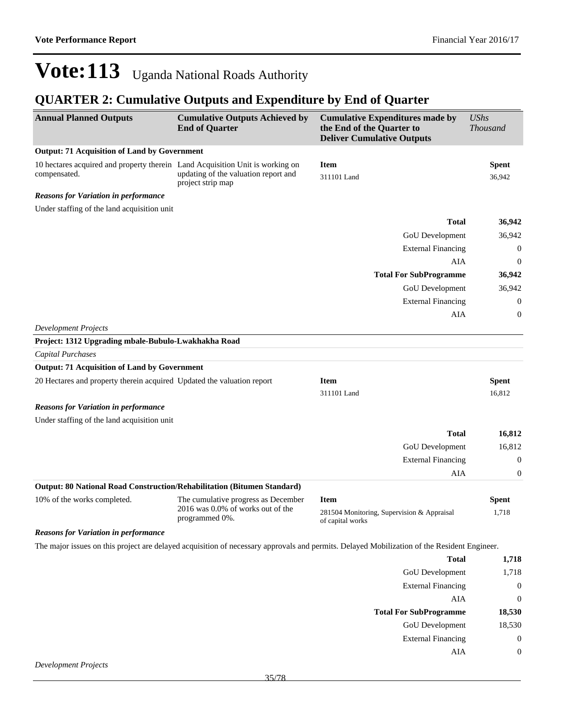# Vote:113 Uganda National Roads Authority

## QUARTER 2: Cumulative Outputs and Expenditure by End of Quarter

| Annual Planned Outputs | Cumulative Outputs Achieved by End of Quarter | Cumulative Expenditures made by the End of the Quarter to Deliver Cumulative Outputs | *UShs Thousand* |
|---|---|---|---|

**Output: 71 Acquisition of Land by Government**

| | | | |
|---|---|---|---|
| 10 hectares acquired and property therein compensated. | Land Acquisition Unit is working on updating of the valuation report and project strip map | **Item** | **Spent** |
| | | 311101 Land | 36,942 |

***Reasons for Variation in performance***

Under staffing of the land acquisition unit

| | |
|---|---|
| **Total** | **36,942** |
| GoU Development | 36,942 |
| External Financing | 0 |
| AIA | 0 |
| **Total For SubProgramme** | **36,942** |
| GoU Development | 36,942 |
| External Financing | 0 |
| AIA | 0 |

*Development Projects*

**Project: 1312 Upgrading mbale-Bubulo-Lwakhakha Road**

*Capital Purchases*

**Output: 71 Acquisition of Land by Government**

| | | | |
|---|---|---|---|
| 20 Hectares and property therein acquired | Updated the valuation report | **Item** | **Spent** |
| | | 311101 Land | 16,812 |

***Reasons for Variation in performance***

Under staffing of the land acquisition unit

| | |
|---|---|
| **Total** | **16,812** |
| GoU Development | 16,812 |
| External Financing | 0 |
| AIA | 0 |

**Output: 80 National Road Construction/Rehabilitation (Bitumen Standard)**

| | | | |
|---|---|---|---|
| 10% of the works completed. | The cumulative progress as December 2016 was 0.0% of works out of the programmed 0%. | **Item** | **Spent** |
| | | 281504 Monitoring, Supervision & Appraisal of capital works | 1,718 |

***Reasons for Variation in performance***

The major issues on this project are delayed acquisition of necessary approvals and permits. Delayed Mobilization of the Resident Engineer.

| | |
|---|---|
| **Total** | **1,718** |
| GoU Development | 1,718 |
| External Financing | 0 |
| AIA | 0 |
| **Total For SubProgramme** | **18,530** |
| GoU Development | 18,530 |
| External Financing | 0 |
| AIA | 0 |

*Development Projects*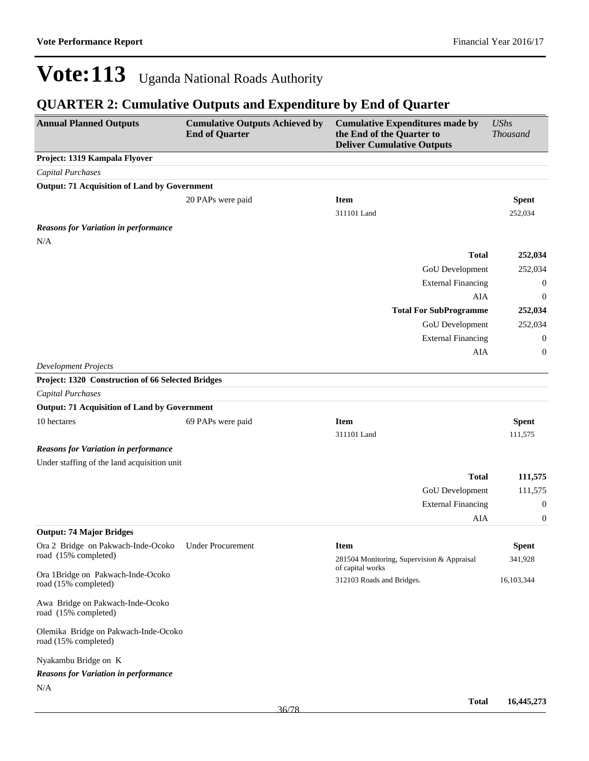# Vote:113 Uganda National Roads Authority

## QUARTER 2: Cumulative Outputs and Expenditure by End of Quarter

| Annual Planned Outputs | Cumulative Outputs Achieved by End of Quarter | Cumulative Expenditures made by the End of the Quarter to Deliver Cumulative Outputs | *UShs Thousand* |
|---|---|---|---|
| **Project: 1319 Kampala Flyover** | | | |
| *Capital Purchases* | | | |
| **Output: 71 Acquisition of Land by Government** | | | |
| | 20 PAPs were paid | **Item** | **Spent** |
| | | 311101 Land | 252,034 |
| ***Reasons for Variation in performance*** | | | |
| N/A | | | |
| | | **Total** | **252,034** |
| | | GoU Development | 252,034 |
| | | External Financing | 0 |
| | | AIA | 0 |
| | | **Total For SubProgramme** | **252,034** |
| | | GoU Development | 252,034 |
| | | External Financing | 0 |
| | | AIA | 0 |
| *Development Projects* | | | |
| **Project: 1320 Construction of 66 Selected Bridges** | | | |
| *Capital Purchases* | | | |
| **Output: 71 Acquisition of Land by Government** | | | |
| 10 hectares | 69 PAPs were paid | **Item** | **Spent** |
| | | 311101 Land | 111,575 |
| ***Reasons for Variation in performance*** | | | |
| Under staffing of the land acquisition unit | | | |
| | | **Total** | **111,575** |
| | | GoU Development | 111,575 |
| | | External Financing | 0 |
| | | AIA | 0 |
| **Output: 74 Major Bridges** | | | |
| Ora 2 Bridge on Pakwach-Inde-Ocoko road (15% completed)<br><br>Ora 1Bridge on Pakwach-Inde-Ocoko road (15% completed)<br><br>Awa Bridge on Pakwach-Inde-Ocoko road (15% completed)<br><br>Olemika Bridge on Pakwach-Inde-Ocoko road (15% completed)<br><br>Nyakambu Bridge on K | Under Procurement | **Item** | **Spent** |
| | | 281504 Monitoring, Supervision & Appraisal of capital works | 341,928 |
| | | 312103 Roads and Bridges. | 16,103,344 |
| ***Reasons for Variation in performance*** | | | |
| N/A | | | |
| | | **Total** | **16,445,273** |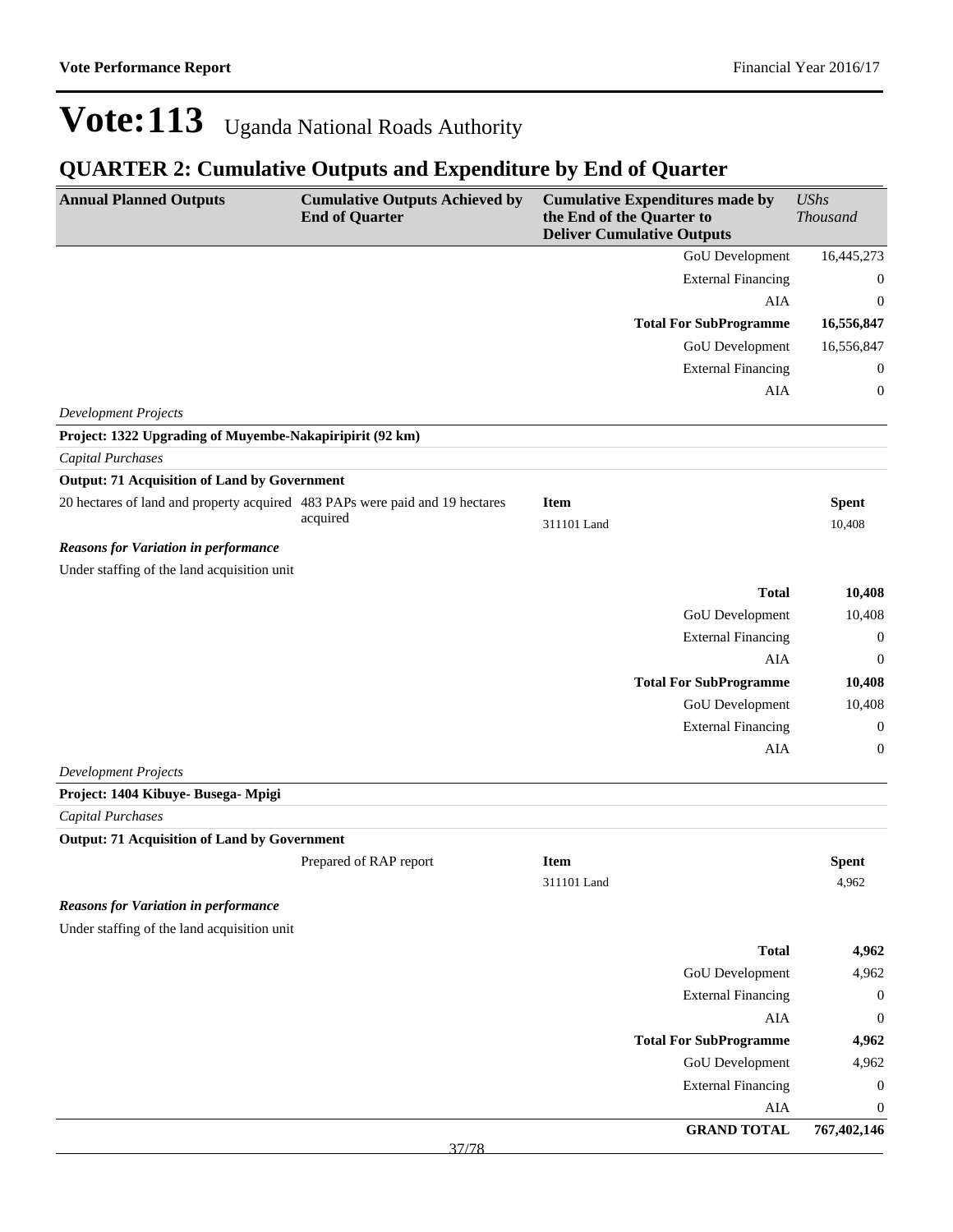# Vote:113 Uganda National Roads Authority

## QUARTER 2: Cumulative Outputs and Expenditure by End of Quarter

| Annual Planned Outputs | Cumulative Outputs Achieved by End of Quarter | Cumulative Expenditures made by the End of the Quarter to Deliver Cumulative Outputs | *UShs Thousand* |
|---|---|---|---|
| | | GoU Development | 16,445,273 |
| | | External Financing | 0 |
| | | AIA | 0 |
| | | **Total For SubProgramme** | **16,556,847** |
| | | GoU Development | 16,556,847 |
| | | External Financing | 0 |
| | | AIA | 0 |
| *Development Projects* | | | |
| **Project: 1322 Upgrading of Muyembe-Nakapiripirit (92 km)** | | | |
| *Capital Purchases* | | | |
| **Output: 71 Acquisition of Land by Government** | | | |
| 20 hectares of land and property acquired | 483 PAPs were paid and 19 hectares acquired | **Item** | **Spent** |
| | | 311101 Land | 10,408 |
| ***Reasons for Variation in performance*** | | | |
| Under staffing of the land acquisition unit | | | |
| | | **Total** | **10,408** |
| | | GoU Development | 10,408 |
| | | External Financing | 0 |
| | | AIA | 0 |
| | | **Total For SubProgramme** | **10,408** |
| | | GoU Development | 10,408 |
| | | External Financing | 0 |
| | | AIA | 0 |
| *Development Projects* | | | |
| **Project: 1404 Kibuye- Busega- Mpigi** | | | |
| *Capital Purchases* | | | |
| **Output: 71 Acquisition of Land by Government** | | | |
| | Prepared of RAP report | **Item** | **Spent** |
| | | 311101 Land | 4,962 |
| ***Reasons for Variation in performance*** | | | |
| Under staffing of the land acquisition unit | | | |
| | | **Total** | **4,962** |
| | | GoU Development | 4,962 |
| | | External Financing | 0 |
| | | AIA | 0 |
| | | **Total For SubProgramme** | **4,962** |
| | | GoU Development | 4,962 |
| | | External Financing | 0 |
| | | AIA | 0 |
| | | **GRAND TOTAL** | **767,402,146** |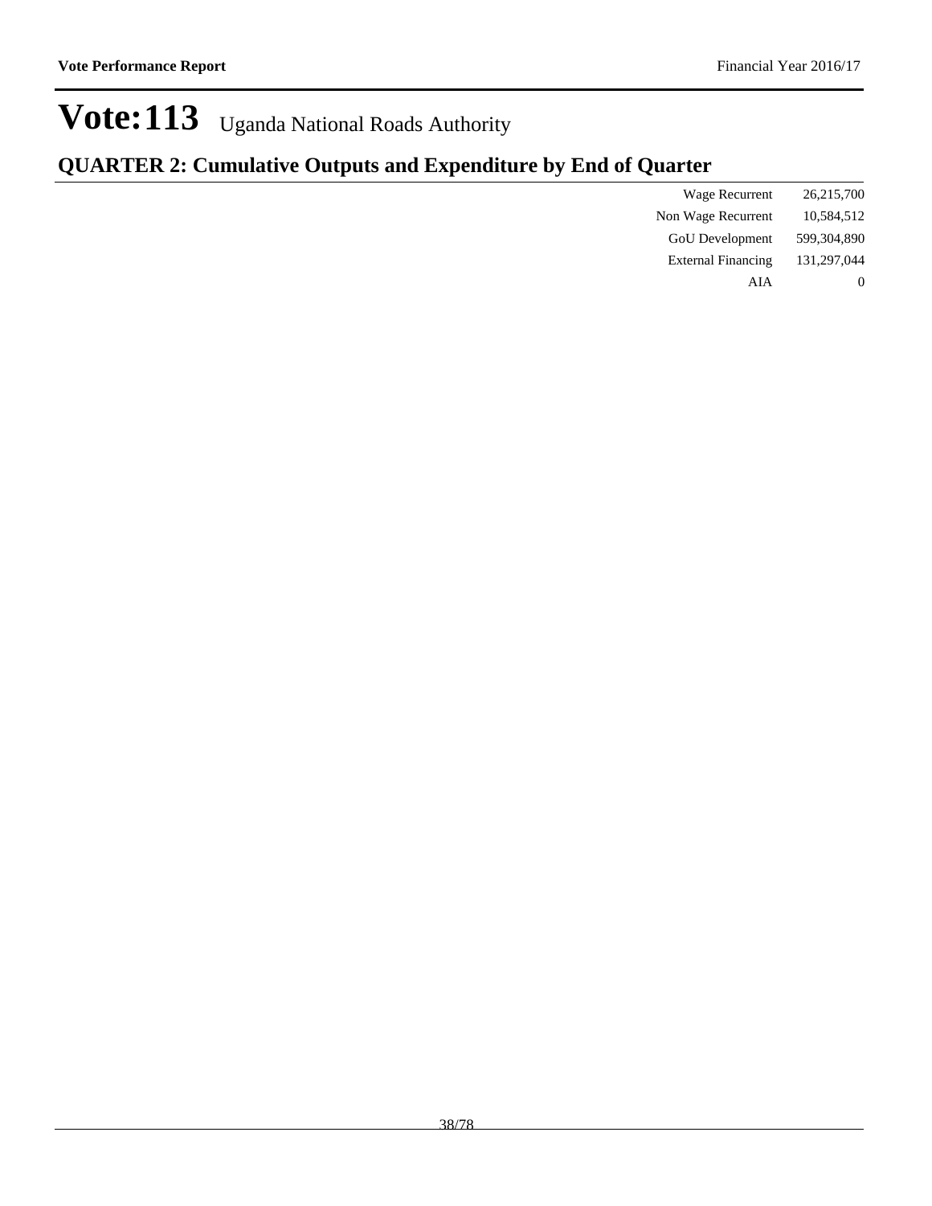# Vote:113 Uganda National Roads Authority

## QUARTER 2: Cumulative Outputs and Expenditure by End of Quarter

| | |
|---|---|
| Wage Recurrent | 26,215,700 |
| Non Wage Recurrent | 10,584,512 |
| GoU Development | 599,304,890 |
| External Financing | 131,297,044 |
| AIA | 0 |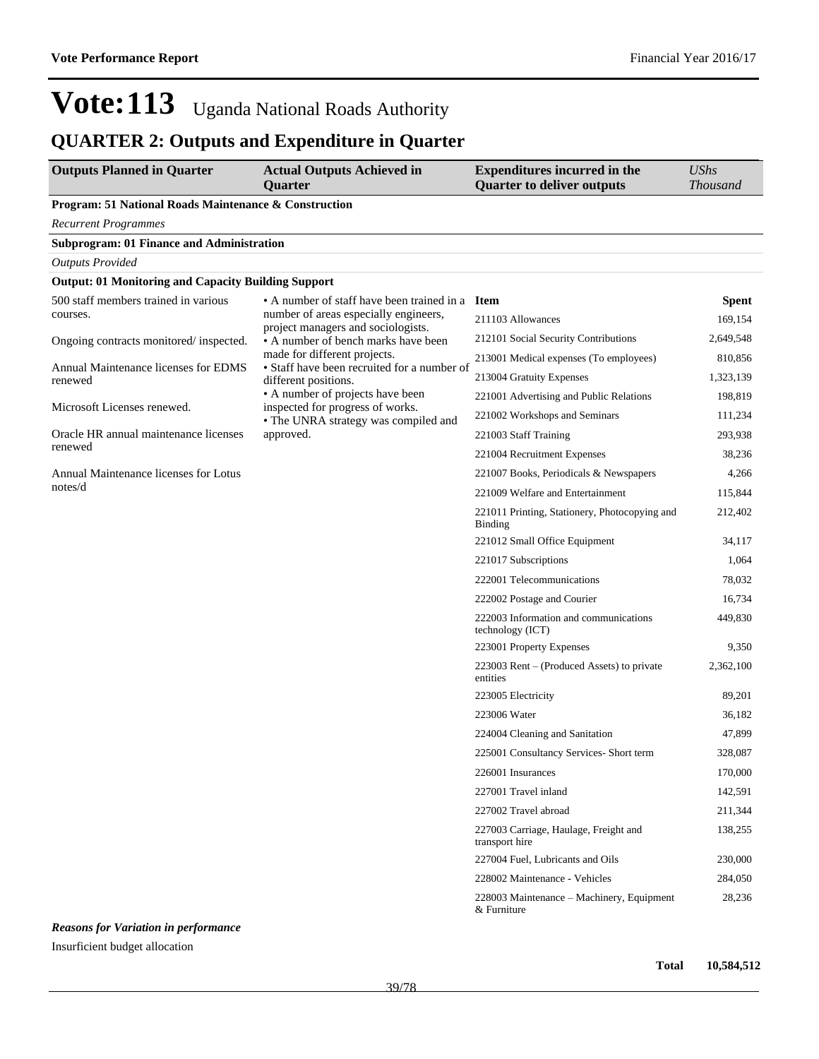# Vote:113 Uganda National Roads Authority

## QUARTER 2: Outputs and Expenditure in Quarter

| Outputs Planned in Quarter | Actual Outputs Achieved in Quarter | Expenditures incurred in the Quarter to deliver outputs | *UShs Thousand* |
|---|---|---|---|
| **Program: 51 National Roads Maintenance & Construction** | | | |
| *Recurrent Programmes* | | | |
| **Subprogram: 01 Finance and Administration** | | | |
| *Outputs Provided* | | | |
| **Output: 01 Monitoring and Capacity Building Support** | | | |
| 500 staff members trained in various courses.<br><br>Ongoing contracts monitored/ inspected.<br><br>Annual Maintenance licenses for EDMS renewed<br><br>Microsoft Licenses renewed.<br><br>Oracle HR annual maintenance licenses renewed<br><br>Annual Maintenance licenses for Lotus notes/d | • A number of staff have been trained in a number of areas especially engineers, project managers and sociologists.<br>• A number of bench marks have been made for different projects.<br>• Staff have been recruited for a number of different positions.<br>• A number of projects have been inspected for progress of works.<br>• The UNRA strategy was compiled and approved. | **Item** | **Spent** |
| | | 211103 Allowances | 169,154 |
| | | 212101 Social Security Contributions | 2,649,548 |
| | | 213001 Medical expenses (To employees) | 810,856 |
| | | 213004 Gratuity Expenses | 1,323,139 |
| | | 221001 Advertising and Public Relations | 198,819 |
| | | 221002 Workshops and Seminars | 111,234 |
| | | 221003 Staff Training | 293,938 |
| | | 221004 Recruitment Expenses | 38,236 |
| | | 221007 Books, Periodicals & Newspapers | 4,266 |
| | | 221009 Welfare and Entertainment | 115,844 |
| | | 221011 Printing, Stationery, Photocopying and Binding | 212,402 |
| | | 221012 Small Office Equipment | 34,117 |
| | | 221017 Subscriptions | 1,064 |
| | | 222001 Telecommunications | 78,032 |
| | | 222002 Postage and Courier | 16,734 |
| | | 222003 Information and communications technology (ICT) | 449,830 |
| | | 223001 Property Expenses | 9,350 |
| | | 223003 Rent – (Produced Assets) to private entities | 2,362,100 |
| | | 223005 Electricity | 89,201 |
| | | 223006 Water | 36,182 |
| | | 224004 Cleaning and Sanitation | 47,899 |
| | | 225001 Consultancy Services- Short term | 328,087 |
| | | 226001 Insurances | 170,000 |
| | | 227001 Travel inland | 142,591 |
| | | 227002 Travel abroad | 211,344 |
| | | 227003 Carriage, Haulage, Freight and transport hire | 138,255 |
| | | 227004 Fuel, Lubricants and Oils | 230,000 |
| | | 228002 Maintenance - Vehicles | 284,050 |
| | | 228003 Maintenance – Machinery, Equipment & Furniture | 28,236 |

***Reasons for Variation in performance***

Insurficient budget allocation

| | **Total** | **10,584,512** |
|---|---|---|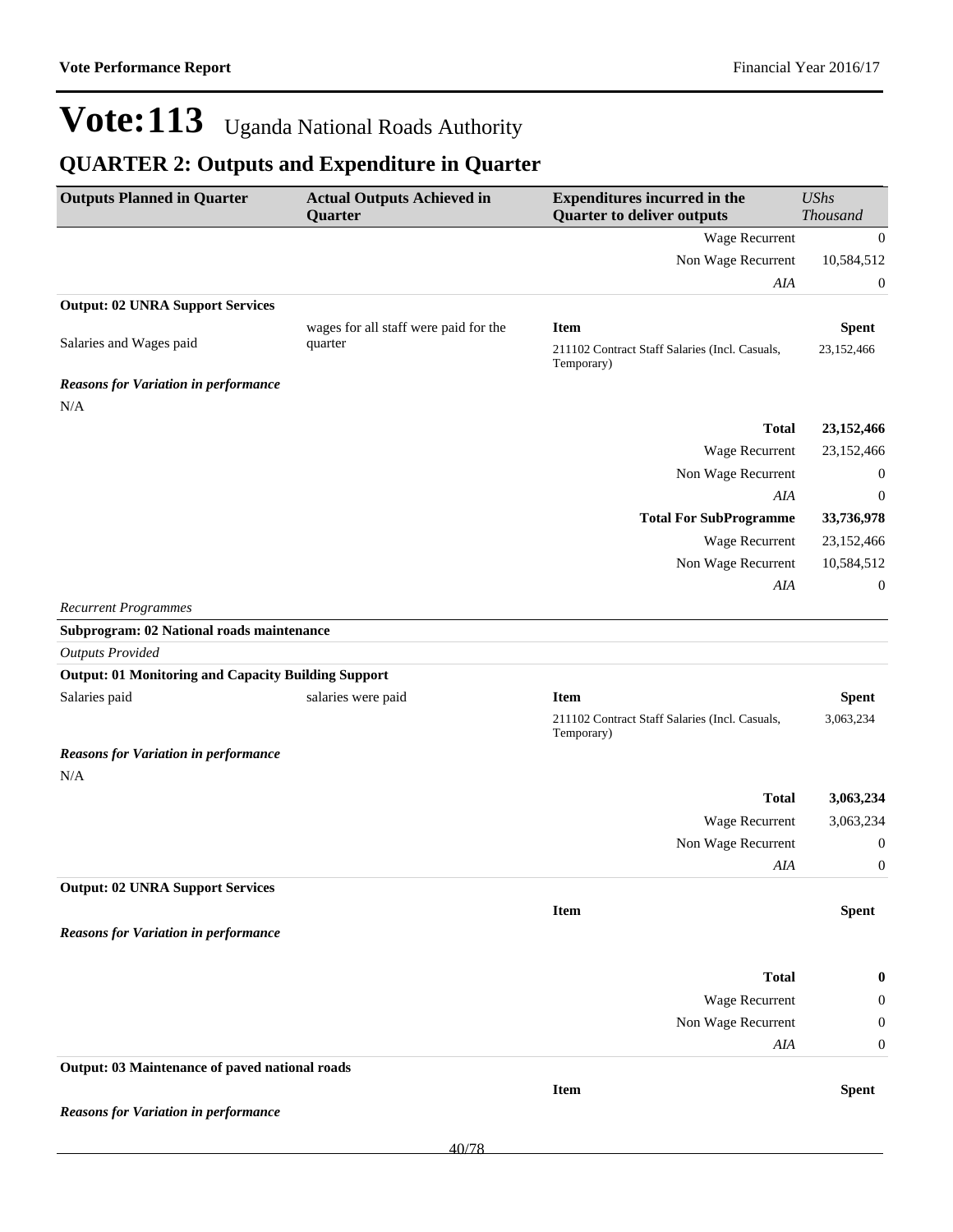# Vote:113 Uganda National Roads Authority

## QUARTER 2: Outputs and Expenditure in Quarter

| Outputs Planned in Quarter | Actual Outputs Achieved in Quarter | Expenditures incurred in the Quarter to deliver outputs | *UShs Thousand* |
|---|---|---|---|
| | | Wage Recurrent | 0 |
| | | Non Wage Recurrent | 10,584,512 |
| | | *AIA* | 0 |
| **Output: 02 UNRA Support Services** | | | |
| Salaries and Wages paid | wages for all staff were paid for the quarter | **Item** | **Spent** |
| | | 211102 Contract Staff Salaries (Incl. Casuals, Temporary) | 23,152,466 |
| ***Reasons for Variation in performance*** | | | |
| N/A | | | |
| | | **Total** | **23,152,466** |
| | | Wage Recurrent | 23,152,466 |
| | | Non Wage Recurrent | 0 |
| | | *AIA* | 0 |
| | | **Total For SubProgramme** | **33,736,978** |
| | | Wage Recurrent | 23,152,466 |
| | | Non Wage Recurrent | 10,584,512 |
| | | *AIA* | 0 |
| *Recurrent Programmes* | | | |
| **Subprogram: 02 National roads maintenance** | | | |
| *Outputs Provided* | | | |
| **Output: 01 Monitoring and Capacity Building Support** | | | |
| Salaries paid | salaries were paid | **Item** | **Spent** |
| | | 211102 Contract Staff Salaries (Incl. Casuals, Temporary) | 3,063,234 |
| ***Reasons for Variation in performance*** | | | |
| N/A | | | |
| | | **Total** | **3,063,234** |
| | | Wage Recurrent | 3,063,234 |
| | | Non Wage Recurrent | 0 |
| | | *AIA* | 0 |
| **Output: 02 UNRA Support Services** | | | |
| | | **Item** | **Spent** |
| ***Reasons for Variation in performance*** | | | |
| | | **Total** | **0** |
| | | Wage Recurrent | 0 |
| | | Non Wage Recurrent | 0 |
| | | *AIA* | 0 |
| **Output: 03 Maintenance of paved national roads** | | | |
| | | **Item** | **Spent** |
| ***Reasons for Variation in performance*** | | | |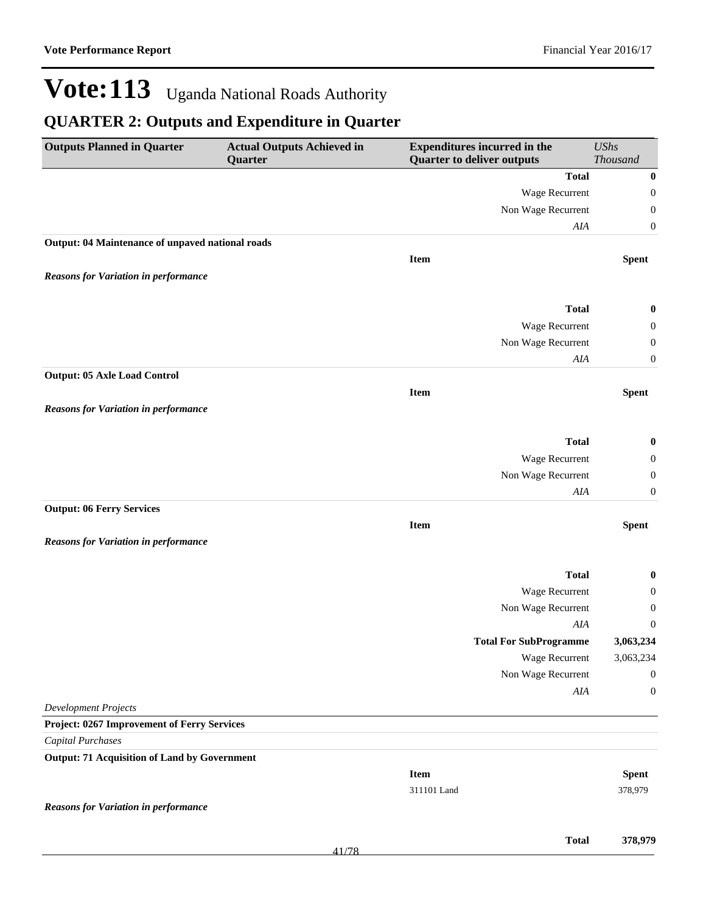# Vote:113 Uganda National Roads Authority

## QUARTER 2: Outputs and Expenditure in Quarter

| Outputs Planned in Quarter | Actual Outputs Achieved in Quarter | Expenditures incurred in the Quarter to deliver outputs | *UShs Thousand* |
|---|---|---|---|
| | | **Total** | **0** |
| | | Wage Recurrent | 0 |
| | | Non Wage Recurrent | 0 |
| | | *AIA* | 0 |
| **Output: 04 Maintenance of unpaved national roads** | | | |
| | | **Item** | **Spent** |
| ***Reasons for Variation in performance*** | | | |
| | | **Total** | **0** |
| | | Wage Recurrent | 0 |
| | | Non Wage Recurrent | 0 |
| | | *AIA* | 0 |
| **Output: 05 Axle Load Control** | | | |
| | | **Item** | **Spent** |
| ***Reasons for Variation in performance*** | | | |
| | | **Total** | **0** |
| | | Wage Recurrent | 0 |
| | | Non Wage Recurrent | 0 |
| | | *AIA* | 0 |
| **Output: 06 Ferry Services** | | | |
| | | **Item** | **Spent** |
| ***Reasons for Variation in performance*** | | | |
| | | **Total** | **0** |
| | | Wage Recurrent | 0 |
| | | Non Wage Recurrent | 0 |
| | | *AIA* | 0 |
| | | **Total For SubProgramme** | **3,063,234** |
| | | Wage Recurrent | 3,063,234 |
| | | Non Wage Recurrent | 0 |
| | | *AIA* | 0 |
| *Development Projects* | | | |
| **Project: 0267 Improvement of Ferry Services** | | | |
| *Capital Purchases* | | | |
| **Output: 71 Acquisition of Land by Government** | | | |
| | | **Item** | **Spent** |
| | | 311101 Land | 378,979 |
| ***Reasons for Variation in performance*** | | | |
| | | **Total** | **378,979** |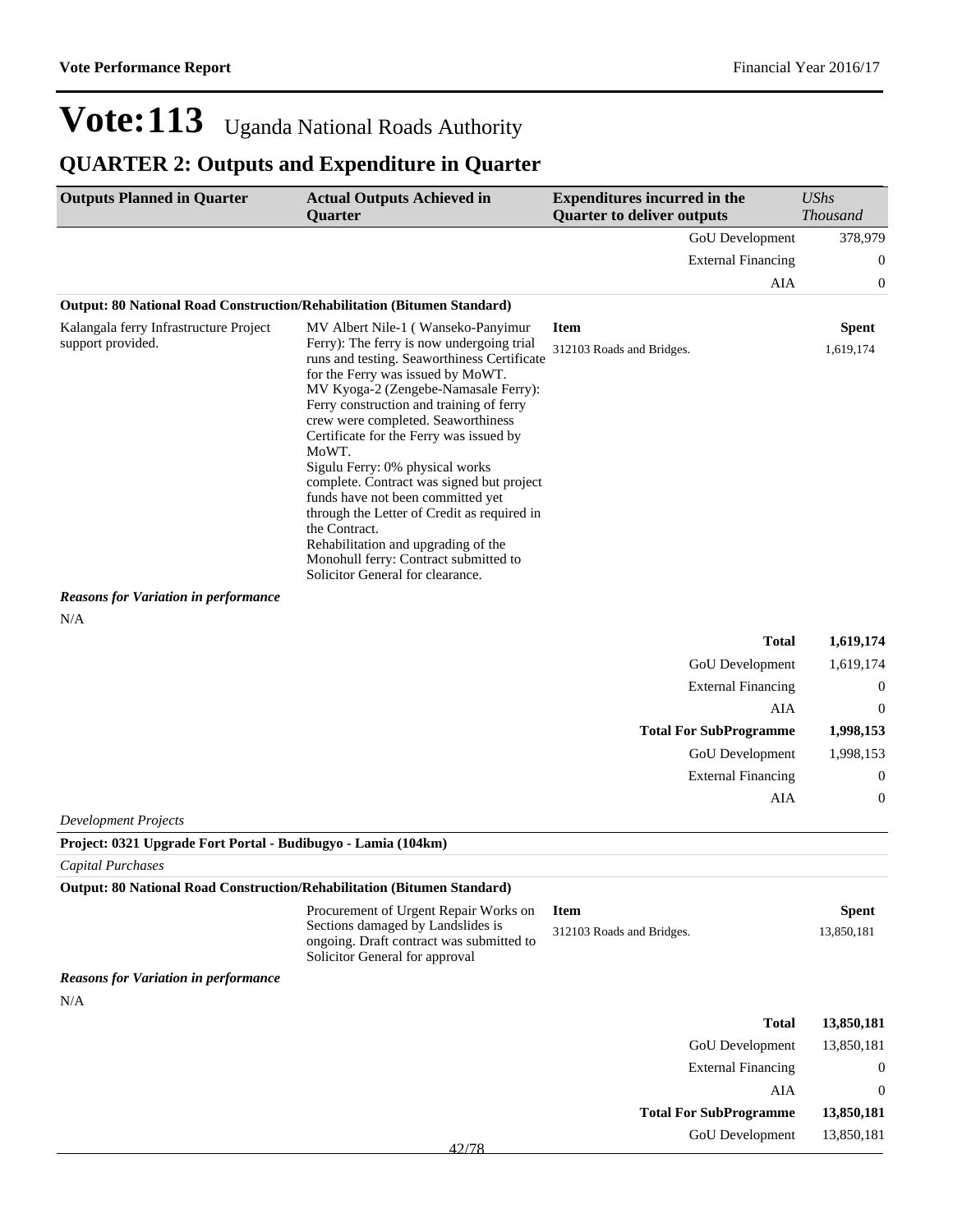# Vote:113 Uganda National Roads Authority

## QUARTER 2: Outputs and Expenditure in Quarter

| Outputs Planned in Quarter | Actual Outputs Achieved in Quarter | Expenditures incurred in the Quarter to deliver outputs | *UShs Thousand* |
|---|---|---|---|
| | | GoU Development | 378,979 |
| | | External Financing | 0 |
| | | AIA | 0 |

**Output: 80 National Road Construction/Rehabilitation (Bitumen Standard)**

| Outputs Planned in Quarter | Actual Outputs Achieved in Quarter | Item | Spent |
|---|---|---|---|
| Kalangala ferry Infrastructure Project support provided. | MV Albert Nile-1 ( Wanseko-Panyimur Ferry): The ferry is now undergoing trial runs and testing. Seaworthiness Certificate for the Ferry was issued by MoWT.<br>MV Kyoga-2 (Zengebe-Namasale Ferry): Ferry construction and training of ferry crew were completed. Seaworthiness Certificate for the Ferry was issued by MoWT.<br>Sigulu Ferry: 0% physical works complete. Contract was signed but project funds have not been committed yet through the Letter of Credit as required in the Contract.<br>Rehabilitation and upgrading of the Monohull ferry: Contract submitted to Solicitor General for clearance. | 312103 Roads and Bridges. | 1,619,174 |

***Reasons for Variation in performance***

N/A

| | |
|---|---|
| **Total** | **1,619,174** |
| GoU Development | 1,619,174 |
| External Financing | 0 |
| AIA | 0 |
| **Total For SubProgramme** | **1,998,153** |
| GoU Development | 1,998,153 |
| External Financing | 0 |
| AIA | 0 |

*Development Projects*

**Project: 0321 Upgrade Fort Portal - Budibugyo - Lamia (104km)**

*Capital Purchases*

**Output: 80 National Road Construction/Rehabilitation (Bitumen Standard)**

| Outputs Planned in Quarter | Actual Outputs Achieved in Quarter | Item | Spent |
|---|---|---|---|
| | Procurement of Urgent Repair Works on Sections damaged by Landslides is ongoing. Draft contract was submitted to Solicitor General for approval | 312103 Roads and Bridges. | 13,850,181 |

***Reasons for Variation in performance***

N/A

| | |
|---|---|
| **Total** | **13,850,181** |
| GoU Development | 13,850,181 |
| External Financing | 0 |
| AIA | 0 |
| **Total For SubProgramme** | **13,850,181** |
| GoU Development | 13,850,181 |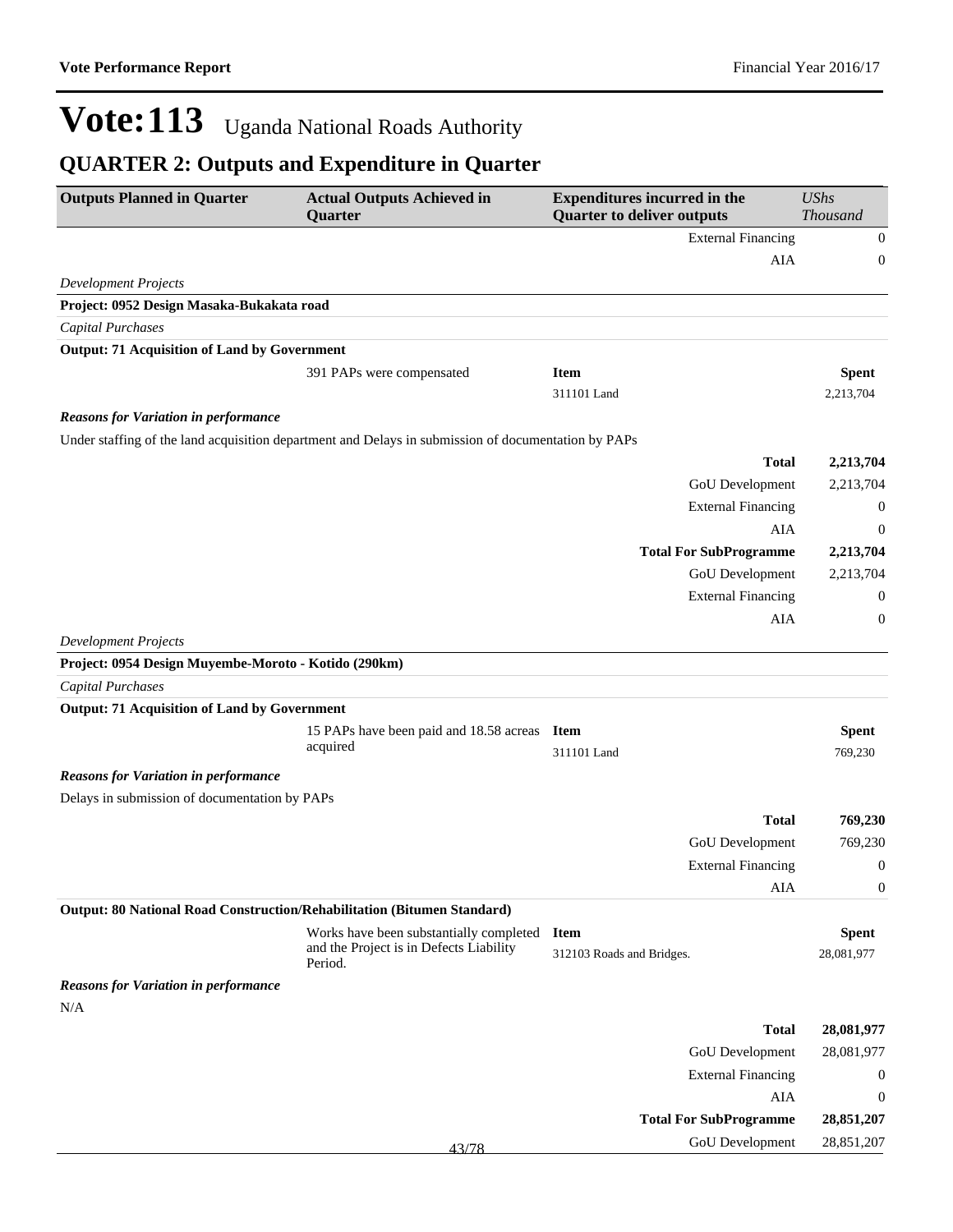# Vote:113 Uganda National Roads Authority

## QUARTER 2: Outputs and Expenditure in Quarter

| Outputs Planned in Quarter | Actual Outputs Achieved in Quarter | Expenditures incurred in the Quarter to deliver outputs | *UShs Thousand* |
|---|---|---|---|
| | | External Financing | 0 |
| | | AIA | 0 |
| *Development Projects* | | | |
| **Project: 0952 Design Masaka-Bukakata road** | | | |
| *Capital Purchases* | | | |
| **Output: 71 Acquisition of Land by Government** | | | |
| | 391 PAPs were compensated | **Item** | **Spent** |
| | | 311101 Land | 2,213,704 |
| ***Reasons for Variation in performance*** | | | |
| Under staffing of the land acquisition department and Delays in submission of documentation by PAPs | | | |
| | | **Total** | **2,213,704** |
| | | GoU Development | 2,213,704 |
| | | External Financing | 0 |
| | | AIA | 0 |
| | | **Total For SubProgramme** | **2,213,704** |
| | | GoU Development | 2,213,704 |
| | | External Financing | 0 |
| | | AIA | 0 |
| *Development Projects* | | | |
| **Project: 0954 Design Muyembe-Moroto - Kotido (290km)** | | | |
| *Capital Purchases* | | | |
| **Output: 71 Acquisition of Land by Government** | | | |
| | 15 PAPs have been paid and 18.58 acreas acquired | **Item** | **Spent** |
| | | 311101 Land | 769,230 |
| ***Reasons for Variation in performance*** | | | |
| Delays in submission of documentation by PAPs | | | |
| | | **Total** | **769,230** |
| | | GoU Development | 769,230 |
| | | External Financing | 0 |
| | | AIA | 0 |
| **Output: 80 National Road Construction/Rehabilitation (Bitumen Standard)** | | | |
| | Works have been substantially completed and the Project is in Defects Liability Period. | **Item** | **Spent** |
| | | 312103 Roads and Bridges. | 28,081,977 |
| ***Reasons for Variation in performance*** | | | |
| N/A | | | |
| | | **Total** | **28,081,977** |
| | | GoU Development | 28,081,977 |
| | | External Financing | 0 |
| | | AIA | 0 |
| | | **Total For SubProgramme** | **28,851,207** |
| | | GoU Development | 28,851,207 |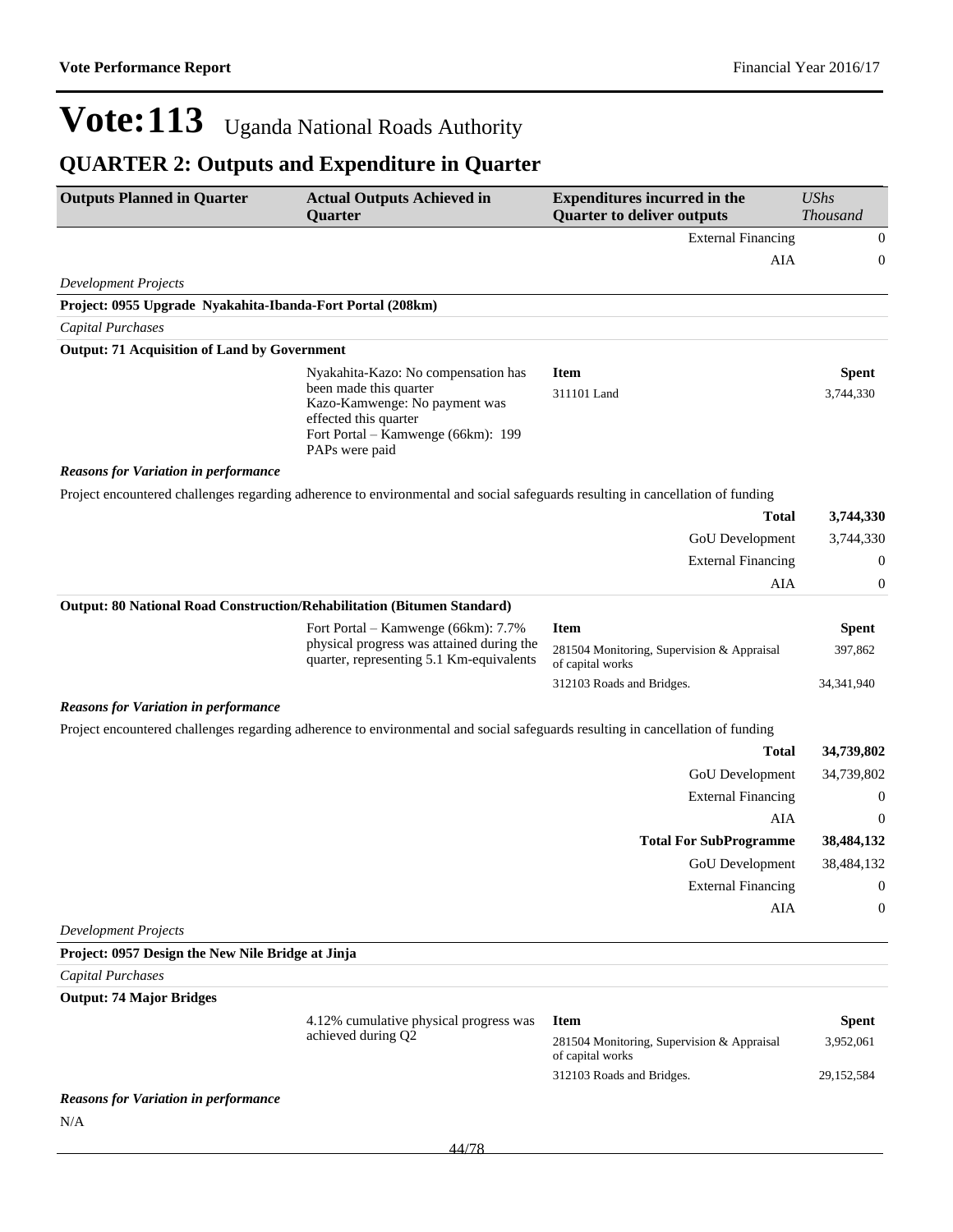# Vote:113 Uganda National Roads Authority

## QUARTER 2: Outputs and Expenditure in Quarter

| Outputs Planned in Quarter | Actual Outputs Achieved in Quarter | Expenditures incurred in the Quarter to deliver outputs | *UShs Thousand* |
|---|---|---|---|
| | | External Financing | 0 |
| | | AIA | 0 |

*Development Projects*

**Project: 0955 Upgrade Nyakahita-Ibanda-Fort Portal (208km)**

*Capital Purchases*

**Output: 71 Acquisition of Land by Government**

| | Actual Outputs Achieved in Quarter | Item | Spent |
|---|---|---|---|
| | Nyakahita-Kazo: No compensation has been made this quarter<br>Kazo-Kamwenge: No payment was effected this quarter<br>Fort Portal – Kamwenge (66km): 199 PAPs were paid | 311101 Land | 3,744,330 |

***Reasons for Variation in performance***

Project encountered challenges regarding adherence to environmental and social safeguards resulting in cancellation of funding

| | |
|---|---|
| **Total** | **3,744,330** |
| GoU Development | 3,744,330 |
| External Financing | 0 |
| AIA | 0 |

**Output: 80 National Road Construction/Rehabilitation (Bitumen Standard)**

| | Actual Outputs Achieved in Quarter | Item | Spent |
|---|---|---|---|
| | Fort Portal – Kamwenge (66km): 7.7% physical progress was attained during the quarter, representing 5.1 Km-equivalents | 281504 Monitoring, Supervision & Appraisal of capital works | 397,862 |
| | | 312103 Roads and Bridges. | 34,341,940 |

***Reasons for Variation in performance***

Project encountered challenges regarding adherence to environmental and social safeguards resulting in cancellation of funding

| | |
|---|---|
| **Total** | **34,739,802** |
| GoU Development | 34,739,802 |
| External Financing | 0 |
| AIA | 0 |
| **Total For SubProgramme** | **38,484,132** |
| GoU Development | 38,484,132 |
| External Financing | 0 |
| AIA | 0 |

*Development Projects*

**Project: 0957 Design the New Nile Bridge at Jinja**

*Capital Purchases*

**Output: 74 Major Bridges**

| | Actual Outputs Achieved in Quarter | Item | Spent |
|---|---|---|---|
| | 4.12% cumulative physical progress was achieved during Q2 | 281504 Monitoring, Supervision & Appraisal of capital works | 3,952,061 |
| | | 312103 Roads and Bridges. | 29,152,584 |

***Reasons for Variation in performance***

N/A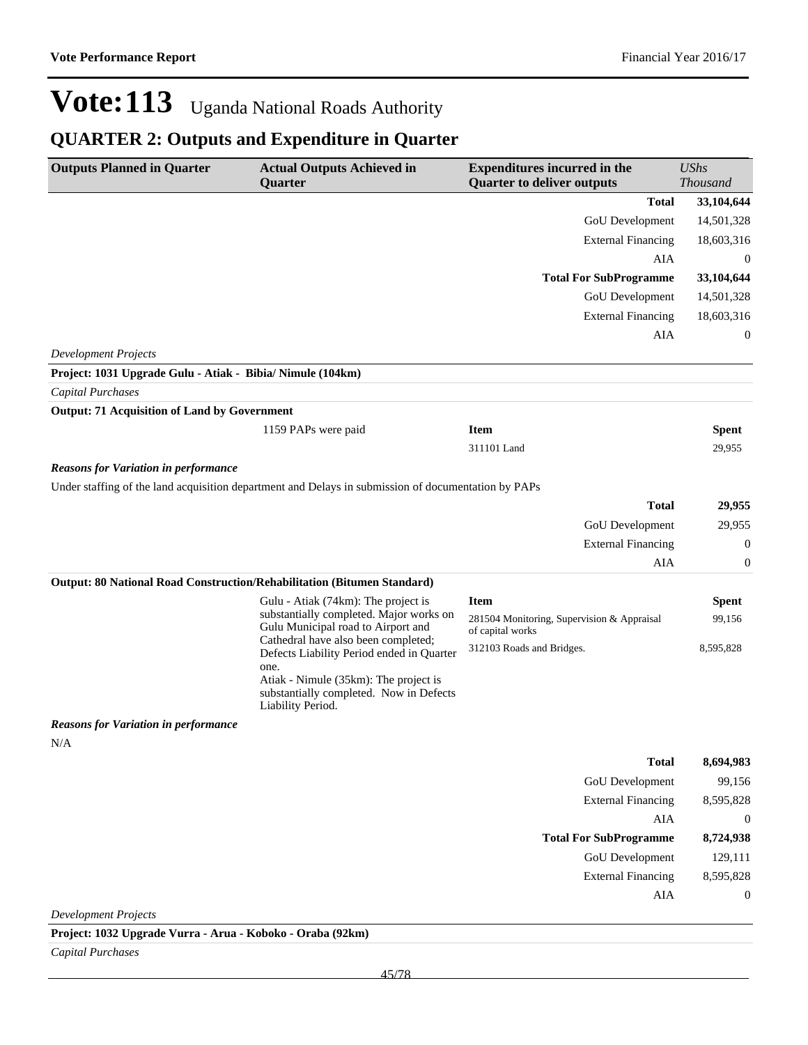# Vote:113 Uganda National Roads Authority

## QUARTER 2: Outputs and Expenditure in Quarter

| Outputs Planned in Quarter | Actual Outputs Achieved in Quarter | Expenditures incurred in the Quarter to deliver outputs | *UShs Thousand* |
|---|---|---|---|
| | | **Total** | **33,104,644** |
| | | GoU Development | 14,501,328 |
| | | External Financing | 18,603,316 |
| | | AIA | 0 |
| | | **Total For SubProgramme** | **33,104,644** |
| | | GoU Development | 14,501,328 |
| | | External Financing | 18,603,316 |
| | | AIA | 0 |

*Development Projects*

**Project: 1031 Upgrade Gulu - Atiak - Bibia/ Nimule (104km)**

*Capital Purchases*

**Output: 71 Acquisition of Land by Government**

| Outputs Planned in Quarter | Actual Outputs Achieved in Quarter | Item | Spent |
|---|---|---|---|
| | 1159 PAPs were paid | 311101 Land | 29,955 |

***Reasons for Variation in performance***

Under staffing of the land acquisition department and Delays in submission of documentation by PAPs

| | |
|---|---|
| **Total** | **29,955** |
| GoU Development | 29,955 |
| External Financing | 0 |
| AIA | 0 |

**Output: 80 National Road Construction/Rehabilitation (Bitumen Standard)**

| Outputs Planned in Quarter | Actual Outputs Achieved in Quarter | Item | Spent |
|---|---|---|---|
| | Gulu - Atiak (74km): The project is substantially completed. Major works on Gulu Municipal road to Airport and Cathedral have also been completed; Defects Liability Period ended in Quarter one.<br>Atiak - Nimule (35km): The project is substantially completed. Now in Defects Liability Period. | 281504 Monitoring, Supervision & Appraisal of capital works | 99,156 |
| | | 312103 Roads and Bridges. | 8,595,828 |

***Reasons for Variation in performance***

N/A

| | |
|---|---|
| **Total** | **8,694,983** |
| GoU Development | 99,156 |
| External Financing | 8,595,828 |
| AIA | 0 |
| **Total For SubProgramme** | **8,724,938** |
| GoU Development | 129,111 |
| External Financing | 8,595,828 |
| AIA | 0 |

*Development Projects*

**Project: 1032 Upgrade Vurra - Arua - Koboko - Oraba (92km)**

*Capital Purchases*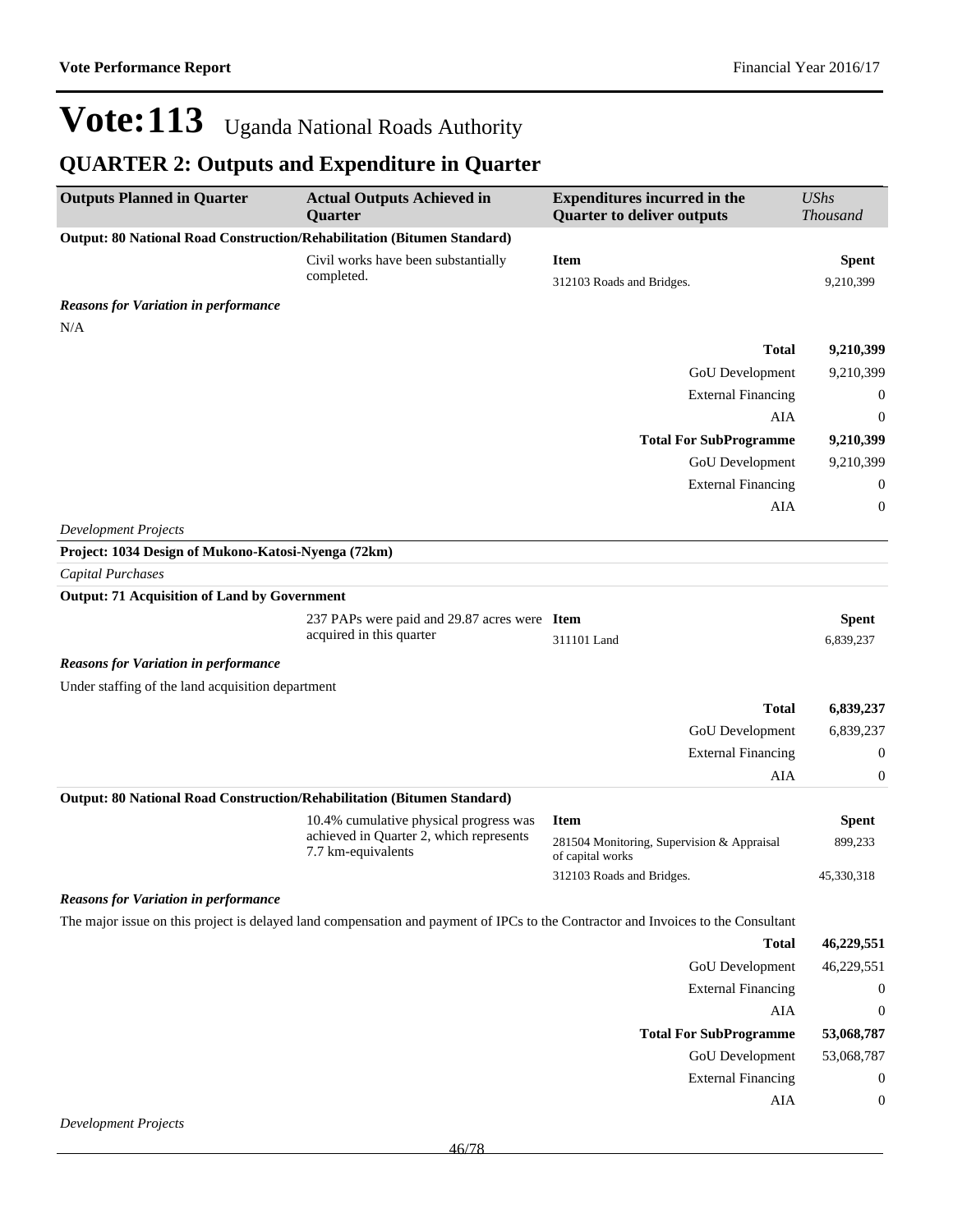# Vote:113 Uganda National Roads Authority

## QUARTER 2: Outputs and Expenditure in Quarter

| Outputs Planned in Quarter | Actual Outputs Achieved in Quarter | Expenditures incurred in the Quarter to deliver outputs | *UShs Thousand* |
|---|---|---|---|
| **Output: 80 National Road Construction/Rehabilitation (Bitumen Standard)** | | | |
| | Civil works have been substantially completed. | **Item** | **Spent** |
| | | 312103 Roads and Bridges. | 9,210,399 |

***Reasons for Variation in performance***

N/A

| | |
|---|---|
| **Total** | **9,210,399** |
| GoU Development | 9,210,399 |
| External Financing | 0 |
| AIA | 0 |
| **Total For SubProgramme** | **9,210,399** |
| GoU Development | 9,210,399 |
| External Financing | 0 |
| AIA | 0 |

*Development Projects*

**Project: 1034 Design of Mukono-Katosi-Nyenga (72km)**

*Capital Purchases*

| Outputs Planned in Quarter | Actual Outputs Achieved in Quarter | Expenditures incurred in the Quarter to deliver outputs | *UShs Thousand* |
|---|---|---|---|
| **Output: 71 Acquisition of Land by Government** | | | |
| | 237 PAPs were paid and 29.87 acres were acquired in this quarter | **Item** | **Spent** |
| | | 311101 Land | 6,839,237 |

***Reasons for Variation in performance***

Under staffing of the land acquisition department

| | |
|---|---|
| **Total** | **6,839,237** |
| GoU Development | 6,839,237 |
| External Financing | 0 |
| AIA | 0 |

| Outputs Planned in Quarter | Actual Outputs Achieved in Quarter | Expenditures incurred in the Quarter to deliver outputs | *UShs Thousand* |
|---|---|---|---|
| **Output: 80 National Road Construction/Rehabilitation (Bitumen Standard)** | | | |
| | 10.4% cumulative physical progress was achieved in Quarter 2, which represents 7.7 km-equivalents | **Item** | **Spent** |
| | | 281504 Monitoring, Supervision & Appraisal of capital works | 899,233 |
| | | 312103 Roads and Bridges. | 45,330,318 |

***Reasons for Variation in performance***

The major issue on this project is delayed land compensation and payment of IPCs to the Contractor and Invoices to the Consultant

| | |
|---|---|
| **Total** | **46,229,551** |
| GoU Development | 46,229,551 |
| External Financing | 0 |
| AIA | 0 |
| **Total For SubProgramme** | **53,068,787** |
| GoU Development | 53,068,787 |
| External Financing | 0 |
| AIA | 0 |

*Development Projects*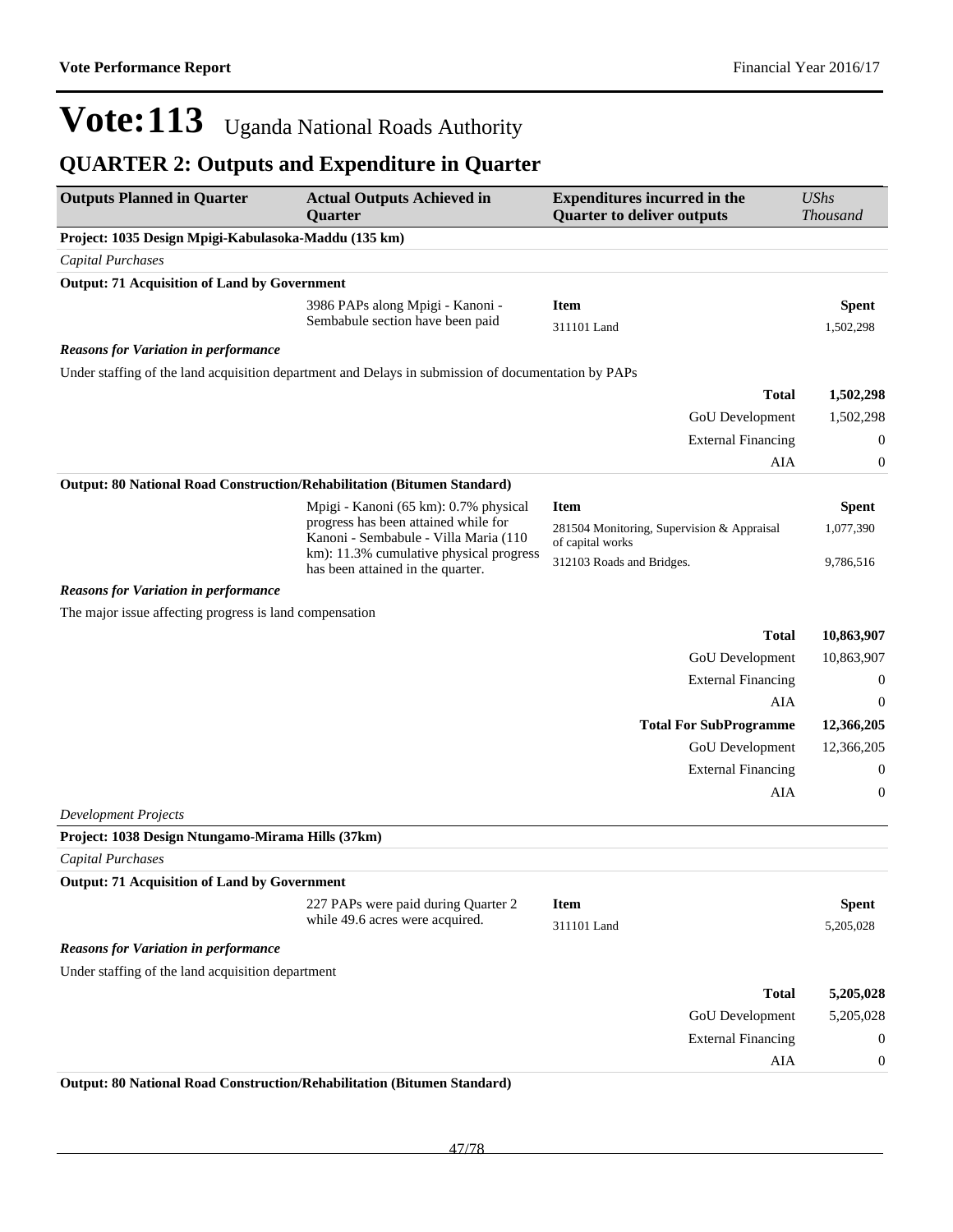# Vote:113 Uganda National Roads Authority

## QUARTER 2: Outputs and Expenditure in Quarter

| Outputs Planned in Quarter | Actual Outputs Achieved in Quarter | Expenditures incurred in the Quarter to deliver outputs | *UShs Thousand* |
|---|---|---|---|
| **Project: 1035 Design Mpigi-Kabulasoka-Maddu (135 km)** | | | |
| *Capital Purchases* | | | |
| **Output: 71 Acquisition of Land by Government** | | | |
| | 3986 PAPs along Mpigi - Kanoni - Sembabule section have been paid | **Item** | **Spent** |
| | | 311101 Land | 1,502,298 |
| ***Reasons for Variation in performance*** | | | |
| Under staffing of the land acquisition department and Delays in submission of documentation by PAPs | | | |
| | | **Total** | **1,502,298** |
| | | GoU Development | 1,502,298 |
| | | External Financing | 0 |
| | | AIA | 0 |
| **Output: 80 National Road Construction/Rehabilitation (Bitumen Standard)** | | | |
| | Mpigi - Kanoni (65 km): 0.7% physical progress has been attained while for Kanoni - Sembabule - Villa Maria (110 km): 11.3% cumulative physical progress has been attained in the quarter. | **Item** | **Spent** |
| | | 281504 Monitoring, Supervision & Appraisal of capital works | 1,077,390 |
| | | 312103 Roads and Bridges. | 9,786,516 |
| ***Reasons for Variation in performance*** | | | |
| The major issue affecting progress is land compensation | | | |
| | | **Total** | **10,863,907** |
| | | GoU Development | 10,863,907 |
| | | External Financing | 0 |
| | | AIA | 0 |
| | | **Total For SubProgramme** | **12,366,205** |
| | | GoU Development | 12,366,205 |
| | | External Financing | 0 |
| | | AIA | 0 |
| *Development Projects* | | | |
| **Project: 1038 Design Ntungamo-Mirama Hills (37km)** | | | |
| *Capital Purchases* | | | |
| **Output: 71 Acquisition of Land by Government** | | | |
| | 227 PAPs were paid during Quarter 2 while 49.6 acres were acquired. | **Item** | **Spent** |
| | | 311101 Land | 5,205,028 |
| ***Reasons for Variation in performance*** | | | |
| Under staffing of the land acquisition department | | | |
| | | **Total** | **5,205,028** |
| | | GoU Development | 5,205,028 |
| | | External Financing | 0 |
| | | AIA | 0 |
| **Output: 80 National Road Construction/Rehabilitation (Bitumen Standard)** | | | |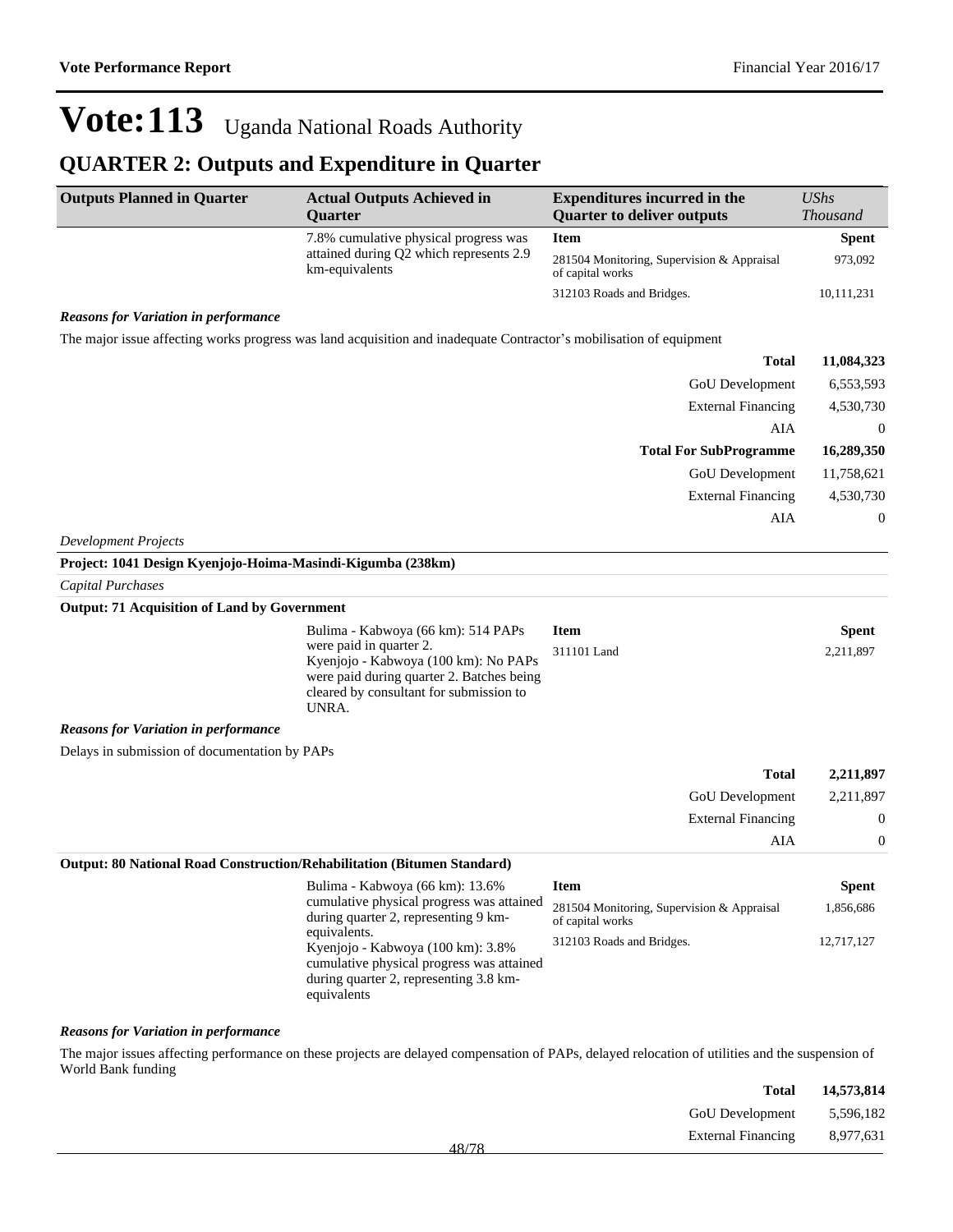# Vote:113 Uganda National Roads Authority

## QUARTER 2: Outputs and Expenditure in Quarter

| Outputs Planned in Quarter | Actual Outputs Achieved in Quarter | Expenditures incurred in the Quarter to deliver outputs | *UShs Thousand* |
|---|---|---|---|
| | 7.8% cumulative physical progress was attained during Q2 which represents 2.9 km-equivalents | **Item** | **Spent** |
| | | 281504 Monitoring, Supervision & Appraisal of capital works | 973,092 |
| | | 312103 Roads and Bridges. | 10,111,231 |

***Reasons for Variation in performance***

The major issue affecting works progress was land acquisition and inadequate Contractor's mobilisation of equipment

| | |
|---|---|
| **Total** | **11,084,323** |
| GoU Development | 6,553,593 |
| External Financing | 4,530,730 |
| AIA | 0 |
| **Total For SubProgramme** | **16,289,350** |
| GoU Development | 11,758,621 |
| External Financing | 4,530,730 |
| AIA | 0 |

*Development Projects*

**Project: 1041 Design Kyenjojo-Hoima-Masindi-Kigumba (238km)**

*Capital Purchases*

**Output: 71 Acquisition of Land by Government**

| Outputs Planned in Quarter | Actual Outputs Achieved in Quarter | Expenditures incurred in the Quarter to deliver outputs | *UShs Thousand* |
|---|---|---|---|
| | Bulima - Kabwoya (66 km): 514 PAPs were paid in quarter 2.<br>Kyenjojo - Kabwoya (100 km): No PAPs were paid during quarter 2. Batches being cleared by consultant for submission to UNRA. | **Item** | **Spent** |
| | | 311101 Land | 2,211,897 |

***Reasons for Variation in performance***

Delays in submission of documentation by PAPs

| | |
|---|---|
| **Total** | **2,211,897** |
| GoU Development | 2,211,897 |
| External Financing | 0 |
| AIA | 0 |

**Output: 80 National Road Construction/Rehabilitation (Bitumen Standard)**

| Outputs Planned in Quarter | Actual Outputs Achieved in Quarter | Expenditures incurred in the Quarter to deliver outputs | *UShs Thousand* |
|---|---|---|---|
| | Bulima - Kabwoya (66 km): 13.6% cumulative physical progress was attained during quarter 2, representing 9 km-equivalents.<br>Kyenjojo - Kabwoya (100 km): 3.8% cumulative physical progress was attained during quarter 2, representing 3.8 km-equivalents | **Item** | **Spent** |
| | | 281504 Monitoring, Supervision & Appraisal of capital works | 1,856,686 |
| | | 312103 Roads and Bridges. | 12,717,127 |

***Reasons for Variation in performance***

The major issues affecting performance on these projects are delayed compensation of PAPs, delayed relocation of utilities and the suspension of World Bank funding

| | |
|---|---|
| **Total** | **14,573,814** |
| GoU Development | 5,596,182 |
| External Financing | 8,977,631 |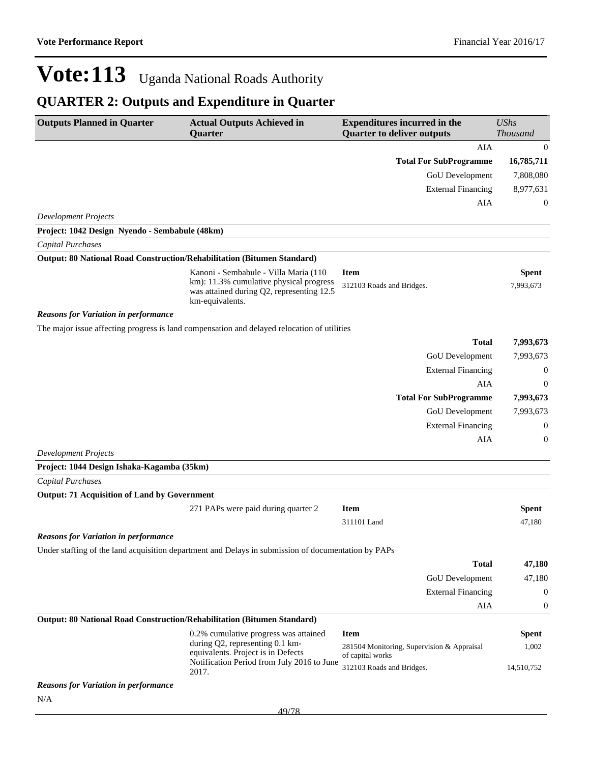# Vote:113 Uganda National Roads Authority

## QUARTER 2: Outputs and Expenditure in Quarter

| Outputs Planned in Quarter | Actual Outputs Achieved in Quarter | Expenditures incurred in the Quarter to deliver outputs | *UShs Thousand* |
|---|---|---|---|
| | | AIA | 0 |
| | | **Total For SubProgramme** | **16,785,711** |
| | | GoU Development | 7,808,080 |
| | | External Financing | 8,977,631 |
| | | AIA | 0 |

*Development Projects*

**Project: 1042 Design Nyendo - Sembabule (48km)**

*Capital Purchases*

**Output: 80 National Road Construction/Rehabilitation (Bitumen Standard)**

| Outputs Planned in Quarter | Actual Outputs Achieved in Quarter | Item | Spent |
|---|---|---|---|
| | Kanoni - Sembabule - Villa Maria (110 km): 11.3% cumulative physical progress was attained during Q2, representing 12.5 km-equivalents. | 312103 Roads and Bridges. | 7,993,673 |

***Reasons for Variation in performance***

The major issue affecting progress is land compensation and delayed relocation of utilities

| | |
|---|---|
| **Total** | **7,993,673** |
| GoU Development | 7,993,673 |
| External Financing | 0 |
| AIA | 0 |
| **Total For SubProgramme** | **7,993,673** |
| GoU Development | 7,993,673 |
| External Financing | 0 |
| AIA | 0 |

*Development Projects*

**Project: 1044 Design Ishaka-Kagamba (35km)**

*Capital Purchases*

**Output: 71 Acquisition of Land by Government**

| Outputs Planned in Quarter | Actual Outputs Achieved in Quarter | Item | Spent |
|---|---|---|---|
| | 271 PAPs were paid during quarter 2 | 311101 Land | 47,180 |

***Reasons for Variation in performance***

Under staffing of the land acquisition department and Delays in submission of documentation by PAPs

| | |
|---|---|
| **Total** | **47,180** |
| GoU Development | 47,180 |
| External Financing | 0 |
| AIA | 0 |

**Output: 80 National Road Construction/Rehabilitation (Bitumen Standard)**

| Outputs Planned in Quarter | Actual Outputs Achieved in Quarter | Item | Spent |
|---|---|---|---|
| | 0.2% cumulative progress was attained during Q2, representing 0.1 km-equivalents. Project is in Defects Notification Period from July 2016 to June 2017. | 281504 Monitoring, Supervision & Appraisal of capital works | 1,002 |
| | | 312103 Roads and Bridges. | 14,510,752 |

***Reasons for Variation in performance***

N/A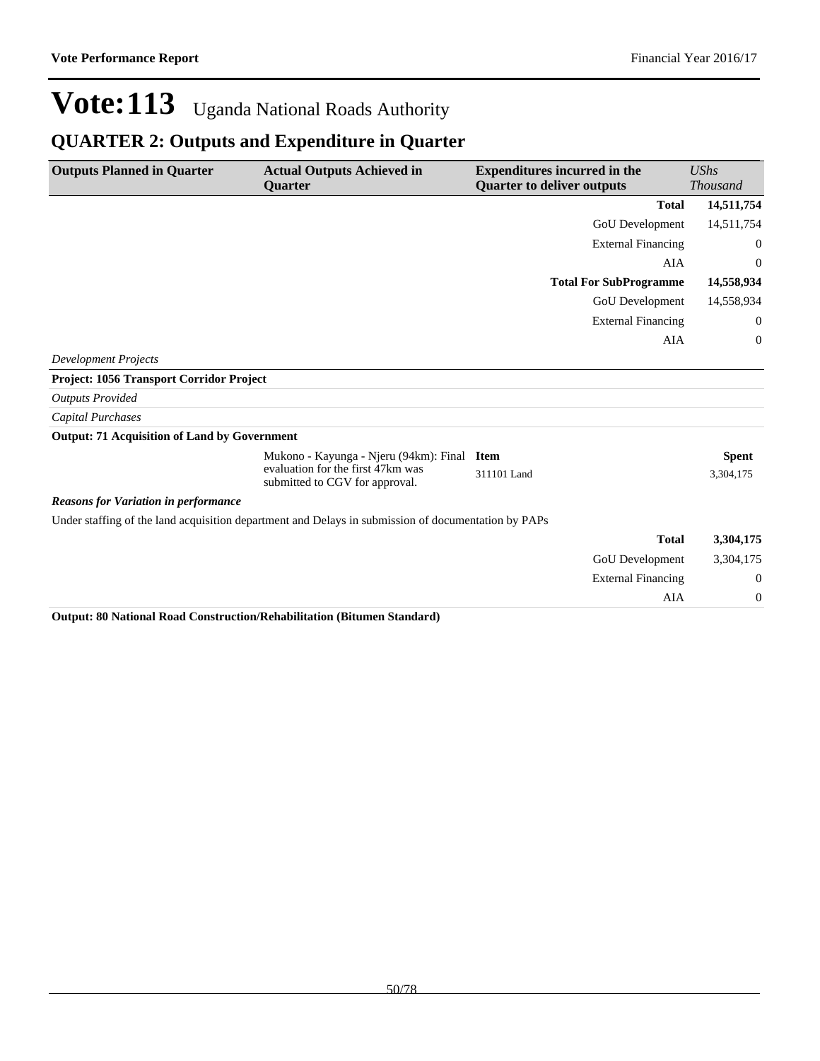# Vote:113 Uganda National Roads Authority

## QUARTER 2: Outputs and Expenditure in Quarter

| Outputs Planned in Quarter | Actual Outputs Achieved in Quarter | Expenditures incurred in the Quarter to deliver outputs | *UShs Thousand* |
|---|---|---|---|
| | | **Total** | **14,511,754** |
| | | GoU Development | 14,511,754 |
| | | External Financing | 0 |
| | | AIA | 0 |
| | | **Total For SubProgramme** | **14,558,934** |
| | | GoU Development | 14,558,934 |
| | | External Financing | 0 |
| | | AIA | 0 |

*Development Projects*

**Project: 1056 Transport Corridor Project**

*Outputs Provided*

*Capital Purchases*

**Output: 71 Acquisition of Land by Government**

| Outputs Planned in Quarter | Actual Outputs Achieved in Quarter | Expenditures incurred in the Quarter to deliver outputs | *UShs Thousand* |
|---|---|---|---|
| | Mukono - Kayunga - Njeru (94km): Final evaluation for the first 47km was submitted to CGV for approval. | **Item** | **Spent** |
| | | 311101 Land | 3,304,175 |

***Reasons for Variation in performance***

Under staffing of the land acquisition department and Delays in submission of documentation by PAPs

| | Amount |
|---|---|
| **Total** | **3,304,175** |
| GoU Development | 3,304,175 |
| External Financing | 0 |
| AIA | 0 |

**Output: 80 National Road Construction/Rehabilitation (Bitumen Standard)**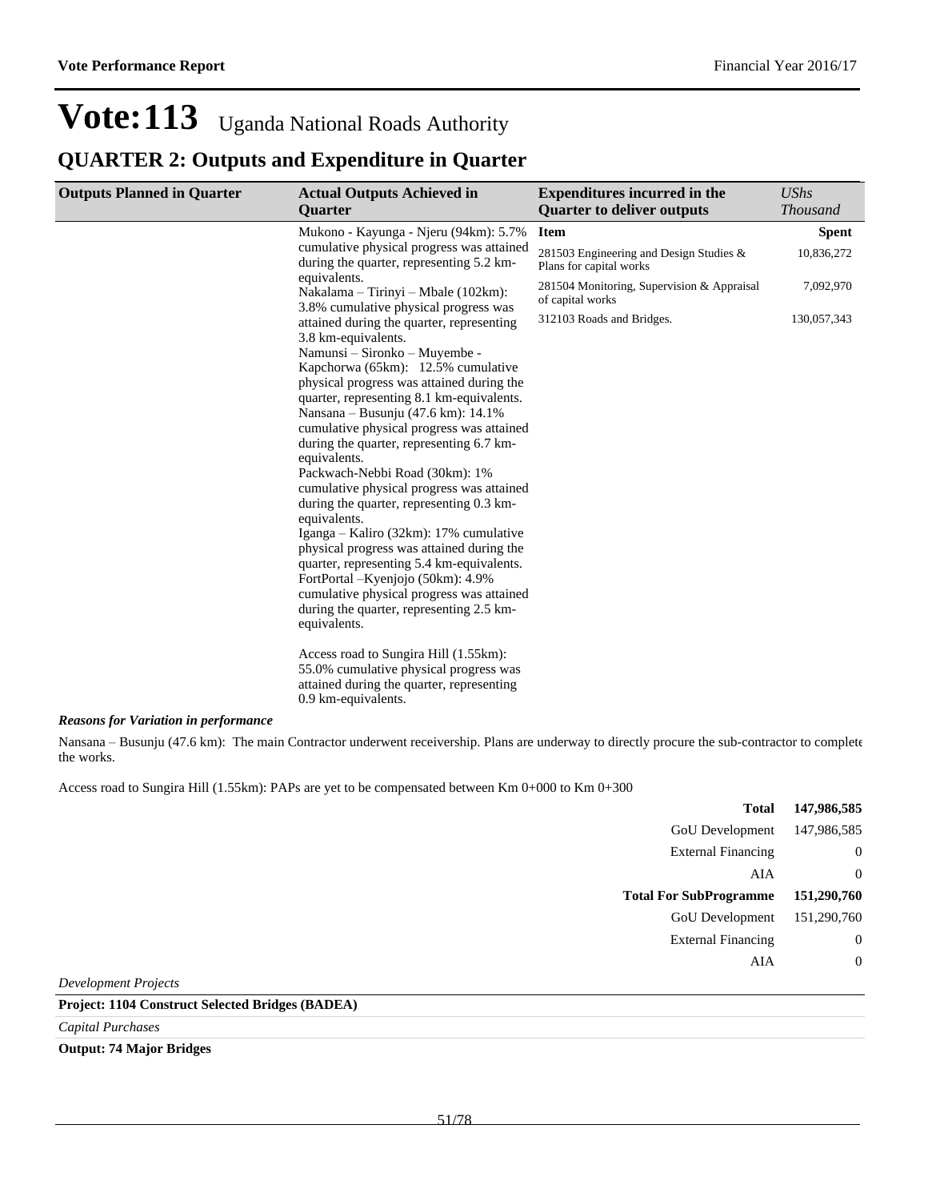# Vote:113 Uganda National Roads Authority

## QUARTER 2: Outputs and Expenditure in Quarter

| Outputs Planned in Quarter | Actual Outputs Achieved in Quarter | Expenditures incurred in the Quarter to deliver outputs | UShs Thousand |
|---|---|---|---|
| | Mukono - Kayunga - Njeru (94km): 5.7% cumulative physical progress was attained during the quarter, representing 5.2 km-equivalents.<br>Nakalama – Tirinyi – Mbale (102km): 3.8% cumulative physical progress was attained during the quarter, representing 3.8 km-equivalents.<br>Namunsi – Sironko – Muyembe - Kapchorwa (65km): 12.5% cumulative physical progress was attained during the quarter, representing 8.1 km-equivalents.<br>Nansana – Busunju (47.6 km): 14.1% cumulative physical progress was attained during the quarter, representing 6.7 km-equivalents.<br>Packwach-Nebbi Road (30km): 1% cumulative physical progress was attained during the quarter, representing 0.3 km-equivalents.<br>Iganga – Kaliro (32km): 17% cumulative physical progress was attained during the quarter, representing 5.4 km-equivalents.<br>FortPortal –Kyenjojo (50km): 4.9% cumulative physical progress was attained during the quarter, representing 2.5 km-equivalents.<br><br>Access road to Sungira Hill (1.55km): 55.0% cumulative physical progress was attained during the quarter, representing 0.9 km-equivalents. | **Item** | **Spent** |
| | | 281503 Engineering and Design Studies & Plans for capital works | 10,836,272 |
| | | 281504 Monitoring, Supervision & Appraisal of capital works | 7,092,970 |
| | | 312103 Roads and Bridges. | 130,057,343 |

***Reasons for Variation in performance***

Nansana – Busunju (47.6 km): The main Contractor underwent receivership. Plans are underway to directly procure the sub-contractor to complete the works.

Access road to Sungira Hill (1.55km): PAPs are yet to be compensated between Km 0+000 to Km 0+300

| | |
|---|---|
| **Total** | **147,986,585** |
| GoU Development | 147,986,585 |
| External Financing | 0 |
| AIA | 0 |
| **Total For SubProgramme** | **151,290,760** |
| GoU Development | 151,290,760 |
| External Financing | 0 |
| AIA | 0 |

*Development Projects*

**Project: 1104 Construct Selected Bridges (BADEA)**

*Capital Purchases*

**Output: 74 Major Bridges**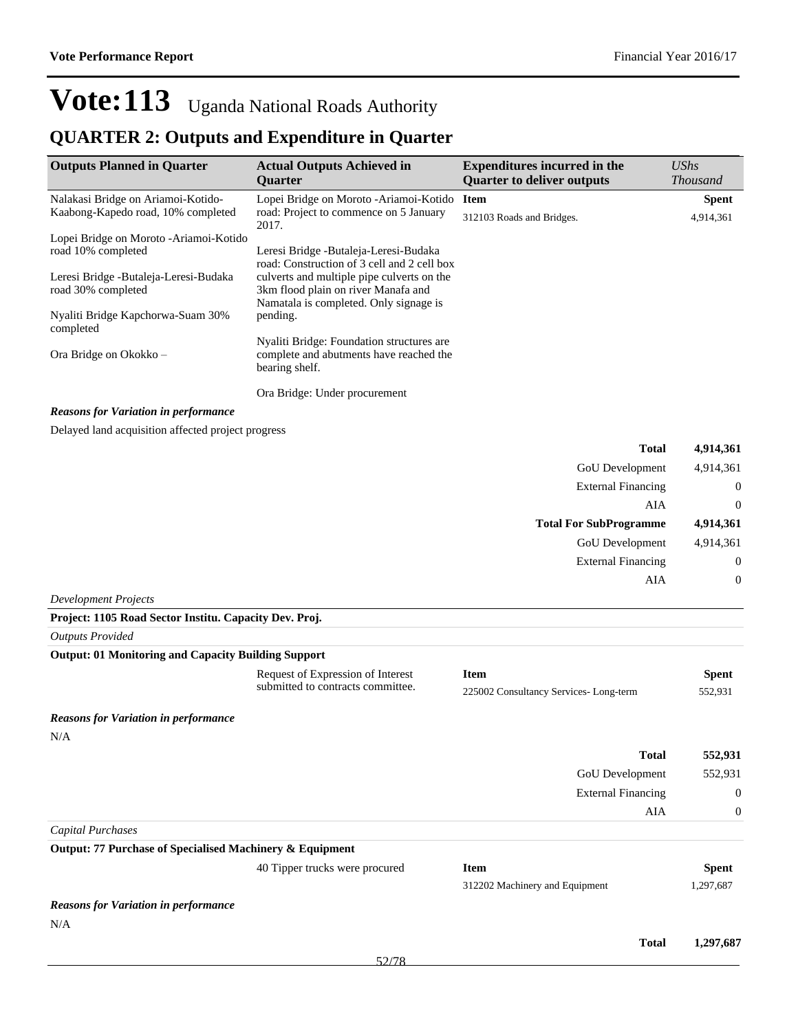# Vote:113 Uganda National Roads Authority

## QUARTER 2: Outputs and Expenditure in Quarter

| Outputs Planned in Quarter | Actual Outputs Achieved in Quarter | Expenditures incurred in the Quarter to deliver outputs | *UShs Thousand* |
|---|---|---|---|
| Nalakasi Bridge on Ariamoi-Kotido-Kaabong-Kapedo road, 10% completed<br><br>Lopei Bridge on Moroto -Ariamoi-Kotido road 10% completed<br><br>Leresi Bridge -Butaleja-Leresi-Budaka road 30% completed<br><br>Nyaliti Bridge Kapchorwa-Suam 30% completed<br><br>Ora Bridge on Okokko – | Lopei Bridge on Moroto -Ariamoi-Kotido road: Project to commence on 5 January 2017.<br><br>Leresi Bridge -Butaleja-Leresi-Budaka road: Construction of 3 cell and 2 cell box culverts and multiple pipe culverts on the 3km flood plain on river Manafa and Namatala is completed. Only signage is pending.<br><br>Nyaliti Bridge: Foundation structures are complete and abutments have reached the bearing shelf.<br><br>Ora Bridge: Under procurement | **Item**<br>312103 Roads and Bridges. | **Spent**<br>4,914,361 |

***Reasons for Variation in performance***

Delayed land acquisition affected project progress

| | |
|---|---|
| **Total** | **4,914,361** |
| GoU Development | 4,914,361 |
| External Financing | 0 |
| AIA | 0 |
| **Total For SubProgramme** | **4,914,361** |
| GoU Development | 4,914,361 |
| External Financing | 0 |
| AIA | 0 |

*Development Projects*

**Project: 1105 Road Sector Institu. Capacity Dev. Proj.**

*Outputs Provided*

**Output: 01 Monitoring and Capacity Building Support**

| Outputs Planned in Quarter | Actual Outputs Achieved in Quarter | Item | Spent |
|---|---|---|---|
| | Request of Expression of Interest submitted to contracts committee. | 225002 Consultancy Services- Long-term | 552,931 |

***Reasons for Variation in performance***

N/A

| | |
|---|---|
| **Total** | **552,931** |
| GoU Development | 552,931 |
| External Financing | 0 |
| AIA | 0 |

*Capital Purchases*

**Output: 77 Purchase of Specialised Machinery & Equipment**

| Outputs Planned in Quarter | Actual Outputs Achieved in Quarter | Item | Spent |
|---|---|---|---|
| | 40 Tipper trucks were procured | 312202 Machinery and Equipment | 1,297,687 |

***Reasons for Variation in performance***

N/A

| | |
|---|---|
| **Total** | **1,297,687** |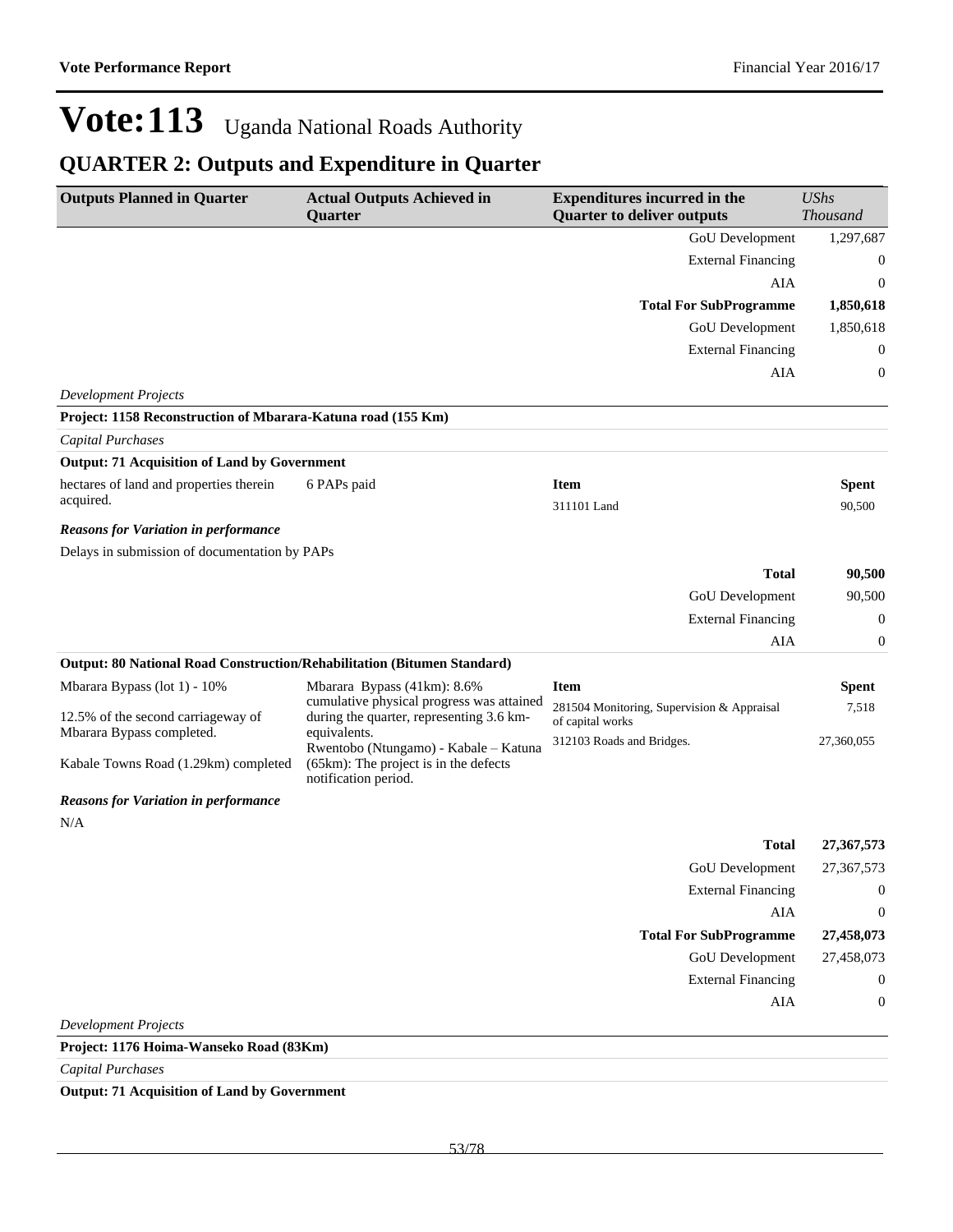# Vote:113 Uganda National Roads Authority

## QUARTER 2: Outputs and Expenditure in Quarter

| Outputs Planned in Quarter | Actual Outputs Achieved in Quarter | Expenditures incurred in the Quarter to deliver outputs | *UShs Thousand* |
|---|---|---|---|
| | | GoU Development | 1,297,687 |
| | | External Financing | 0 |
| | | AIA | 0 |
| | | **Total For SubProgramme** | **1,850,618** |
| | | GoU Development | 1,850,618 |
| | | External Financing | 0 |
| | | AIA | 0 |

*Development Projects*

**Project: 1158 Reconstruction of Mbarara-Katuna road (155 Km)**

*Capital Purchases*

**Output: 71 Acquisition of Land by Government**

| Outputs Planned in Quarter | Actual Outputs Achieved in Quarter | Item | Spent |
|---|---|---|---|
| hectares of land and properties therein acquired. | 6 PAPs paid | 311101 Land | 90,500 |

***Reasons for Variation in performance***

Delays in submission of documentation by PAPs

| | |
|---|---|
| **Total** | **90,500** |
| GoU Development | 90,500 |
| External Financing | 0 |
| AIA | 0 |

**Output: 80 National Road Construction/Rehabilitation (Bitumen Standard)**

| Outputs Planned in Quarter | Actual Outputs Achieved in Quarter | Item | Spent |
|---|---|---|---|
| Mbarara Bypass (lot 1) - 10%<br><br>12.5% of the second carriageway of Mbarara Bypass completed.<br><br>Kabale Towns Road (1.29km) completed | Mbarara Bypass (41km): 8.6% cumulative physical progress was attained during the quarter, representing 3.6 km-equivalents.<br>Rwentobo (Ntungamo) - Kabale – Katuna (65km): The project is in the defects notification period. | 281504 Monitoring, Supervision & Appraisal of capital works | 7,518 |
| | | 312103 Roads and Bridges. | 27,360,055 |

***Reasons for Variation in performance***

N/A

| | |
|---|---|
| **Total** | **27,367,573** |
| GoU Development | 27,367,573 |
| External Financing | 0 |
| AIA | 0 |
| **Total For SubProgramme** | **27,458,073** |
| GoU Development | 27,458,073 |
| External Financing | 0 |
| AIA | 0 |

*Development Projects*

**Project: 1176 Hoima-Wanseko Road (83Km)**

*Capital Purchases*

**Output: 71 Acquisition of Land by Government**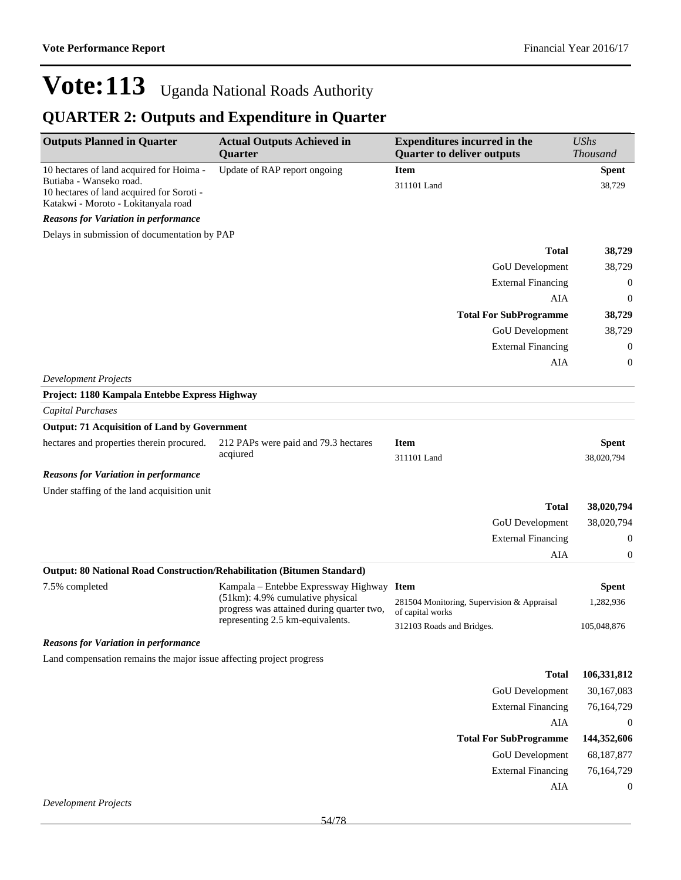# Vote:113 Uganda National Roads Authority

## QUARTER 2: Outputs and Expenditure in Quarter

| Outputs Planned in Quarter | Actual Outputs Achieved in Quarter | Expenditures incurred in the Quarter to deliver outputs | *UShs Thousand* |
|---|---|---|---|
| 10 hectares of land acquired for Hoima - Butiaba - Wanseko road.<br>10 hectares of land acquired for Soroti - Katakwi - Moroto - Lokitanyala road | Update of RAP report ongoing | **Item** | **Spent** |
| | | 311101 Land | 38,729 |

***Reasons for Variation in performance***

Delays in submission of documentation by PAP

| | |
|---|---|
| **Total** | **38,729** |
| GoU Development | 38,729 |
| External Financing | 0 |
| AIA | 0 |
| **Total For SubProgramme** | **38,729** |
| GoU Development | 38,729 |
| External Financing | 0 |
| AIA | 0 |

*Development Projects*

**Project: 1180 Kampala Entebbe Express Highway**

*Capital Purchases*

**Output: 71 Acquisition of Land by Government**

| Outputs Planned in Quarter | Actual Outputs Achieved in Quarter | Expenditures incurred in the Quarter to deliver outputs | *UShs Thousand* |
|---|---|---|---|
| hectares and properties therein procured. | 212 PAPs were paid and 79.3 hectares acqiured | **Item** | **Spent** |
| | | 311101 Land | 38,020,794 |

***Reasons for Variation in performance***

Under staffing of the land acquisition unit

| | |
|---|---|
| **Total** | **38,020,794** |
| GoU Development | 38,020,794 |
| External Financing | 0 |
| AIA | 0 |

**Output: 80 National Road Construction/Rehabilitation (Bitumen Standard)**

| Outputs Planned in Quarter | Actual Outputs Achieved in Quarter | Expenditures incurred in the Quarter to deliver outputs | *UShs Thousand* |
|---|---|---|---|
| 7.5% completed | Kampala – Entebbe Expressway Highway (51km): 4.9% cumulative physical progress was attained during quarter two, representing 2.5 km-equivalents. | **Item** | **Spent** |
| | | 281504 Monitoring, Supervision & Appraisal of capital works | 1,282,936 |
| | | 312103 Roads and Bridges. | 105,048,876 |

***Reasons for Variation in performance***

Land compensation remains the major issue affecting project progress

| | |
|---|---|
| **Total** | **106,331,812** |
| GoU Development | 30,167,083 |
| External Financing | 76,164,729 |
| AIA | 0 |
| **Total For SubProgramme** | **144,352,606** |
| GoU Development | 68,187,877 |
| External Financing | 76,164,729 |
| AIA | 0 |

*Development Projects*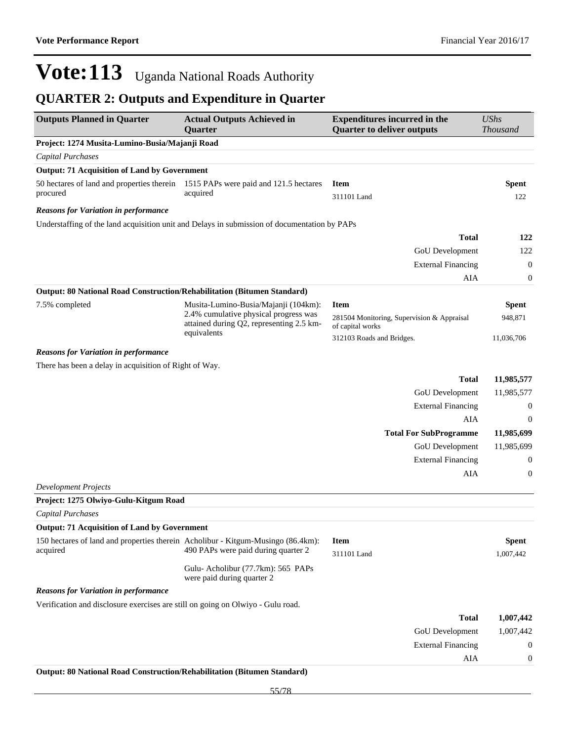# Vote:113 Uganda National Roads Authority

## QUARTER 2: Outputs and Expenditure in Quarter

| Outputs Planned in Quarter | Actual Outputs Achieved in Quarter | Expenditures incurred in the Quarter to deliver outputs | *UShs Thousand* |
|---|---|---|---|
| **Project: 1274 Musita-Lumino-Busia/Majanji Road** | | | |
| *Capital Purchases* | | | |
| **Output: 71 Acquisition of Land by Government** | | | |
| 50 hectares of land and properties therein procured | 1515 PAPs were paid and 121.5 hectares acquired | **Item** | **Spent** |
| | | 311101 Land | 122 |
| ***Reasons for Variation in performance*** | | | |
| Understaffing of the land acquisition unit and Delays in submission of documentation by PAPs | | | |
| | | **Total** | **122** |
| | | GoU Development | 122 |
| | | External Financing | 0 |
| | | AIA | 0 |
| **Output: 80 National Road Construction/Rehabilitation (Bitumen Standard)** | | | |
| 7.5% completed | Musita-Lumino-Busia/Majanji (104km): 2.4% cumulative physical progress was attained during Q2, representing 2.5 km-equivalents | **Item** | **Spent** |
| | | 281504 Monitoring, Supervision & Appraisal of capital works | 948,871 |
| | | 312103 Roads and Bridges. | 11,036,706 |
| ***Reasons for Variation in performance*** | | | |
| There has been a delay in acquisition of Right of Way. | | | |
| | | **Total** | **11,985,577** |
| | | GoU Development | 11,985,577 |
| | | External Financing | 0 |
| | | AIA | 0 |
| | | **Total For SubProgramme** | **11,985,699** |
| | | GoU Development | 11,985,699 |
| | | External Financing | 0 |
| | | AIA | 0 |
| *Development Projects* | | | |
| **Project: 1275 Olwiyo-Gulu-Kitgum Road** | | | |
| *Capital Purchases* | | | |
| **Output: 71 Acquisition of Land by Government** | | | |
| 150 hectares of land and properties therein acquired | Acholibur - Kitgum-Musingo (86.4km): 490 PAPs were paid during quarter 2<br><br>Gulu- Acholibur (77.7km): 565 PAPs were paid during quarter 2 | **Item** | **Spent** |
| | | 311101 Land | 1,007,442 |
| ***Reasons for Variation in performance*** | | | |
| Verification and disclosure exercises are still on going on Olwiyo - Gulu road. | | | |
| | | **Total** | **1,007,442** |
| | | GoU Development | 1,007,442 |
| | | External Financing | 0 |
| | | AIA | 0 |
| **Output: 80 National Road Construction/Rehabilitation (Bitumen Standard)** | | | |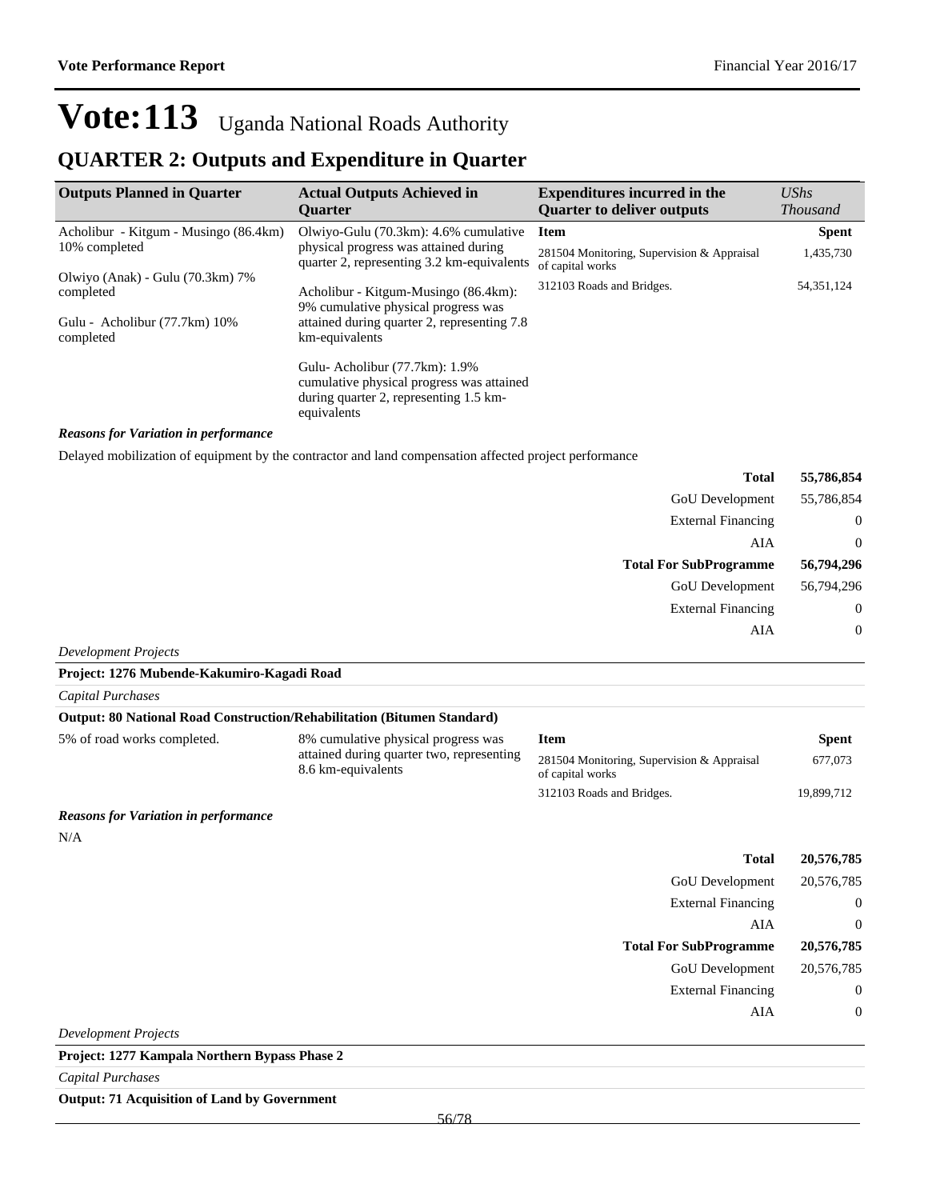# Vote:113 Uganda National Roads Authority

## QUARTER 2: Outputs and Expenditure in Quarter

| Outputs Planned in Quarter | Actual Outputs Achieved in Quarter | Expenditures incurred in the Quarter to deliver outputs | *UShs Thousand* |
|---|---|---|---|
| Acholibur - Kitgum - Musingo (86.4km) 10% completed<br><br>Olwiyo (Anak) - Gulu (70.3km) 7% completed<br><br>Gulu - Acholibur (77.7km) 10% completed | Olwiyo-Gulu (70.3km): 4.6% cumulative physical progress was attained during quarter 2, representing 3.2 km-equivalents<br><br>Acholibur - Kitgum-Musingo (86.4km): 9% cumulative physical progress was attained during quarter 2, representing 7.8 km-equivalents<br><br>Gulu- Acholibur (77.7km): 1.9% cumulative physical progress was attained during quarter 2, representing 1.5 km-equivalents | **Item** | **Spent** |
| | | 281504 Monitoring, Supervision & Appraisal of capital works | 1,435,730 |
| | | 312103 Roads and Bridges. | 54,351,124 |

***Reasons for Variation in performance***

Delayed mobilization of equipment by the contractor and land compensation affected project performance

| | |
|---|---|
| **Total** | **55,786,854** |
| GoU Development | 55,786,854 |
| External Financing | 0 |
| AIA | 0 |
| **Total For SubProgramme** | **56,794,296** |
| GoU Development | 56,794,296 |
| External Financing | 0 |
| AIA | 0 |

*Development Projects*

**Project: 1276 Mubende-Kakumiro-Kagadi Road**

*Capital Purchases*

**Output: 80 National Road Construction/Rehabilitation (Bitumen Standard)**

| Outputs Planned in Quarter | Actual Outputs Achieved in Quarter | Item | Spent |
|---|---|---|---|
| 5% of road works completed. | 8% cumulative physical progress was attained during quarter two, representing 8.6 km-equivalents | 281504 Monitoring, Supervision & Appraisal of capital works | 677,073 |
| | | 312103 Roads and Bridges. | 19,899,712 |

***Reasons for Variation in performance***

N/A

| | |
|---|---|
| **Total** | **20,576,785** |
| GoU Development | 20,576,785 |
| External Financing | 0 |
| AIA | 0 |
| **Total For SubProgramme** | **20,576,785** |
| GoU Development | 20,576,785 |
| External Financing | 0 |
| AIA | 0 |

*Development Projects*

**Project: 1277 Kampala Northern Bypass Phase 2**

*Capital Purchases*

**Output: 71 Acquisition of Land by Government**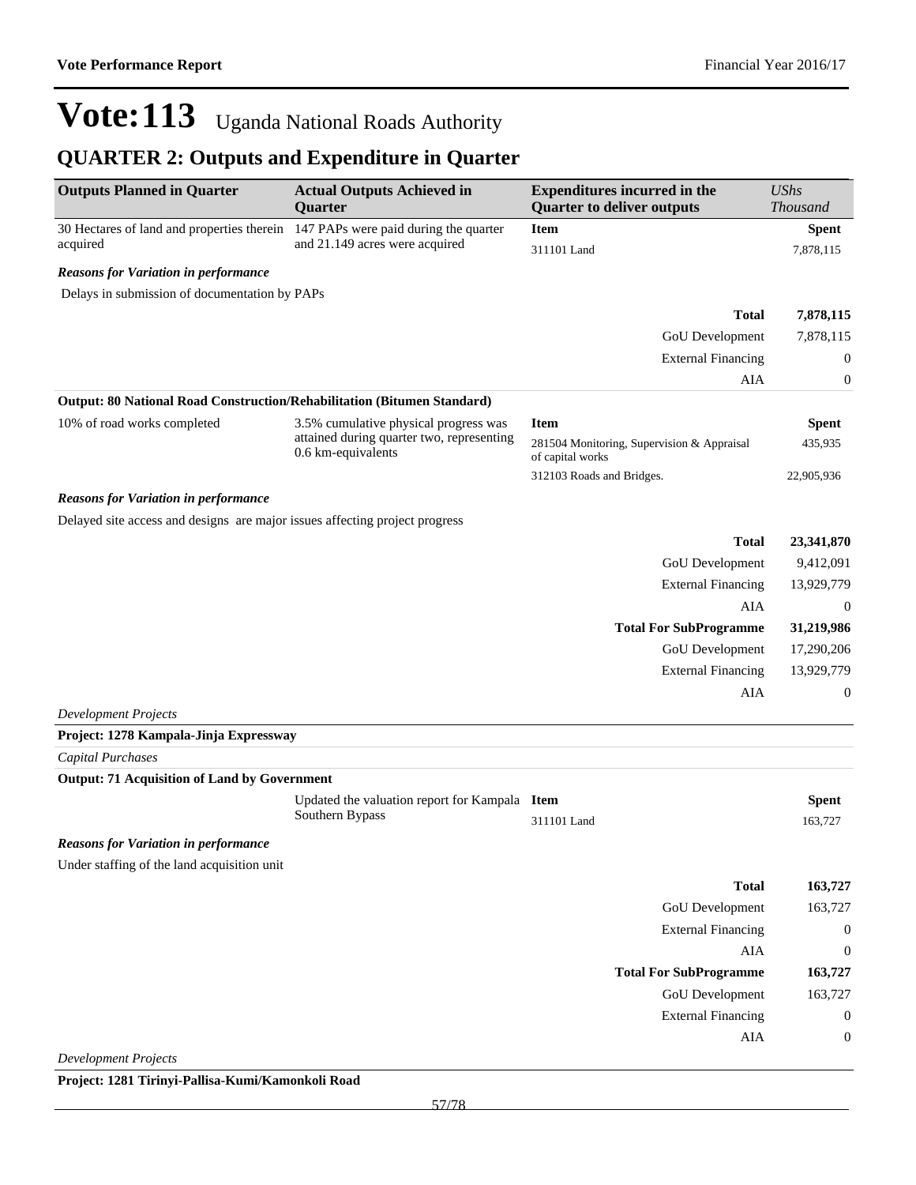# Vote:113 Uganda National Roads Authority

## QUARTER 2: Outputs and Expenditure in Quarter

| Outputs Planned in Quarter | Actual Outputs Achieved in Quarter | Expenditures incurred in the Quarter to deliver outputs | *UShs Thousand* |
|---|---|---|---|
| 30 Hectares of land and properties therein acquired | 147 PAPs were paid during the quarter and 21.149 acres were acquired | **Item** | **Spent** |
| | | 311101 Land | 7,878,115 |

***Reasons for Variation in performance***

Delays in submission of documentation by PAPs

| | |
|---|---|
| **Total** | **7,878,115** |
| GoU Development | 7,878,115 |
| External Financing | 0 |
| AIA | 0 |

**Output: 80 National Road Construction/Rehabilitation (Bitumen Standard)**

| Outputs Planned in Quarter | Actual Outputs Achieved in Quarter | Expenditures incurred in the Quarter to deliver outputs | *UShs Thousand* |
|---|---|---|---|
| 10% of road works completed | 3.5% cumulative physical progress was attained during quarter two, representing 0.6 km-equivalents | **Item** | **Spent** |
| | | 281504 Monitoring, Supervision & Appraisal of capital works | 435,935 |
| | | 312103 Roads and Bridges. | 22,905,936 |

***Reasons for Variation in performance***

Delayed site access and designs are major issues affecting project progress

| | |
|---|---|
| **Total** | **23,341,870** |
| GoU Development | 9,412,091 |
| External Financing | 13,929,779 |
| AIA | 0 |
| **Total For SubProgramme** | **31,219,986** |
| GoU Development | 17,290,206 |
| External Financing | 13,929,779 |
| AIA | 0 |

*Development Projects*

**Project: 1278 Kampala-Jinja Expressway**

*Capital Purchases*

**Output: 71 Acquisition of Land by Government**

| Outputs Planned in Quarter | Actual Outputs Achieved in Quarter | Expenditures incurred in the Quarter to deliver outputs | *UShs Thousand* |
|---|---|---|---|
| | Updated the valuation report for Kampala Southern Bypass | **Item** | **Spent** |
| | | 311101 Land | 163,727 |

***Reasons for Variation in performance***

Under staffing of the land acquisition unit

| | |
|---|---|
| **Total** | **163,727** |
| GoU Development | 163,727 |
| External Financing | 0 |
| AIA | 0 |
| **Total For SubProgramme** | **163,727** |
| GoU Development | 163,727 |
| External Financing | 0 |
| AIA | 0 |

*Development Projects*

**Project: 1281 Tirinyi-Pallisa-Kumi/Kamonkoli Road**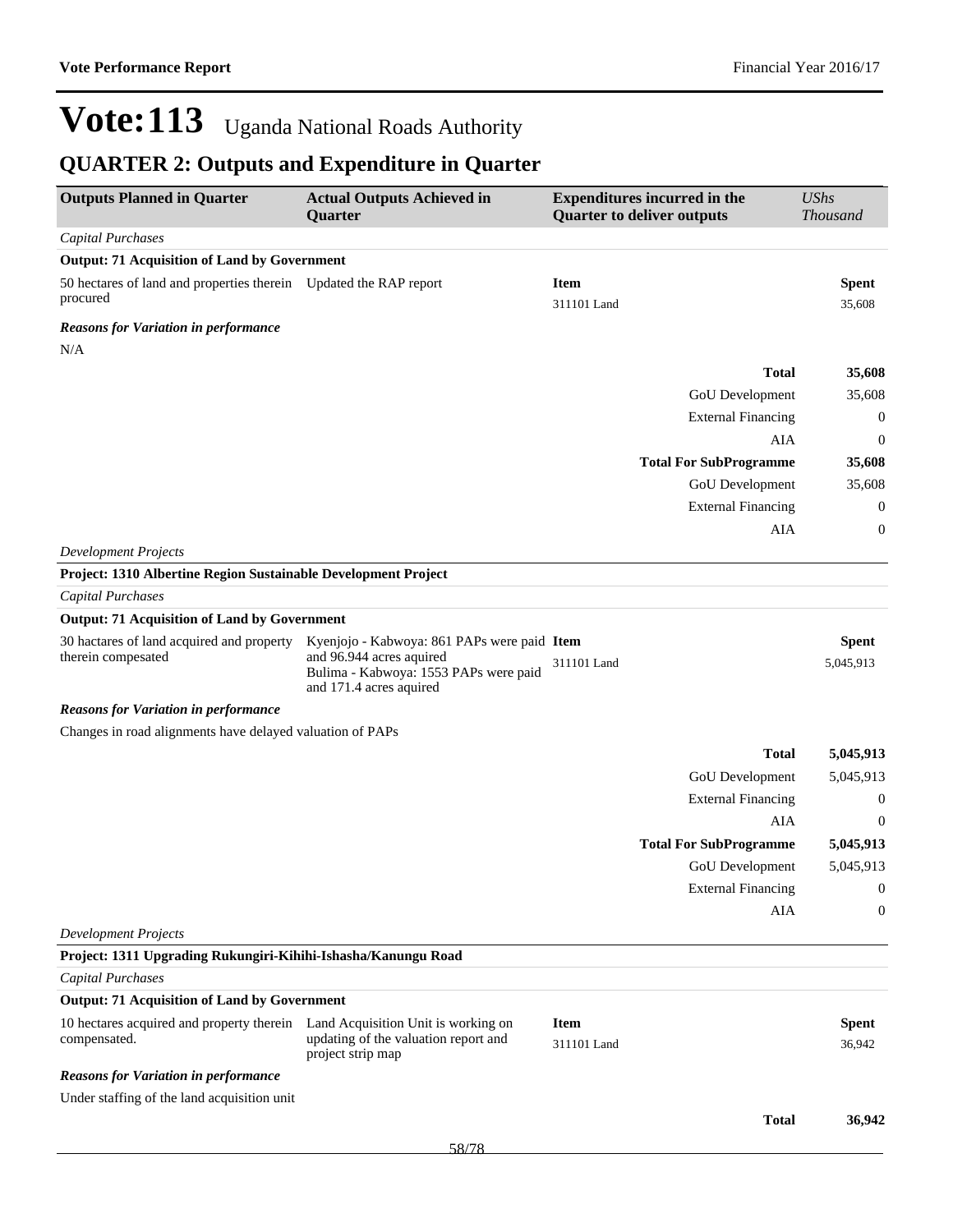Vote:113 Uganda National Roads Authority

## QUARTER 2: Outputs and Expenditure in Quarter

| Outputs Planned in Quarter | Actual Outputs Achieved in Quarter | Expenditures incurred in the Quarter to deliver outputs | UShs Thousand |
|---|---|---|---|
| *Capital Purchases* | | | |
| **Output: 71 Acquisition of Land by Government** | | | |
| 50 hectares of land and properties therein procured | Updated the RAP report | **Item** | **Spent** |
| | | 311101 Land | 35,608 |
| ***Reasons for Variation in performance*** | | | |
| N/A | | | |
| | | **Total** | **35,608** |
| | | GoU Development | 35,608 |
| | | External Financing | 0 |
| | | AIA | 0 |
| | | **Total For SubProgramme** | **35,608** |
| | | GoU Development | 35,608 |
| | | External Financing | 0 |
| | | AIA | 0 |
| *Development Projects* | | | |
| **Project: 1310 Albertine Region Sustainable Development Project** | | | |
| *Capital Purchases* | | | |
| **Output: 71 Acquisition of Land by Government** | | | |
| 30 hactares of land acquired and property therein compesated | Kyenjojo - Kabwoya: 861 PAPs were paid and 96.944 acres aquired<br>Bulima - Kabwoya: 1553 PAPs were paid and 171.4 acres aquired | **Item** | **Spent** |
| | | 311101 Land | 5,045,913 |
| ***Reasons for Variation in performance*** | | | |
| Changes in road alignments have delayed valuation of PAPs | | | |
| | | **Total** | **5,045,913** |
| | | GoU Development | 5,045,913 |
| | | External Financing | 0 |
| | | AIA | 0 |
| | | **Total For SubProgramme** | **5,045,913** |
| | | GoU Development | 5,045,913 |
| | | External Financing | 0 |
| | | AIA | 0 |
| *Development Projects* | | | |
| **Project: 1311 Upgrading Rukungiri-Kihihi-Ishasha/Kanungu Road** | | | |
| *Capital Purchases* | | | |
| **Output: 71 Acquisition of Land by Government** | | | |
| 10 hectares acquired and property therein compensated. | Land Acquisition Unit is working on updating of the valuation report and project strip map | **Item** | **Spent** |
| | | 311101 Land | 36,942 |
| ***Reasons for Variation in performance*** | | | |
| Under staffing of the land acquisition unit | | | |
| | | **Total** | **36,942** |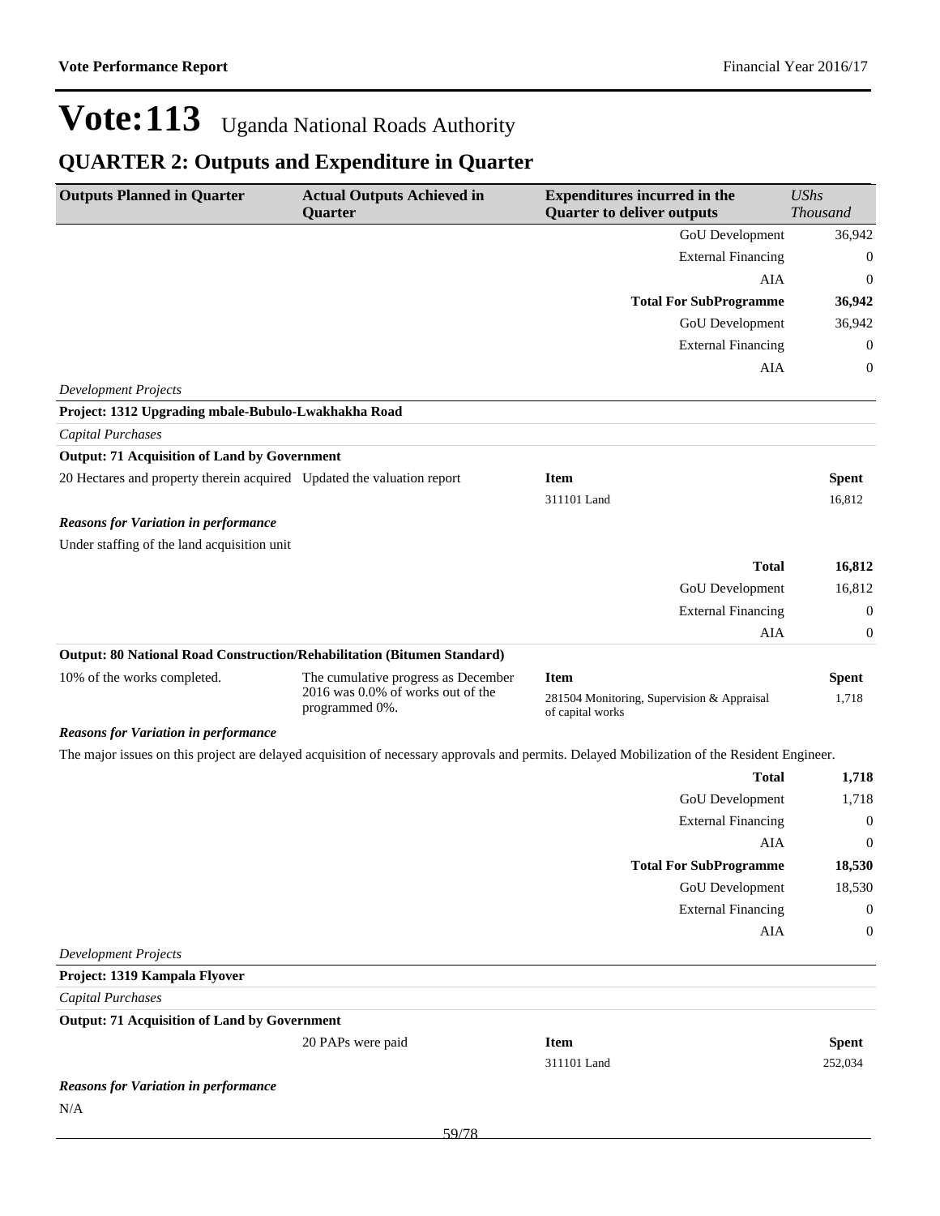# Vote:113 Uganda National Roads Authority

## QUARTER 2: Outputs and Expenditure in Quarter

| Outputs Planned in Quarter | Actual Outputs Achieved in Quarter | Expenditures incurred in the Quarter to deliver outputs | *UShs Thousand* |
|---|---|---|---|
| | | GoU Development | 36,942 |
| | | External Financing | 0 |
| | | AIA | 0 |
| | | **Total For SubProgramme** | **36,942** |
| | | GoU Development | 36,942 |
| | | External Financing | 0 |
| | | AIA | 0 |

*Development Projects*

**Project: 1312 Upgrading mbale-Bubulo-Lwakhakha Road**

*Capital Purchases*

**Output: 71 Acquisition of Land by Government**

| | | | |
|---|---|---|---|
| 20 Hectares and property therein acquired | Updated the valuation report | **Item** | **Spent** |
| | | 311101 Land | 16,812 |

***Reasons for Variation in performance***

Under staffing of the land acquisition unit

| | |
|---|---|
| **Total** | **16,812** |
| GoU Development | 16,812 |
| External Financing | 0 |
| AIA | 0 |

**Output: 80 National Road Construction/Rehabilitation (Bitumen Standard)**

| | | | |
|---|---|---|---|
| 10% of the works completed. | The cumulative progress as December 2016 was 0.0% of works out of the programmed 0%. | **Item** | **Spent** |
| | | 281504 Monitoring, Supervision & Appraisal of capital works | 1,718 |

***Reasons for Variation in performance***

The major issues on this project are delayed acquisition of necessary approvals and permits. Delayed Mobilization of the Resident Engineer.

| | |
|---|---|
| **Total** | **1,718** |
| GoU Development | 1,718 |
| External Financing | 0 |
| AIA | 0 |
| **Total For SubProgramme** | **18,530** |
| GoU Development | 18,530 |
| External Financing | 0 |
| AIA | 0 |

*Development Projects*

**Project: 1319 Kampala Flyover**

*Capital Purchases*

**Output: 71 Acquisition of Land by Government**

| | | | |
|---|---|---|---|
| | 20 PAPs were paid | **Item** | **Spent** |
| | | 311101 Land | 252,034 |

***Reasons for Variation in performance***

N/A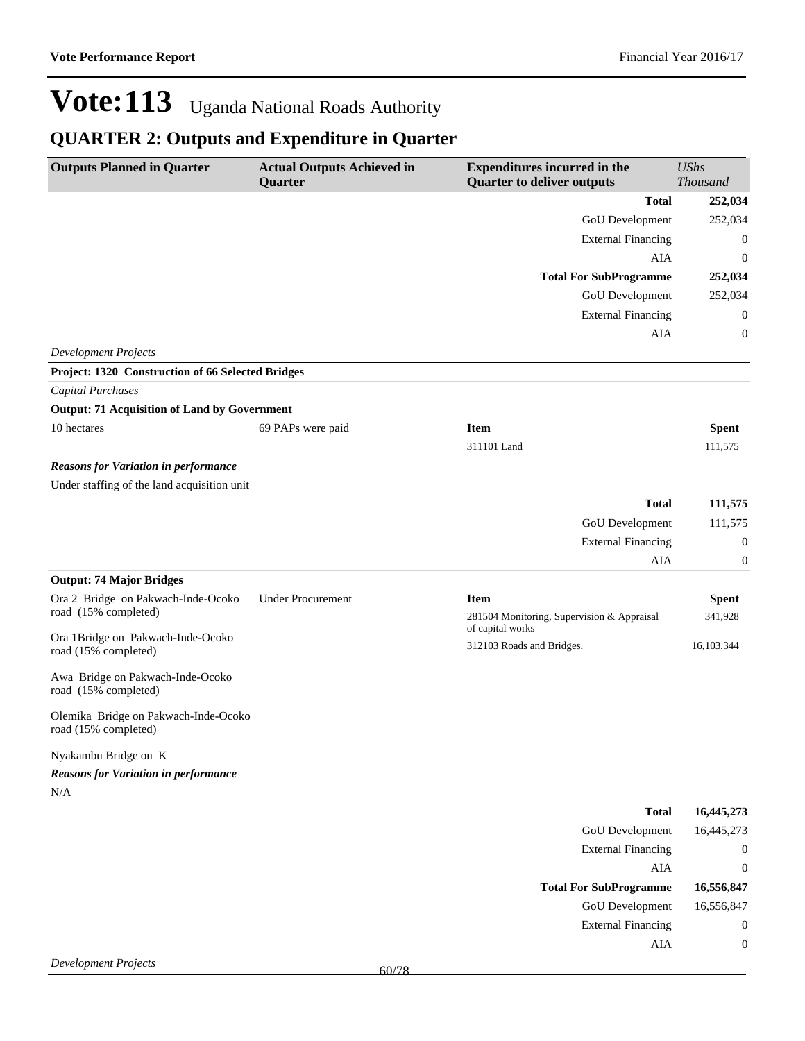# Vote:113 Uganda National Roads Authority

## QUARTER 2: Outputs and Expenditure in Quarter

| Outputs Planned in Quarter | Actual Outputs Achieved in Quarter | Expenditures incurred in the Quarter to deliver outputs | UShs Thousand |
|---|---|---|---|
| | | **Total** | **252,034** |
| | | GoU Development | 252,034 |
| | | External Financing | 0 |
| | | AIA | 0 |
| | | **Total For SubProgramme** | **252,034** |
| | | GoU Development | 252,034 |
| | | External Financing | 0 |
| | | AIA | 0 |

*Development Projects*

**Project: 1320 Construction of 66 Selected Bridges**

*Capital Purchases*

**Output: 71 Acquisition of Land by Government**

| | | | |
|---|---|---|---|
| 10 hectares | 69 PAPs were paid | **Item** | **Spent** |
| | | 311101 Land | 111,575 |

***Reasons for Variation in performance***

Under staffing of the land acquisition unit

| | | | |
|---|---|---|---|
| | | **Total** | **111,575** |
| | | GoU Development | 111,575 |
| | | External Financing | 0 |
| | | AIA | 0 |

**Output: 74 Major Bridges**

| | | | |
|---|---|---|---|
| Ora 2 Bridge on Pakwach-Inde-Ocoko road (15% completed) | Under Procurement | **Item** | **Spent** |
| Ora 1Bridge on Pakwach-Inde-Ocoko road (15% completed) | | 281504 Monitoring, Supervision & Appraisal of capital works | 341,928 |
| Awa Bridge on Pakwach-Inde-Ocoko road (15% completed) | | 312103 Roads and Bridges. | 16,103,344 |
| Olemika Bridge on Pakwach-Inde-Ocoko road (15% completed) | | | |
| Nyakambu Bridge on K | | | |

***Reasons for Variation in performance***

N/A

| | | | |
|---|---|---|---|
| | | **Total** | **16,445,273** |
| | | GoU Development | 16,445,273 |
| | | External Financing | 0 |
| | | AIA | 0 |
| | | **Total For SubProgramme** | **16,556,847** |
| | | GoU Development | 16,556,847 |
| | | External Financing | 0 |
| | | AIA | 0 |

*Development Projects*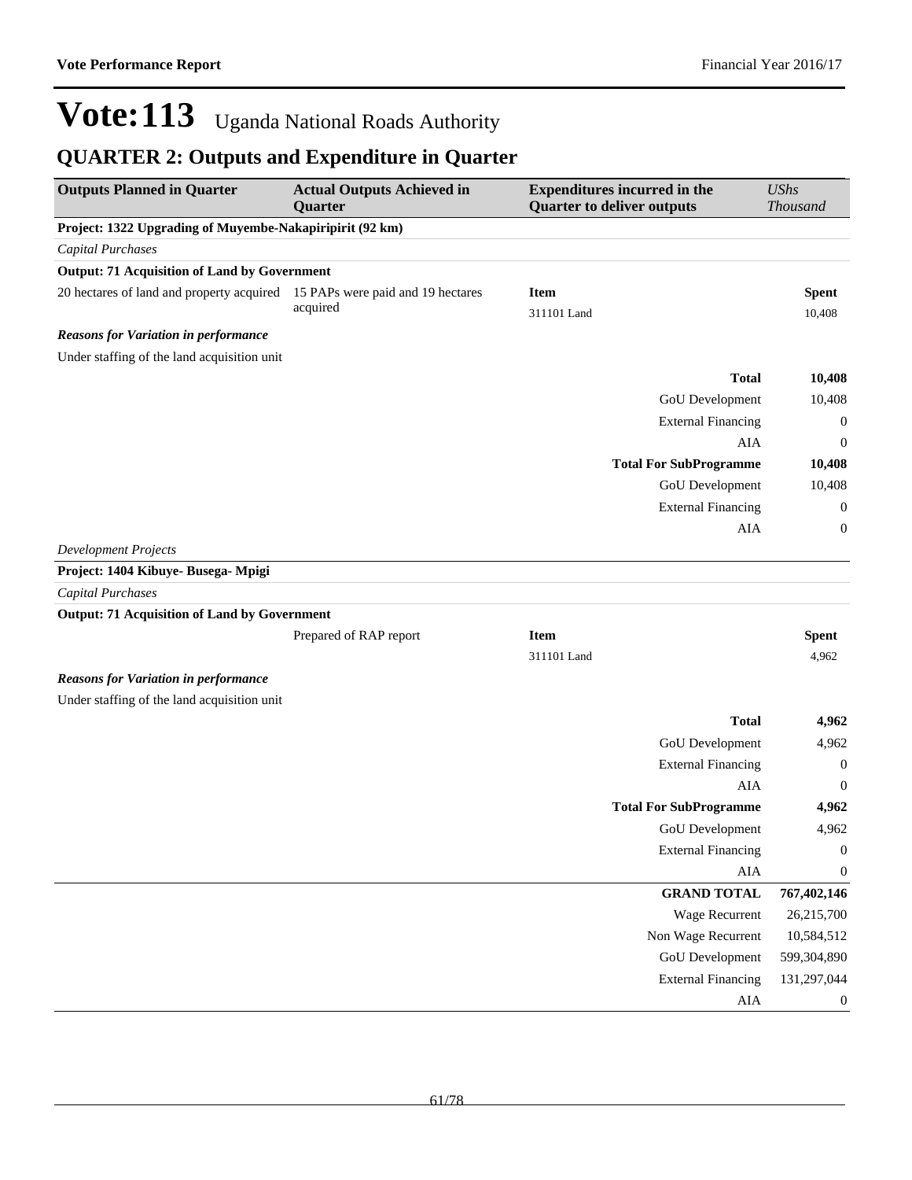# Vote:113 Uganda National Roads Authority

## QUARTER 2: Outputs and Expenditure in Quarter

| Outputs Planned in Quarter | Actual Outputs Achieved in Quarter | Expenditures incurred in the Quarter to deliver outputs | *UShs Thousand* |
|---|---|---|---|
| **Project: 1322 Upgrading of Muyembe-Nakapiripirit (92 km)** | | | |
| *Capital Purchases* | | | |
| **Output: 71 Acquisition of Land by Government** | | | |
| 20 hectares of land and property acquired | 15 PAPs were paid and 19 hectares acquired | **Item** | **Spent** |
| | | 311101 Land | 10,408 |
| ***Reasons for Variation in performance*** | | | |
| Under staffing of the land acquisition unit | | | |
| | | **Total** | **10,408** |
| | | GoU Development | 10,408 |
| | | External Financing | 0 |
| | | AIA | 0 |
| | | **Total For SubProgramme** | **10,408** |
| | | GoU Development | 10,408 |
| | | External Financing | 0 |
| | | AIA | 0 |
| *Development Projects* | | | |
| **Project: 1404 Kibuye- Busega- Mpigi** | | | |
| *Capital Purchases* | | | |
| **Output: 71 Acquisition of Land by Government** | | | |
| | Prepared of RAP report | **Item** | **Spent** |
| | | 311101 Land | 4,962 |
| ***Reasons for Variation in performance*** | | | |
| Under staffing of the land acquisition unit | | | |
| | | **Total** | **4,962** |
| | | GoU Development | 4,962 |
| | | External Financing | 0 |
| | | AIA | 0 |
| | | **Total For SubProgramme** | **4,962** |
| | | GoU Development | 4,962 |
| | | External Financing | 0 |
| | | AIA | 0 |
| | | **GRAND TOTAL** | **767,402,146** |
| | | Wage Recurrent | 26,215,700 |
| | | Non Wage Recurrent | 10,584,512 |
| | | GoU Development | 599,304,890 |
| | | External Financing | 131,297,044 |
| | | AIA | 0 |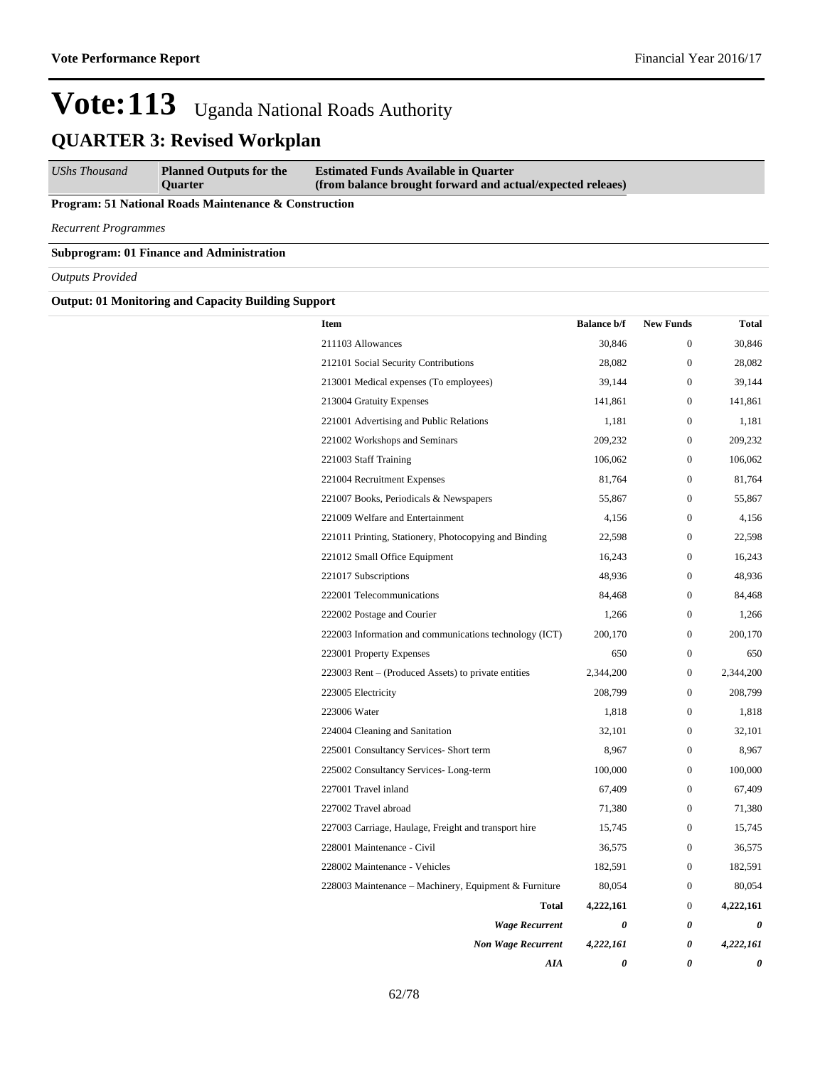# Vote:113 Uganda National Roads Authority

## QUARTER 3: Revised Workplan

| *UShs Thousand* | **Planned Outputs for the Quarter** | **Estimated Funds Available in Quarter (from balance brought forward and actual/expected releaes)** |
|---|---|---|

**Program: 51 National Roads Maintenance & Construction**

*Recurrent Programmes*

**Subprogram: 01 Finance and Administration**

*Outputs Provided*

**Output: 01 Monitoring and Capacity Building Support**

| Item | Balance b/f | New Funds | Total |
|---|---|---|---|
| 211103 Allowances | 30,846 | 0 | 30,846 |
| 212101 Social Security Contributions | 28,082 | 0 | 28,082 |
| 213001 Medical expenses (To employees) | 39,144 | 0 | 39,144 |
| 213004 Gratuity Expenses | 141,861 | 0 | 141,861 |
| 221001 Advertising and Public Relations | 1,181 | 0 | 1,181 |
| 221002 Workshops and Seminars | 209,232 | 0 | 209,232 |
| 221003 Staff Training | 106,062 | 0 | 106,062 |
| 221004 Recruitment Expenses | 81,764 | 0 | 81,764 |
| 221007 Books, Periodicals & Newspapers | 55,867 | 0 | 55,867 |
| 221009 Welfare and Entertainment | 4,156 | 0 | 4,156 |
| 221011 Printing, Stationery, Photocopying and Binding | 22,598 | 0 | 22,598 |
| 221012 Small Office Equipment | 16,243 | 0 | 16,243 |
| 221017 Subscriptions | 48,936 | 0 | 48,936 |
| 222001 Telecommunications | 84,468 | 0 | 84,468 |
| 222002 Postage and Courier | 1,266 | 0 | 1,266 |
| 222003 Information and communications technology (ICT) | 200,170 | 0 | 200,170 |
| 223001 Property Expenses | 650 | 0 | 650 |
| 223003 Rent – (Produced Assets) to private entities | 2,344,200 | 0 | 2,344,200 |
| 223005 Electricity | 208,799 | 0 | 208,799 |
| 223006 Water | 1,818 | 0 | 1,818 |
| 224004 Cleaning and Sanitation | 32,101 | 0 | 32,101 |
| 225001 Consultancy Services- Short term | 8,967 | 0 | 8,967 |
| 225002 Consultancy Services- Long-term | 100,000 | 0 | 100,000 |
| 227001 Travel inland | 67,409 | 0 | 67,409 |
| 227002 Travel abroad | 71,380 | 0 | 71,380 |
| 227003 Carriage, Haulage, Freight and transport hire | 15,745 | 0 | 15,745 |
| 228001 Maintenance - Civil | 36,575 | 0 | 36,575 |
| 228002 Maintenance - Vehicles | 182,591 | 0 | 182,591 |
| 228003 Maintenance – Machinery, Equipment & Furniture | 80,054 | 0 | 80,054 |
| **Total** | **4,222,161** | 0 | **4,222,161** |
| ***Wage Recurrent*** | ***0*** | ***0*** | ***0*** |
| ***Non Wage Recurrent*** | ***4,222,161*** | ***0*** | ***4,222,161*** |
| ***AIA*** | ***0*** | ***0*** | ***0*** |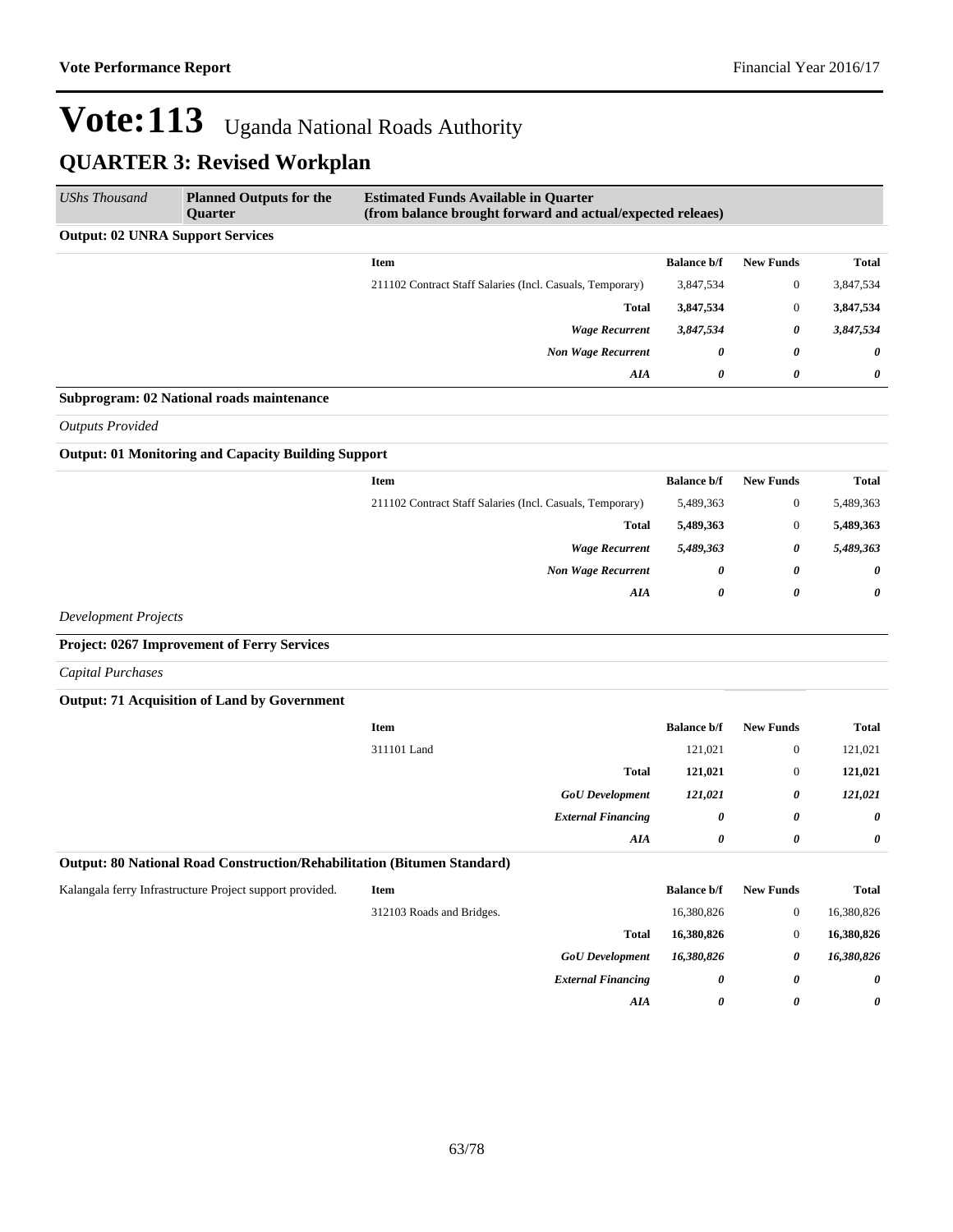# Vote:113 Uganda National Roads Authority

## QUARTER 3: Revised Workplan

| *UShs Thousand* | **Planned Outputs for the Quarter** | **Estimated Funds Available in Quarter (from balance brought forward and actual/expected releaes)** | | | |
|---|---|---|---|---|---|

**Output: 02 UNRA Support Services**

| | Item | Balance b/f | New Funds | Total |
|---|---|---|---|---|
| | 211102 Contract Staff Salaries (Incl. Casuals, Temporary) | 3,847,534 | 0 | 3,847,534 |
| | **Total** | **3,847,534** | 0 | **3,847,534** |
| | ***Wage Recurrent*** | ***3,847,534*** | ***0*** | ***3,847,534*** |
| | ***Non Wage Recurrent*** | ***0*** | ***0*** | ***0*** |
| | ***AIA*** | ***0*** | ***0*** | ***0*** |

**Subprogram: 02 National roads maintenance**

*Outputs Provided*

**Output: 01 Monitoring and Capacity Building Support**

| | Item | Balance b/f | New Funds | Total |
|---|---|---|---|---|
| | 211102 Contract Staff Salaries (Incl. Casuals, Temporary) | 5,489,363 | 0 | 5,489,363 |
| | **Total** | **5,489,363** | 0 | **5,489,363** |
| | ***Wage Recurrent*** | ***5,489,363*** | ***0*** | ***5,489,363*** |
| | ***Non Wage Recurrent*** | ***0*** | ***0*** | ***0*** |
| | ***AIA*** | ***0*** | ***0*** | ***0*** |

*Development Projects*

**Project: 0267 Improvement of Ferry Services**

*Capital Purchases*

**Output: 71 Acquisition of Land by Government**

| | Item | Balance b/f | New Funds | Total |
|---|---|---|---|---|
| | 311101 Land | 121,021 | 0 | 121,021 |
| | **Total** | **121,021** | 0 | **121,021** |
| | ***GoU Development*** | ***121,021*** | ***0*** | ***121,021*** |
| | ***External Financing*** | ***0*** | ***0*** | ***0*** |
| | ***AIA*** | ***0*** | ***0*** | ***0*** |

**Output: 80 National Road Construction/Rehabilitation (Bitumen Standard)**

| | Item | Balance b/f | New Funds | Total |
|---|---|---|---|---|
| Kalangala ferry Infrastructure Project support provided. | 312103 Roads and Bridges. | 16,380,826 | 0 | 16,380,826 |
| | **Total** | **16,380,826** | 0 | **16,380,826** |
| | ***GoU Development*** | ***16,380,826*** | ***0*** | ***16,380,826*** |
| | ***External Financing*** | ***0*** | ***0*** | ***0*** |
| | ***AIA*** | ***0*** | ***0*** | ***0*** |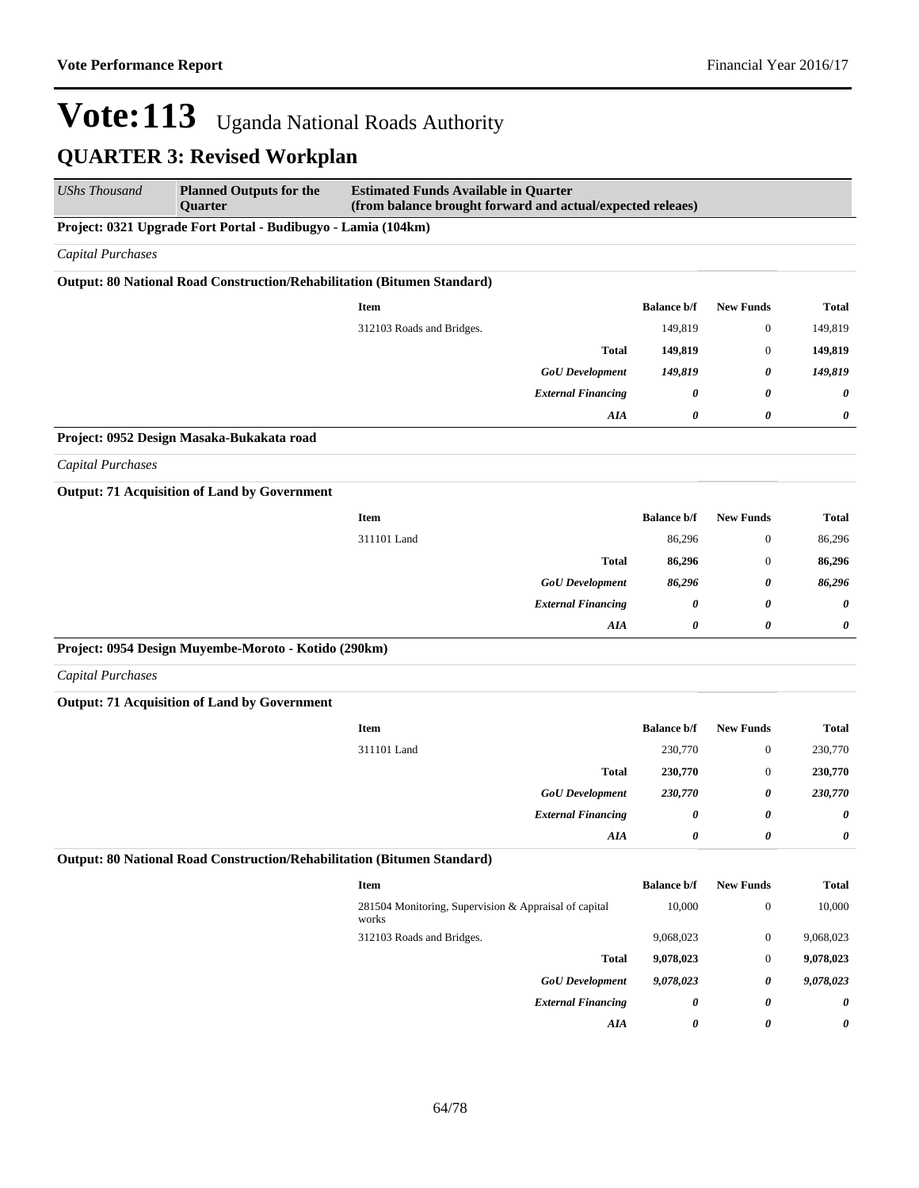# Vote:113 Uganda National Roads Authority

## QUARTER 3: Revised Workplan

| *UShs Thousand* | **Planned Outputs for the Quarter** | **Estimated Funds Available in Quarter (from balance brought forward and actual/expected releaes)** |
|---|---|---|

**Project: 0321 Upgrade Fort Portal - Budibugyo - Lamia (104km)**

*Capital Purchases*

**Output: 80 National Road Construction/Rehabilitation (Bitumen Standard)**

| Item | Balance b/f | New Funds | Total |
|---|---|---|---|
| 312103 Roads and Bridges. | 149,819 | 0 | 149,819 |
| **Total** | **149,819** | 0 | **149,819** |
| ***GoU Development*** | ***149,819*** | ***0*** | ***149,819*** |
| ***External Financing*** | ***0*** | ***0*** | ***0*** |
| ***AIA*** | ***0*** | ***0*** | ***0*** |

**Project: 0952 Design Masaka-Bukakata road**

*Capital Purchases*

**Output: 71 Acquisition of Land by Government**

| Item | Balance b/f | New Funds | Total |
|---|---|---|---|
| 311101 Land | 86,296 | 0 | 86,296 |
| **Total** | **86,296** | 0 | **86,296** |
| ***GoU Development*** | ***86,296*** | ***0*** | ***86,296*** |
| ***External Financing*** | ***0*** | ***0*** | ***0*** |
| ***AIA*** | ***0*** | ***0*** | ***0*** |

**Project: 0954 Design Muyembe-Moroto - Kotido (290km)**

*Capital Purchases*

**Output: 71 Acquisition of Land by Government**

| Item | Balance b/f | New Funds | Total |
|---|---|---|---|
| 311101 Land | 230,770 | 0 | 230,770 |
| **Total** | **230,770** | 0 | **230,770** |
| ***GoU Development*** | ***230,770*** | ***0*** | ***230,770*** |
| ***External Financing*** | ***0*** | ***0*** | ***0*** |
| ***AIA*** | ***0*** | ***0*** | ***0*** |

**Output: 80 National Road Construction/Rehabilitation (Bitumen Standard)**

| Item | Balance b/f | New Funds | Total |
|---|---|---|---|
| 281504 Monitoring, Supervision & Appraisal of capital works | 10,000 | 0 | 10,000 |
| 312103 Roads and Bridges. | 9,068,023 | 0 | 9,068,023 |
| **Total** | **9,078,023** | 0 | **9,078,023** |
| ***GoU Development*** | ***9,078,023*** | ***0*** | ***9,078,023*** |
| ***External Financing*** | ***0*** | ***0*** | ***0*** |
| ***AIA*** | ***0*** | ***0*** | ***0*** |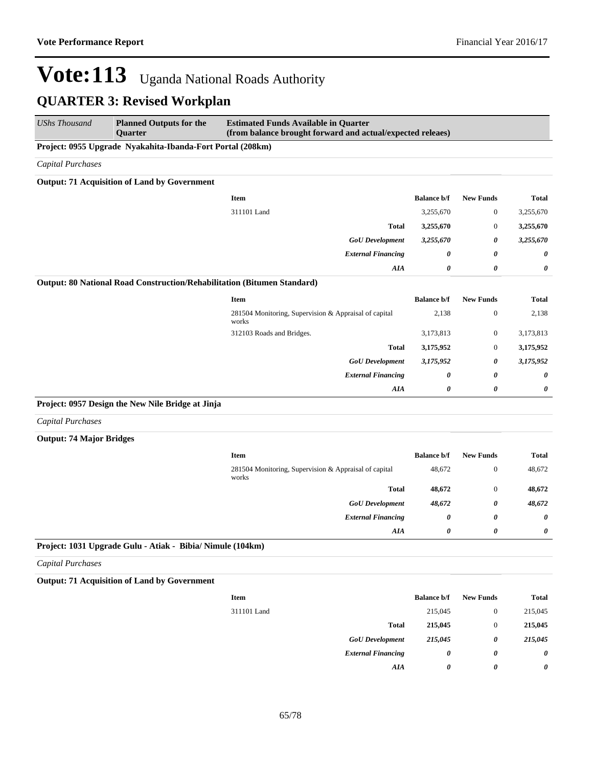# Vote:113 Uganda National Roads Authority

## QUARTER 3: Revised Workplan

| *UShs Thousand* | **Planned Outputs for the Quarter** | **Estimated Funds Available in Quarter (from balance brought forward and actual/expected releaes)** |
|---|---|---|

**Project: 0955 Upgrade Nyakahita-Ibanda-Fort Portal (208km)**

*Capital Purchases*

**Output: 71 Acquisition of Land by Government**

| Item | Balance b/f | New Funds | Total |
|---|---|---|---|
| 311101 Land | 3,255,670 | 0 | 3,255,670 |
| **Total** | **3,255,670** | 0 | **3,255,670** |
| ***GoU Development*** | ***3,255,670*** | ***0*** | ***3,255,670*** |
| ***External Financing*** | ***0*** | ***0*** | ***0*** |
| ***AIA*** | ***0*** | ***0*** | ***0*** |

**Output: 80 National Road Construction/Rehabilitation (Bitumen Standard)**

| Item | Balance b/f | New Funds | Total |
|---|---|---|---|
| 281504 Monitoring, Supervision & Appraisal of capital works | 2,138 | 0 | 2,138 |
| 312103 Roads and Bridges. | 3,173,813 | 0 | 3,173,813 |
| **Total** | **3,175,952** | 0 | **3,175,952** |
| ***GoU Development*** | ***3,175,952*** | ***0*** | ***3,175,952*** |
| ***External Financing*** | ***0*** | ***0*** | ***0*** |
| ***AIA*** | ***0*** | ***0*** | ***0*** |

**Project: 0957 Design the New Nile Bridge at Jinja**

*Capital Purchases*

**Output: 74 Major Bridges**

| Item | Balance b/f | New Funds | Total |
|---|---|---|---|
| 281504 Monitoring, Supervision & Appraisal of capital works | 48,672 | 0 | 48,672 |
| **Total** | **48,672** | 0 | **48,672** |
| ***GoU Development*** | ***48,672*** | ***0*** | ***48,672*** |
| ***External Financing*** | ***0*** | ***0*** | ***0*** |
| ***AIA*** | ***0*** | ***0*** | ***0*** |

**Project: 1031 Upgrade Gulu - Atiak - Bibia/ Nimule (104km)**

*Capital Purchases*

**Output: 71 Acquisition of Land by Government**

| Item | Balance b/f | New Funds | Total |
|---|---|---|---|
| 311101 Land | 215,045 | 0 | 215,045 |
| **Total** | **215,045** | 0 | **215,045** |
| ***GoU Development*** | ***215,045*** | ***0*** | ***215,045*** |
| ***External Financing*** | ***0*** | ***0*** | ***0*** |
| ***AIA*** | ***0*** | ***0*** | ***0*** |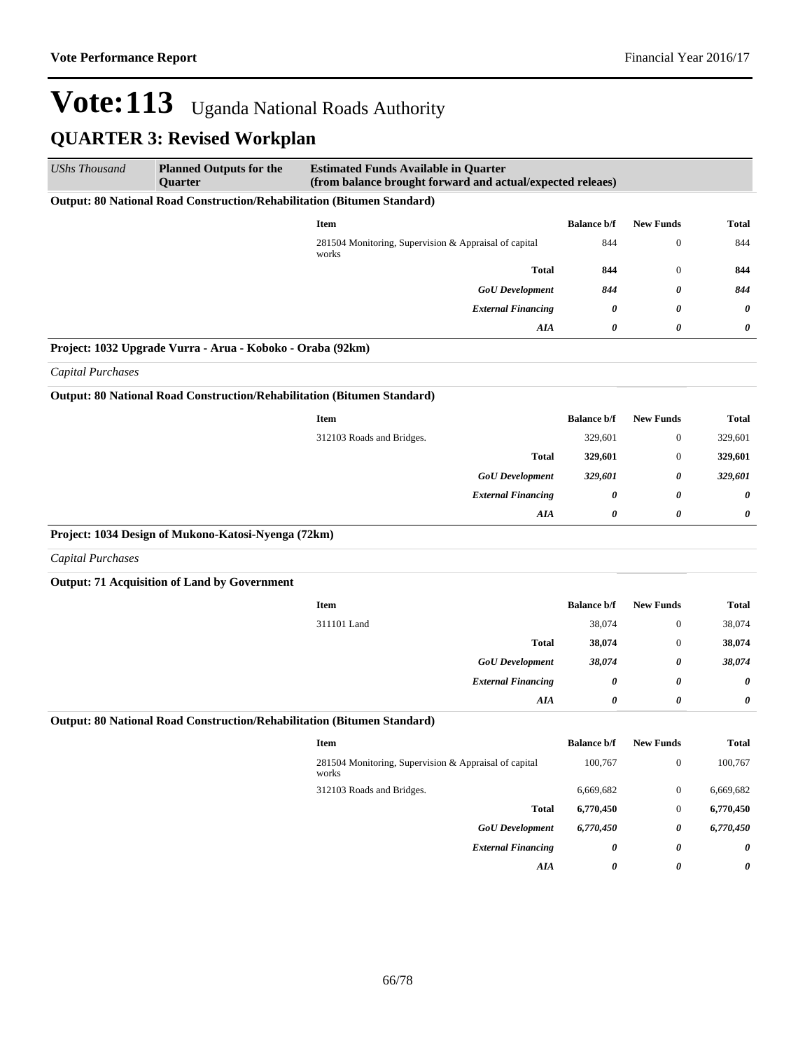# Vote:113 Uganda National Roads Authority

## QUARTER 3: Revised Workplan

| *UShs Thousand* | **Planned Outputs for the Quarter** | **Estimated Funds Available in Quarter (from balance brought forward and actual/expected releaes)** |
|---|---|---|

**Output: 80 National Road Construction/Rehabilitation (Bitumen Standard)**

| Item | Balance b/f | New Funds | Total |
|---|---|---|---|
| 281504 Monitoring, Supervision & Appraisal of capital works | 844 | 0 | 844 |
| **Total** | **844** | 0 | **844** |
| ***GoU Development*** | ***844*** | ***0*** | ***844*** |
| ***External Financing*** | ***0*** | ***0*** | ***0*** |
| ***AIA*** | ***0*** | ***0*** | ***0*** |

**Project: 1032 Upgrade Vurra - Arua - Koboko - Oraba (92km)**

*Capital Purchases*

**Output: 80 National Road Construction/Rehabilitation (Bitumen Standard)**

| Item | Balance b/f | New Funds | Total |
|---|---|---|---|
| 312103 Roads and Bridges. | 329,601 | 0 | 329,601 |
| **Total** | **329,601** | 0 | **329,601** |
| ***GoU Development*** | ***329,601*** | ***0*** | ***329,601*** |
| ***External Financing*** | ***0*** | ***0*** | ***0*** |
| ***AIA*** | ***0*** | ***0*** | ***0*** |

**Project: 1034 Design of Mukono-Katosi-Nyenga (72km)**

*Capital Purchases*

**Output: 71 Acquisition of Land by Government**

| Item | Balance b/f | New Funds | Total |
|---|---|---|---|
| 311101 Land | 38,074 | 0 | 38,074 |
| **Total** | **38,074** | 0 | **38,074** |
| ***GoU Development*** | ***38,074*** | ***0*** | ***38,074*** |
| ***External Financing*** | ***0*** | ***0*** | ***0*** |
| ***AIA*** | ***0*** | ***0*** | ***0*** |

**Output: 80 National Road Construction/Rehabilitation (Bitumen Standard)**

| Item | Balance b/f | New Funds | Total |
|---|---|---|---|
| 281504 Monitoring, Supervision & Appraisal of capital works | 100,767 | 0 | 100,767 |
| 312103 Roads and Bridges. | 6,669,682 | 0 | 6,669,682 |
| **Total** | **6,770,450** | 0 | **6,770,450** |
| ***GoU Development*** | ***6,770,450*** | ***0*** | ***6,770,450*** |
| ***External Financing*** | ***0*** | ***0*** | ***0*** |
| ***AIA*** | ***0*** | ***0*** | ***0*** |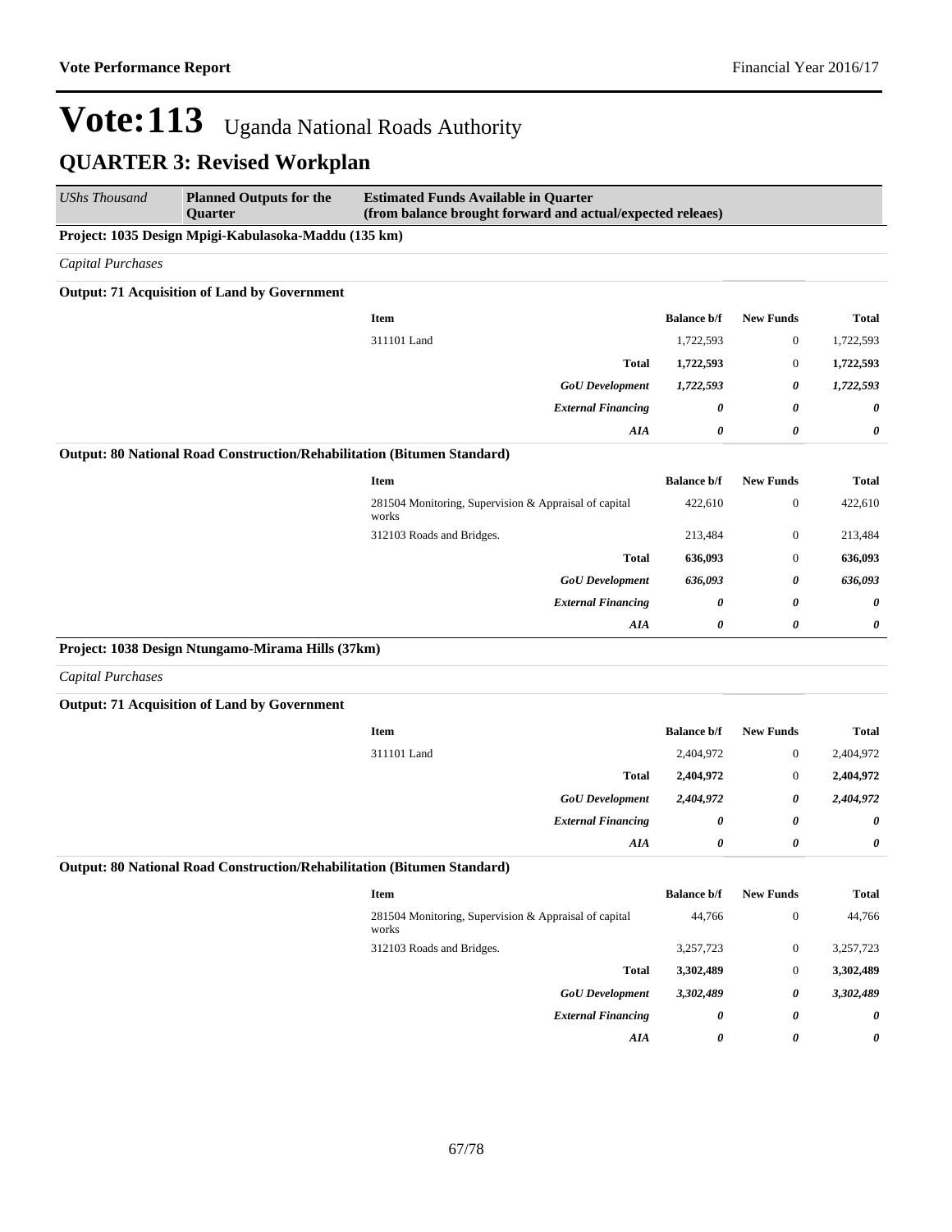# Vote:113 Uganda National Roads Authority

## QUARTER 3: Revised Workplan

| *UShs Thousand* | **Planned Outputs for the Quarter** | **Estimated Funds Available in Quarter (from balance brought forward and actual/expected releaes)** |
|---|---|---|

**Project: 1035 Design Mpigi-Kabulasoka-Maddu (135 km)**

*Capital Purchases*

**Output: 71 Acquisition of Land by Government**

| Item | Balance b/f | New Funds | Total |
|---|---|---|---|
| 311101 Land | 1,722,593 | 0 | 1,722,593 |
| **Total** | **1,722,593** | 0 | **1,722,593** |
| ***GoU Development*** | ***1,722,593*** | ***0*** | ***1,722,593*** |
| ***External Financing*** | ***0*** | ***0*** | ***0*** |
| ***AIA*** | ***0*** | ***0*** | ***0*** |

**Output: 80 National Road Construction/Rehabilitation (Bitumen Standard)**

| Item | Balance b/f | New Funds | Total |
|---|---|---|---|
| 281504 Monitoring, Supervision & Appraisal of capital works | 422,610 | 0 | 422,610 |
| 312103 Roads and Bridges. | 213,484 | 0 | 213,484 |
| **Total** | **636,093** | 0 | **636,093** |
| ***GoU Development*** | ***636,093*** | ***0*** | ***636,093*** |
| ***External Financing*** | ***0*** | ***0*** | ***0*** |
| ***AIA*** | ***0*** | ***0*** | ***0*** |

**Project: 1038 Design Ntungamo-Mirama Hills (37km)**

*Capital Purchases*

**Output: 71 Acquisition of Land by Government**

| Item | Balance b/f | New Funds | Total |
|---|---|---|---|
| 311101 Land | 2,404,972 | 0 | 2,404,972 |
| **Total** | **2,404,972** | 0 | **2,404,972** |
| ***GoU Development*** | ***2,404,972*** | ***0*** | ***2,404,972*** |
| ***External Financing*** | ***0*** | ***0*** | ***0*** |
| ***AIA*** | ***0*** | ***0*** | ***0*** |

**Output: 80 National Road Construction/Rehabilitation (Bitumen Standard)**

| Item | Balance b/f | New Funds | Total |
|---|---|---|---|
| 281504 Monitoring, Supervision & Appraisal of capital works | 44,766 | 0 | 44,766 |
| 312103 Roads and Bridges. | 3,257,723 | 0 | 3,257,723 |
| **Total** | **3,302,489** | 0 | **3,302,489** |
| ***GoU Development*** | ***3,302,489*** | ***0*** | ***3,302,489*** |
| ***External Financing*** | ***0*** | ***0*** | ***0*** |
| ***AIA*** | ***0*** | ***0*** | ***0*** |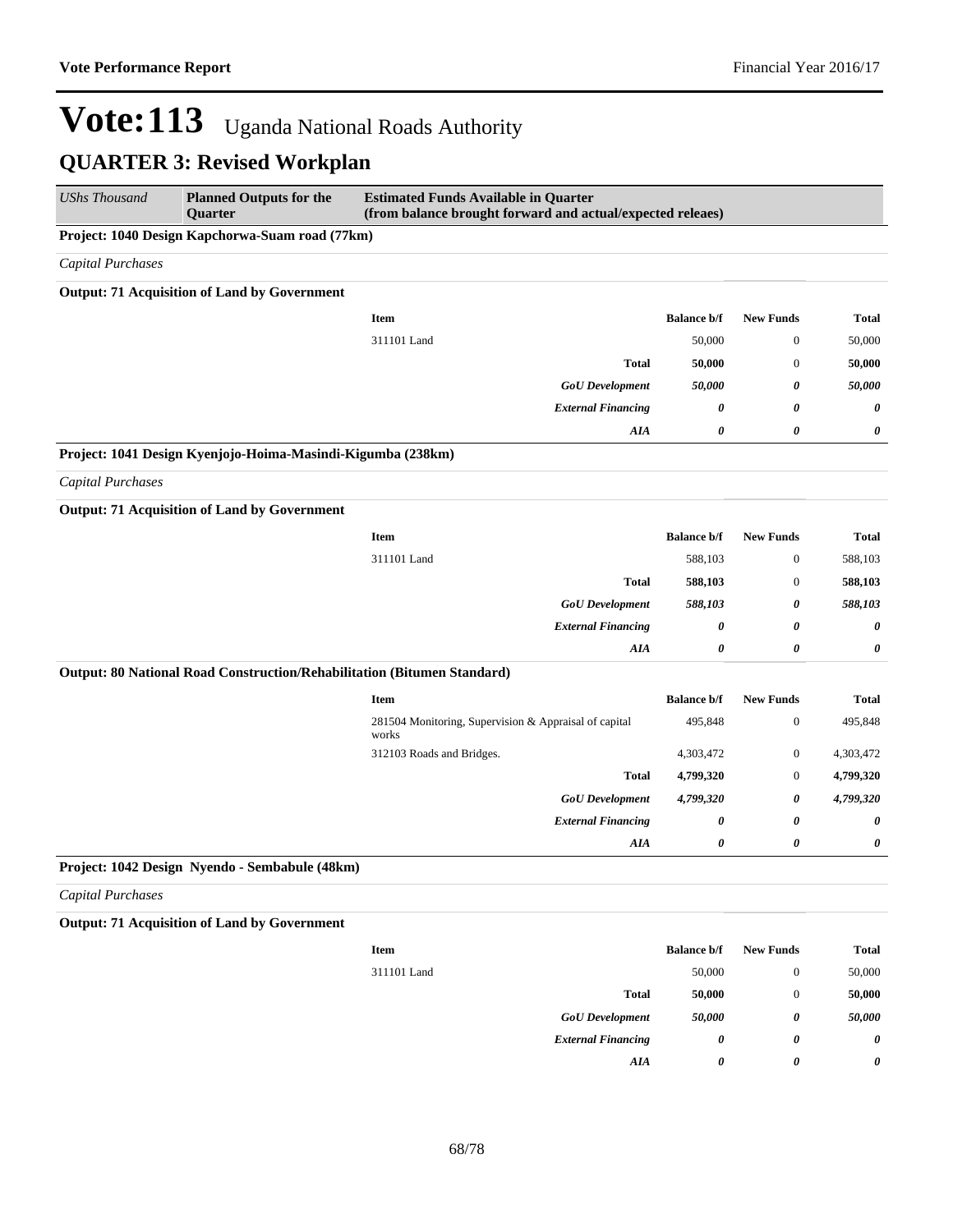# Vote:113 Uganda National Roads Authority

## QUARTER 3: Revised Workplan

| *UShs Thousand* | **Planned Outputs for the Quarter** | **Estimated Funds Available in Quarter (from balance brought forward and actual/expected releaes)** |
|---|---|---|

**Project: 1040 Design Kapchorwa-Suam road (77km)**

*Capital Purchases*

**Output: 71 Acquisition of Land by Government**

| Item | Balance b/f | New Funds | Total |
|---|---|---|---|
| 311101 Land | 50,000 | 0 | 50,000 |
| **Total** | **50,000** | 0 | **50,000** |
| ***GoU Development*** | ***50,000*** | ***0*** | ***50,000*** |
| ***External Financing*** | ***0*** | ***0*** | ***0*** |
| ***AIA*** | ***0*** | ***0*** | ***0*** |

**Project: 1041 Design Kyenjojo-Hoima-Masindi-Kigumba (238km)**

*Capital Purchases*

**Output: 71 Acquisition of Land by Government**

| Item | Balance b/f | New Funds | Total |
|---|---|---|---|
| 311101 Land | 588,103 | 0 | 588,103 |
| **Total** | **588,103** | 0 | **588,103** |
| ***GoU Development*** | ***588,103*** | ***0*** | ***588,103*** |
| ***External Financing*** | ***0*** | ***0*** | ***0*** |
| ***AIA*** | ***0*** | ***0*** | ***0*** |

**Output: 80 National Road Construction/Rehabilitation (Bitumen Standard)**

| Item | Balance b/f | New Funds | Total |
|---|---|---|---|
| 281504 Monitoring, Supervision & Appraisal of capital works | 495,848 | 0 | 495,848 |
| 312103 Roads and Bridges. | 4,303,472 | 0 | 4,303,472 |
| **Total** | **4,799,320** | 0 | **4,799,320** |
| ***GoU Development*** | ***4,799,320*** | ***0*** | ***4,799,320*** |
| ***External Financing*** | ***0*** | ***0*** | ***0*** |
| ***AIA*** | ***0*** | ***0*** | ***0*** |

**Project: 1042 Design Nyendo - Sembabule (48km)**

*Capital Purchases*

**Output: 71 Acquisition of Land by Government**

| Item | Balance b/f | New Funds | Total |
|---|---|---|---|
| 311101 Land | 50,000 | 0 | 50,000 |
| **Total** | **50,000** | 0 | **50,000** |
| ***GoU Development*** | ***50,000*** | ***0*** | ***50,000*** |
| ***External Financing*** | ***0*** | ***0*** | ***0*** |
| ***AIA*** | ***0*** | ***0*** | ***0*** |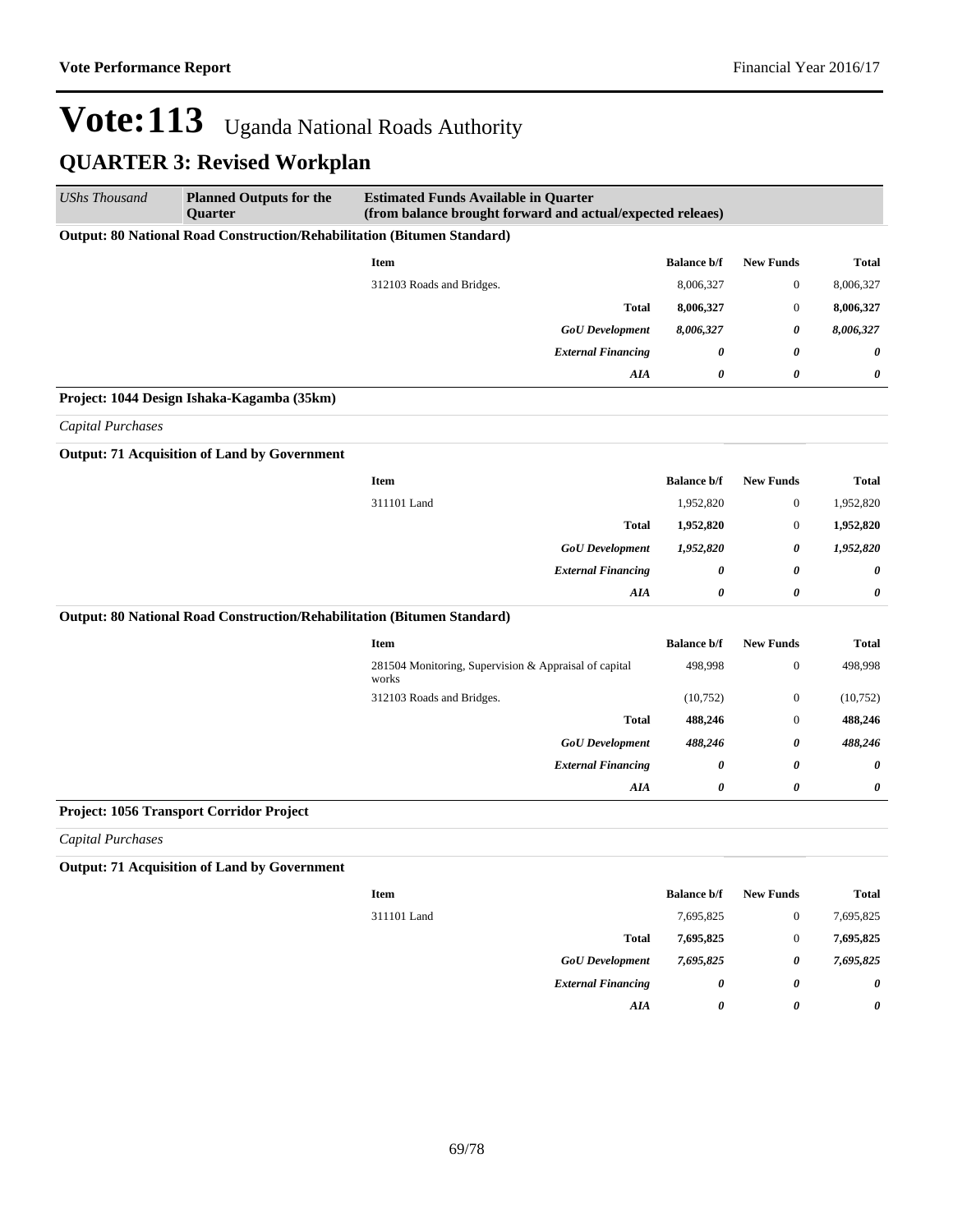# Vote:113 Uganda National Roads Authority

## QUARTER 3: Revised Workplan

| *UShs Thousand* | **Planned Outputs for the Quarter** | **Estimated Funds Available in Quarter (from balance brought forward and actual/expected releaes)** |
|---|---|---|

**Output: 80 National Road Construction/Rehabilitation (Bitumen Standard)**

| Item | Balance b/f | New Funds | Total |
|---|---|---|---|
| 312103 Roads and Bridges. | 8,006,327 | 0 | 8,006,327 |
| **Total** | **8,006,327** | 0 | **8,006,327** |
| ***GoU Development*** | ***8,006,327*** | ***0*** | ***8,006,327*** |
| ***External Financing*** | ***0*** | ***0*** | ***0*** |
| ***AIA*** | ***0*** | ***0*** | ***0*** |

**Project: 1044 Design Ishaka-Kagamba (35km)**

*Capital Purchases*

**Output: 71 Acquisition of Land by Government**

| Item | Balance b/f | New Funds | Total |
|---|---|---|---|
| 311101 Land | 1,952,820 | 0 | 1,952,820 |
| **Total** | **1,952,820** | 0 | **1,952,820** |
| ***GoU Development*** | ***1,952,820*** | ***0*** | ***1,952,820*** |
| ***External Financing*** | ***0*** | ***0*** | ***0*** |
| ***AIA*** | ***0*** | ***0*** | ***0*** |

**Output: 80 National Road Construction/Rehabilitation (Bitumen Standard)**

| Item | Balance b/f | New Funds | Total |
|---|---|---|---|
| 281504 Monitoring, Supervision & Appraisal of capital works | 498,998 | 0 | 498,998 |
| 312103 Roads and Bridges. | (10,752) | 0 | (10,752) |
| **Total** | **488,246** | 0 | **488,246** |
| ***GoU Development*** | ***488,246*** | ***0*** | ***488,246*** |
| ***External Financing*** | ***0*** | ***0*** | ***0*** |
| ***AIA*** | ***0*** | ***0*** | ***0*** |

**Project: 1056 Transport Corridor Project**

*Capital Purchases*

**Output: 71 Acquisition of Land by Government**

| Item | Balance b/f | New Funds | Total |
|---|---|---|---|
| 311101 Land | 7,695,825 | 0 | 7,695,825 |
| **Total** | **7,695,825** | 0 | **7,695,825** |
| ***GoU Development*** | ***7,695,825*** | ***0*** | ***7,695,825*** |
| ***External Financing*** | ***0*** | ***0*** | ***0*** |
| ***AIA*** | ***0*** | ***0*** | ***0*** |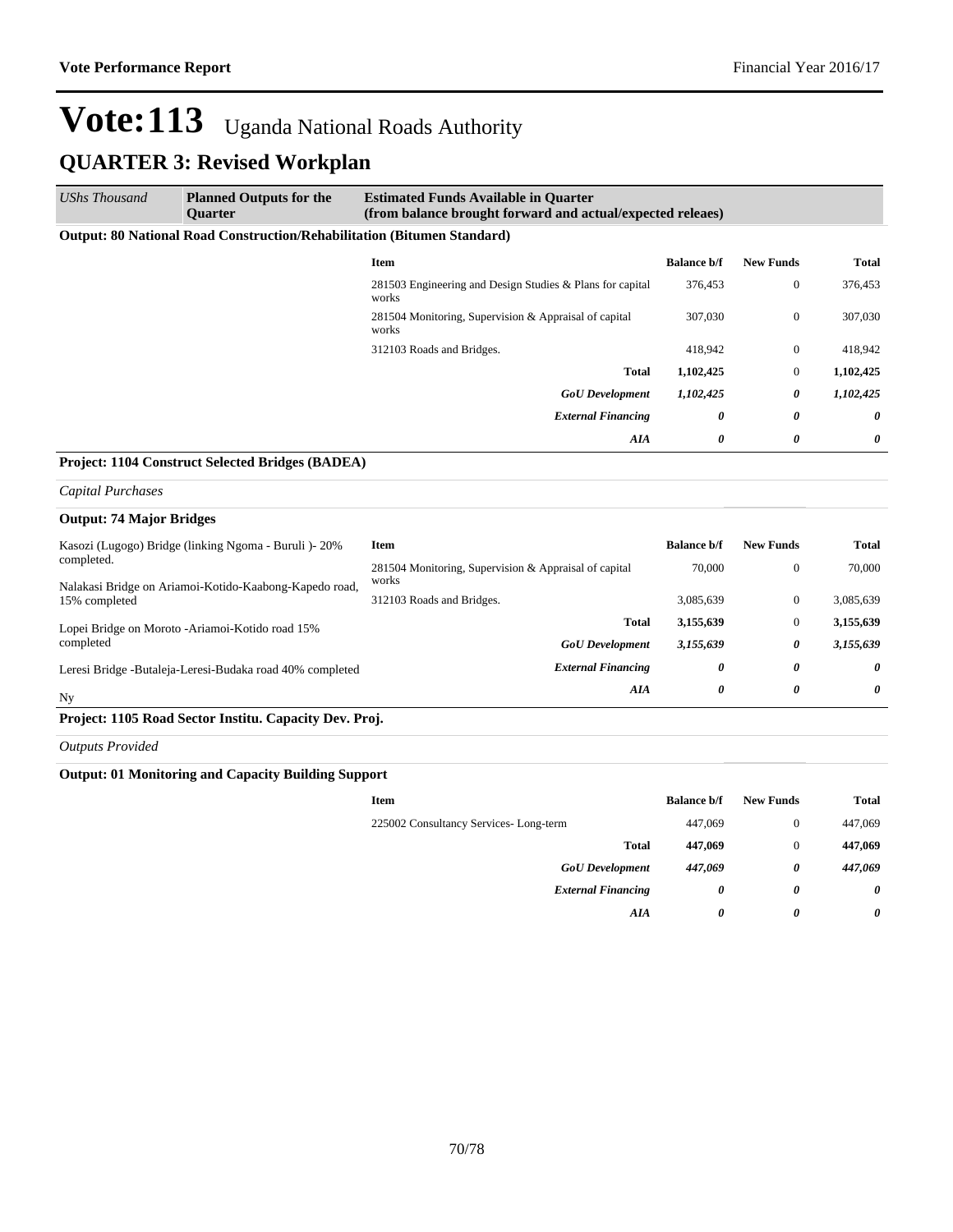# Vote:113 Uganda National Roads Authority

## QUARTER 3: Revised Workplan

| *UShs Thousand* | **Planned Outputs for the Quarter** | **Estimated Funds Available in Quarter (from balance brought forward and actual/expected releaes)** |
|---|---|---|

**Output: 80 National Road Construction/Rehabilitation (Bitumen Standard)**

| Item | Balance b/f | New Funds | Total |
|---|---|---|---|
| 281503 Engineering and Design Studies & Plans for capital works | 376,453 | 0 | 376,453 |
| 281504 Monitoring, Supervision & Appraisal of capital works | 307,030 | 0 | 307,030 |
| 312103 Roads and Bridges. | 418,942 | 0 | 418,942 |
| **Total** | **1,102,425** | 0 | **1,102,425** |
| ***GoU Development*** | ***1,102,425*** | ***0*** | ***1,102,425*** |
| ***External Financing*** | ***0*** | ***0*** | ***0*** |
| ***AIA*** | ***0*** | ***0*** | ***0*** |

**Project: 1104 Construct Selected Bridges (BADEA)**

*Capital Purchases*

**Output: 74 Major Bridges**

Kasozi (Lugogo) Bridge (linking Ngoma - Buruli )- 20% completed.

Nalakasi Bridge on Ariamoi-Kotido-Kaabong-Kapedo road, 15% completed

Lopei Bridge on Moroto -Ariamoi-Kotido road 15% completed

Leresi Bridge -Butaleja-Leresi-Budaka road 40% completed

Ny

| Item | Balance b/f | New Funds | Total |
|---|---|---|---|
| 281504 Monitoring, Supervision & Appraisal of capital works | 70,000 | 0 | 70,000 |
| 312103 Roads and Bridges. | 3,085,639 | 0 | 3,085,639 |
| **Total** | **3,155,639** | 0 | **3,155,639** |
| ***GoU Development*** | ***3,155,639*** | ***0*** | ***3,155,639*** |
| ***External Financing*** | ***0*** | ***0*** | ***0*** |
| ***AIA*** | ***0*** | ***0*** | ***0*** |

**Project: 1105 Road Sector Institu. Capacity Dev. Proj.**

*Outputs Provided*

**Output: 01 Monitoring and Capacity Building Support**

| Item | Balance b/f | New Funds | Total |
|---|---|---|---|
| 225002 Consultancy Services- Long-term | 447,069 | 0 | 447,069 |
| **Total** | **447,069** | 0 | **447,069** |
| ***GoU Development*** | ***447,069*** | ***0*** | ***447,069*** |
| ***External Financing*** | ***0*** | ***0*** | ***0*** |
| ***AIA*** | ***0*** | ***0*** | ***0*** |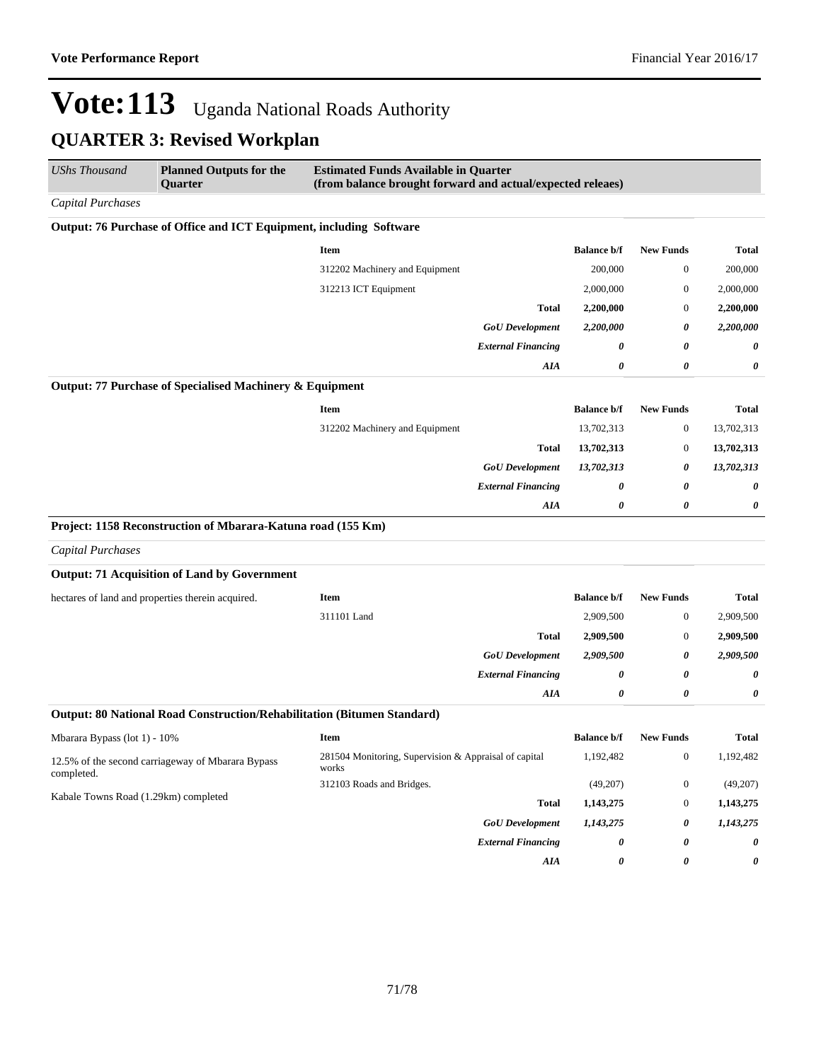# Vote:113 Uganda National Roads Authority

## QUARTER 3: Revised Workplan

| *UShs Thousand* | **Planned Outputs for the Quarter** | **Estimated Funds Available in Quarter (from balance brought forward and actual/expected releaes)** |
|---|---|---|

*Capital Purchases*

**Output: 76 Purchase of Office and ICT Equipment, including Software**

| Item | Balance b/f | New Funds | Total |
|---|---|---|---|
| 312202 Machinery and Equipment | 200,000 | 0 | 200,000 |
| 312213 ICT Equipment | 2,000,000 | 0 | 2,000,000 |
| **Total** | **2,200,000** | 0 | **2,200,000** |
| ***GoU Development*** | ***2,200,000*** | ***0*** | ***2,200,000*** |
| ***External Financing*** | ***0*** | ***0*** | ***0*** |
| ***AIA*** | ***0*** | ***0*** | ***0*** |

**Output: 77 Purchase of Specialised Machinery & Equipment**

| Item | Balance b/f | New Funds | Total |
|---|---|---|---|
| 312202 Machinery and Equipment | 13,702,313 | 0 | 13,702,313 |
| **Total** | **13,702,313** | 0 | **13,702,313** |
| ***GoU Development*** | ***13,702,313*** | ***0*** | ***13,702,313*** |
| ***External Financing*** | ***0*** | ***0*** | ***0*** |
| ***AIA*** | ***0*** | ***0*** | ***0*** |

**Project: 1158 Reconstruction of Mbarara-Katuna road (155 Km)**

*Capital Purchases*

**Output: 71 Acquisition of Land by Government**

hectares of land and properties therein acquired.

| Item | Balance b/f | New Funds | Total |
|---|---|---|---|
| 311101 Land | 2,909,500 | 0 | 2,909,500 |
| **Total** | **2,909,500** | 0 | **2,909,500** |
| ***GoU Development*** | ***2,909,500*** | ***0*** | ***2,909,500*** |
| ***External Financing*** | ***0*** | ***0*** | ***0*** |
| ***AIA*** | ***0*** | ***0*** | ***0*** |

**Output: 80 National Road Construction/Rehabilitation (Bitumen Standard)**

Mbarara Bypass (lot 1) - 10%

12.5% of the second carriageway of Mbarara Bypass completed.

Kabale Towns Road (1.29km) completed

| Item | Balance b/f | New Funds | Total |
|---|---|---|---|
| 281504 Monitoring, Supervision & Appraisal of capital works | 1,192,482 | 0 | 1,192,482 |
| 312103 Roads and Bridges. | (49,207) | 0 | (49,207) |
| **Total** | **1,143,275** | 0 | **1,143,275** |
| ***GoU Development*** | ***1,143,275*** | ***0*** | ***1,143,275*** |
| ***External Financing*** | ***0*** | ***0*** | ***0*** |
| ***AIA*** | ***0*** | ***0*** | ***0*** |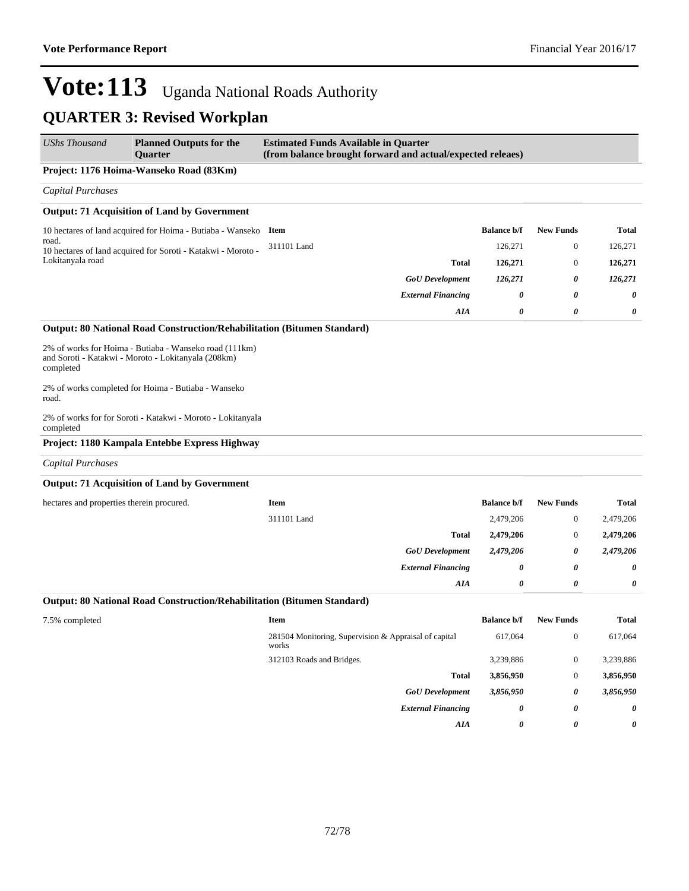# Vote:113 Uganda National Roads Authority

## QUARTER 3: Revised Workplan

| *UShs Thousand* | **Planned Outputs for the Quarter** | **Estimated Funds Available in Quarter (from balance brought forward and actual/expected releaes)** |
|---|---|---|

### Project: 1176 Hoima-Wanseko Road (83Km)

*Capital Purchases*

**Output: 71 Acquisition of Land by Government**

10 hectares of land acquired for Hoima - Butiaba - Wanseko road.
10 hectares of land acquired for Soroti - Katakwi - Moroto - Lokitanyala road

| Item | Balance b/f | New Funds | Total |
|---|---|---|---|
| 311101 Land | 126,271 | 0 | 126,271 |
| **Total** | **126,271** | 0 | **126,271** |
| ***GoU Development*** | ***126,271*** | ***0*** | ***126,271*** |
| ***External Financing*** | ***0*** | ***0*** | ***0*** |
| ***AIA*** | ***0*** | ***0*** | ***0*** |

**Output: 80 National Road Construction/Rehabilitation (Bitumen Standard)**

2% of works for Hoima - Butiaba - Wanseko road (111km) and Soroti - Katakwi - Moroto - Lokitanyala (208km) completed

2% of works completed for Hoima - Butiaba - Wanseko road.

2% of works for for Soroti - Katakwi - Moroto - Lokitanyala completed

### Project: 1180 Kampala Entebbe Express Highway

*Capital Purchases*

**Output: 71 Acquisition of Land by Government**

hectares and properties therein procured.

| Item | Balance b/f | New Funds | Total |
|---|---|---|---|
| 311101 Land | 2,479,206 | 0 | 2,479,206 |
| **Total** | **2,479,206** | 0 | **2,479,206** |
| ***GoU Development*** | ***2,479,206*** | ***0*** | ***2,479,206*** |
| ***External Financing*** | ***0*** | ***0*** | ***0*** |
| ***AIA*** | ***0*** | ***0*** | ***0*** |

**Output: 80 National Road Construction/Rehabilitation (Bitumen Standard)**

7.5% completed

| Item | Balance b/f | New Funds | Total |
|---|---|---|---|
| 281504 Monitoring, Supervision & Appraisal of capital works | 617,064 | 0 | 617,064 |
| 312103 Roads and Bridges. | 3,239,886 | 0 | 3,239,886 |
| **Total** | **3,856,950** | 0 | **3,856,950** |
| ***GoU Development*** | ***3,856,950*** | ***0*** | ***3,856,950*** |
| ***External Financing*** | ***0*** | ***0*** | ***0*** |
| ***AIA*** | ***0*** | ***0*** | ***0*** |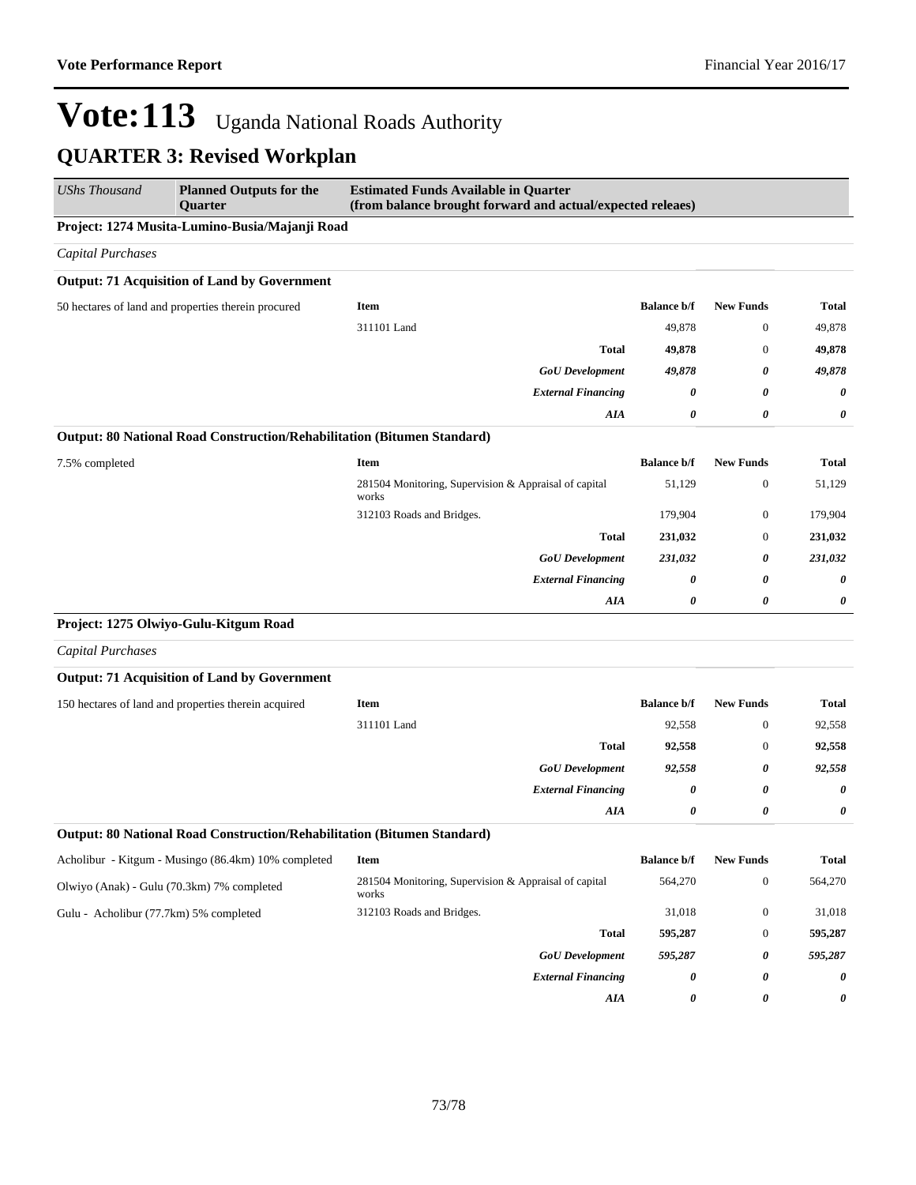# Vote:113 Uganda National Roads Authority

## QUARTER 3: Revised Workplan

| *UShs Thousand* | **Planned Outputs for the Quarter** | **Estimated Funds Available in Quarter (from balance brought forward and actual/expected releaes)** | | | |
|---|---|---|---|---|---|

**Project: 1274 Musita-Lumino-Busia/Majanji Road**

*Capital Purchases*

**Output: 71 Acquisition of Land by Government**

| | Item | Balance b/f | New Funds | Total |
|---|---|---|---|---|
| 50 hectares of land and properties therein procured | 311101 Land | 49,878 | 0 | 49,878 |
| | **Total** | **49,878** | 0 | **49,878** |
| | ***GoU Development*** | ***49,878*** | ***0*** | ***49,878*** |
| | ***External Financing*** | ***0*** | ***0*** | ***0*** |
| | ***AIA*** | ***0*** | ***0*** | ***0*** |

**Output: 80 National Road Construction/Rehabilitation (Bitumen Standard)**

| | Item | Balance b/f | New Funds | Total |
|---|---|---|---|---|
| 7.5% completed | 281504 Monitoring, Supervision & Appraisal of capital works | 51,129 | 0 | 51,129 |
| | 312103 Roads and Bridges. | 179,904 | 0 | 179,904 |
| | **Total** | **231,032** | 0 | **231,032** |
| | ***GoU Development*** | ***231,032*** | ***0*** | ***231,032*** |
| | ***External Financing*** | ***0*** | ***0*** | ***0*** |
| | ***AIA*** | ***0*** | ***0*** | ***0*** |

**Project: 1275 Olwiyo-Gulu-Kitgum Road**

*Capital Purchases*

**Output: 71 Acquisition of Land by Government**

| | Item | Balance b/f | New Funds | Total |
|---|---|---|---|---|
| 150 hectares of land and properties therein acquired | 311101 Land | 92,558 | 0 | 92,558 |
| | **Total** | **92,558** | 0 | **92,558** |
| | ***GoU Development*** | ***92,558*** | ***0*** | ***92,558*** |
| | ***External Financing*** | ***0*** | ***0*** | ***0*** |
| | ***AIA*** | ***0*** | ***0*** | ***0*** |

**Output: 80 National Road Construction/Rehabilitation (Bitumen Standard)**

| | Item | Balance b/f | New Funds | Total |
|---|---|---|---|---|
| Acholibur - Kitgum - Musingo (86.4km) 10% completed<br>Olwiyo (Anak) - Gulu (70.3km) 7% completed<br>Gulu - Acholibur (77.7km) 5% completed | 281504 Monitoring, Supervision & Appraisal of capital works | 564,270 | 0 | 564,270 |
| | 312103 Roads and Bridges. | 31,018 | 0 | 31,018 |
| | **Total** | **595,287** | 0 | **595,287** |
| | ***GoU Development*** | ***595,287*** | ***0*** | ***595,287*** |
| | ***External Financing*** | ***0*** | ***0*** | ***0*** |
| | ***AIA*** | ***0*** | ***0*** | ***0*** |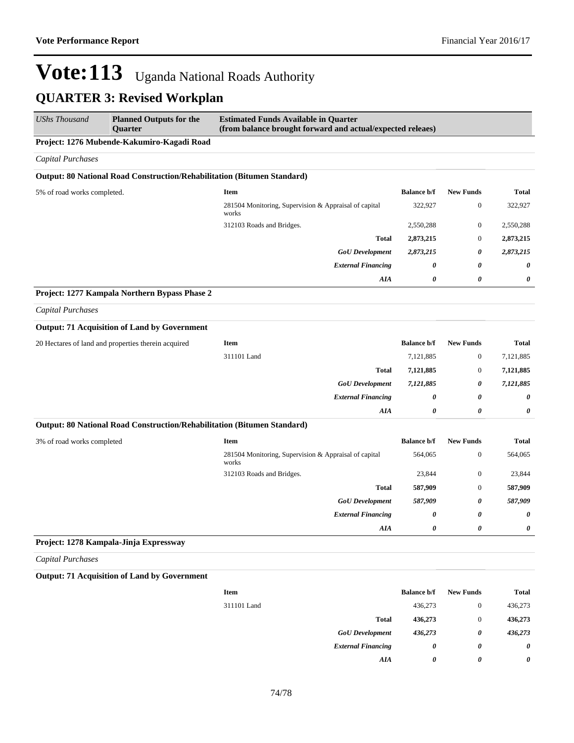# Vote:113 Uganda National Roads Authority

## QUARTER 3: Revised Workplan

| *UShs Thousand* | **Planned Outputs for the Quarter** | **Estimated Funds Available in Quarter (from balance brought forward and actual/expected releaes)** | | | |
|---|---|---|---|---|---|

**Project: 1276 Mubende-Kakumiro-Kagadi Road**

*Capital Purchases*

**Output: 80 National Road Construction/Rehabilitation (Bitumen Standard)**

| Planned Outputs | Item | Balance b/f | New Funds | Total |
|---|---|---|---|---|
| 5% of road works completed. | 281504 Monitoring, Supervision & Appraisal of capital works | 322,927 | 0 | 322,927 |
| | 312103 Roads and Bridges. | 2,550,288 | 0 | 2,550,288 |
| | **Total** | **2,873,215** | 0 | **2,873,215** |
| | ***GoU Development*** | ***2,873,215*** | ***0*** | ***2,873,215*** |
| | ***External Financing*** | ***0*** | ***0*** | ***0*** |
| | ***AIA*** | ***0*** | ***0*** | ***0*** |

**Project: 1277 Kampala Northern Bypass Phase 2**

*Capital Purchases*

**Output: 71 Acquisition of Land by Government**

| Planned Outputs | Item | Balance b/f | New Funds | Total |
|---|---|---|---|---|
| 20 Hectares of land and properties therein acquired | 311101 Land | 7,121,885 | 0 | 7,121,885 |
| | **Total** | **7,121,885** | 0 | **7,121,885** |
| | ***GoU Development*** | ***7,121,885*** | ***0*** | ***7,121,885*** |
| | ***External Financing*** | ***0*** | ***0*** | ***0*** |
| | ***AIA*** | ***0*** | ***0*** | ***0*** |

**Output: 80 National Road Construction/Rehabilitation (Bitumen Standard)**

| Planned Outputs | Item | Balance b/f | New Funds | Total |
|---|---|---|---|---|
| 3% of road works completed | 281504 Monitoring, Supervision & Appraisal of capital works | 564,065 | 0 | 564,065 |
| | 312103 Roads and Bridges. | 23,844 | 0 | 23,844 |
| | **Total** | **587,909** | 0 | **587,909** |
| | ***GoU Development*** | ***587,909*** | ***0*** | ***587,909*** |
| | ***External Financing*** | ***0*** | ***0*** | ***0*** |
| | ***AIA*** | ***0*** | ***0*** | ***0*** |

**Project: 1278 Kampala-Jinja Expressway**

*Capital Purchases*

**Output: 71 Acquisition of Land by Government**

| Planned Outputs | Item | Balance b/f | New Funds | Total |
|---|---|---|---|---|
| | 311101 Land | 436,273 | 0 | 436,273 |
| | **Total** | **436,273** | 0 | **436,273** |
| | ***GoU Development*** | ***436,273*** | ***0*** | ***436,273*** |
| | ***External Financing*** | ***0*** | ***0*** | ***0*** |
| | ***AIA*** | ***0*** | ***0*** | ***0*** |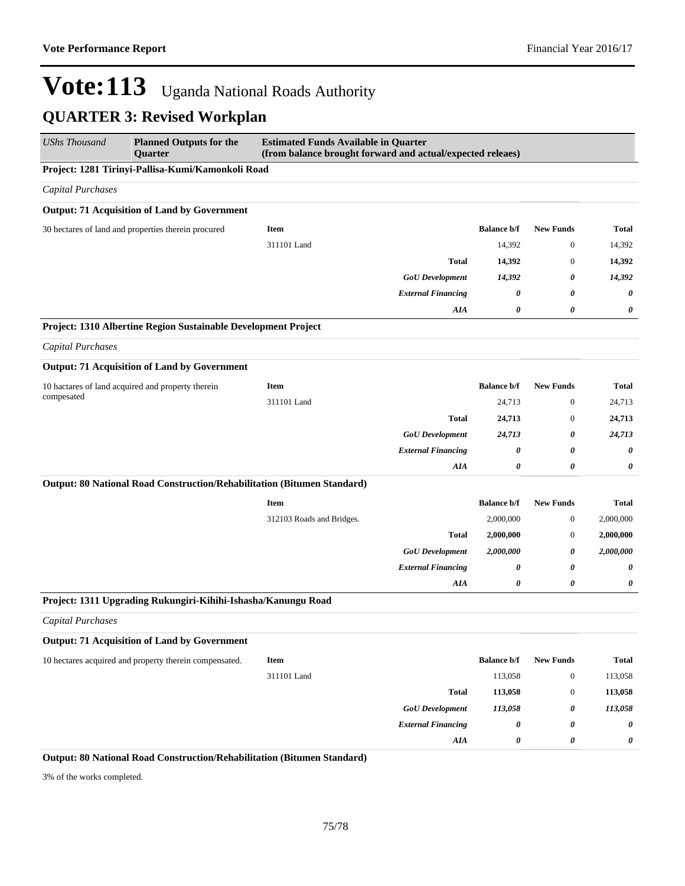# Vote:113 Uganda National Roads Authority

## QUARTER 3: Revised Workplan

| *UShs Thousand* | **Planned Outputs for the Quarter** | **Estimated Funds Available in Quarter (from balance brought forward and actual/expected releaes)** |
|---|---|---|

**Project: 1281 Tirinyi-Pallisa-Kumi/Kamonkoli Road**

*Capital Purchases*

**Output: 71 Acquisition of Land by Government**

30 hectares of land and properties therein procured

| Item | | Balance b/f | New Funds | Total |
|---|---|---|---|---|
| 311101 Land | | 14,392 | 0 | 14,392 |
| | **Total** | **14,392** | 0 | **14,392** |
| | ***GoU Development*** | ***14,392*** | ***0*** | ***14,392*** |
| | ***External Financing*** | ***0*** | ***0*** | ***0*** |
| | ***AIA*** | ***0*** | ***0*** | ***0*** |

**Project: 1310 Albertine Region Sustainable Development Project**

*Capital Purchases*

**Output: 71 Acquisition of Land by Government**

10 hactares of land acquired and property therein compesated

| Item | | Balance b/f | New Funds | Total |
|---|---|---|---|---|
| 311101 Land | | 24,713 | 0 | 24,713 |
| | **Total** | **24,713** | 0 | **24,713** |
| | ***GoU Development*** | ***24,713*** | ***0*** | ***24,713*** |
| | ***External Financing*** | ***0*** | ***0*** | ***0*** |
| | ***AIA*** | ***0*** | ***0*** | ***0*** |

**Output: 80 National Road Construction/Rehabilitation (Bitumen Standard)**

| Item | | Balance b/f | New Funds | Total |
|---|---|---|---|---|
| 312103 Roads and Bridges. | | 2,000,000 | 0 | 2,000,000 |
| | **Total** | **2,000,000** | 0 | **2,000,000** |
| | ***GoU Development*** | ***2,000,000*** | ***0*** | ***2,000,000*** |
| | ***External Financing*** | ***0*** | ***0*** | ***0*** |
| | ***AIA*** | ***0*** | ***0*** | ***0*** |

**Project: 1311 Upgrading Rukungiri-Kihihi-Ishasha/Kanungu Road**

*Capital Purchases*

**Output: 71 Acquisition of Land by Government**

10 hectares acquired and property therein compensated.

| Item | | Balance b/f | New Funds | Total |
|---|---|---|---|---|
| 311101 Land | | 113,058 | 0 | 113,058 |
| | **Total** | **113,058** | 0 | **113,058** |
| | ***GoU Development*** | ***113,058*** | ***0*** | ***113,058*** |
| | ***External Financing*** | ***0*** | ***0*** | ***0*** |
| | ***AIA*** | ***0*** | ***0*** | ***0*** |

**Output: 80 National Road Construction/Rehabilitation (Bitumen Standard)**

3% of the works completed.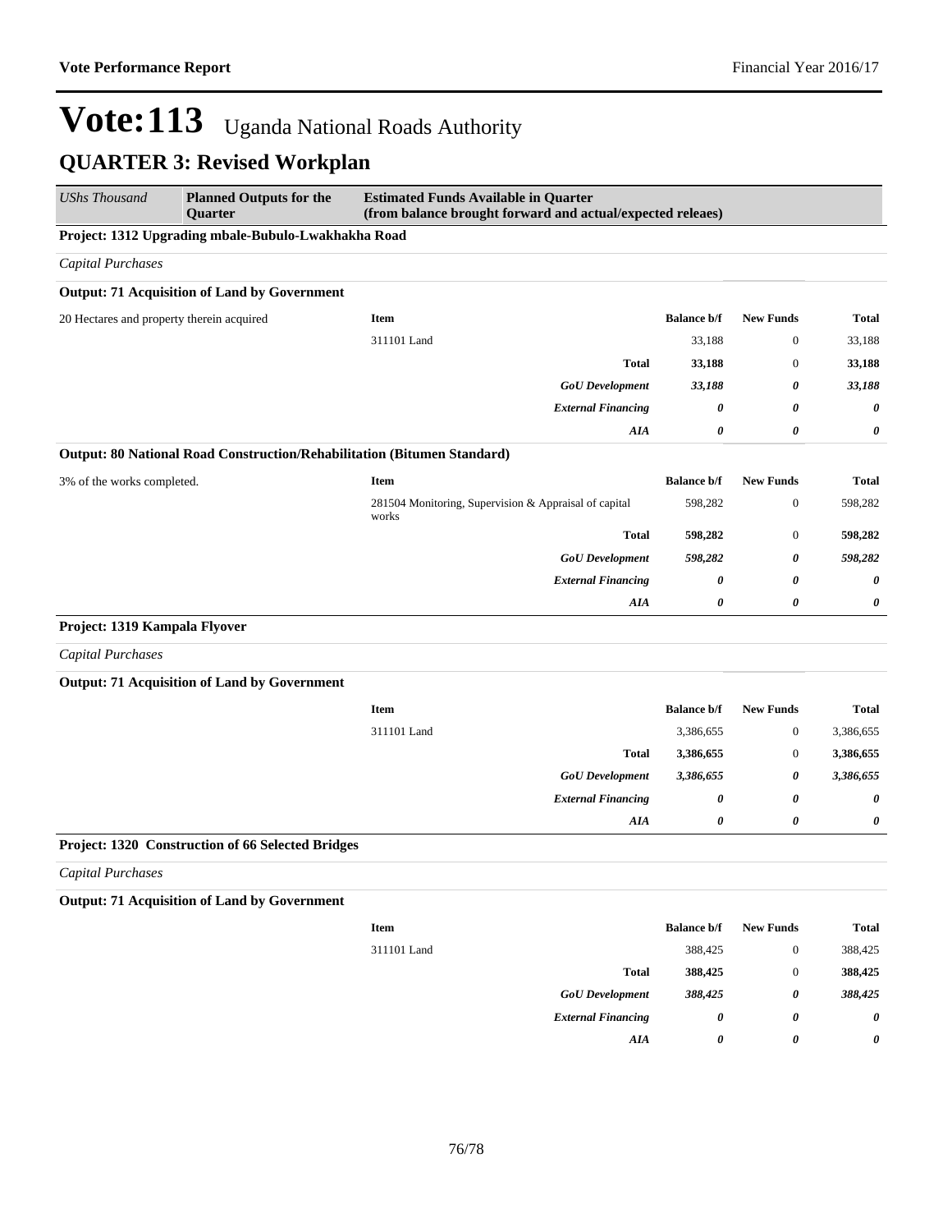# Vote:113 Uganda National Roads Authority

## QUARTER 3: Revised Workplan

| *UShs Thousand* | **Planned Outputs for the Quarter** | **Estimated Funds Available in Quarter (from balance brought forward and actual/expected releaes)** | | | |
|---|---|---|---|---|---|
| **Project: 1312 Upgrading mbale-Bubulo-Lwakhakha Road** | | | | | |
| *Capital Purchases* | | | | | |
| **Output: 71 Acquisition of Land by Government** | | | | | |
| 20 Hectares and property therein acquired | | **Item** | **Balance b/f** | **New Funds** | **Total** |
| | | 311101 Land | 33,188 | 0 | 33,188 |
| | | **Total** | **33,188** | 0 | **33,188** |
| | | ***GoU Development*** | ***33,188*** | ***0*** | ***33,188*** |
| | | ***External Financing*** | ***0*** | ***0*** | ***0*** |
| | | ***AIA*** | ***0*** | ***0*** | ***0*** |
| **Output: 80 National Road Construction/Rehabilitation (Bitumen Standard)** | | | | | |
| 3% of the works completed. | | **Item** | **Balance b/f** | **New Funds** | **Total** |
| | | 281504 Monitoring, Supervision & Appraisal of capital works | 598,282 | 0 | 598,282 |
| | | **Total** | **598,282** | 0 | **598,282** |
| | | ***GoU Development*** | ***598,282*** | ***0*** | ***598,282*** |
| | | ***External Financing*** | ***0*** | ***0*** | ***0*** |
| | | ***AIA*** | ***0*** | ***0*** | ***0*** |
| **Project: 1319 Kampala Flyover** | | | | | |
| *Capital Purchases* | | | | | |
| **Output: 71 Acquisition of Land by Government** | | | | | |
| | | **Item** | **Balance b/f** | **New Funds** | **Total** |
| | | 311101 Land | 3,386,655 | 0 | 3,386,655 |
| | | **Total** | **3,386,655** | 0 | **3,386,655** |
| | | ***GoU Development*** | ***3,386,655*** | ***0*** | ***3,386,655*** |
| | | ***External Financing*** | ***0*** | ***0*** | ***0*** |
| | | ***AIA*** | ***0*** | ***0*** | ***0*** |
| **Project: 1320 Construction of 66 Selected Bridges** | | | | | |
| *Capital Purchases* | | | | | |
| **Output: 71 Acquisition of Land by Government** | | | | | |
| | | **Item** | **Balance b/f** | **New Funds** | **Total** |
| | | 311101 Land | 388,425 | 0 | 388,425 |
| | | **Total** | **388,425** | 0 | **388,425** |
| | | ***GoU Development*** | ***388,425*** | ***0*** | ***388,425*** |
| | | ***External Financing*** | ***0*** | ***0*** | ***0*** |
| | | ***AIA*** | ***0*** | ***0*** | ***0*** |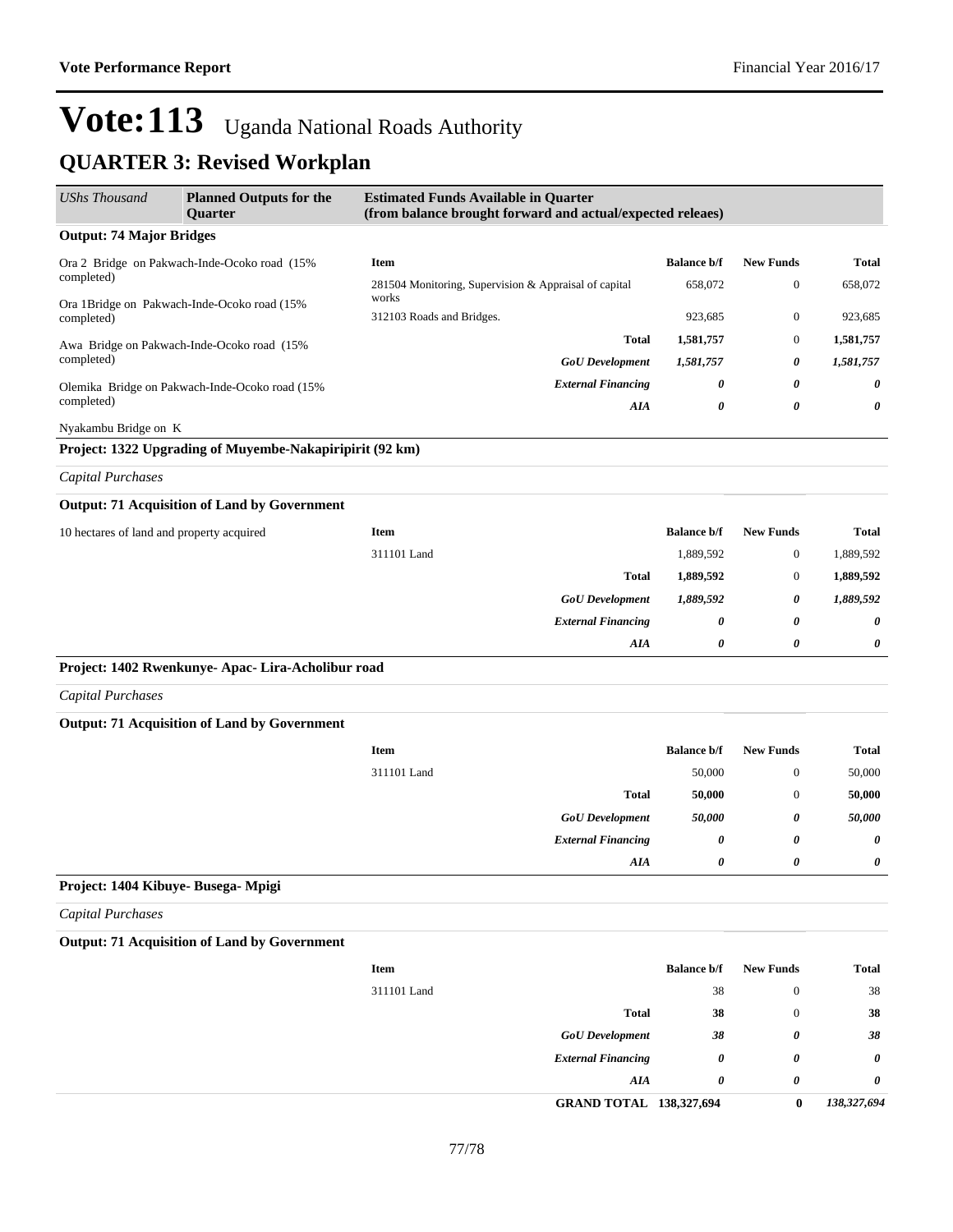# Vote:113 Uganda National Roads Authority

## QUARTER 3: Revised Workplan

| UShs Thousand | Planned Outputs for the Quarter | Estimated Funds Available in Quarter (from balance brought forward and actual/expected releaes) |
|---|---|---|

**Output: 74 Major Bridges**

Ora 2 Bridge on Pakwach-Inde-Ocoko road (15% completed)

Ora 1Bridge on Pakwach-Inde-Ocoko road (15% completed)

Awa Bridge on Pakwach-Inde-Ocoko road (15% completed)

Olemika Bridge on Pakwach-Inde-Ocoko road (15% completed)

Nyakambu Bridge on K

| Item | Balance b/f | New Funds | Total |
|---|---|---|---|
| 281504 Monitoring, Supervision & Appraisal of capital works | 658,072 | 0 | 658,072 |
| 312103 Roads and Bridges. | 923,685 | 0 | 923,685 |
| **Total** | **1,581,757** | 0 | **1,581,757** |
| ***GoU Development*** | ***1,581,757*** | ***0*** | ***1,581,757*** |
| ***External Financing*** | ***0*** | ***0*** | ***0*** |
| ***AIA*** | ***0*** | ***0*** | ***0*** |

**Project: 1322 Upgrading of Muyembe-Nakapiripirit (92 km)**

*Capital Purchases*

**Output: 71 Acquisition of Land by Government**

10 hectares of land and property acquired

| Item | Balance b/f | New Funds | Total |
|---|---|---|---|
| 311101 Land | 1,889,592 | 0 | 1,889,592 |
| **Total** | **1,889,592** | 0 | **1,889,592** |
| ***GoU Development*** | ***1,889,592*** | ***0*** | ***1,889,592*** |
| ***External Financing*** | ***0*** | ***0*** | ***0*** |
| ***AIA*** | ***0*** | ***0*** | ***0*** |

**Project: 1402 Rwenkunye- Apac- Lira-Acholibur road**

*Capital Purchases*

**Output: 71 Acquisition of Land by Government**

| Item | Balance b/f | New Funds | Total |
|---|---|---|---|
| 311101 Land | 50,000 | 0 | 50,000 |
| **Total** | **50,000** | 0 | **50,000** |
| ***GoU Development*** | ***50,000*** | ***0*** | ***50,000*** |
| ***External Financing*** | ***0*** | ***0*** | ***0*** |
| ***AIA*** | ***0*** | ***0*** | ***0*** |

**Project: 1404 Kibuye- Busega- Mpigi**

*Capital Purchases*

**Output: 71 Acquisition of Land by Government**

| Item | Balance b/f | New Funds | Total |
|---|---|---|---|
| 311101 Land | 38 | 0 | 38 |
| **Total** | **38** | 0 | **38** |
| ***GoU Development*** | ***38*** | ***0*** | ***38*** |
| ***External Financing*** | ***0*** | ***0*** | ***0*** |
| ***AIA*** | ***0*** | ***0*** | ***0*** |
| **GRAND TOTAL** | **138,327,694** | **0** | ***138,327,694*** |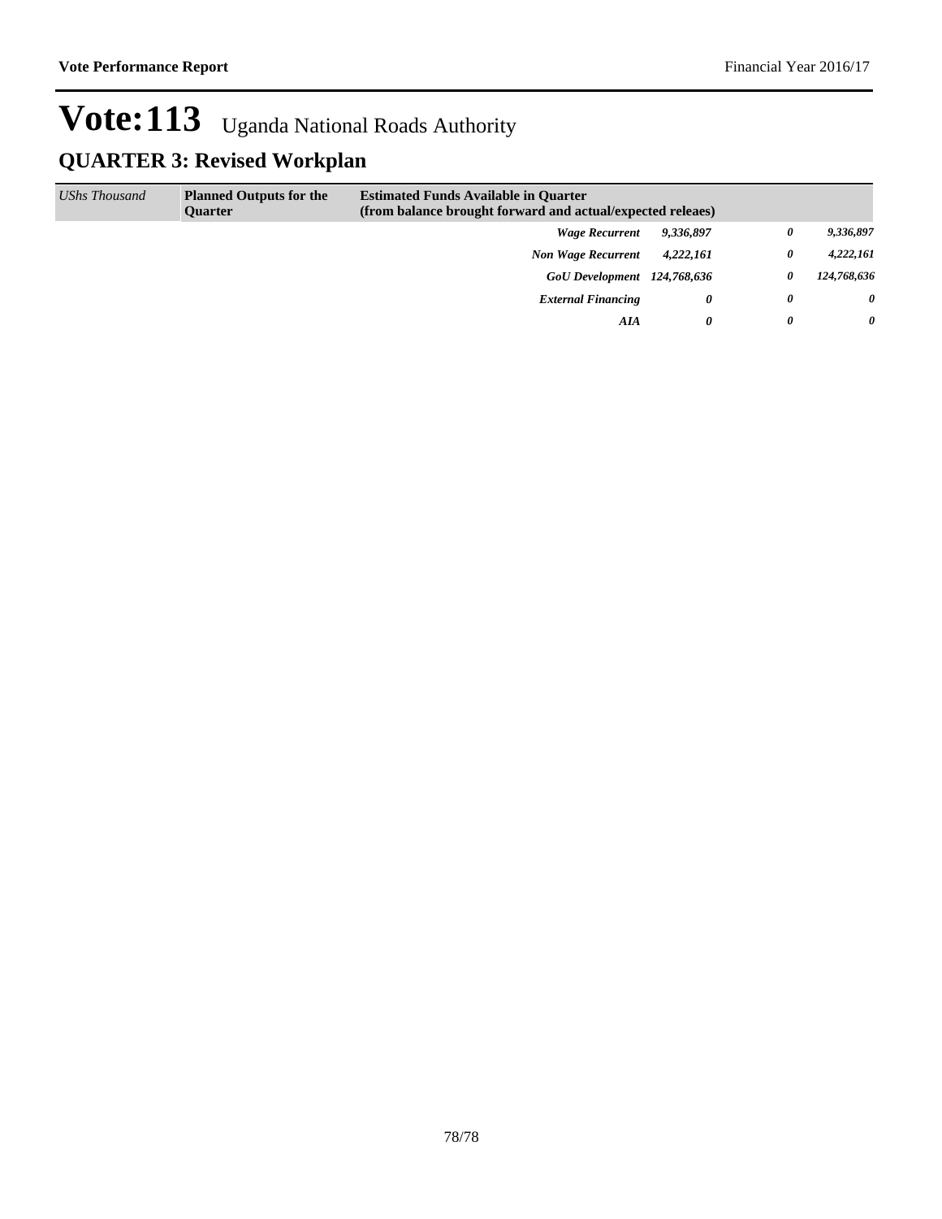# Vote:113 Uganda National Roads Authority

## QUARTER 3: Revised Workplan

| *UShs Thousand* | **Planned Outputs for the Quarter** | **Estimated Funds Available in Quarter (from balance brought forward and actual/expected releaes)** | | | |
|---|---|---|---|---|---|
| | | ***Wage Recurrent*** | ***9,336,897*** | ***0*** | ***9,336,897*** |
| | | ***Non Wage Recurrent*** | ***4,222,161*** | ***0*** | ***4,222,161*** |
| | | ***GoU Development*** | ***124,768,636*** | ***0*** | ***124,768,636*** |
| | | ***External Financing*** | ***0*** | ***0*** | ***0*** |
| | | ***AIA*** | ***0*** | ***0*** | ***0*** |